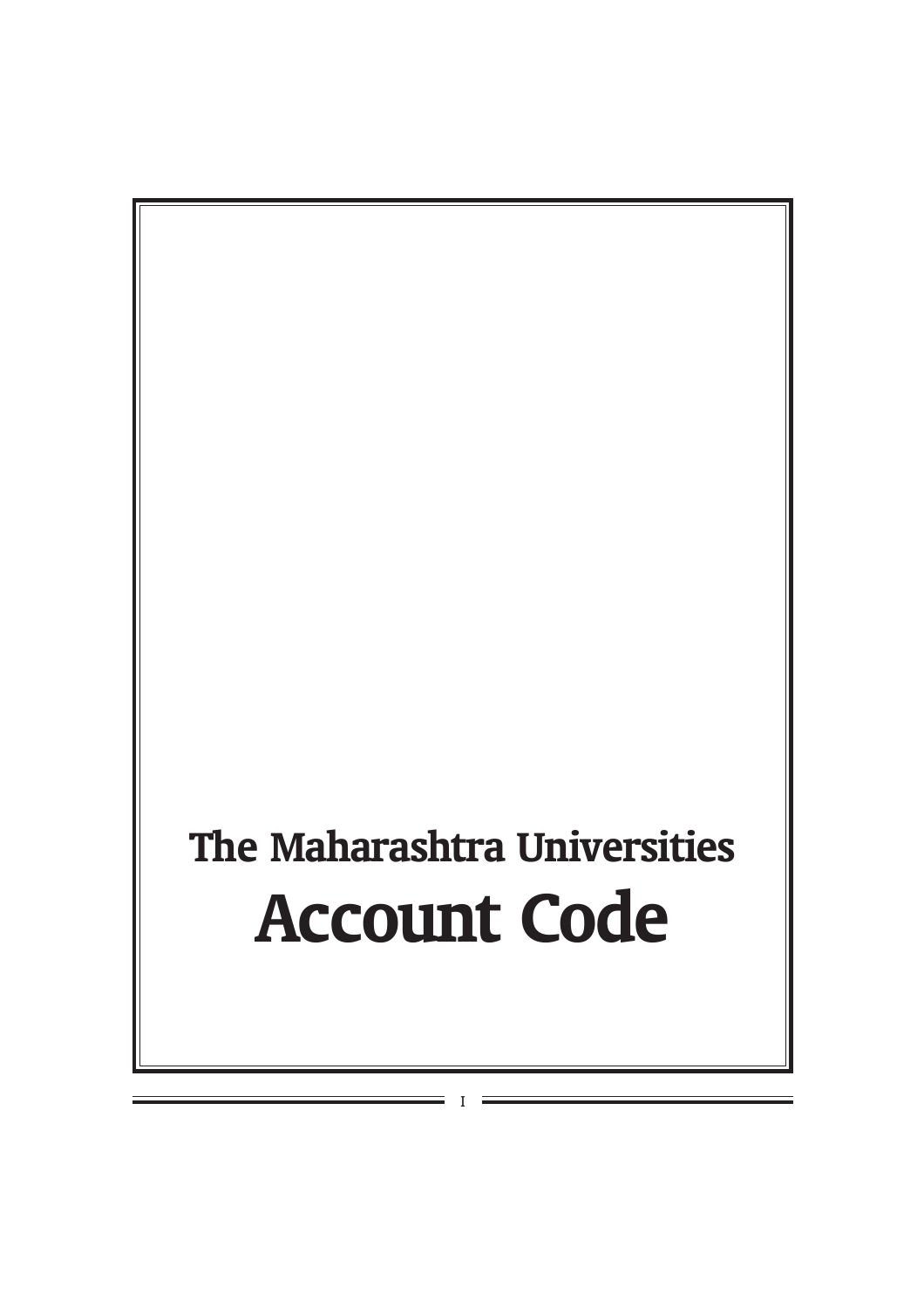# The Maharashtra Universities

# Account Code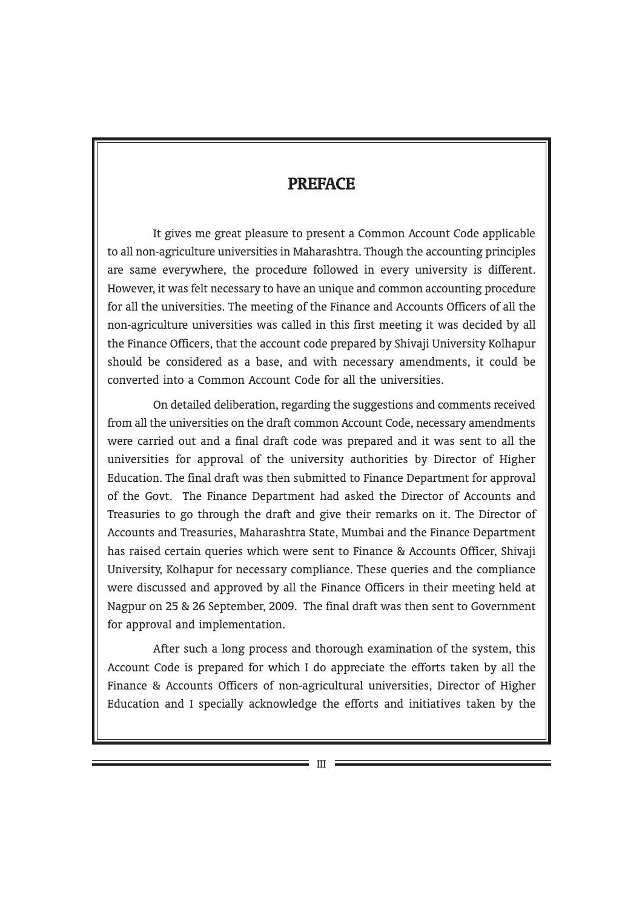# PREFACE

It gives me great pleasure to present a Common Account Code applicable to all non-agriculture universities in Maharashtra. Though the accounting principles are same everywhere, the procedure followed in every university is different. However, it was felt necessary to have an unique and common accounting procedure for all the universities. The meeting of the Finance and Accounts Officers of all the non-agriculture universities was called in this first meeting it was decided by all the Finance Officers, that the account code prepared by Shivaji University Kolhapur should be considered as a base, and with necessary amendments, it could be converted into a Common Account Code for all the universities.

On detailed deliberation, regarding the suggestions and comments received from all the universities on the draft common Account Code, necessary amendments were carried out and a final draft code was prepared and it was sent to all the universities for approval of the university authorities by Director of Higher Education. The final draft was then submitted to Finance Department for approval of the Govt. The Finance Department had asked the Director of Accounts and Treasuries to go through the draft and give their remarks on it. The Director of Accounts and Treasuries, Maharashtra State, Mumbai and the Finance Department has raised certain queries which were sent to Finance & Accounts Officer, Shivaji University, Kolhapur for necessary compliance. These queries and the compliance were discussed and approved by all the Finance Officers in their meeting held at Nagpur on 25 & 26 September, 2009. The final draft was then sent to Government for approval and implementation.

After such a long process and thorough examination of the system, this Account Code is prepared for which I do appreciate the efforts taken by all the Finance & Accounts Officers of non-agricultural universities, Director of Higher Education and I specially acknowledge the efforts and initiatives taken by the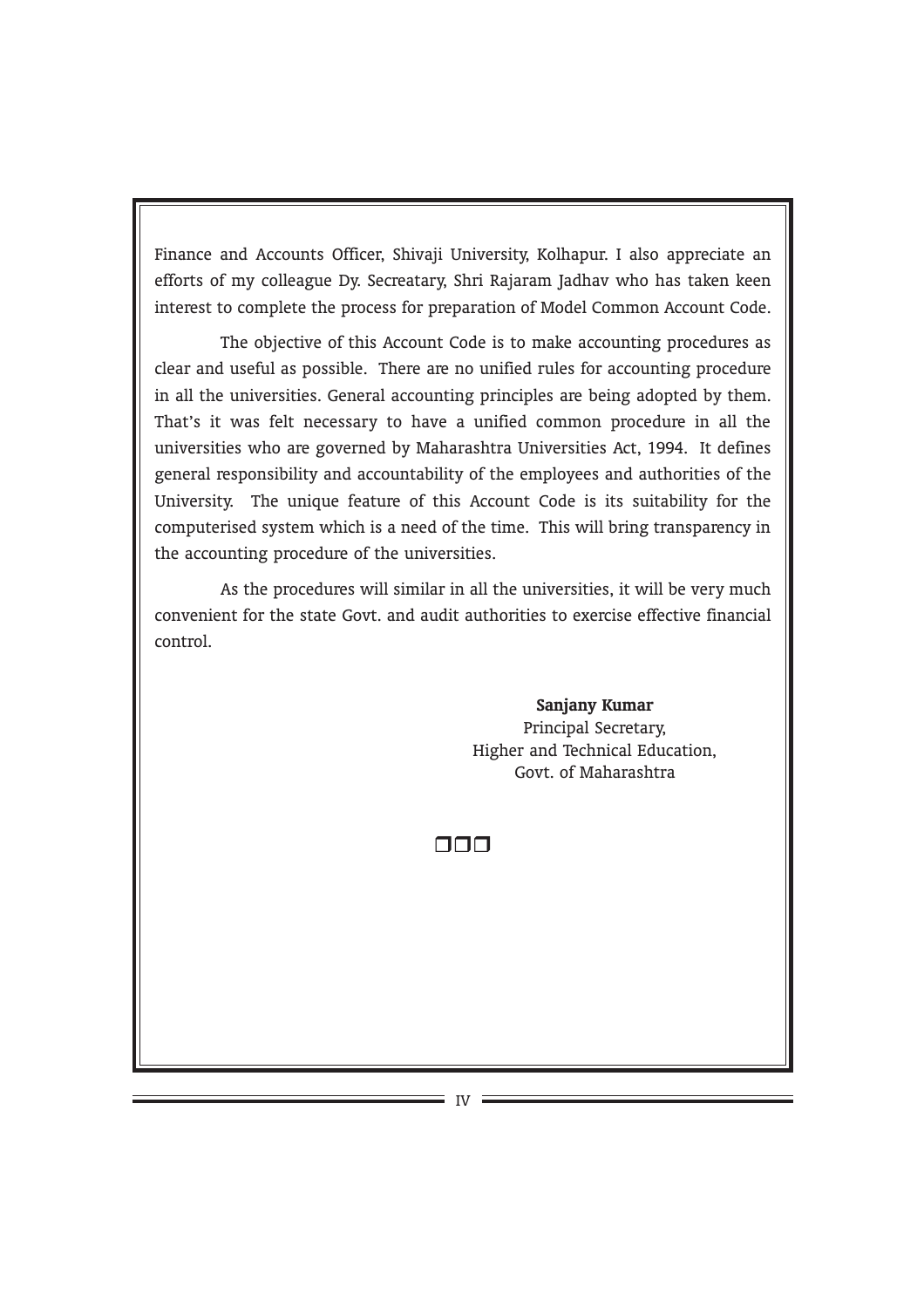Finance and Accounts Officer, Shivaji University, Kolhapur. I also appreciate an efforts of my colleague Dy. Secreatary, Shri Rajaram Jadhav who has taken keen interest to complete the process for preparation of Model Common Account Code.

The objective of this Account Code is to make accounting procedures as clear and useful as possible. There are no unified rules for accounting procedure in all the universities. General accounting principles are being adopted by them. That's it was felt necessary to have a unified common procedure in all the universities who are governed by Maharashtra Universities Act, 1994. It defines general responsibility and accountability of the employees and authorities of the University. The unique feature of this Account Code is its suitability for the computerised system which is a need of the time. This will bring transparency in the accounting procedure of the universities.

As the procedures will similar in all the universities, it will be very much convenient for the state Govt. and audit authorities to exercise effective financial control.

**Sanjany Kumar**
Principal Secretary,
Higher and Technical Education,
Govt. of Maharashtra

❑❑❑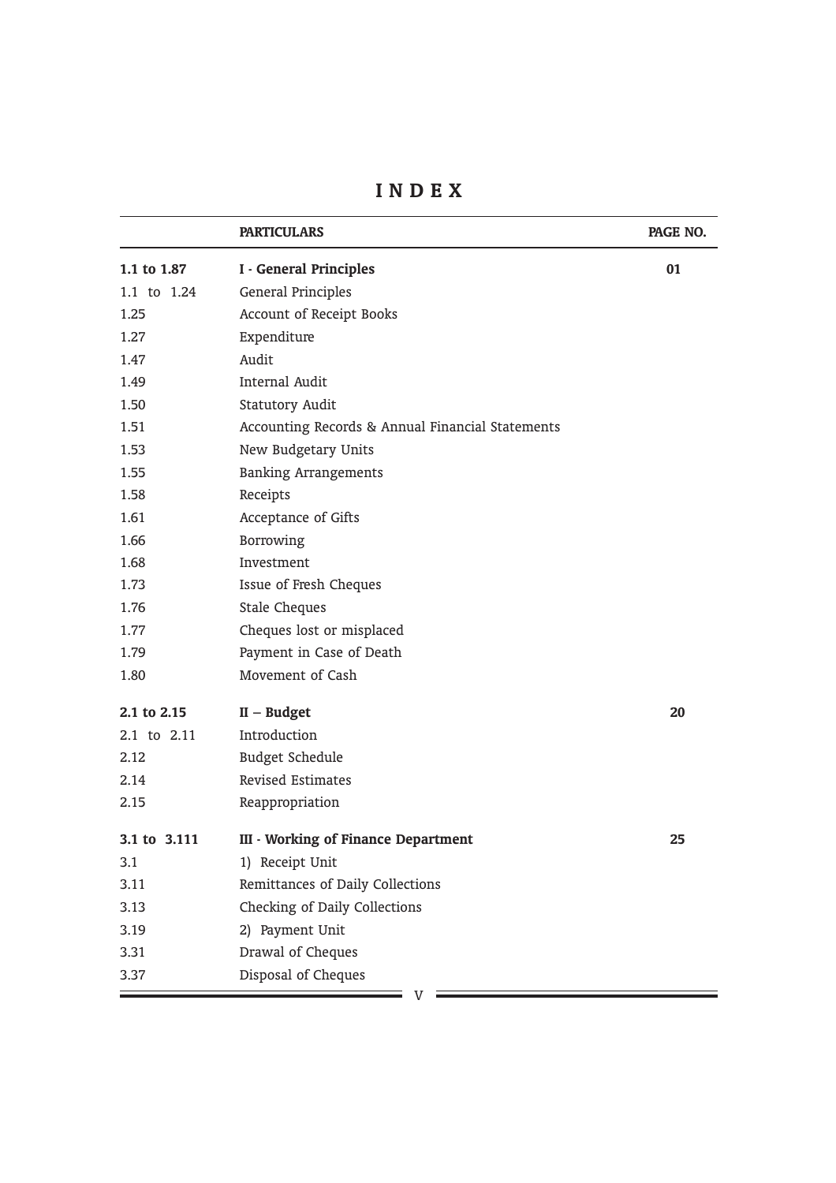# INDEX

| | PARTICULARS | PAGE NO. |
|---|---|---|
| **1.1 to 1.87** | **I - General Principles** | **01** |
| 1.1 to 1.24 | General Principles | |
| 1.25 | Account of Receipt Books | |
| 1.27 | Expenditure | |
| 1.47 | Audit | |
| 1.49 | Internal Audit | |
| 1.50 | Statutory Audit | |
| 1.51 | Accounting Records & Annual Financial Statements | |
| 1.53 | New Budgetary Units | |
| 1.55 | Banking Arrangements | |
| 1.58 | Receipts | |
| 1.61 | Acceptance of Gifts | |
| 1.66 | Borrowing | |
| 1.68 | Investment | |
| 1.73 | Issue of Fresh Cheques | |
| 1.76 | Stale Cheques | |
| 1.77 | Cheques lost or misplaced | |
| 1.79 | Payment in Case of Death | |
| 1.80 | Movement of Cash | |
| **2.1 to 2.15** | **II – Budget** | **20** |
| 2.1 to 2.11 | Introduction | |
| 2.12 | Budget Schedule | |
| 2.14 | Revised Estimates | |
| 2.15 | Reappropriation | |
| **3.1 to 3.111** | **III - Working of Finance Department** | **25** |
| 3.1 | 1) Receipt Unit | |
| 3.11 | Remittances of Daily Collections | |
| 3.13 | Checking of Daily Collections | |
| 3.19 | 2) Payment Unit | |
| 3.31 | Drawal of Cheques | |
| 3.37 | Disposal of Cheques | |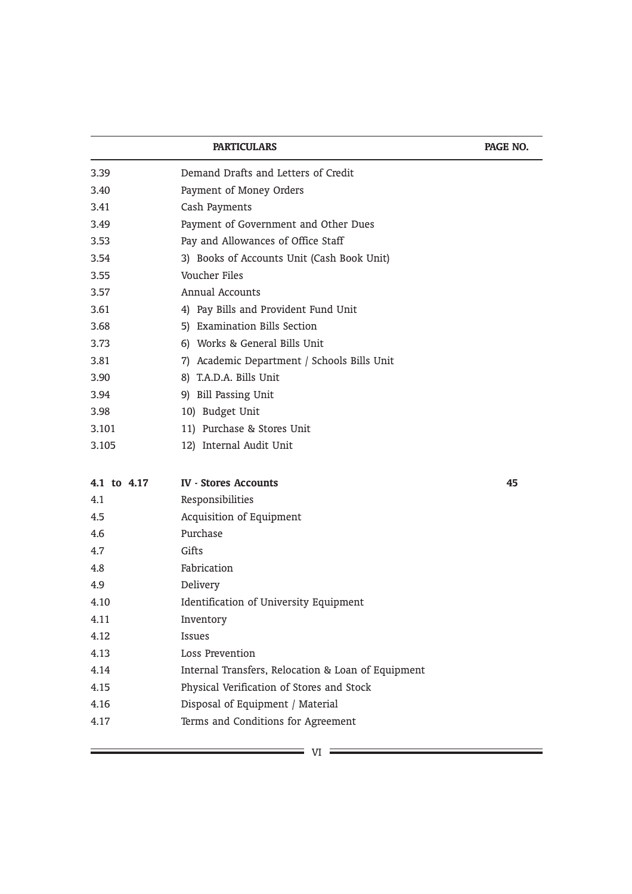| | PARTICULARS | PAGE NO. |
|---|---|---|
| 3.39 | Demand Drafts and Letters of Credit | |
| 3.40 | Payment of Money Orders | |
| 3.41 | Cash Payments | |
| 3.49 | Payment of Government and Other Dues | |
| 3.53 | Pay and Allowances of Office Staff | |
| 3.54 | 3) Books of Accounts Unit (Cash Book Unit) | |
| 3.55 | Voucher Files | |
| 3.57 | Annual Accounts | |
| 3.61 | 4) Pay Bills and Provident Fund Unit | |
| 3.68 | 5) Examination Bills Section | |
| 3.73 | 6) Works & General Bills Unit | |
| 3.81 | 7) Academic Department / Schools Bills Unit | |
| 3.90 | 8) T.A.D.A. Bills Unit | |
| 3.94 | 9) Bill Passing Unit | |
| 3.98 | 10) Budget Unit | |
| 3.101 | 11) Purchase & Stores Unit | |
| 3.105 | 12) Internal Audit Unit | |
| **4.1 to 4.17** | **IV - Stores Accounts** | **45** |
| 4.1 | Responsibilities | |
| 4.5 | Acquisition of Equipment | |
| 4.6 | Purchase | |
| 4.7 | Gifts | |
| 4.8 | Fabrication | |
| 4.9 | Delivery | |
| 4.10 | Identification of University Equipment | |
| 4.11 | Inventory | |
| 4.12 | Issues | |
| 4.13 | Loss Prevention | |
| 4.14 | Internal Transfers, Relocation & Loan of Equipment | |
| 4.15 | Physical Verification of Stores and Stock | |
| 4.16 | Disposal of Equipment / Material | |
| 4.17 | Terms and Conditions for Agreement | |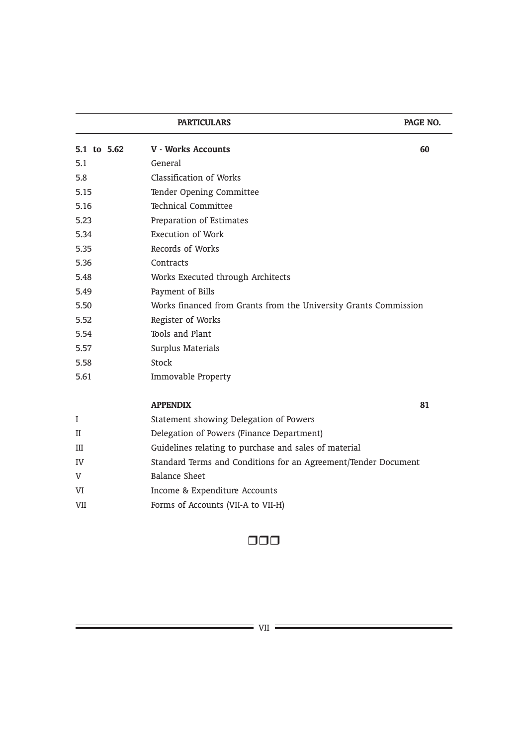| | PARTICULARS | PAGE NO. |
|---|---|---|
| **5.1 to 5.62** | **V - Works Accounts** | **60** |
| 5.1 | General | |
| 5.8 | Classification of Works | |
| 5.15 | Tender Opening Committee | |
| 5.16 | Technical Committee | |
| 5.23 | Preparation of Estimates | |
| 5.34 | Execution of Work | |
| 5.35 | Records of Works | |
| 5.36 | Contracts | |
| 5.48 | Works Executed through Architects | |
| 5.49 | Payment of Bills | |
| 5.50 | Works financed from Grants from the University Grants Commission | |
| 5.52 | Register of Works | |
| 5.54 | Tools and Plant | |
| 5.57 | Surplus Materials | |
| 5.58 | Stock | |
| 5.61 | Immovable Property | |
| | **APPENDIX** | **81** |
| I | Statement showing Delegation of Powers | |
| II | Delegation of Powers (Finance Department) | |
| III | Guidelines relating to purchase and sales of material | |
| IV | Standard Terms and Conditions for an Agreement/Tender Document | |
| V | Balance Sheet | |
| VI | Income & Expenditure Accounts | |
| VII | Forms of Accounts (VII-A to VII-H) | |

❒❒❒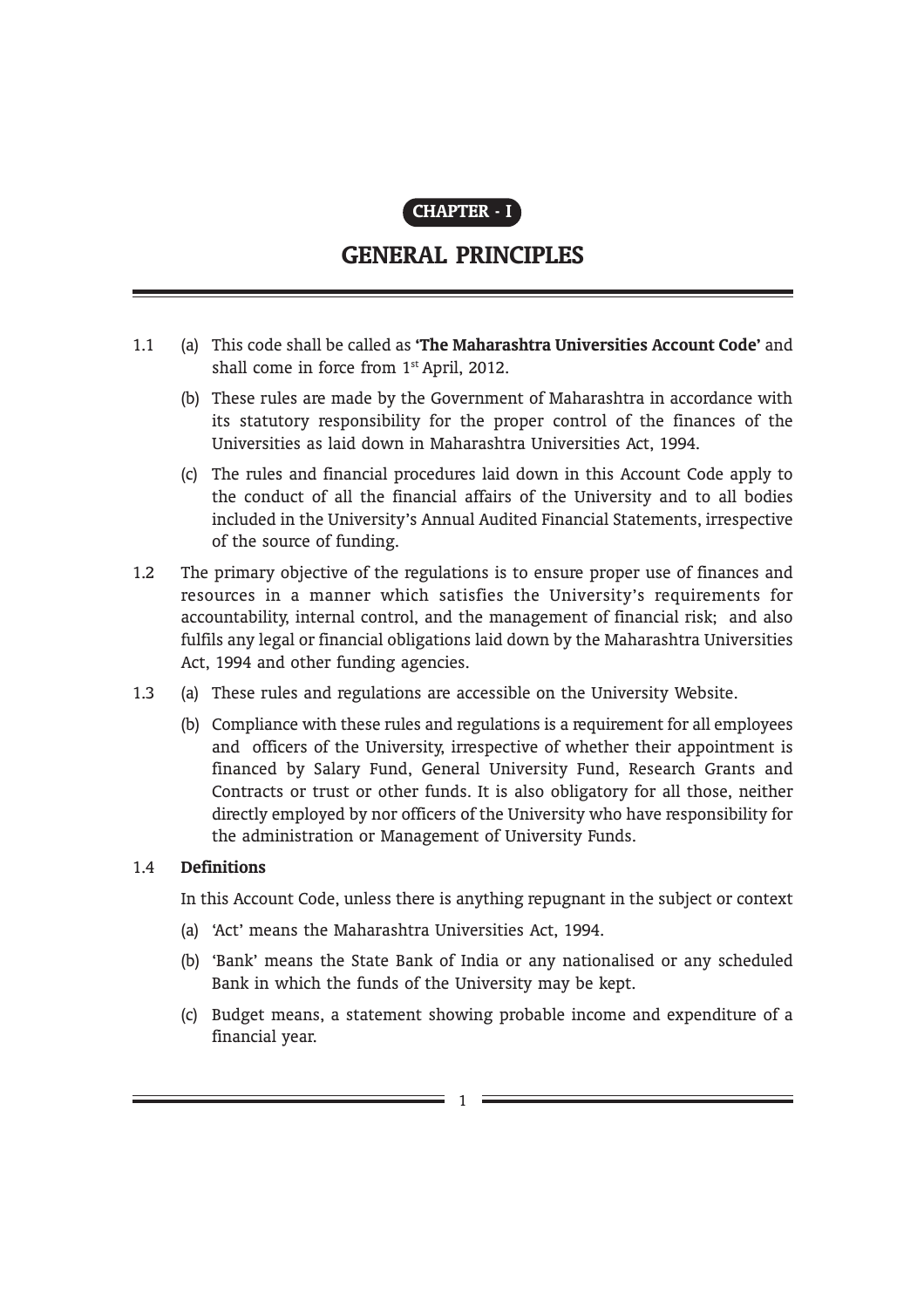# CHAPTER - I

## GENERAL PRINCIPLES

1.1 (a) This code shall be called as **'The Maharashtra Universities Account Code'** and shall come in force from 1st April, 2012.

(b) These rules are made by the Government of Maharashtra in accordance with its statutory responsibility for the proper control of the finances of the Universities as laid down in Maharashtra Universities Act, 1994.

(c) The rules and financial procedures laid down in this Account Code apply to the conduct of all the financial affairs of the University and to all bodies included in the University's Annual Audited Financial Statements, irrespective of the source of funding.

1.2 The primary objective of the regulations is to ensure proper use of finances and resources in a manner which satisfies the University's requirements for accountability, internal control, and the management of financial risk; and also fulfils any legal or financial obligations laid down by the Maharashtra Universities Act, 1994 and other funding agencies.

1.3 (a) These rules and regulations are accessible on the University Website.

(b) Compliance with these rules and regulations is a requirement for all employees and officers of the University, irrespective of whether their appointment is financed by Salary Fund, General University Fund, Research Grants and Contracts or trust or other funds. It is also obligatory for all those, neither directly employed by nor officers of the University who have responsibility for the administration or Management of University Funds.

1.4 **Definitions**

In this Account Code, unless there is anything repugnant in the subject or context

(a) 'Act' means the Maharashtra Universities Act, 1994.

(b) 'Bank' means the State Bank of India or any nationalised or any scheduled Bank in which the funds of the University may be kept.

(c) Budget means, a statement showing probable income and expenditure of a financial year.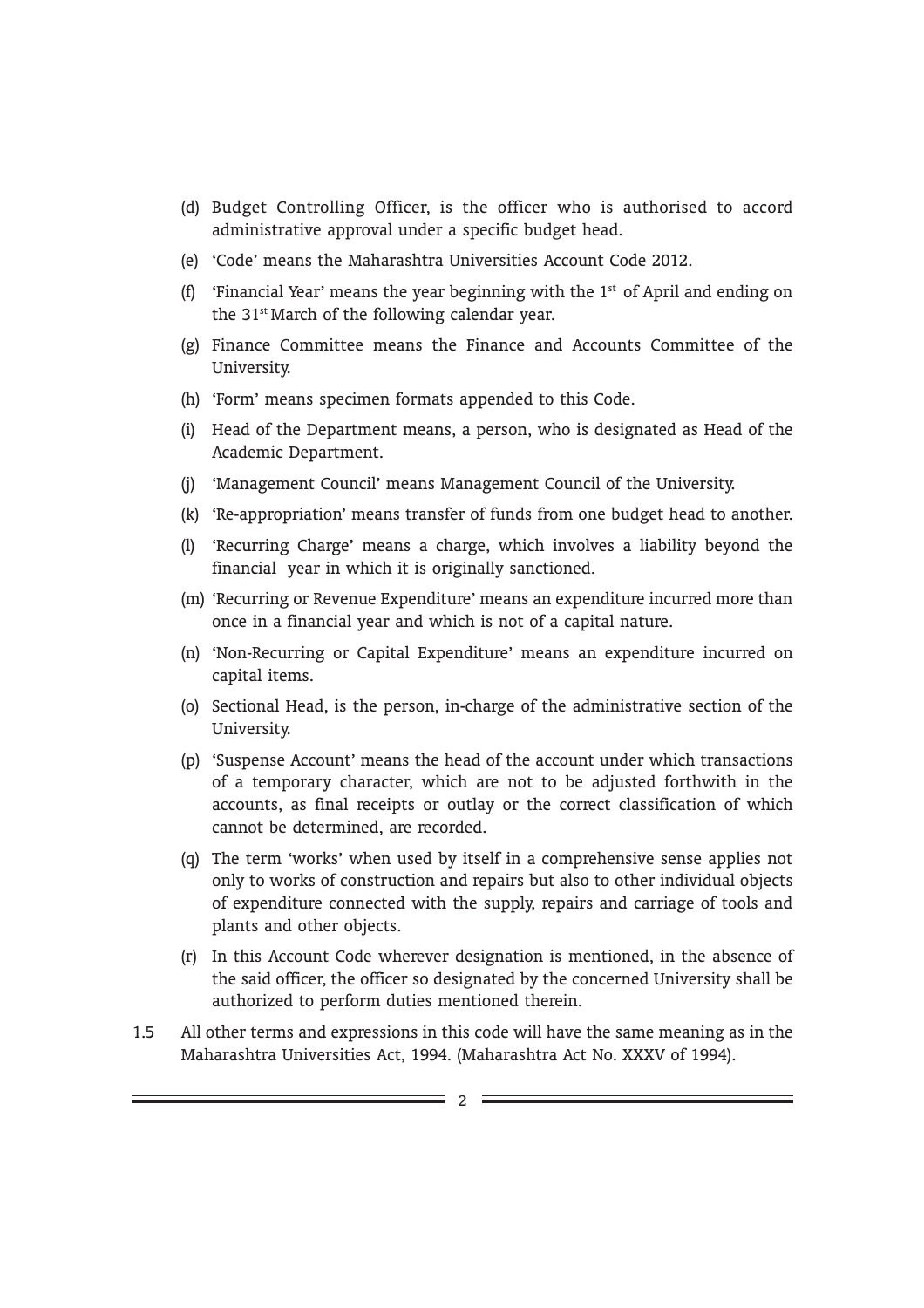(d) Budget Controlling Officer, is the officer who is authorised to accord administrative approval under a specific budget head.

(e) 'Code' means the Maharashtra Universities Account Code 2012.

(f) 'Financial Year' means the year beginning with the 1st of April and ending on the 31st March of the following calendar year.

(g) Finance Committee means the Finance and Accounts Committee of the University.

(h) 'Form' means specimen formats appended to this Code.

(i) Head of the Department means, a person, who is designated as Head of the Academic Department.

(j) 'Management Council' means Management Council of the University.

(k) 'Re-appropriation' means transfer of funds from one budget head to another.

(l) 'Recurring Charge' means a charge, which involves a liability beyond the financial year in which it is originally sanctioned.

(m) 'Recurring or Revenue Expenditure' means an expenditure incurred more than once in a financial year and which is not of a capital nature.

(n) 'Non-Recurring or Capital Expenditure' means an expenditure incurred on capital items.

(o) Sectional Head, is the person, in-charge of the administrative section of the University.

(p) 'Suspense Account' means the head of the account under which transactions of a temporary character, which are not to be adjusted forthwith in the accounts, as final receipts or outlay or the correct classification of which cannot be determined, are recorded.

(q) The term 'works' when used by itself in a comprehensive sense applies not only to works of construction and repairs but also to other individual objects of expenditure connected with the supply, repairs and carriage of tools and plants and other objects.

(r) In this Account Code wherever designation is mentioned, in the absence of the said officer, the officer so designated by the concerned University shall be authorized to perform duties mentioned therein.

1.5 All other terms and expressions in this code will have the same meaning as in the Maharashtra Universities Act, 1994. (Maharashtra Act No. XXXV of 1994).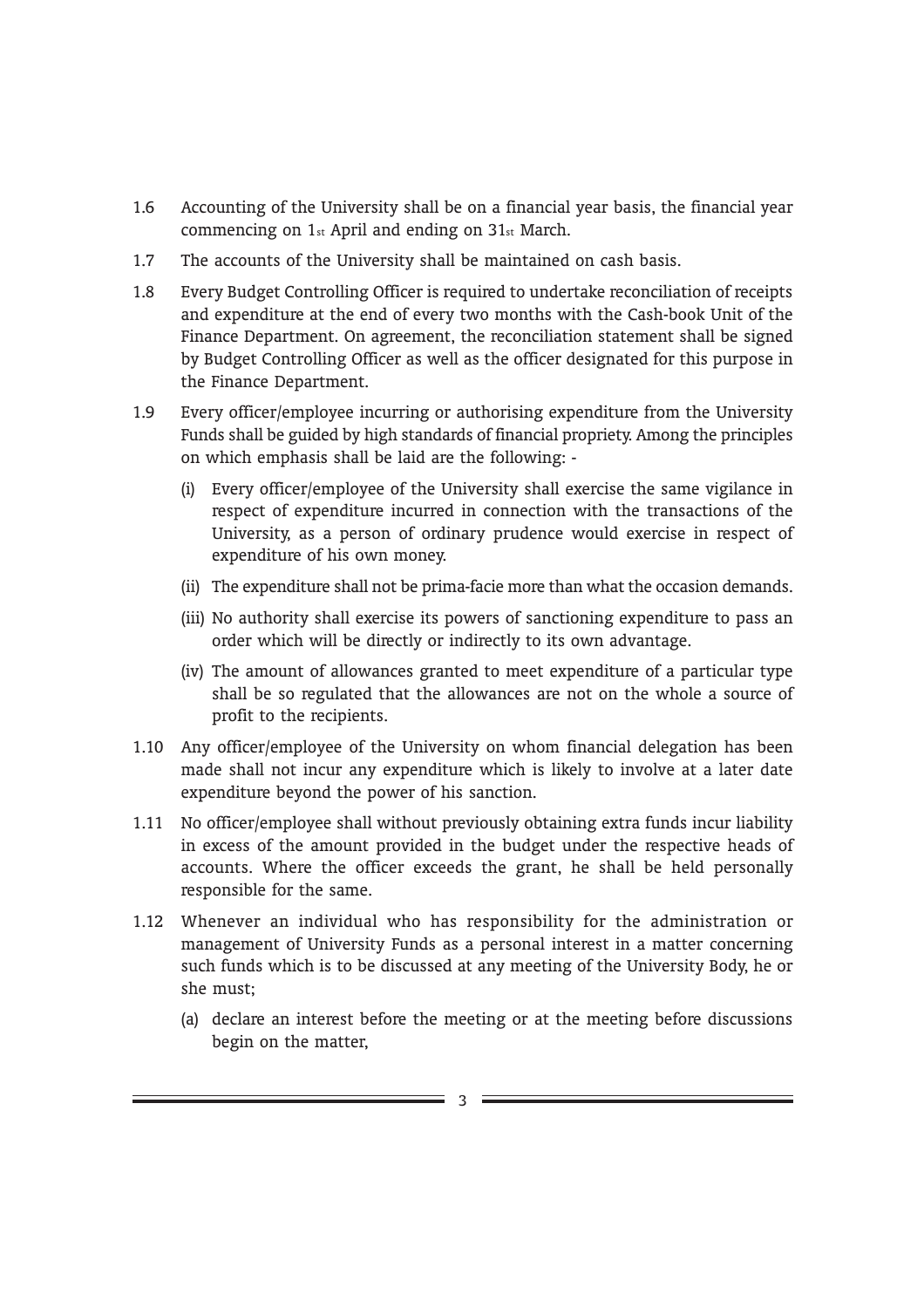1.6 Accounting of the University shall be on a financial year basis, the financial year commencing on 1st April and ending on 31st March.

1.7 The accounts of the University shall be maintained on cash basis.

1.8 Every Budget Controlling Officer is required to undertake reconciliation of receipts and expenditure at the end of every two months with the Cash-book Unit of the Finance Department. On agreement, the reconciliation statement shall be signed by Budget Controlling Officer as well as the officer designated for this purpose in the Finance Department.

1.9 Every officer/employee incurring or authorising expenditure from the University Funds shall be guided by high standards of financial propriety. Among the principles on which emphasis shall be laid are the following: -

   (i) Every officer/employee of the University shall exercise the same vigilance in respect of expenditure incurred in connection with the transactions of the University, as a person of ordinary prudence would exercise in respect of expenditure of his own money.

   (ii) The expenditure shall not be prima-facie more than what the occasion demands.

   (iii) No authority shall exercise its powers of sanctioning expenditure to pass an order which will be directly or indirectly to its own advantage.

   (iv) The amount of allowances granted to meet expenditure of a particular type shall be so regulated that the allowances are not on the whole a source of profit to the recipients.

1.10 Any officer/employee of the University on whom financial delegation has been made shall not incur any expenditure which is likely to involve at a later date expenditure beyond the power of his sanction.

1.11 No officer/employee shall without previously obtaining extra funds incur liability in excess of the amount provided in the budget under the respective heads of accounts. Where the officer exceeds the grant, he shall be held personally responsible for the same.

1.12 Whenever an individual who has responsibility for the administration or management of University Funds as a personal interest in a matter concerning such funds which is to be discussed at any meeting of the University Body, he or she must;

   (a) declare an interest before the meeting or at the meeting before discussions begin on the matter,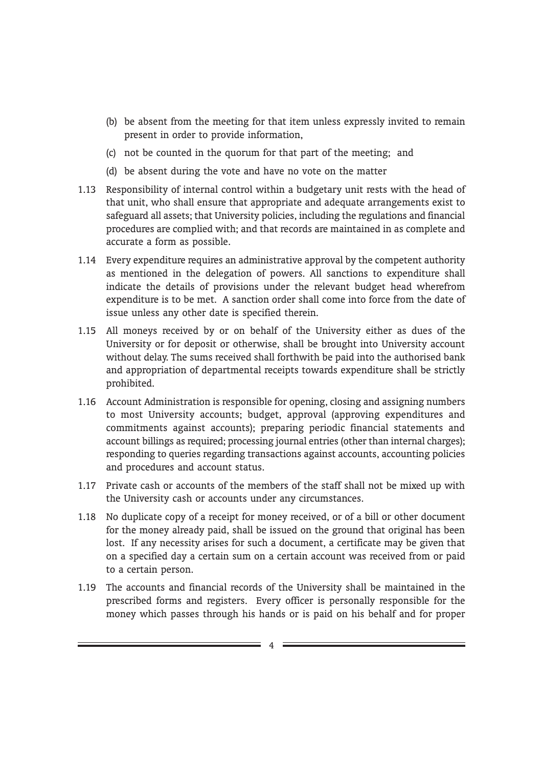(b) be absent from the meeting for that item unless expressly invited to remain present in order to provide information,

(c) not be counted in the quorum for that part of the meeting; and

(d) be absent during the vote and have no vote on the matter

1.13 Responsibility of internal control within a budgetary unit rests with the head of that unit, who shall ensure that appropriate and adequate arrangements exist to safeguard all assets; that University policies, including the regulations and financial procedures are complied with; and that records are maintained in as complete and accurate a form as possible.

1.14 Every expenditure requires an administrative approval by the competent authority as mentioned in the delegation of powers. All sanctions to expenditure shall indicate the details of provisions under the relevant budget head wherefrom expenditure is to be met. A sanction order shall come into force from the date of issue unless any other date is specified therein.

1.15 All moneys received by or on behalf of the University either as dues of the University or for deposit or otherwise, shall be brought into University account without delay. The sums received shall forthwith be paid into the authorised bank and appropriation of departmental receipts towards expenditure shall be strictly prohibited.

1.16 Account Administration is responsible for opening, closing and assigning numbers to most University accounts; budget, approval (approving expenditures and commitments against accounts); preparing periodic financial statements and account billings as required; processing journal entries (other than internal charges); responding to queries regarding transactions against accounts, accounting policies and procedures and account status.

1.17 Private cash or accounts of the members of the staff shall not be mixed up with the University cash or accounts under any circumstances.

1.18 No duplicate copy of a receipt for money received, or of a bill or other document for the money already paid, shall be issued on the ground that original has been lost. If any necessity arises for such a document, a certificate may be given that on a specified day a certain sum on a certain account was received from or paid to a certain person.

1.19 The accounts and financial records of the University shall be maintained in the prescribed forms and registers. Every officer is personally responsible for the money which passes through his hands or is paid on his behalf and for proper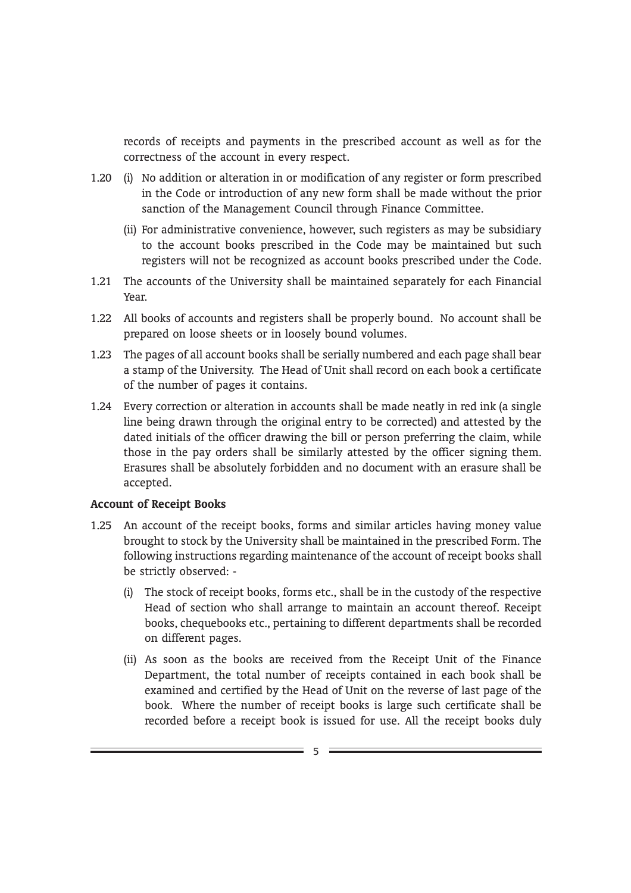records of receipts and payments in the prescribed account as well as for the correctness of the account in every respect.

1.20 (i) No addition or alteration in or modification of any register or form prescribed in the Code or introduction of any new form shall be made without the prior sanction of the Management Council through Finance Committee.

(ii) For administrative convenience, however, such registers as may be subsidiary to the account books prescribed in the Code may be maintained but such registers will not be recognized as account books prescribed under the Code.

1.21 The accounts of the University shall be maintained separately for each Financial Year.

1.22 All books of accounts and registers shall be properly bound. No account shall be prepared on loose sheets or in loosely bound volumes.

1.23 The pages of all account books shall be serially numbered and each page shall bear a stamp of the University. The Head of Unit shall record on each book a certificate of the number of pages it contains.

1.24 Every correction or alteration in accounts shall be made neatly in red ink (a single line being drawn through the original entry to be corrected) and attested by the dated initials of the officer drawing the bill or person preferring the claim, while those in the pay orders shall be similarly attested by the officer signing them. Erasures shall be absolutely forbidden and no document with an erasure shall be accepted.

**Account of Receipt Books**

1.25 An account of the receipt books, forms and similar articles having money value brought to stock by the University shall be maintained in the prescribed Form. The following instructions regarding maintenance of the account of receipt books shall be strictly observed: -

(i) The stock of receipt books, forms etc., shall be in the custody of the respective Head of section who shall arrange to maintain an account thereof. Receipt books, chequebooks etc., pertaining to different departments shall be recorded on different pages.

(ii) As soon as the books are received from the Receipt Unit of the Finance Department, the total number of receipts contained in each book shall be examined and certified by the Head of Unit on the reverse of last page of the book. Where the number of receipt books is large such certificate shall be recorded before a receipt book is issued for use. All the receipt books duly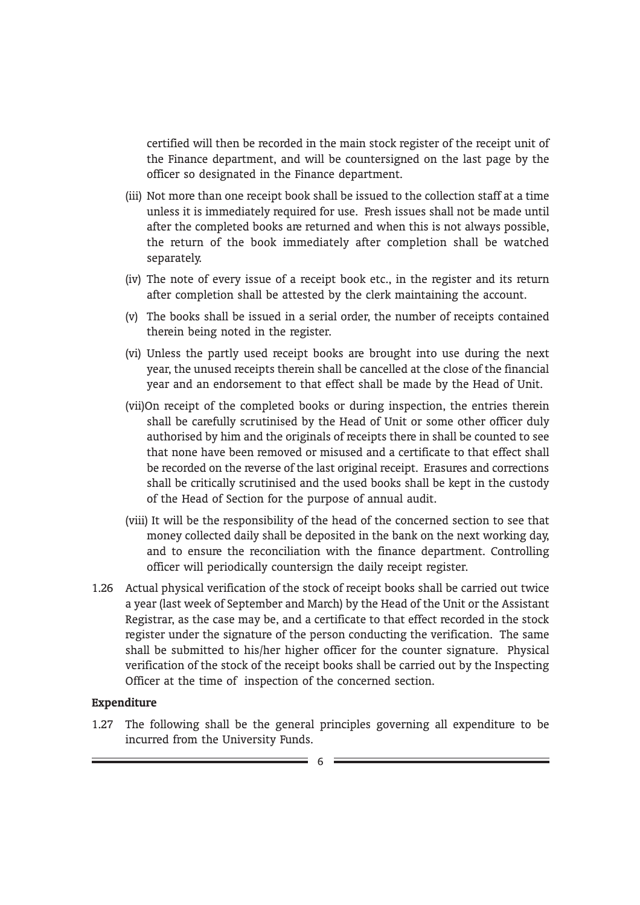certified will then be recorded in the main stock register of the receipt unit of the Finance department, and will be countersigned on the last page by the officer so designated in the Finance department.

(iii) Not more than one receipt book shall be issued to the collection staff at a time unless it is immediately required for use. Fresh issues shall not be made until after the completed books are returned and when this is not always possible, the return of the book immediately after completion shall be watched separately.

(iv) The note of every issue of a receipt book etc., in the register and its return after completion shall be attested by the clerk maintaining the account.

(v) The books shall be issued in a serial order, the number of receipts contained therein being noted in the register.

(vi) Unless the partly used receipt books are brought into use during the next year, the unused receipts therein shall be cancelled at the close of the financial year and an endorsement to that effect shall be made by the Head of Unit.

(vii) On receipt of the completed books or during inspection, the entries therein shall be carefully scrutinised by the Head of Unit or some other officer duly authorised by him and the originals of receipts there in shall be counted to see that none have been removed or misused and a certificate to that effect shall be recorded on the reverse of the last original receipt. Erasures and corrections shall be critically scrutinised and the used books shall be kept in the custody of the Head of Section for the purpose of annual audit.

(viii) It will be the responsibility of the head of the concerned section to see that money collected daily shall be deposited in the bank on the next working day, and to ensure the reconciliation with the finance department. Controlling officer will periodically countersign the daily receipt register.

1.26 Actual physical verification of the stock of receipt books shall be carried out twice a year (last week of September and March) by the Head of the Unit or the Assistant Registrar, as the case may be, and a certificate to that effect recorded in the stock register under the signature of the person conducting the verification. The same shall be submitted to his/her higher officer for the counter signature. Physical verification of the stock of the receipt books shall be carried out by the Inspecting Officer at the time of inspection of the concerned section.

**Expenditure**

1.27 The following shall be the general principles governing all expenditure to be incurred from the University Funds.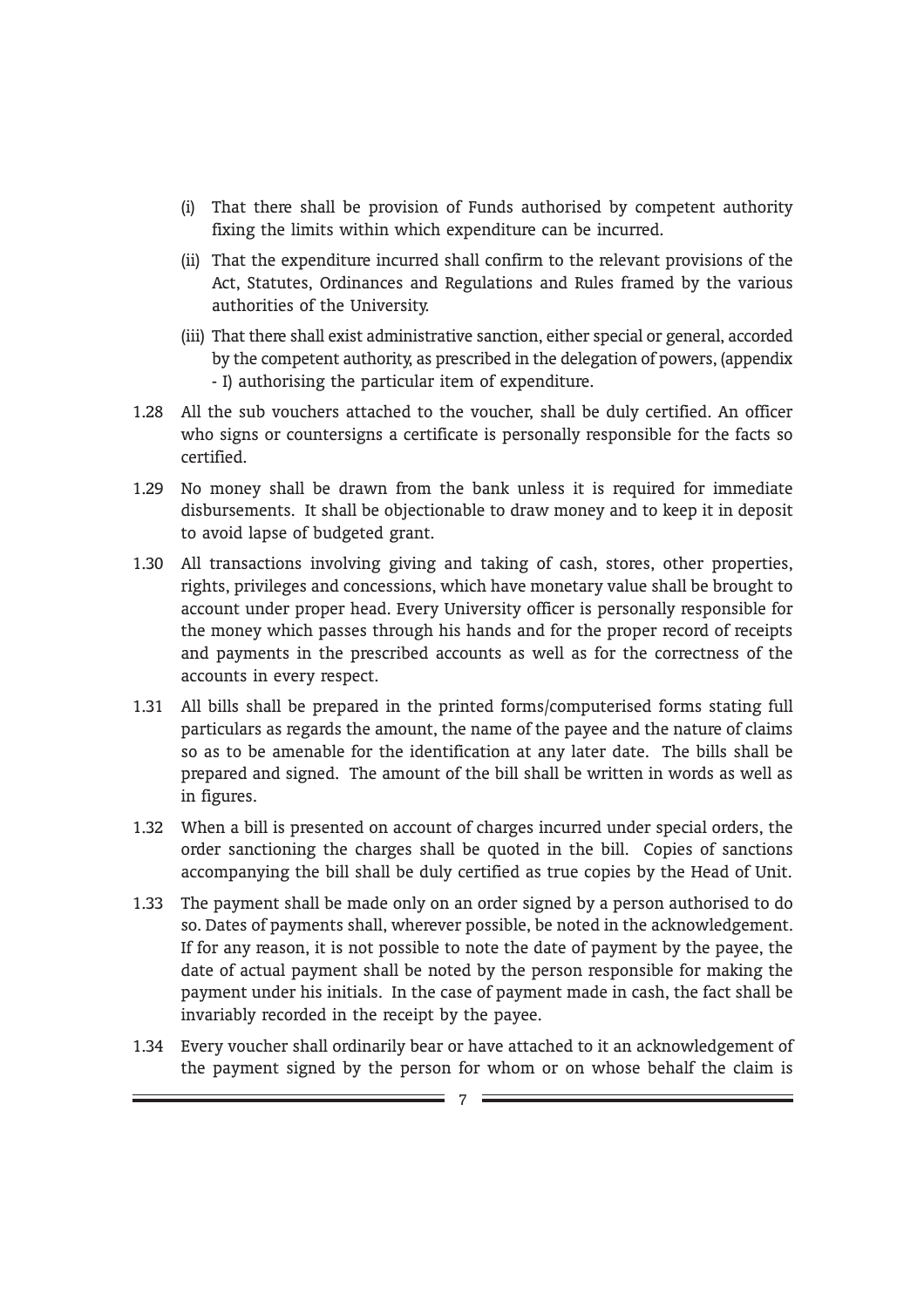(i) That there shall be provision of Funds authorised by competent authority fixing the limits within which expenditure can be incurred.

(ii) That the expenditure incurred shall confirm to the relevant provisions of the Act, Statutes, Ordinances and Regulations and Rules framed by the various authorities of the University.

(iii) That there shall exist administrative sanction, either special or general, accorded by the competent authority, as prescribed in the delegation of powers, (appendix - I) authorising the particular item of expenditure.

1.28 All the sub vouchers attached to the voucher, shall be duly certified. An officer who signs or countersigns a certificate is personally responsible for the facts so certified.

1.29 No money shall be drawn from the bank unless it is required for immediate disbursements. It shall be objectionable to draw money and to keep it in deposit to avoid lapse of budgeted grant.

1.30 All transactions involving giving and taking of cash, stores, other properties, rights, privileges and concessions, which have monetary value shall be brought to account under proper head. Every University officer is personally responsible for the money which passes through his hands and for the proper record of receipts and payments in the prescribed accounts as well as for the correctness of the accounts in every respect.

1.31 All bills shall be prepared in the printed forms/computerised forms stating full particulars as regards the amount, the name of the payee and the nature of claims so as to be amenable for the identification at any later date. The bills shall be prepared and signed. The amount of the bill shall be written in words as well as in figures.

1.32 When a bill is presented on account of charges incurred under special orders, the order sanctioning the charges shall be quoted in the bill. Copies of sanctions accompanying the bill shall be duly certified as true copies by the Head of Unit.

1.33 The payment shall be made only on an order signed by a person authorised to do so. Dates of payments shall, wherever possible, be noted in the acknowledgement. If for any reason, it is not possible to note the date of payment by the payee, the date of actual payment shall be noted by the person responsible for making the payment under his initials. In the case of payment made in cash, the fact shall be invariably recorded in the receipt by the payee.

1.34 Every voucher shall ordinarily bear or have attached to it an acknowledgement of the payment signed by the person for whom or on whose behalf the claim is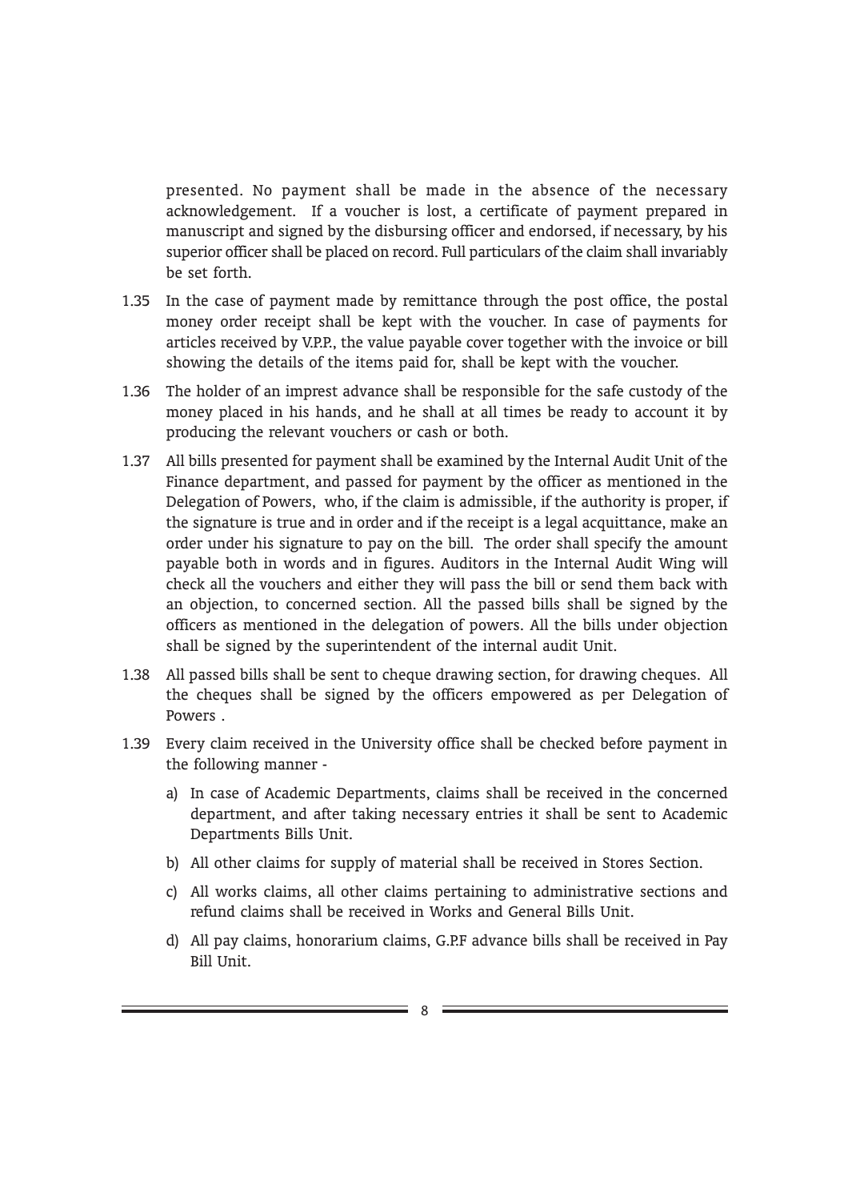presented. No payment shall be made in the absence of the necessary acknowledgement. If a voucher is lost, a certificate of payment prepared in manuscript and signed by the disbursing officer and endorsed, if necessary, by his superior officer shall be placed on record. Full particulars of the claim shall invariably be set forth.

1.35 In the case of payment made by remittance through the post office, the postal money order receipt shall be kept with the voucher. In case of payments for articles received by V.P.P., the value payable cover together with the invoice or bill showing the details of the items paid for, shall be kept with the voucher.

1.36 The holder of an imprest advance shall be responsible for the safe custody of the money placed in his hands, and he shall at all times be ready to account it by producing the relevant vouchers or cash or both.

1.37 All bills presented for payment shall be examined by the Internal Audit Unit of the Finance department, and passed for payment by the officer as mentioned in the Delegation of Powers, who, if the claim is admissible, if the authority is proper, if the signature is true and in order and if the receipt is a legal acquittance, make an order under his signature to pay on the bill. The order shall specify the amount payable both in words and in figures. Auditors in the Internal Audit Wing will check all the vouchers and either they will pass the bill or send them back with an objection, to concerned section. All the passed bills shall be signed by the officers as mentioned in the delegation of powers. All the bills under objection shall be signed by the superintendent of the internal audit Unit.

1.38 All passed bills shall be sent to cheque drawing section, for drawing cheques. All the cheques shall be signed by the officers empowered as per Delegation of Powers .

1.39 Every claim received in the University office shall be checked before payment in the following manner -

a) In case of Academic Departments, claims shall be received in the concerned department, and after taking necessary entries it shall be sent to Academic Departments Bills Unit.

b) All other claims for supply of material shall be received in Stores Section.

c) All works claims, all other claims pertaining to administrative sections and refund claims shall be received in Works and General Bills Unit.

d) All pay claims, honorarium claims, G.P.F advance bills shall be received in Pay Bill Unit.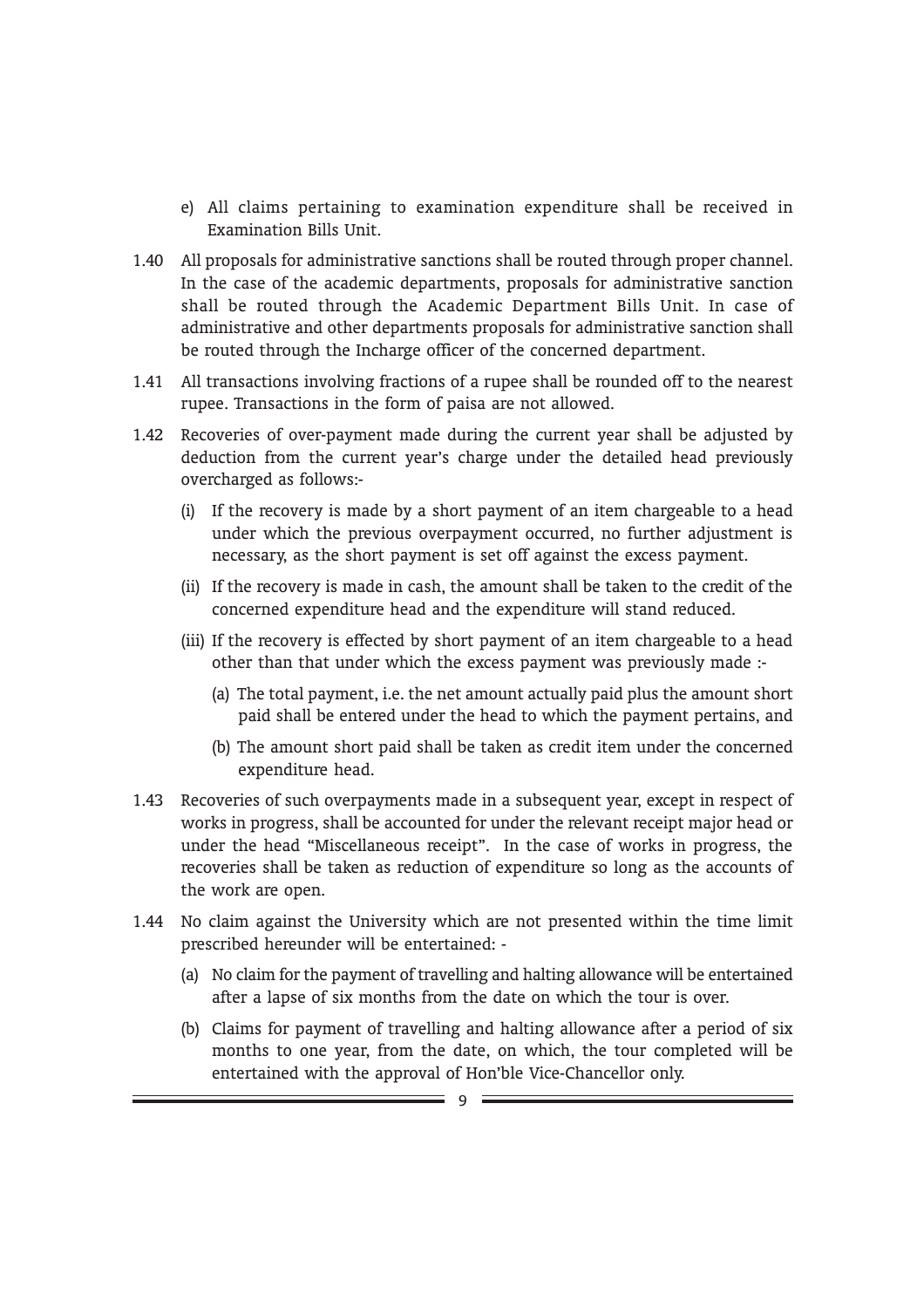e) All claims pertaining to examination expenditure shall be received in Examination Bills Unit.

1.40 All proposals for administrative sanctions shall be routed through proper channel. In the case of the academic departments, proposals for administrative sanction shall be routed through the Academic Department Bills Unit. In case of administrative and other departments proposals for administrative sanction shall be routed through the Incharge officer of the concerned department.

1.41 All transactions involving fractions of a rupee shall be rounded off to the nearest rupee. Transactions in the form of paisa are not allowed.

1.42 Recoveries of over-payment made during the current year shall be adjusted by deduction from the current year's charge under the detailed head previously overcharged as follows:-

(i) If the recovery is made by a short payment of an item chargeable to a head under which the previous overpayment occurred, no further adjustment is necessary, as the short payment is set off against the excess payment.

(ii) If the recovery is made in cash, the amount shall be taken to the credit of the concerned expenditure head and the expenditure will stand reduced.

(iii) If the recovery is effected by short payment of an item chargeable to a head other than that under which the excess payment was previously made :-

(a) The total payment, i.e. the net amount actually paid plus the amount short paid shall be entered under the head to which the payment pertains, and

(b) The amount short paid shall be taken as credit item under the concerned expenditure head.

1.43 Recoveries of such overpayments made in a subsequent year, except in respect of works in progress, shall be accounted for under the relevant receipt major head or under the head "Miscellaneous receipt". In the case of works in progress, the recoveries shall be taken as reduction of expenditure so long as the accounts of the work are open.

1.44 No claim against the University which are not presented within the time limit prescribed hereunder will be entertained: -

(a) No claim for the payment of travelling and halting allowance will be entertained after a lapse of six months from the date on which the tour is over.

(b) Claims for payment of travelling and halting allowance after a period of six months to one year, from the date, on which, the tour completed will be entertained with the approval of Hon'ble Vice-Chancellor only.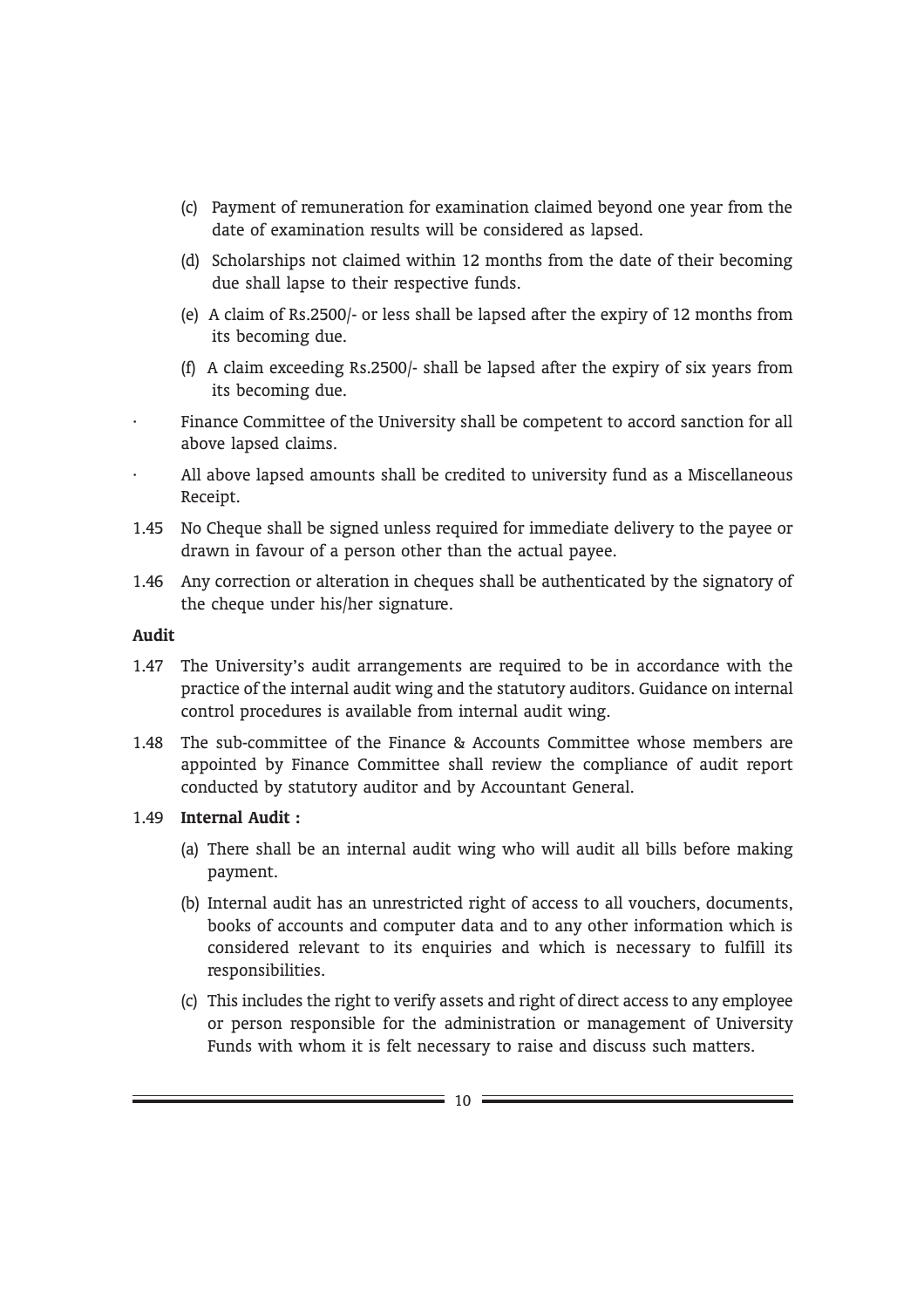(c) Payment of remuneration for examination claimed beyond one year from the date of examination results will be considered as lapsed.

(d) Scholarships not claimed within 12 months from the date of their becoming due shall lapse to their respective funds.

(e) A claim of Rs.2500/- or less shall be lapsed after the expiry of 12 months from its becoming due.

(f) A claim exceeding Rs.2500/- shall be lapsed after the expiry of six years from its becoming due.

- Finance Committee of the University shall be competent to accord sanction for all above lapsed claims.
- All above lapsed amounts shall be credited to university fund as a Miscellaneous Receipt.

1.45 No Cheque shall be signed unless required for immediate delivery to the payee or drawn in favour of a person other than the actual payee.

1.46 Any correction or alteration in cheques shall be authenticated by the signatory of the cheque under his/her signature.

**Audit**

1.47 The University's audit arrangements are required to be in accordance with the practice of the internal audit wing and the statutory auditors. Guidance on internal control procedures is available from internal audit wing.

1.48 The sub-committee of the Finance & Accounts Committee whose members are appointed by Finance Committee shall review the compliance of audit report conducted by statutory auditor and by Accountant General.

1.49 **Internal Audit :**

(a) There shall be an internal audit wing who will audit all bills before making payment.

(b) Internal audit has an unrestricted right of access to all vouchers, documents, books of accounts and computer data and to any other information which is considered relevant to its enquiries and which is necessary to fulfill its responsibilities.

(c) This includes the right to verify assets and right of direct access to any employee or person responsible for the administration or management of University Funds with whom it is felt necessary to raise and discuss such matters.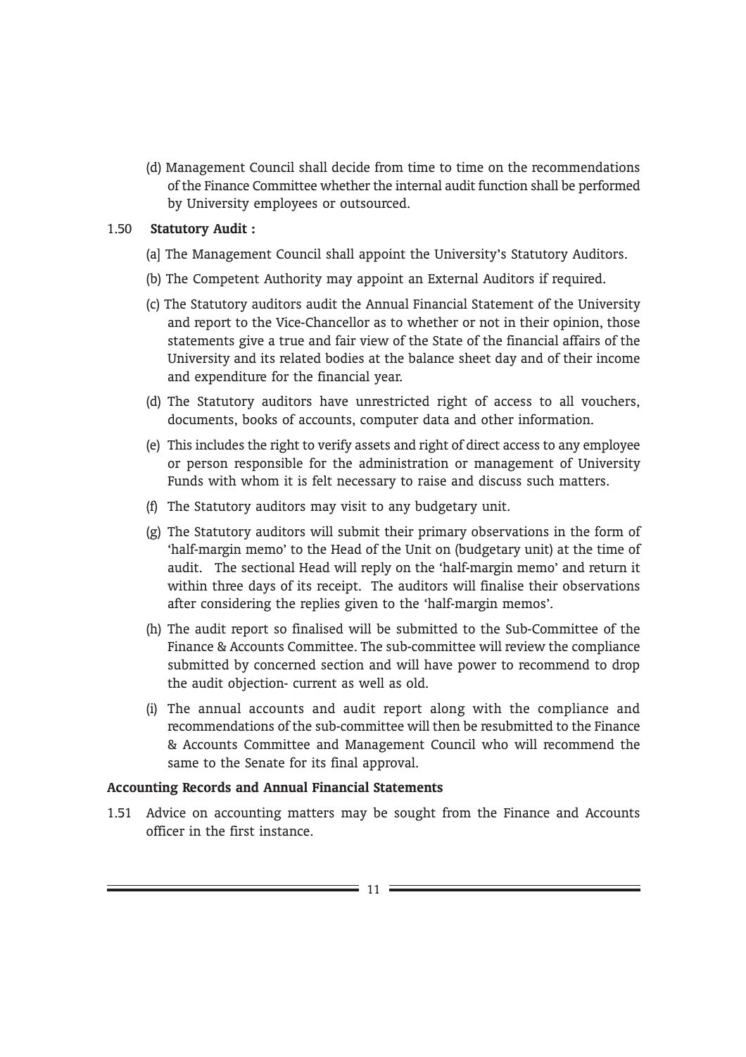(d) Management Council shall decide from time to time on the recommendations of the Finance Committee whether the internal audit function shall be performed by University employees or outsourced.

1.50 **Statutory Audit :**

(a] The Management Council shall appoint the University's Statutory Auditors.

(b) The Competent Authority may appoint an External Auditors if required.

(c) The Statutory auditors audit the Annual Financial Statement of the University and report to the Vice-Chancellor as to whether or not in their opinion, those statements give a true and fair view of the State of the financial affairs of the University and its related bodies at the balance sheet day and of their income and expenditure for the financial year.

(d) The Statutory auditors have unrestricted right of access to all vouchers, documents, books of accounts, computer data and other information.

(e) This includes the right to verify assets and right of direct access to any employee or person responsible for the administration or management of University Funds with whom it is felt necessary to raise and discuss such matters.

(f) The Statutory auditors may visit to any budgetary unit.

(g) The Statutory auditors will submit their primary observations in the form of 'half-margin memo' to the Head of the Unit on (budgetary unit) at the time of audit. The sectional Head will reply on the 'half-margin memo' and return it within three days of its receipt. The auditors will finalise their observations after considering the replies given to the 'half-margin memos'.

(h) The audit report so finalised will be submitted to the Sub-Committee of the Finance & Accounts Committee. The sub-committee will review the compliance submitted by concerned section and will have power to recommend to drop the audit objection- current as well as old.

(i) The annual accounts and audit report along with the compliance and recommendations of the sub-committee will then be resubmitted to the Finance & Accounts Committee and Management Council who will recommend the same to the Senate for its final approval.

**Accounting Records and Annual Financial Statements**

1.51 Advice on accounting matters may be sought from the Finance and Accounts officer in the first instance.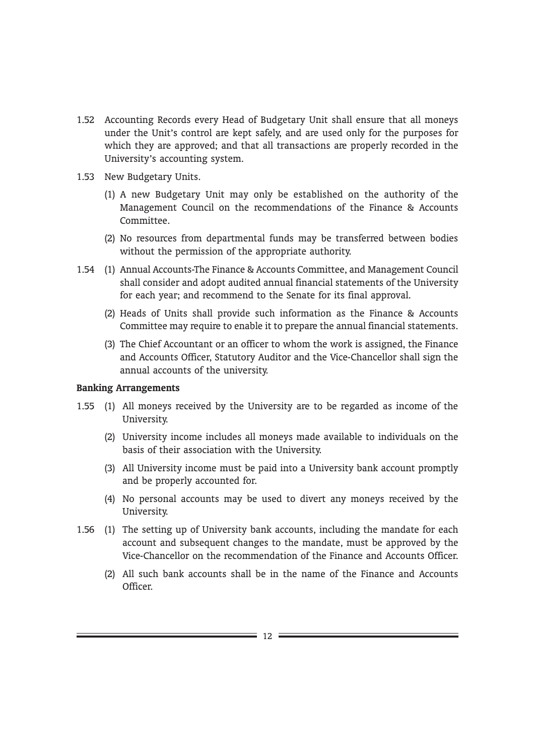1.52 Accounting Records every Head of Budgetary Unit shall ensure that all moneys under the Unit's control are kept safely, and are used only for the purposes for which they are approved; and that all transactions are properly recorded in the University's accounting system.

1.53 New Budgetary Units.

(1) A new Budgetary Unit may only be established on the authority of the Management Council on the recommendations of the Finance & Accounts Committee.

(2) No resources from departmental funds may be transferred between bodies without the permission of the appropriate authority.

1.54 (1) Annual Accounts-The Finance & Accounts Committee, and Management Council shall consider and adopt audited annual financial statements of the University for each year; and recommend to the Senate for its final approval.

(2) Heads of Units shall provide such information as the Finance & Accounts Committee may require to enable it to prepare the annual financial statements.

(3) The Chief Accountant or an officer to whom the work is assigned, the Finance and Accounts Officer, Statutory Auditor and the Vice-Chancellor shall sign the annual accounts of the university.

**Banking Arrangements**

1.55 (1) All moneys received by the University are to be regarded as income of the University.

(2) University income includes all moneys made available to individuals on the basis of their association with the University.

(3) All University income must be paid into a University bank account promptly and be properly accounted for.

(4) No personal accounts may be used to divert any moneys received by the University.

1.56 (1) The setting up of University bank accounts, including the mandate for each account and subsequent changes to the mandate, must be approved by the Vice-Chancellor on the recommendation of the Finance and Accounts Officer.

(2) All such bank accounts shall be in the name of the Finance and Accounts Officer.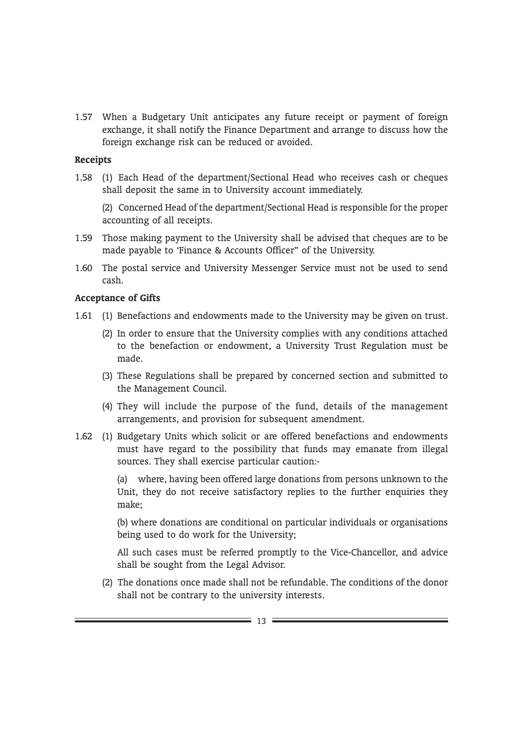1.57 When a Budgetary Unit anticipates any future receipt or payment of foreign exchange, it shall notify the Finance Department and arrange to discuss how the foreign exchange risk can be reduced or avoided.

**Receipts**

1.58 (1) Each Head of the department/Sectional Head who receives cash or cheques shall deposit the same in to University account immediately.

(2) Concerned Head of the department/Sectional Head is responsible for the proper accounting of all receipts.

1.59 Those making payment to the University shall be advised that cheques are to be made payable to 'Finance & Accounts Officer" of the University.

1.60 The postal service and University Messenger Service must not be used to send cash.

**Acceptance of Gifts**

1.61 (1) Benefactions and endowments made to the University may be given on trust.

(2) In order to ensure that the University complies with any conditions attached to the benefaction or endowment, a University Trust Regulation must be made.

(3) These Regulations shall be prepared by concerned section and submitted to the Management Council.

(4) They will include the purpose of the fund, details of the management arrangements, and provision for subsequent amendment.

1.62 (1) Budgetary Units which solicit or are offered benefactions and endowments must have regard to the possibility that funds may emanate from illegal sources. They shall exercise particular caution:-

(a) where, having been offered large donations from persons unknown to the Unit, they do not receive satisfactory replies to the further enquiries they make;

(b) where donations are conditional on particular individuals or organisations being used to do work for the University;

All such cases must be referred promptly to the Vice-Chancellor, and advice shall be sought from the Legal Advisor.

(2) The donations once made shall not be refundable. The conditions of the donor shall not be contrary to the university interests.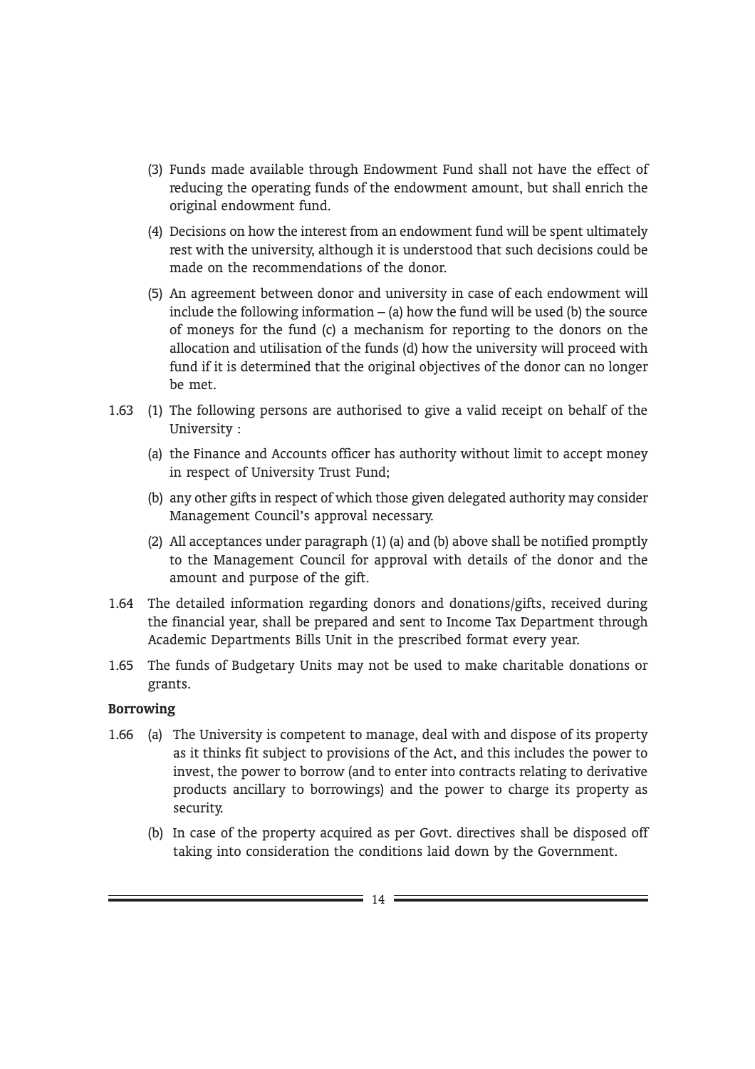(3) Funds made available through Endowment Fund shall not have the effect of reducing the operating funds of the endowment amount, but shall enrich the original endowment fund.

(4) Decisions on how the interest from an endowment fund will be spent ultimately rest with the university, although it is understood that such decisions could be made on the recommendations of the donor.

(5) An agreement between donor and university in case of each endowment will include the following information – (a) how the fund will be used (b) the source of moneys for the fund (c) a mechanism for reporting to the donors on the allocation and utilisation of the funds (d) how the university will proceed with fund if it is determined that the original objectives of the donor can no longer be met.

1.63 (1) The following persons are authorised to give a valid receipt on behalf of the University :

(a) the Finance and Accounts officer has authority without limit to accept money in respect of University Trust Fund;

(b) any other gifts in respect of which those given delegated authority may consider Management Council's approval necessary.

(2) All acceptances under paragraph (1) (a) and (b) above shall be notified promptly to the Management Council for approval with details of the donor and the amount and purpose of the gift.

1.64 The detailed information regarding donors and donations/gifts, received during the financial year, shall be prepared and sent to Income Tax Department through Academic Departments Bills Unit in the prescribed format every year.

1.65 The funds of Budgetary Units may not be used to make charitable donations or grants.

**Borrowing**

1.66 (a) The University is competent to manage, deal with and dispose of its property as it thinks fit subject to provisions of the Act, and this includes the power to invest, the power to borrow (and to enter into contracts relating to derivative products ancillary to borrowings) and the power to charge its property as security.

(b) In case of the property acquired as per Govt. directives shall be disposed off taking into consideration the conditions laid down by the Government.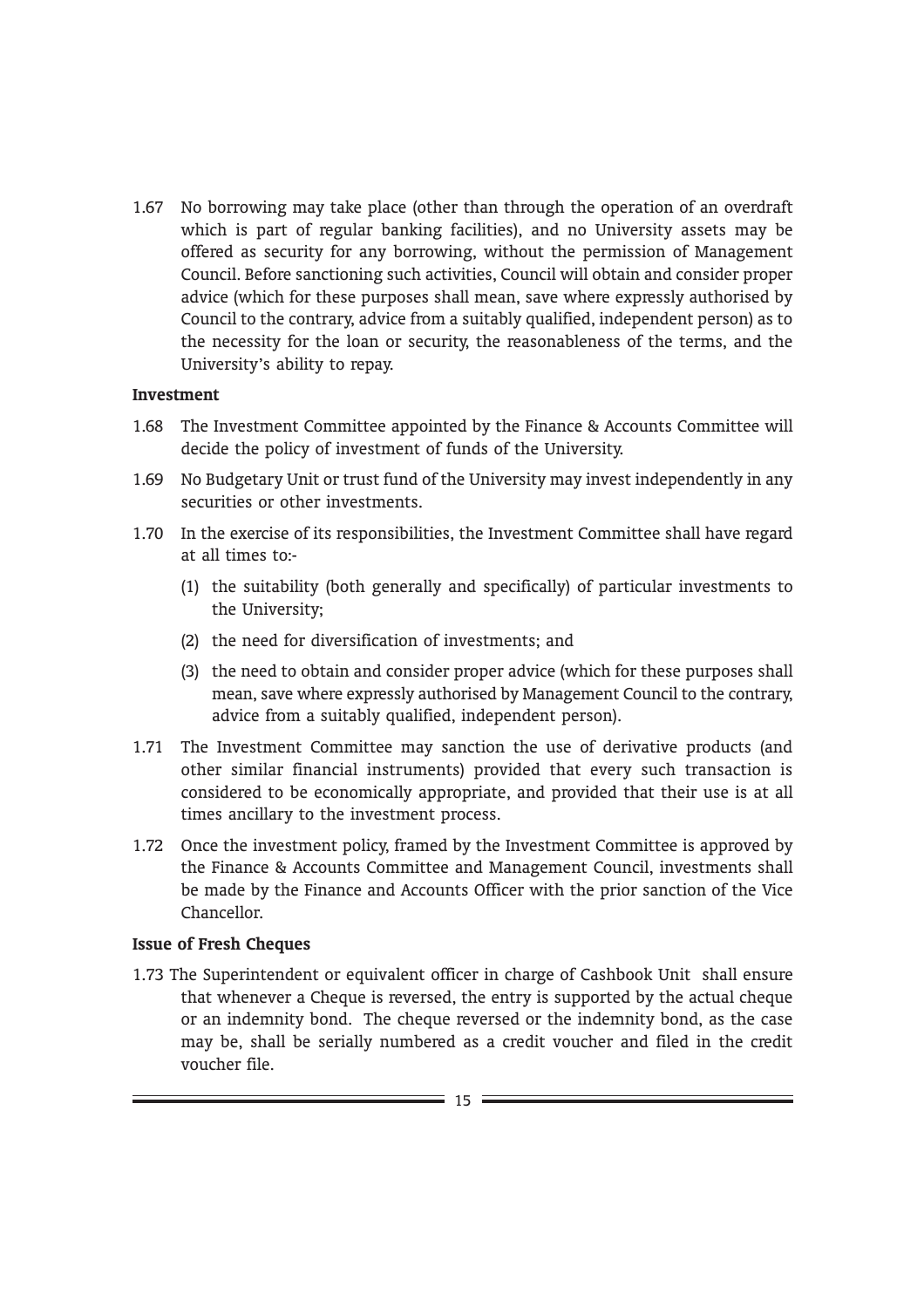1.67 No borrowing may take place (other than through the operation of an overdraft which is part of regular banking facilities), and no University assets may be offered as security for any borrowing, without the permission of Management Council. Before sanctioning such activities, Council will obtain and consider proper advice (which for these purposes shall mean, save where expressly authorised by Council to the contrary, advice from a suitably qualified, independent person) as to the necessity for the loan or security, the reasonableness of the terms, and the University's ability to repay.

**Investment**

1.68 The Investment Committee appointed by the Finance & Accounts Committee will decide the policy of investment of funds of the University.

1.69 No Budgetary Unit or trust fund of the University may invest independently in any securities or other investments.

1.70 In the exercise of its responsibilities, the Investment Committee shall have regard at all times to:-

(1) the suitability (both generally and specifically) of particular investments to the University;

(2) the need for diversification of investments; and

(3) the need to obtain and consider proper advice (which for these purposes shall mean, save where expressly authorised by Management Council to the contrary, advice from a suitably qualified, independent person).

1.71 The Investment Committee may sanction the use of derivative products (and other similar financial instruments) provided that every such transaction is considered to be economically appropriate, and provided that their use is at all times ancillary to the investment process.

1.72 Once the investment policy, framed by the Investment Committee is approved by the Finance & Accounts Committee and Management Council, investments shall be made by the Finance and Accounts Officer with the prior sanction of the Vice Chancellor.

**Issue of Fresh Cheques**

1.73 The Superintendent or equivalent officer in charge of Cashbook Unit shall ensure that whenever a Cheque is reversed, the entry is supported by the actual cheque or an indemnity bond. The cheque reversed or the indemnity bond, as the case may be, shall be serially numbered as a credit voucher and filed in the credit voucher file.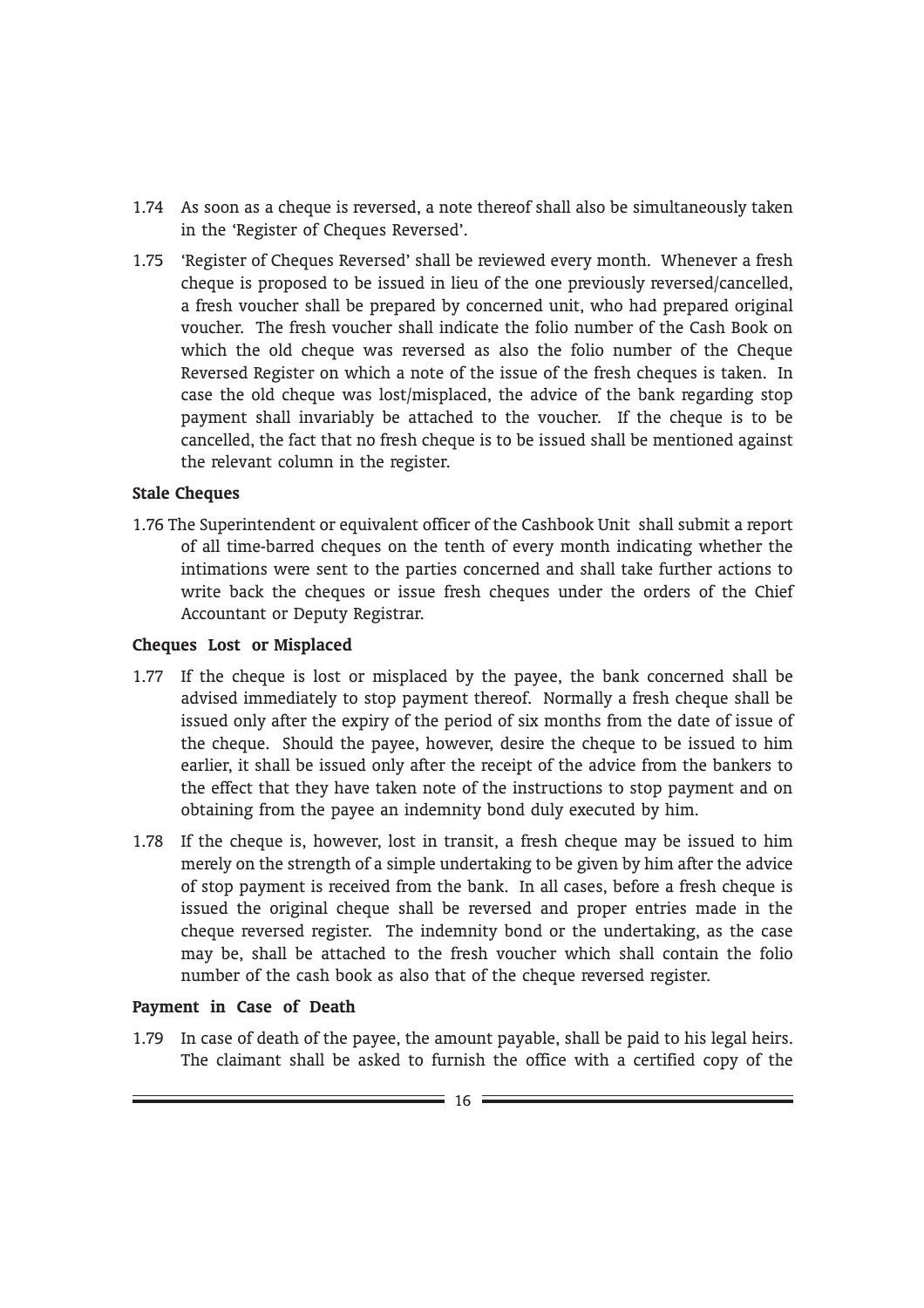1.74 As soon as a cheque is reversed, a note thereof shall also be simultaneously taken in the 'Register of Cheques Reversed'.

1.75 'Register of Cheques Reversed' shall be reviewed every month. Whenever a fresh cheque is proposed to be issued in lieu of the one previously reversed/cancelled, a fresh voucher shall be prepared by concerned unit, who had prepared original voucher. The fresh voucher shall indicate the folio number of the Cash Book on which the old cheque was reversed as also the folio number of the Cheque Reversed Register on which a note of the issue of the fresh cheques is taken. In case the old cheque was lost/misplaced, the advice of the bank regarding stop payment shall invariably be attached to the voucher. If the cheque is to be cancelled, the fact that no fresh cheque is to be issued shall be mentioned against the relevant column in the register.

**Stale Cheques**

1.76 The Superintendent or equivalent officer of the Cashbook Unit shall submit a report of all time-barred cheques on the tenth of every month indicating whether the intimations were sent to the parties concerned and shall take further actions to write back the cheques or issue fresh cheques under the orders of the Chief Accountant or Deputy Registrar.

**Cheques Lost or Misplaced**

1.77 If the cheque is lost or misplaced by the payee, the bank concerned shall be advised immediately to stop payment thereof. Normally a fresh cheque shall be issued only after the expiry of the period of six months from the date of issue of the cheque. Should the payee, however, desire the cheque to be issued to him earlier, it shall be issued only after the receipt of the advice from the bankers to the effect that they have taken note of the instructions to stop payment and on obtaining from the payee an indemnity bond duly executed by him.

1.78 If the cheque is, however, lost in transit, a fresh cheque may be issued to him merely on the strength of a simple undertaking to be given by him after the advice of stop payment is received from the bank. In all cases, before a fresh cheque is issued the original cheque shall be reversed and proper entries made in the cheque reversed register. The indemnity bond or the undertaking, as the case may be, shall be attached to the fresh voucher which shall contain the folio number of the cash book as also that of the cheque reversed register.

**Payment in Case of Death**

1.79 In case of death of the payee, the amount payable, shall be paid to his legal heirs. The claimant shall be asked to furnish the office with a certified copy of the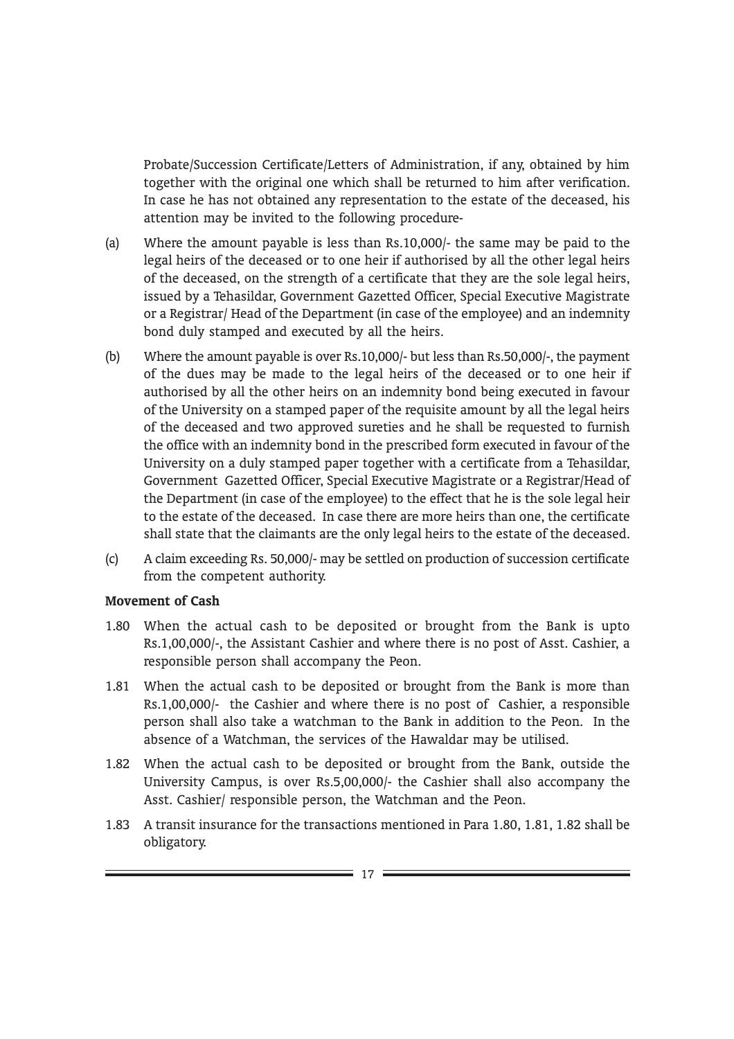Probate/Succession Certificate/Letters of Administration, if any, obtained by him together with the original one which shall be returned to him after verification. In case he has not obtained any representation to the estate of the deceased, his attention may be invited to the following procedure-

(a) Where the amount payable is less than Rs.10,000/- the same may be paid to the legal heirs of the deceased or to one heir if authorised by all the other legal heirs of the deceased, on the strength of a certificate that they are the sole legal heirs, issued by a Tehasildar, Government Gazetted Officer, Special Executive Magistrate or a Registrar/ Head of the Department (in case of the employee) and an indemnity bond duly stamped and executed by all the heirs.

(b) Where the amount payable is over Rs.10,000/- but less than Rs.50,000/-, the payment of the dues may be made to the legal heirs of the deceased or to one heir if authorised by all the other heirs on an indemnity bond being executed in favour of the University on a stamped paper of the requisite amount by all the legal heirs of the deceased and two approved sureties and he shall be requested to furnish the office with an indemnity bond in the prescribed form executed in favour of the University on a duly stamped paper together with a certificate from a Tehasildar, Government Gazetted Officer, Special Executive Magistrate or a Registrar/Head of the Department (in case of the employee) to the effect that he is the sole legal heir to the estate of the deceased. In case there are more heirs than one, the certificate shall state that the claimants are the only legal heirs to the estate of the deceased.

(c) A claim exceeding Rs. 50,000/- may be settled on production of succession certificate from the competent authority.

**Movement of Cash**

1.80 When the actual cash to be deposited or brought from the Bank is upto Rs.1,00,000/-, the Assistant Cashier and where there is no post of Asst. Cashier, a responsible person shall accompany the Peon.

1.81 When the actual cash to be deposited or brought from the Bank is more than Rs.1,00,000/- the Cashier and where there is no post of Cashier, a responsible person shall also take a watchman to the Bank in addition to the Peon. In the absence of a Watchman, the services of the Hawaldar may be utilised.

1.82 When the actual cash to be deposited or brought from the Bank, outside the University Campus, is over Rs.5,00,000/- the Cashier shall also accompany the Asst. Cashier/ responsible person, the Watchman and the Peon.

1.83 A transit insurance for the transactions mentioned in Para 1.80, 1.81, 1.82 shall be obligatory.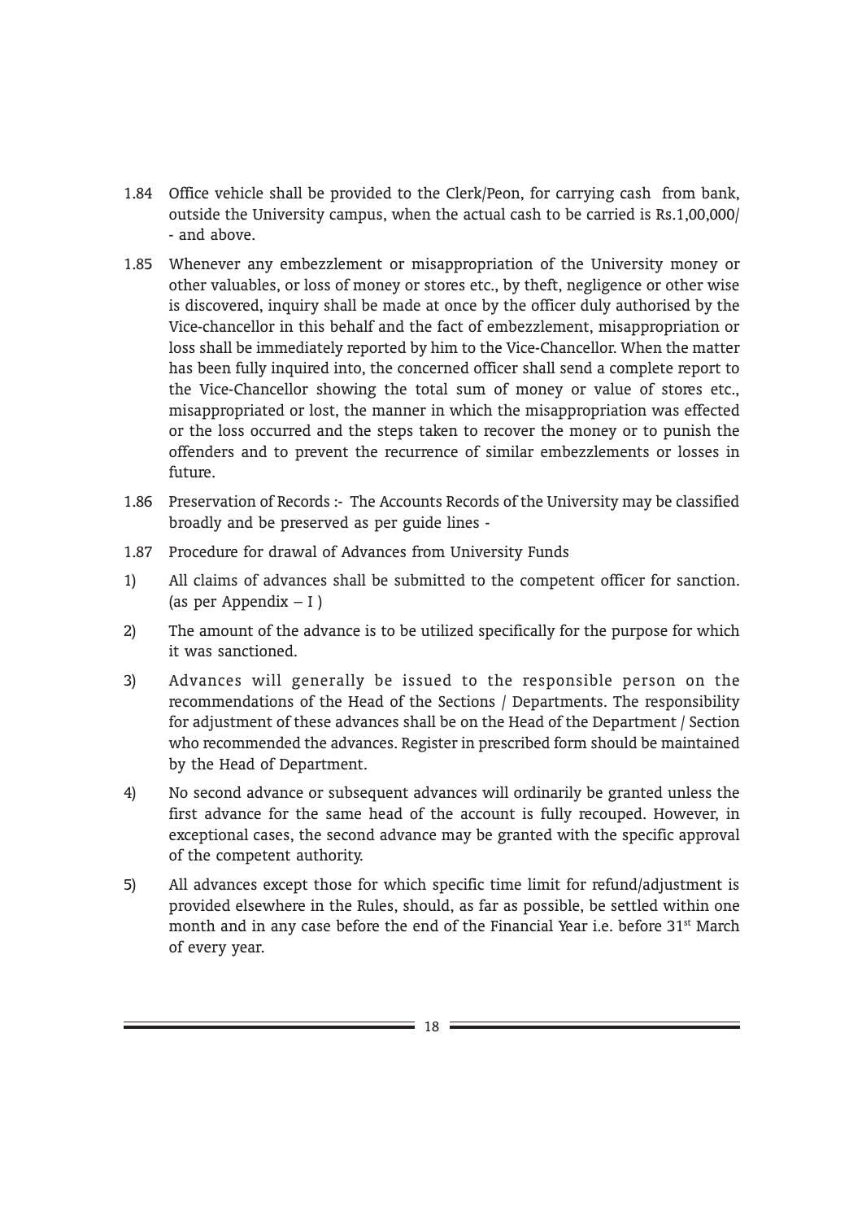1.84 Office vehicle shall be provided to the Clerk/Peon, for carrying cash from bank, outside the University campus, when the actual cash to be carried is Rs.1,00,000/- and above.

1.85 Whenever any embezzlement or misappropriation of the University money or other valuables, or loss of money or stores etc., by theft, negligence or other wise is discovered, inquiry shall be made at once by the officer duly authorised by the Vice-chancellor in this behalf and the fact of embezzlement, misappropriation or loss shall be immediately reported by him to the Vice-Chancellor. When the matter has been fully inquired into, the concerned officer shall send a complete report to the Vice-Chancellor showing the total sum of money or value of stores etc., misappropriated or lost, the manner in which the misappropriation was effected or the loss occurred and the steps taken to recover the money or to punish the offenders and to prevent the recurrence of similar embezzlements or losses in future.

1.86 Preservation of Records :- The Accounts Records of the University may be classified broadly and be preserved as per guide lines -

1.87 Procedure for drawal of Advances from University Funds

1) All claims of advances shall be submitted to the competent officer for sanction. (as per Appendix – I )

2) The amount of the advance is to be utilized specifically for the purpose for which it was sanctioned.

3) Advances will generally be issued to the responsible person on the recommendations of the Head of the Sections / Departments. The responsibility for adjustment of these advances shall be on the Head of the Department / Section who recommended the advances. Register in prescribed form should be maintained by the Head of Department.

4) No second advance or subsequent advances will ordinarily be granted unless the first advance for the same head of the account is fully recouped. However, in exceptional cases, the second advance may be granted with the specific approval of the competent authority.

5) All advances except those for which specific time limit for refund/adjustment is provided elsewhere in the Rules, should, as far as possible, be settled within one month and in any case before the end of the Financial Year i.e. before 31st March of every year.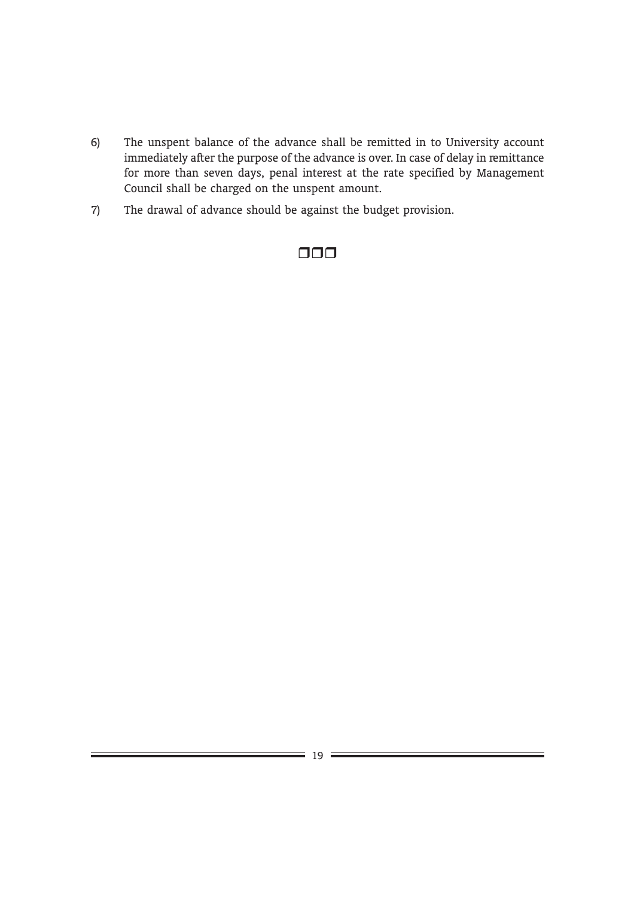6) The unspent balance of the advance shall be remitted in to University account immediately after the purpose of the advance is over. In case of delay in remittance for more than seven days, penal interest at the rate specified by Management Council shall be charged on the unspent amount.

7) The drawal of advance should be against the budget provision.

❒❒❒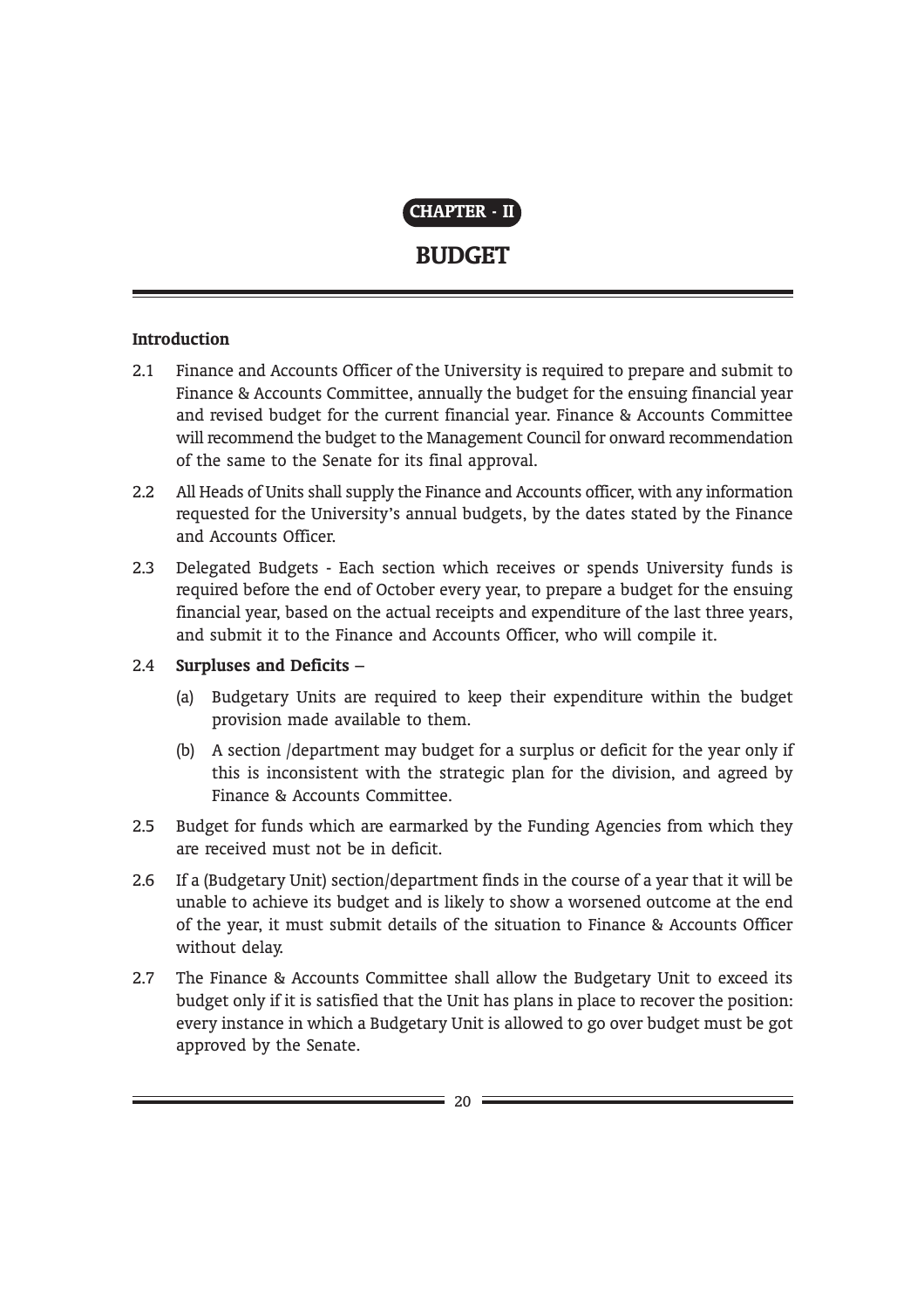# CHAPTER - II

# BUDGET

### Introduction

2.1 Finance and Accounts Officer of the University is required to prepare and submit to Finance & Accounts Committee, annually the budget for the ensuing financial year and revised budget for the current financial year. Finance & Accounts Committee will recommend the budget to the Management Council for onward recommendation of the same to the Senate for its final approval.

2.2 All Heads of Units shall supply the Finance and Accounts officer, with any information requested for the University's annual budgets, by the dates stated by the Finance and Accounts Officer.

2.3 Delegated Budgets - Each section which receives or spends University funds is required before the end of October every year, to prepare a budget for the ensuing financial year, based on the actual receipts and expenditure of the last three years, and submit it to the Finance and Accounts Officer, who will compile it.

2.4 **Surpluses and Deficits** –

(a) Budgetary Units are required to keep their expenditure within the budget provision made available to them.

(b) A section /department may budget for a surplus or deficit for the year only if this is inconsistent with the strategic plan for the division, and agreed by Finance & Accounts Committee.

2.5 Budget for funds which are earmarked by the Funding Agencies from which they are received must not be in deficit.

2.6 If a (Budgetary Unit) section/department finds in the course of a year that it will be unable to achieve its budget and is likely to show a worsened outcome at the end of the year, it must submit details of the situation to Finance & Accounts Officer without delay.

2.7 The Finance & Accounts Committee shall allow the Budgetary Unit to exceed its budget only if it is satisfied that the Unit has plans in place to recover the position: every instance in which a Budgetary Unit is allowed to go over budget must be got approved by the Senate.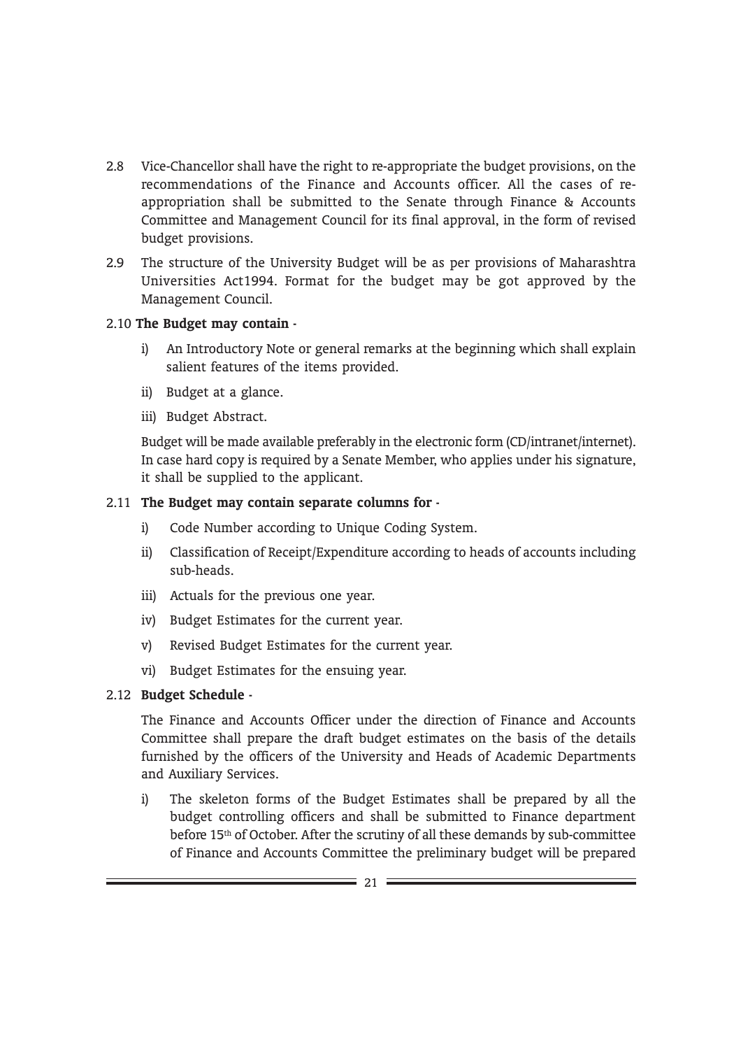2.8 Vice-Chancellor shall have the right to re-appropriate the budget provisions, on the recommendations of the Finance and Accounts officer. All the cases of re-appropriation shall be submitted to the Senate through Finance & Accounts Committee and Management Council for its final approval, in the form of revised budget provisions.

2.9 The structure of the University Budget will be as per provisions of Maharashtra Universities Act1994. Format for the budget may be got approved by the Management Council.

2.10 **The Budget may contain -**

i) An Introductory Note or general remarks at the beginning which shall explain salient features of the items provided.

ii) Budget at a glance.

iii) Budget Abstract.

Budget will be made available preferably in the electronic form (CD/intranet/internet). In case hard copy is required by a Senate Member, who applies under his signature, it shall be supplied to the applicant.

2.11 **The Budget may contain separate columns for -**

i) Code Number according to Unique Coding System.

ii) Classification of Receipt/Expenditure according to heads of accounts including sub-heads.

iii) Actuals for the previous one year.

iv) Budget Estimates for the current year.

v) Revised Budget Estimates for the current year.

vi) Budget Estimates for the ensuing year.

2.12 **Budget Schedule -**

The Finance and Accounts Officer under the direction of Finance and Accounts Committee shall prepare the draft budget estimates on the basis of the details furnished by the officers of the University and Heads of Academic Departments and Auxiliary Services.

i) The skeleton forms of the Budget Estimates shall be prepared by all the budget controlling officers and shall be submitted to Finance department before 15th of October. After the scrutiny of all these demands by sub-committee of Finance and Accounts Committee the preliminary budget will be prepared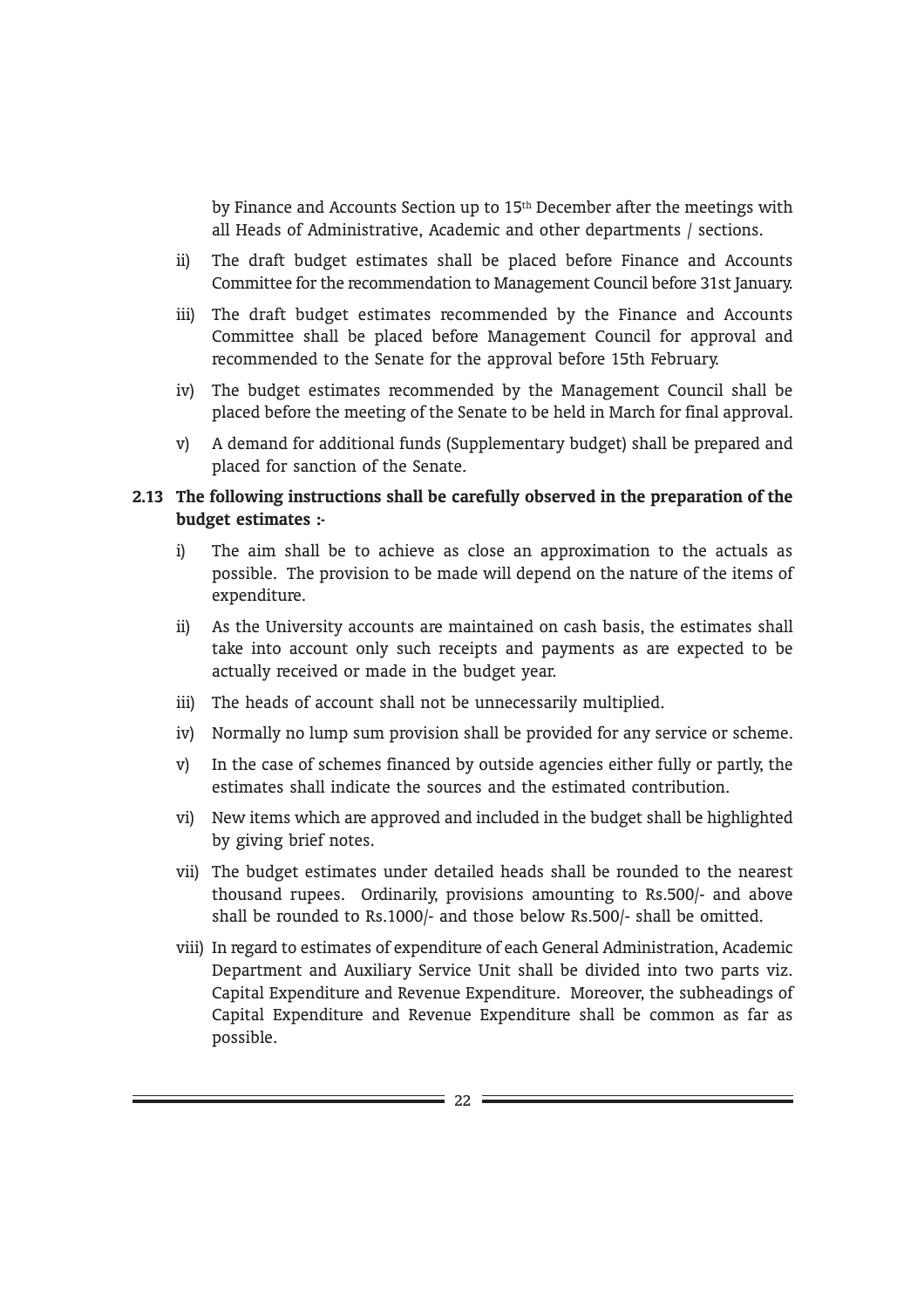by Finance and Accounts Section up to 15th December after the meetings with all Heads of Administrative, Academic and other departments / sections.

ii) The draft budget estimates shall be placed before Finance and Accounts Committee for the recommendation to Management Council before 31st January.

iii) The draft budget estimates recommended by the Finance and Accounts Committee shall be placed before Management Council for approval and recommended to the Senate for the approval before 15th February.

iv) The budget estimates recommended by the Management Council shall be placed before the meeting of the Senate to be held in March for final approval.

v) A demand for additional funds (Supplementary budget) shall be prepared and placed for sanction of the Senate.

**2.13 The following instructions shall be carefully observed in the preparation of the budget estimates :-**

i) The aim shall be to achieve as close an approximation to the actuals as possible. The provision to be made will depend on the nature of the items of expenditure.

ii) As the University accounts are maintained on cash basis, the estimates shall take into account only such receipts and payments as are expected to be actually received or made in the budget year.

iii) The heads of account shall not be unnecessarily multiplied.

iv) Normally no lump sum provision shall be provided for any service or scheme.

v) In the case of schemes financed by outside agencies either fully or partly, the estimates shall indicate the sources and the estimated contribution.

vi) New items which are approved and included in the budget shall be highlighted by giving brief notes.

vii) The budget estimates under detailed heads shall be rounded to the nearest thousand rupees. Ordinarily, provisions amounting to Rs.500/- and above shall be rounded to Rs.1000/- and those below Rs.500/- shall be omitted.

viii) In regard to estimates of expenditure of each General Administration, Academic Department and Auxiliary Service Unit shall be divided into two parts viz. Capital Expenditure and Revenue Expenditure. Moreover, the subheadings of Capital Expenditure and Revenue Expenditure shall be common as far as possible.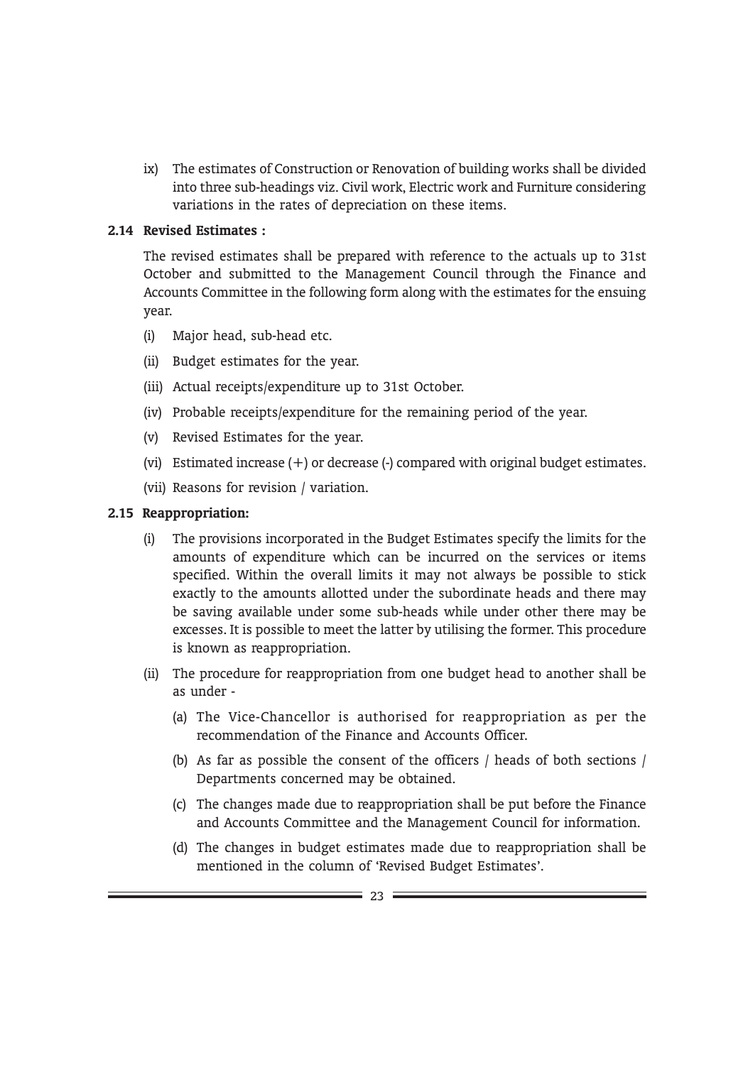ix) The estimates of Construction or Renovation of building works shall be divided into three sub-headings viz. Civil work, Electric work and Furniture considering variations in the rates of depreciation on these items.

### 2.14 Revised Estimates :

The revised estimates shall be prepared with reference to the actuals up to 31st October and submitted to the Management Council through the Finance and Accounts Committee in the following form along with the estimates for the ensuing year.

(i) Major head, sub-head etc.

(ii) Budget estimates for the year.

(iii) Actual receipts/expenditure up to 31st October.

(iv) Probable receipts/expenditure for the remaining period of the year.

(v) Revised Estimates for the year.

(vi) Estimated increase (+) or decrease (-) compared with original budget estimates.

(vii) Reasons for revision / variation.

### 2.15 Reappropriation:

(i) The provisions incorporated in the Budget Estimates specify the limits for the amounts of expenditure which can be incurred on the services or items specified. Within the overall limits it may not always be possible to stick exactly to the amounts allotted under the subordinate heads and there may be saving available under some sub-heads while under other there may be excesses. It is possible to meet the latter by utilising the former. This procedure is known as reappropriation.

(ii) The procedure for reappropriation from one budget head to another shall be as under -

(a) The Vice-Chancellor is authorised for reappropriation as per the recommendation of the Finance and Accounts Officer.

(b) As far as possible the consent of the officers / heads of both sections / Departments concerned may be obtained.

(c) The changes made due to reappropriation shall be put before the Finance and Accounts Committee and the Management Council for information.

(d) The changes in budget estimates made due to reappropriation shall be mentioned in the column of 'Revised Budget Estimates'.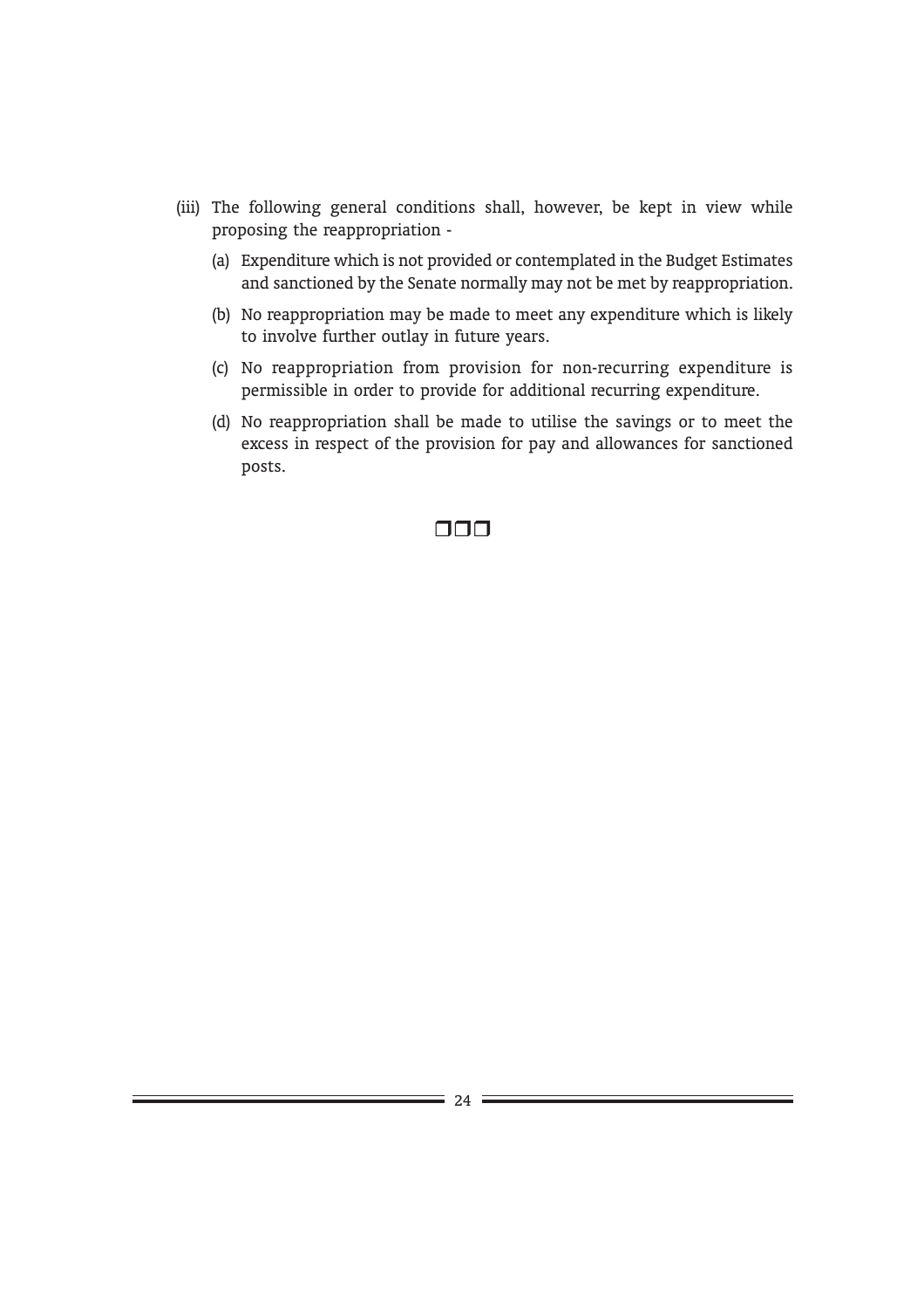(iii) The following general conditions shall, however, be kept in view while proposing the reappropriation -

   (a) Expenditure which is not provided or contemplated in the Budget Estimates and sanctioned by the Senate normally may not be met by reappropriation.

   (b) No reappropriation may be made to meet any expenditure which is likely to involve further outlay in future years.

   (c) No reappropriation from provision for non-recurring expenditure is permissible in order to provide for additional recurring expenditure.

   (d) No reappropriation shall be made to utilise the savings or to meet the excess in respect of the provision for pay and allowances for sanctioned posts.

❐❐❐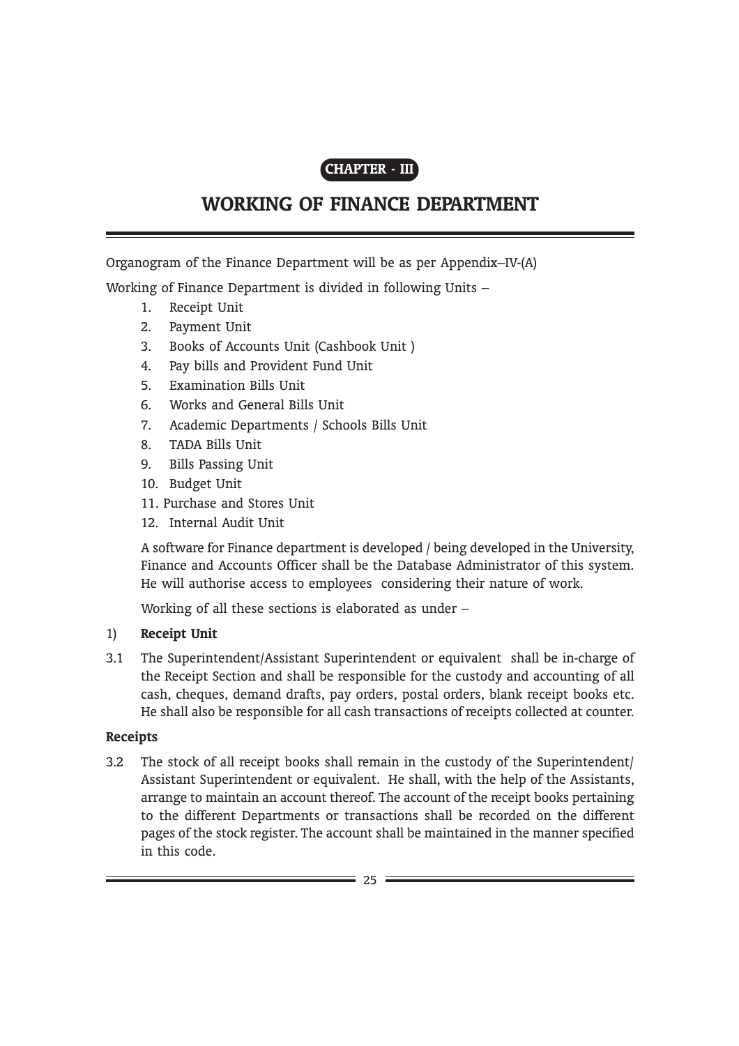**CHAPTER - III**

# WORKING OF FINANCE DEPARTMENT

Organogram of the Finance Department will be as per Appendix–IV-(A)

Working of Finance Department is divided in following Units –

1. Receipt Unit
2. Payment Unit
3. Books of Accounts Unit (Cashbook Unit )
4. Pay bills and Provident Fund Unit
5. Examination Bills Unit
6. Works and General Bills Unit
7. Academic Departments / Schools Bills Unit
8. TADA Bills Unit
9. Bills Passing Unit
10. Budget Unit
11. Purchase and Stores Unit
12. Internal Audit Unit

A software for Finance department is developed / being developed in the University, Finance and Accounts Officer shall be the Database Administrator of this system. He will authorise access to employees considering their nature of work.

Working of all these sections is elaborated as under –

1) **Receipt Unit**

3.1 The Superintendent/Assistant Superintendent or equivalent shall be in-charge of the Receipt Section and shall be responsible for the custody and accounting of all cash, cheques, demand drafts, pay orders, postal orders, blank receipt books etc. He shall also be responsible for all cash transactions of receipts collected at counter.

**Receipts**

3.2 The stock of all receipt books shall remain in the custody of the Superintendent/ Assistant Superintendent or equivalent. He shall, with the help of the Assistants, arrange to maintain an account thereof. The account of the receipt books pertaining to the different Departments or transactions shall be recorded on the different pages of the stock register. The account shall be maintained in the manner specified in this code.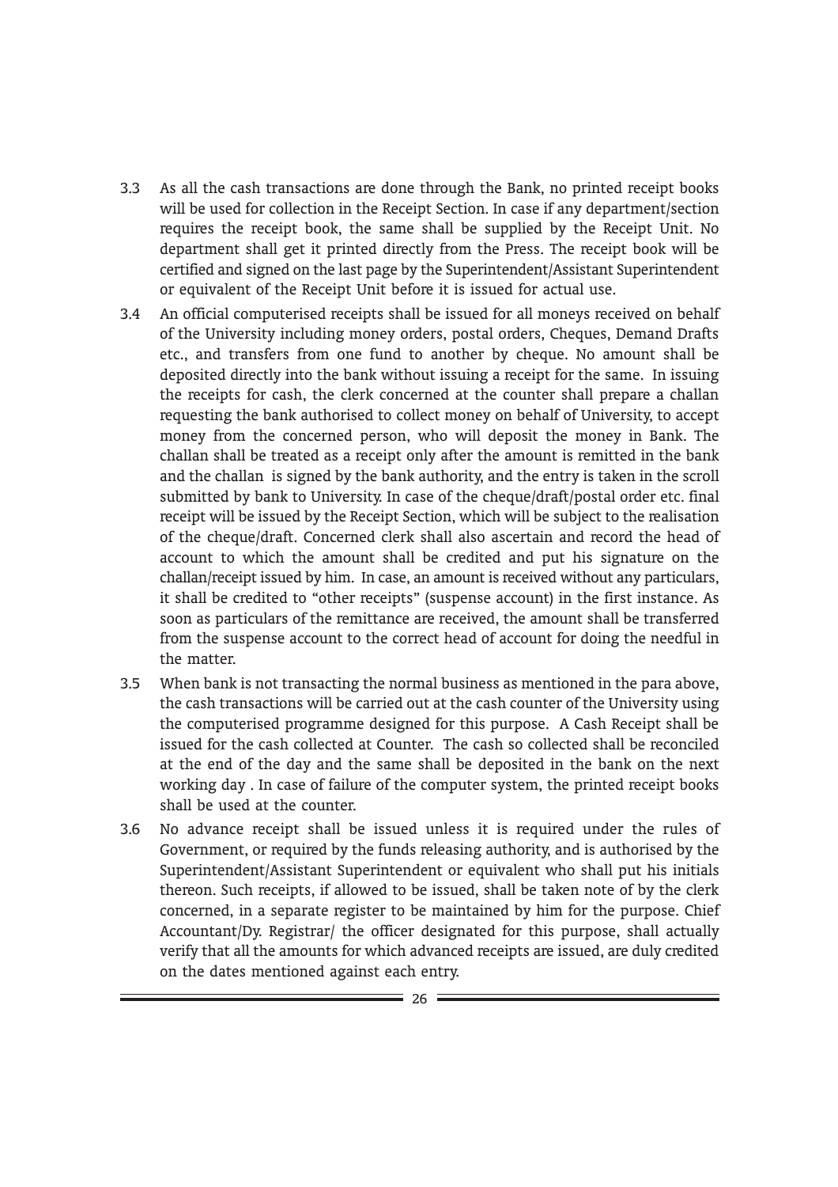3.3 As all the cash transactions are done through the Bank, no printed receipt books will be used for collection in the Receipt Section. In case if any department/section requires the receipt book, the same shall be supplied by the Receipt Unit. No department shall get it printed directly from the Press. The receipt book will be certified and signed on the last page by the Superintendent/Assistant Superintendent or equivalent of the Receipt Unit before it is issued for actual use.

3.4 An official computerised receipts shall be issued for all moneys received on behalf of the University including money orders, postal orders, Cheques, Demand Drafts etc., and transfers from one fund to another by cheque. No amount shall be deposited directly into the bank without issuing a receipt for the same. In issuing the receipts for cash, the clerk concerned at the counter shall prepare a challan requesting the bank authorised to collect money on behalf of University, to accept money from the concerned person, who will deposit the money in Bank. The challan shall be treated as a receipt only after the amount is remitted in the bank and the challan is signed by the bank authority, and the entry is taken in the scroll submitted by bank to University. In case of the cheque/draft/postal order etc. final receipt will be issued by the Receipt Section, which will be subject to the realisation of the cheque/draft. Concerned clerk shall also ascertain and record the head of account to which the amount shall be credited and put his signature on the challan/receipt issued by him. In case, an amount is received without any particulars, it shall be credited to "other receipts" (suspense account) in the first instance. As soon as particulars of the remittance are received, the amount shall be transferred from the suspense account to the correct head of account for doing the needful in the matter.

3.5 When bank is not transacting the normal business as mentioned in the para above, the cash transactions will be carried out at the cash counter of the University using the computerised programme designed for this purpose. A Cash Receipt shall be issued for the cash collected at Counter. The cash so collected shall be reconciled at the end of the day and the same shall be deposited in the bank on the next working day . In case of failure of the computer system, the printed receipt books shall be used at the counter.

3.6 No advance receipt shall be issued unless it is required under the rules of Government, or required by the funds releasing authority, and is authorised by the Superintendent/Assistant Superintendent or equivalent who shall put his initials thereon. Such receipts, if allowed to be issued, shall be taken note of by the clerk concerned, in a separate register to be maintained by him for the purpose. Chief Accountant/Dy. Registrar/ the officer designated for this purpose, shall actually verify that all the amounts for which advanced receipts are issued, are duly credited on the dates mentioned against each entry.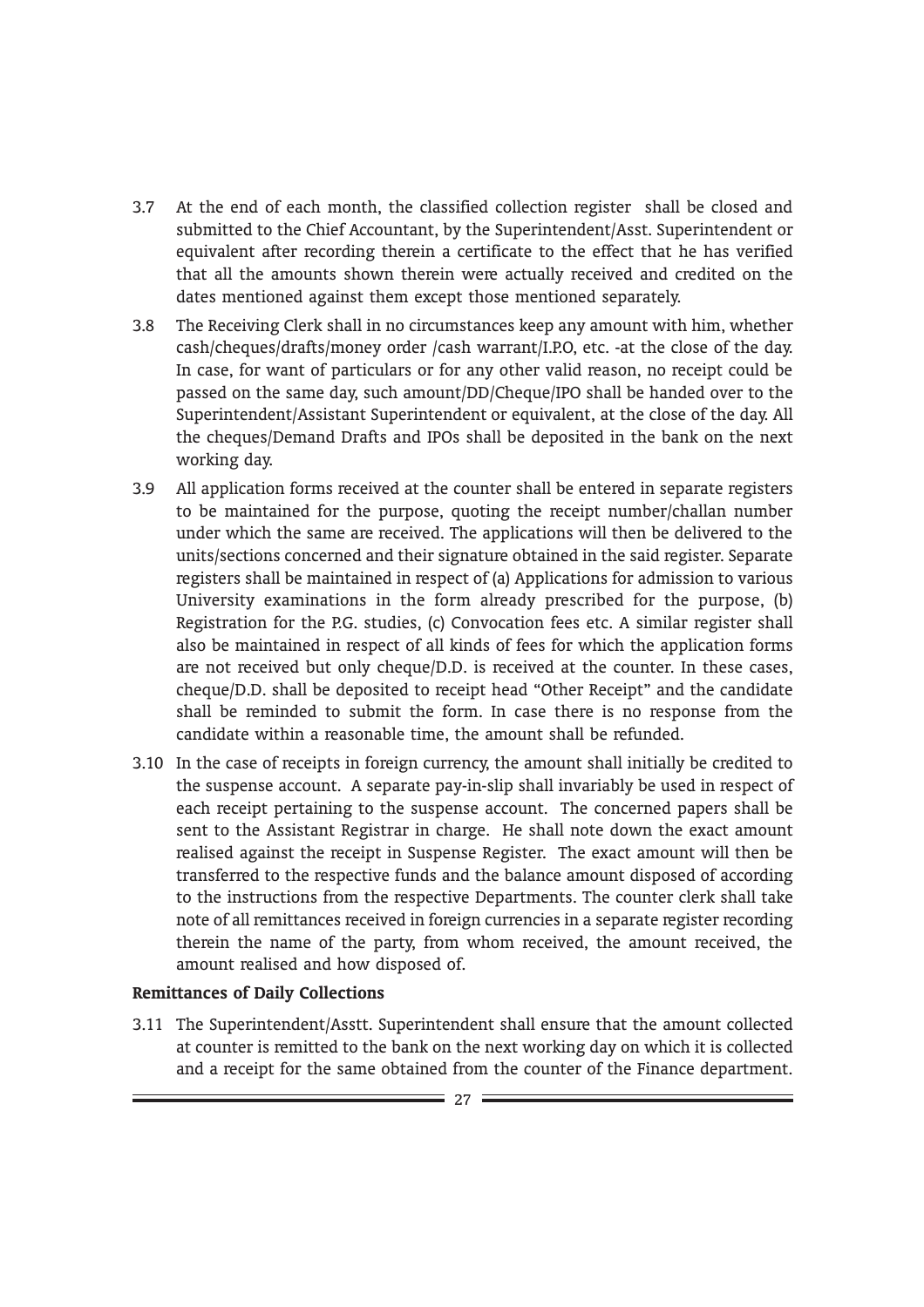3.7 At the end of each month, the classified collection register shall be closed and submitted to the Chief Accountant, by the Superintendent/Asst. Superintendent or equivalent after recording therein a certificate to the effect that he has verified that all the amounts shown therein were actually received and credited on the dates mentioned against them except those mentioned separately.

3.8 The Receiving Clerk shall in no circumstances keep any amount with him, whether cash/cheques/drafts/money order /cash warrant/I.P.O, etc. -at the close of the day. In case, for want of particulars or for any other valid reason, no receipt could be passed on the same day, such amount/DD/Cheque/IPO shall be handed over to the Superintendent/Assistant Superintendent or equivalent, at the close of the day. All the cheques/Demand Drafts and IPOs shall be deposited in the bank on the next working day.

3.9 All application forms received at the counter shall be entered in separate registers to be maintained for the purpose, quoting the receipt number/challan number under which the same are received. The applications will then be delivered to the units/sections concerned and their signature obtained in the said register. Separate registers shall be maintained in respect of (a) Applications for admission to various University examinations in the form already prescribed for the purpose, (b) Registration for the P.G. studies, (c) Convocation fees etc. A similar register shall also be maintained in respect of all kinds of fees for which the application forms are not received but only cheque/D.D. is received at the counter. In these cases, cheque/D.D. shall be deposited to receipt head "Other Receipt" and the candidate shall be reminded to submit the form. In case there is no response from the candidate within a reasonable time, the amount shall be refunded.

3.10 In the case of receipts in foreign currency, the amount shall initially be credited to the suspense account. A separate pay-in-slip shall invariably be used in respect of each receipt pertaining to the suspense account. The concerned papers shall be sent to the Assistant Registrar in charge. He shall note down the exact amount realised against the receipt in Suspense Register. The exact amount will then be transferred to the respective funds and the balance amount disposed of according to the instructions from the respective Departments. The counter clerk shall take note of all remittances received in foreign currencies in a separate register recording therein the name of the party, from whom received, the amount received, the amount realised and how disposed of.

**Remittances of Daily Collections**

3.11 The Superintendent/Asstt. Superintendent shall ensure that the amount collected at counter is remitted to the bank on the next working day on which it is collected and a receipt for the same obtained from the counter of the Finance department.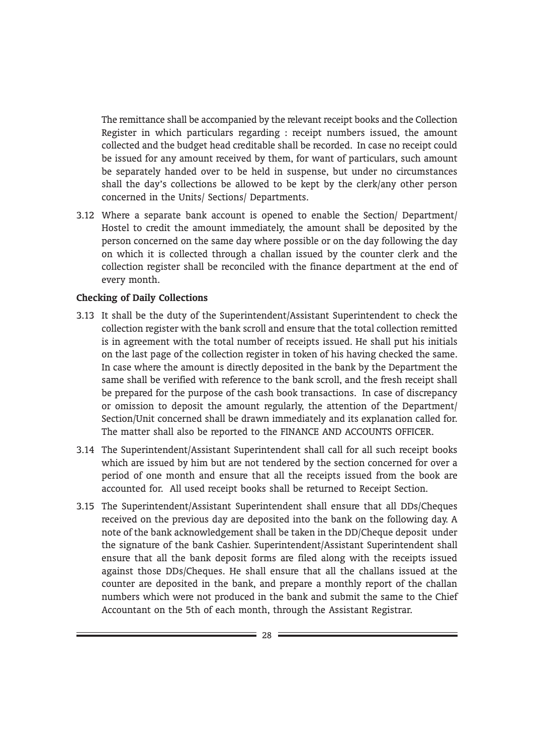The remittance shall be accompanied by the relevant receipt books and the Collection Register in which particulars regarding : receipt numbers issued, the amount collected and the budget head creditable shall be recorded. In case no receipt could be issued for any amount received by them, for want of particulars, such amount be separately handed over to be held in suspense, but under no circumstances shall the day's collections be allowed to be kept by the clerk/any other person concerned in the Units/ Sections/ Departments.

3.12 Where a separate bank account is opened to enable the Section/ Department/ Hostel to credit the amount immediately, the amount shall be deposited by the person concerned on the same day where possible or on the day following the day on which it is collected through a challan issued by the counter clerk and the collection register shall be reconciled with the finance department at the end of every month.

**Checking of Daily Collections**

3.13 It shall be the duty of the Superintendent/Assistant Superintendent to check the collection register with the bank scroll and ensure that the total collection remitted is in agreement with the total number of receipts issued. He shall put his initials on the last page of the collection register in token of his having checked the same. In case where the amount is directly deposited in the bank by the Department the same shall be verified with reference to the bank scroll, and the fresh receipt shall be prepared for the purpose of the cash book transactions. In case of discrepancy or omission to deposit the amount regularly, the attention of the Department/ Section/Unit concerned shall be drawn immediately and its explanation called for. The matter shall also be reported to the FINANCE AND ACCOUNTS OFFICER.

3.14 The Superintendent/Assistant Superintendent shall call for all such receipt books which are issued by him but are not tendered by the section concerned for over a period of one month and ensure that all the receipts issued from the book are accounted for. All used receipt books shall be returned to Receipt Section.

3.15 The Superintendent/Assistant Superintendent shall ensure that all DDs/Cheques received on the previous day are deposited into the bank on the following day. A note of the bank acknowledgement shall be taken in the DD/Cheque deposit under the signature of the bank Cashier. Superintendent/Assistant Superintendent shall ensure that all the bank deposit forms are filed along with the receipts issued against those DDs/Cheques. He shall ensure that all the challans issued at the counter are deposited in the bank, and prepare a monthly report of the challan numbers which were not produced in the bank and submit the same to the Chief Accountant on the 5th of each month, through the Assistant Registrar.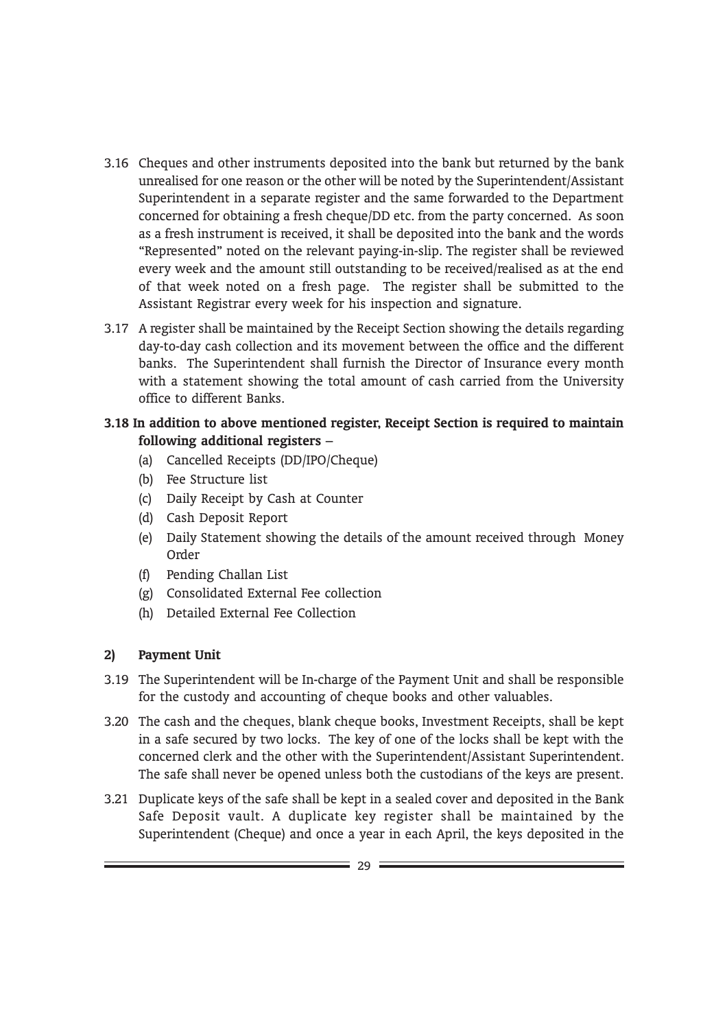3.16 Cheques and other instruments deposited into the bank but returned by the bank unrealised for one reason or the other will be noted by the Superintendent/Assistant Superintendent in a separate register and the same forwarded to the Department concerned for obtaining a fresh cheque/DD etc. from the party concerned. As soon as a fresh instrument is received, it shall be deposited into the bank and the words "Represented" noted on the relevant paying-in-slip. The register shall be reviewed every week and the amount still outstanding to be received/realised as at the end of that week noted on a fresh page. The register shall be submitted to the Assistant Registrar every week for his inspection and signature.

3.17 A register shall be maintained by the Receipt Section showing the details regarding day-to-day cash collection and its movement between the office and the different banks. The Superintendent shall furnish the Director of Insurance every month with a statement showing the total amount of cash carried from the University office to different Banks.

**3.18 In addition to above mentioned register, Receipt Section is required to maintain following additional registers –**

(a) Cancelled Receipts (DD/IPO/Cheque)

(b) Fee Structure list

(c) Daily Receipt by Cash at Counter

(d) Cash Deposit Report

(e) Daily Statement showing the details of the amount received through Money Order

(f) Pending Challan List

(g) Consolidated External Fee collection

(h) Detailed External Fee Collection

**2) Payment Unit**

3.19 The Superintendent will be In-charge of the Payment Unit and shall be responsible for the custody and accounting of cheque books and other valuables.

3.20 The cash and the cheques, blank cheque books, Investment Receipts, shall be kept in a safe secured by two locks. The key of one of the locks shall be kept with the concerned clerk and the other with the Superintendent/Assistant Superintendent. The safe shall never be opened unless both the custodians of the keys are present.

3.21 Duplicate keys of the safe shall be kept in a sealed cover and deposited in the Bank Safe Deposit vault. A duplicate key register shall be maintained by the Superintendent (Cheque) and once a year in each April, the keys deposited in the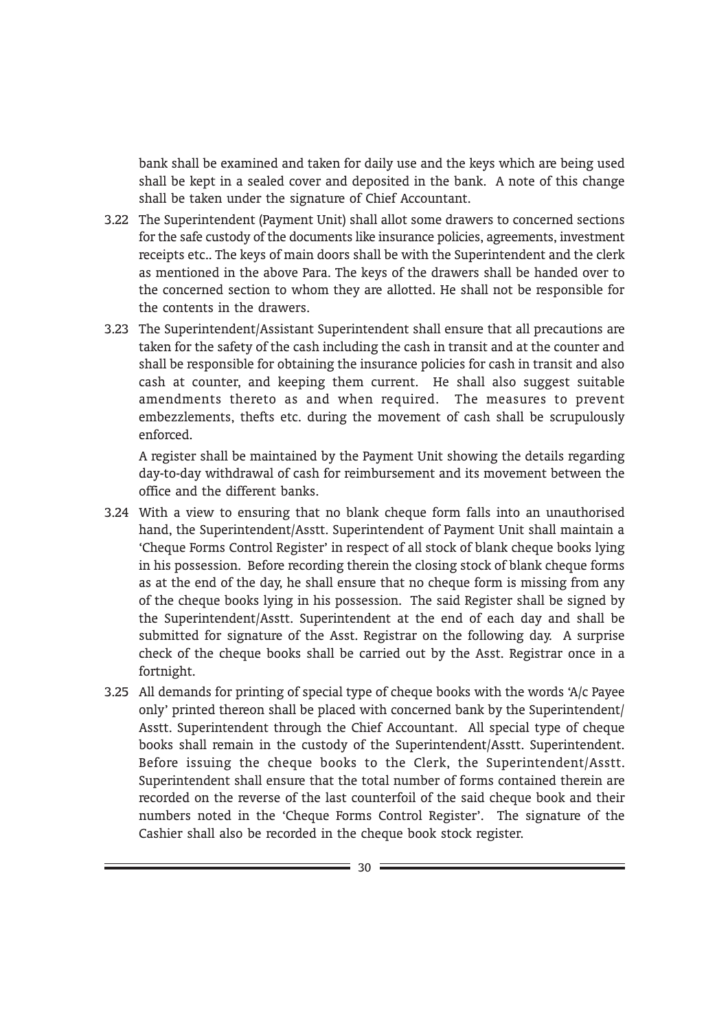bank shall be examined and taken for daily use and the keys which are being used shall be kept in a sealed cover and deposited in the bank. A note of this change shall be taken under the signature of Chief Accountant.

3.22 The Superintendent (Payment Unit) shall allot some drawers to concerned sections for the safe custody of the documents like insurance policies, agreements, investment receipts etc.. The keys of main doors shall be with the Superintendent and the clerk as mentioned in the above Para. The keys of the drawers shall be handed over to the concerned section to whom they are allotted. He shall not be responsible for the contents in the drawers.

3.23 The Superintendent/Assistant Superintendent shall ensure that all precautions are taken for the safety of the cash including the cash in transit and at the counter and shall be responsible for obtaining the insurance policies for cash in transit and also cash at counter, and keeping them current. He shall also suggest suitable amendments thereto as and when required. The measures to prevent embezzlements, thefts etc. during the movement of cash shall be scrupulously enforced.

A register shall be maintained by the Payment Unit showing the details regarding day-to-day withdrawal of cash for reimbursement and its movement between the office and the different banks.

3.24 With a view to ensuring that no blank cheque form falls into an unauthorised hand, the Superintendent/Asstt. Superintendent of Payment Unit shall maintain a 'Cheque Forms Control Register' in respect of all stock of blank cheque books lying in his possession. Before recording therein the closing stock of blank cheque forms as at the end of the day, he shall ensure that no cheque form is missing from any of the cheque books lying in his possession. The said Register shall be signed by the Superintendent/Asstt. Superintendent at the end of each day and shall be submitted for signature of the Asst. Registrar on the following day. A surprise check of the cheque books shall be carried out by the Asst. Registrar once in a fortnight.

3.25 All demands for printing of special type of cheque books with the words 'A/c Payee only' printed thereon shall be placed with concerned bank by the Superintendent/ Asstt. Superintendent through the Chief Accountant. All special type of cheque books shall remain in the custody of the Superintendent/Asstt. Superintendent. Before issuing the cheque books to the Clerk, the Superintendent/Asstt. Superintendent shall ensure that the total number of forms contained therein are recorded on the reverse of the last counterfoil of the said cheque book and their numbers noted in the 'Cheque Forms Control Register'. The signature of the Cashier shall also be recorded in the cheque book stock register.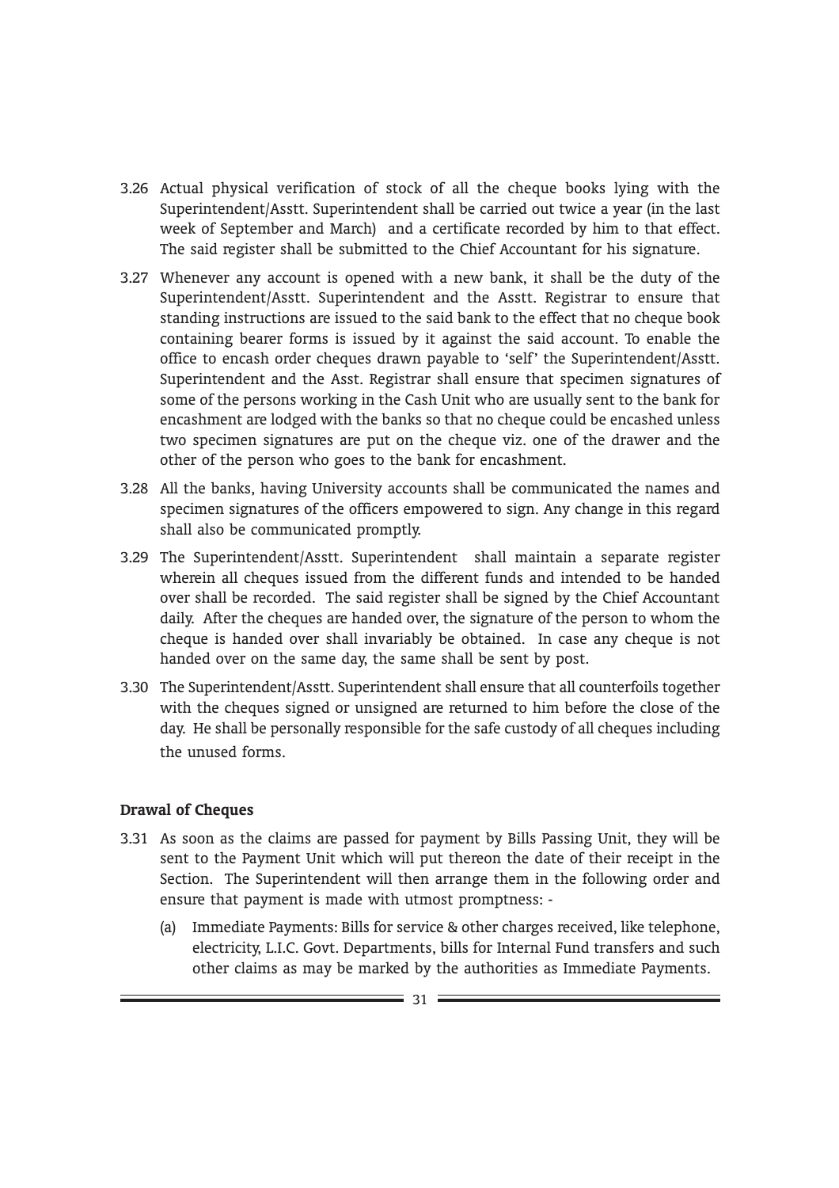3.26 Actual physical verification of stock of all the cheque books lying with the Superintendent/Asstt. Superintendent shall be carried out twice a year (in the last week of September and March) and a certificate recorded by him to that effect. The said register shall be submitted to the Chief Accountant for his signature.

3.27 Whenever any account is opened with a new bank, it shall be the duty of the Superintendent/Asstt. Superintendent and the Asstt. Registrar to ensure that standing instructions are issued to the said bank to the effect that no cheque book containing bearer forms is issued by it against the said account. To enable the office to encash order cheques drawn payable to 'self' the Superintendent/Asstt. Superintendent and the Asst. Registrar shall ensure that specimen signatures of some of the persons working in the Cash Unit who are usually sent to the bank for encashment are lodged with the banks so that no cheque could be encashed unless two specimen signatures are put on the cheque viz. one of the drawer and the other of the person who goes to the bank for encashment.

3.28 All the banks, having University accounts shall be communicated the names and specimen signatures of the officers empowered to sign. Any change in this regard shall also be communicated promptly.

3.29 The Superintendent/Asstt. Superintendent shall maintain a separate register wherein all cheques issued from the different funds and intended to be handed over shall be recorded. The said register shall be signed by the Chief Accountant daily. After the cheques are handed over, the signature of the person to whom the cheque is handed over shall invariably be obtained. In case any cheque is not handed over on the same day, the same shall be sent by post.

3.30 The Superintendent/Asstt. Superintendent shall ensure that all counterfoils together with the cheques signed or unsigned are returned to him before the close of the day. He shall be personally responsible for the safe custody of all cheques including the unused forms.

**Drawal of Cheques**

3.31 As soon as the claims are passed for payment by Bills Passing Unit, they will be sent to the Payment Unit which will put thereon the date of their receipt in the Section. The Superintendent will then arrange them in the following order and ensure that payment is made with utmost promptness: -

   (a) Immediate Payments: Bills for service & other charges received, like telephone, electricity, L.I.C. Govt. Departments, bills for Internal Fund transfers and such other claims as may be marked by the authorities as Immediate Payments.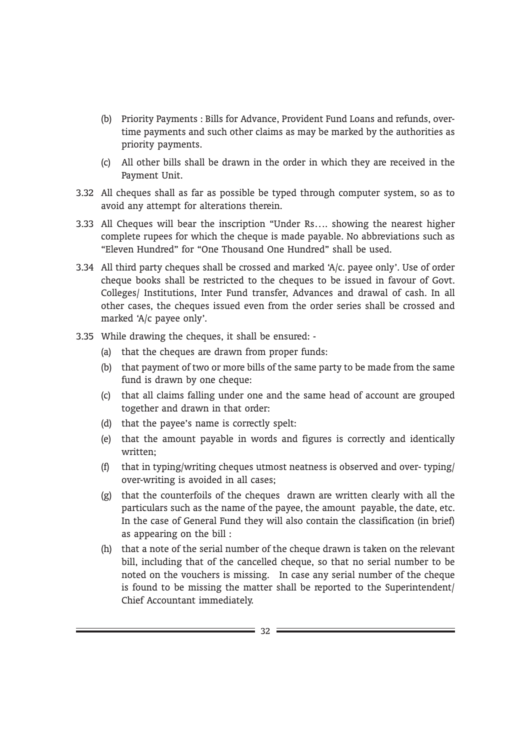(b) Priority Payments : Bills for Advance, Provident Fund Loans and refunds, over-time payments and such other claims as may be marked by the authorities as priority payments.

(c) All other bills shall be drawn in the order in which they are received in the Payment Unit.

3.32 All cheques shall as far as possible be typed through computer system, so as to avoid any attempt for alterations therein.

3.33 All Cheques will bear the inscription “Under Rs…. showing the nearest higher complete rupees for which the cheque is made payable. No abbreviations such as “Eleven Hundred” for “One Thousand One Hundred” shall be used.

3.34 All third party cheques shall be crossed and marked ‘A/c. payee only’. Use of order cheque books shall be restricted to the cheques to be issued in favour of Govt. Colleges/ Institutions, Inter Fund transfer, Advances and drawal of cash. In all other cases, the cheques issued even from the order series shall be crossed and marked ‘A/c payee only’.

3.35 While drawing the cheques, it shall be ensured: -

(a) that the cheques are drawn from proper funds:

(b) that payment of two or more bills of the same party to be made from the same fund is drawn by one cheque:

(c) that all claims falling under one and the same head of account are grouped together and drawn in that order:

(d) that the payee’s name is correctly spelt:

(e) that the amount payable in words and figures is correctly and identically written;

(f) that in typing/writing cheques utmost neatness is observed and over- typing/ over-writing is avoided in all cases;

(g) that the counterfoils of the cheques drawn are written clearly with all the particulars such as the name of the payee, the amount payable, the date, etc. In the case of General Fund they will also contain the classification (in brief) as appearing on the bill :

(h) that a note of the serial number of the cheque drawn is taken on the relevant bill, including that of the cancelled cheque, so that no serial number to be noted on the vouchers is missing. In case any serial number of the cheque is found to be missing the matter shall be reported to the Superintendent/ Chief Accountant immediately.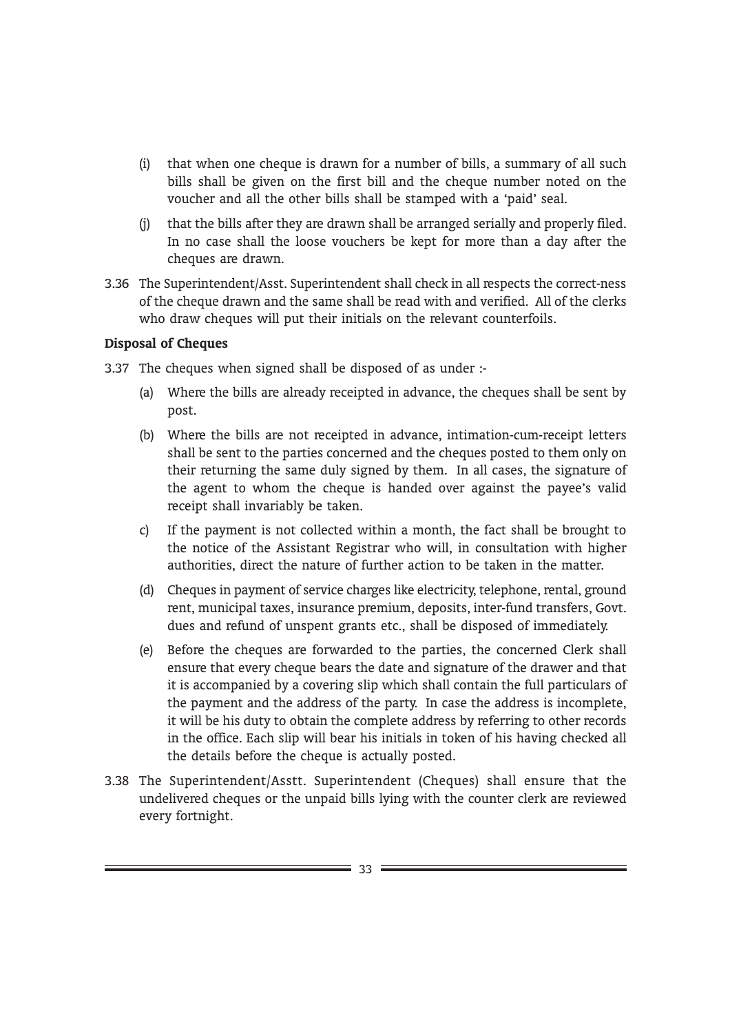(i) that when one cheque is drawn for a number of bills, a summary of all such bills shall be given on the first bill and the cheque number noted on the voucher and all the other bills shall be stamped with a 'paid' seal.

(j) that the bills after they are drawn shall be arranged serially and properly filed. In no case shall the loose vouchers be kept for more than a day after the cheques are drawn.

3.36 The Superintendent/Asst. Superintendent shall check in all respects the correct-ness of the cheque drawn and the same shall be read with and verified. All of the clerks who draw cheques will put their initials on the relevant counterfoils.

**Disposal of Cheques**

3.37 The cheques when signed shall be disposed of as under :-

(a) Where the bills are already receipted in advance, the cheques shall be sent by post.

(b) Where the bills are not receipted in advance, intimation-cum-receipt letters shall be sent to the parties concerned and the cheques posted to them only on their returning the same duly signed by them. In all cases, the signature of the agent to whom the cheque is handed over against the payee's valid receipt shall invariably be taken.

c) If the payment is not collected within a month, the fact shall be brought to the notice of the Assistant Registrar who will, in consultation with higher authorities, direct the nature of further action to be taken in the matter.

(d) Cheques in payment of service charges like electricity, telephone, rental, ground rent, municipal taxes, insurance premium, deposits, inter-fund transfers, Govt. dues and refund of unspent grants etc., shall be disposed of immediately.

(e) Before the cheques are forwarded to the parties, the concerned Clerk shall ensure that every cheque bears the date and signature of the drawer and that it is accompanied by a covering slip which shall contain the full particulars of the payment and the address of the party. In case the address is incomplete, it will be his duty to obtain the complete address by referring to other records in the office. Each slip will bear his initials in token of his having checked all the details before the cheque is actually posted.

3.38 The Superintendent/Asstt. Superintendent (Cheques) shall ensure that the undelivered cheques or the unpaid bills lying with the counter clerk are reviewed every fortnight.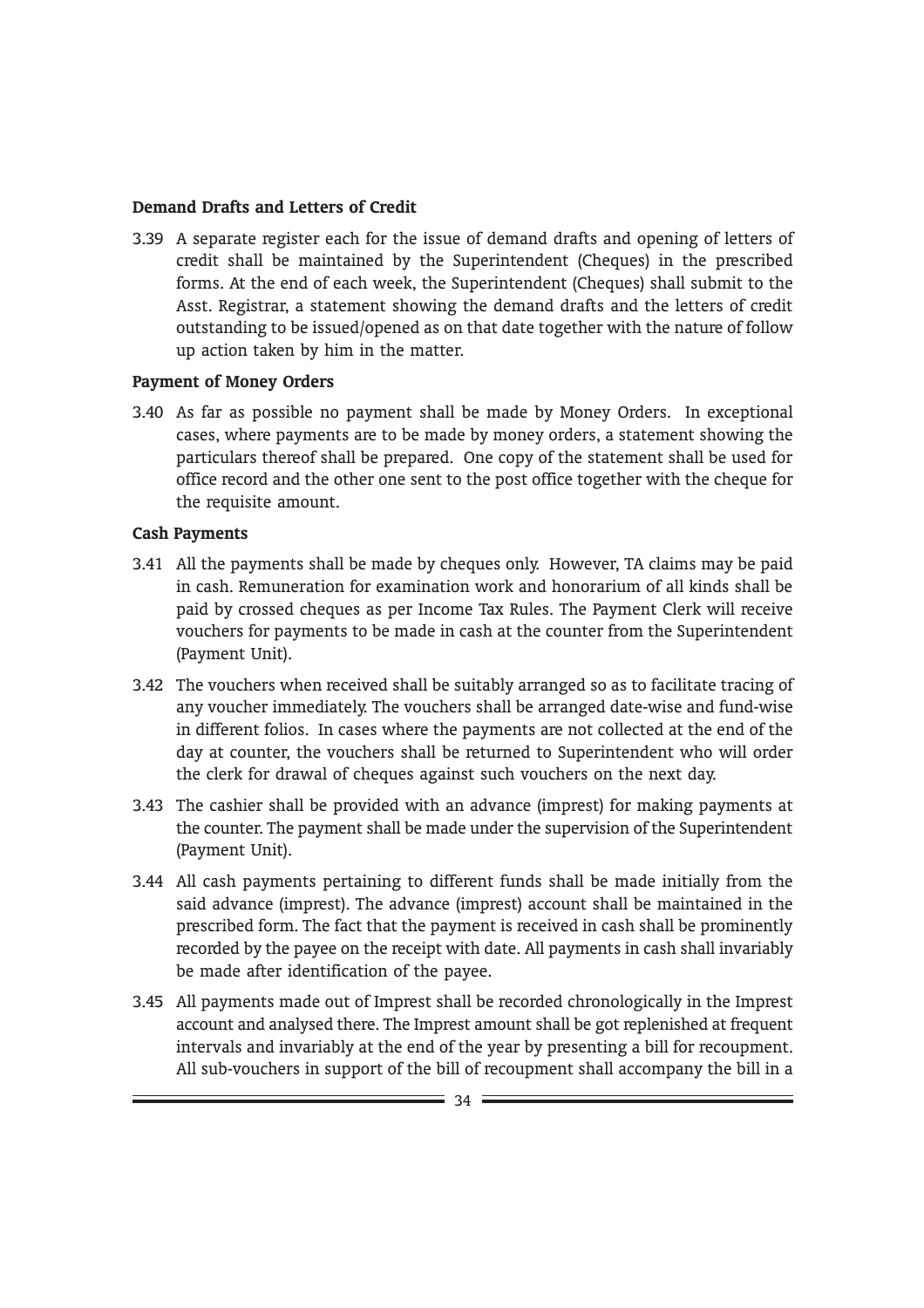**Demand Drafts and Letters of Credit**

3.39 A separate register each for the issue of demand drafts and opening of letters of credit shall be maintained by the Superintendent (Cheques) in the prescribed forms. At the end of each week, the Superintendent (Cheques) shall submit to the Asst. Registrar, a statement showing the demand drafts and the letters of credit outstanding to be issued/opened as on that date together with the nature of follow up action taken by him in the matter.

**Payment of Money Orders**

3.40 As far as possible no payment shall be made by Money Orders. In exceptional cases, where payments are to be made by money orders, a statement showing the particulars thereof shall be prepared. One copy of the statement shall be used for office record and the other one sent to the post office together with the cheque for the requisite amount.

**Cash Payments**

3.41 All the payments shall be made by cheques only. However, TA claims may be paid in cash. Remuneration for examination work and honorarium of all kinds shall be paid by crossed cheques as per Income Tax Rules. The Payment Clerk will receive vouchers for payments to be made in cash at the counter from the Superintendent (Payment Unit).

3.42 The vouchers when received shall be suitably arranged so as to facilitate tracing of any voucher immediately. The vouchers shall be arranged date-wise and fund-wise in different folios. In cases where the payments are not collected at the end of the day at counter, the vouchers shall be returned to Superintendent who will order the clerk for drawal of cheques against such vouchers on the next day.

3.43 The cashier shall be provided with an advance (imprest) for making payments at the counter. The payment shall be made under the supervision of the Superintendent (Payment Unit).

3.44 All cash payments pertaining to different funds shall be made initially from the said advance (imprest). The advance (imprest) account shall be maintained in the prescribed form. The fact that the payment is received in cash shall be prominently recorded by the payee on the receipt with date. All payments in cash shall invariably be made after identification of the payee.

3.45 All payments made out of Imprest shall be recorded chronologically in the Imprest account and analysed there. The Imprest amount shall be got replenished at frequent intervals and invariably at the end of the year by presenting a bill for recoupment. All sub-vouchers in support of the bill of recoupment shall accompany the bill in a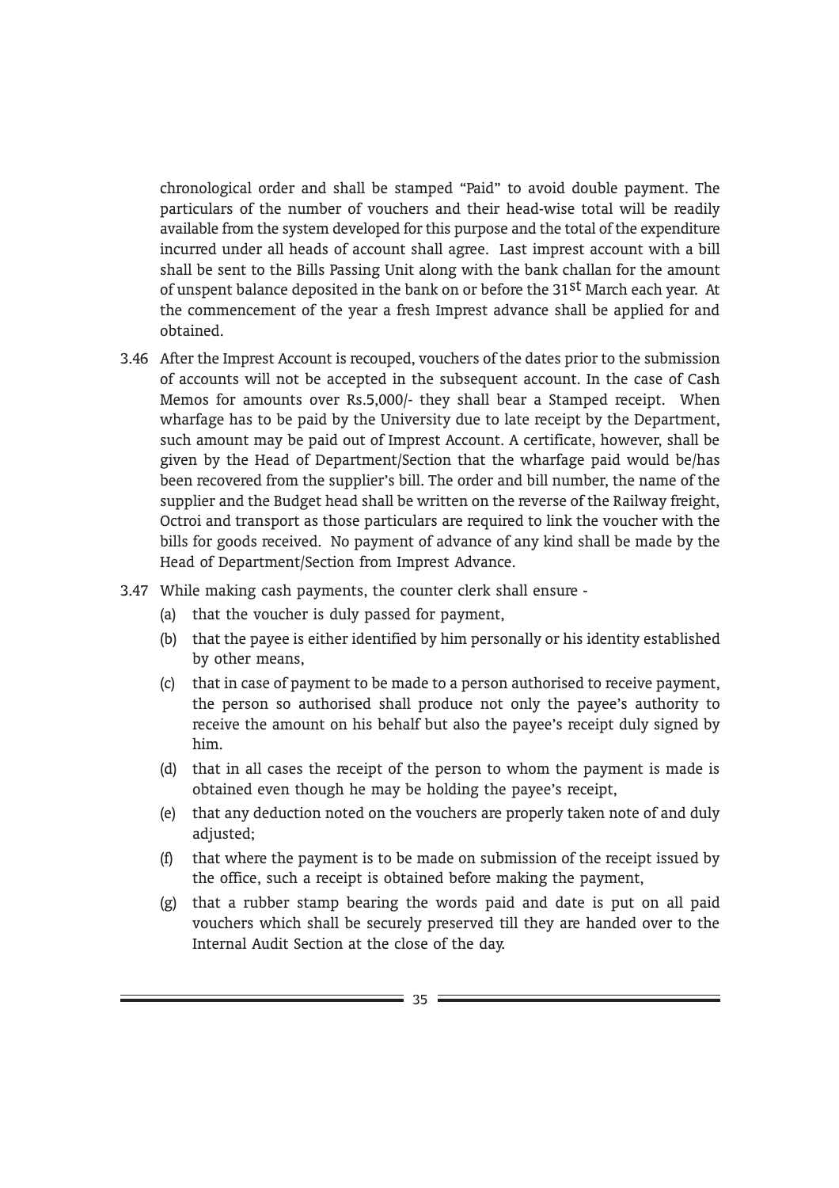chronological order and shall be stamped “Paid” to avoid double payment. The particulars of the number of vouchers and their head-wise total will be readily available from the system developed for this purpose and the total of the expenditure incurred under all heads of account shall agree. Last imprest account with a bill shall be sent to the Bills Passing Unit along with the bank challan for the amount of unspent balance deposited in the bank on or before the 31st March each year. At the commencement of the year a fresh Imprest advance shall be applied for and obtained.

3.46 After the Imprest Account is recouped, vouchers of the dates prior to the submission of accounts will not be accepted in the subsequent account. In the case of Cash Memos for amounts over Rs.5,000/- they shall bear a Stamped receipt. When wharfage has to be paid by the University due to late receipt by the Department, such amount may be paid out of Imprest Account. A certificate, however, shall be given by the Head of Department/Section that the wharfage paid would be/has been recovered from the supplier’s bill. The order and bill number, the name of the supplier and the Budget head shall be written on the reverse of the Railway freight, Octroi and transport as those particulars are required to link the voucher with the bills for goods received. No payment of advance of any kind shall be made by the Head of Department/Section from Imprest Advance.

3.47 While making cash payments, the counter clerk shall ensure -

(a) that the voucher is duly passed for payment,

(b) that the payee is either identified by him personally or his identity established by other means,

(c) that in case of payment to be made to a person authorised to receive payment, the person so authorised shall produce not only the payee’s authority to receive the amount on his behalf but also the payee’s receipt duly signed by him.

(d) that in all cases the receipt of the person to whom the payment is made is obtained even though he may be holding the payee’s receipt,

(e) that any deduction noted on the vouchers are properly taken note of and duly adjusted;

(f) that where the payment is to be made on submission of the receipt issued by the office, such a receipt is obtained before making the payment,

(g) that a rubber stamp bearing the words paid and date is put on all paid vouchers which shall be securely preserved till they are handed over to the Internal Audit Section at the close of the day.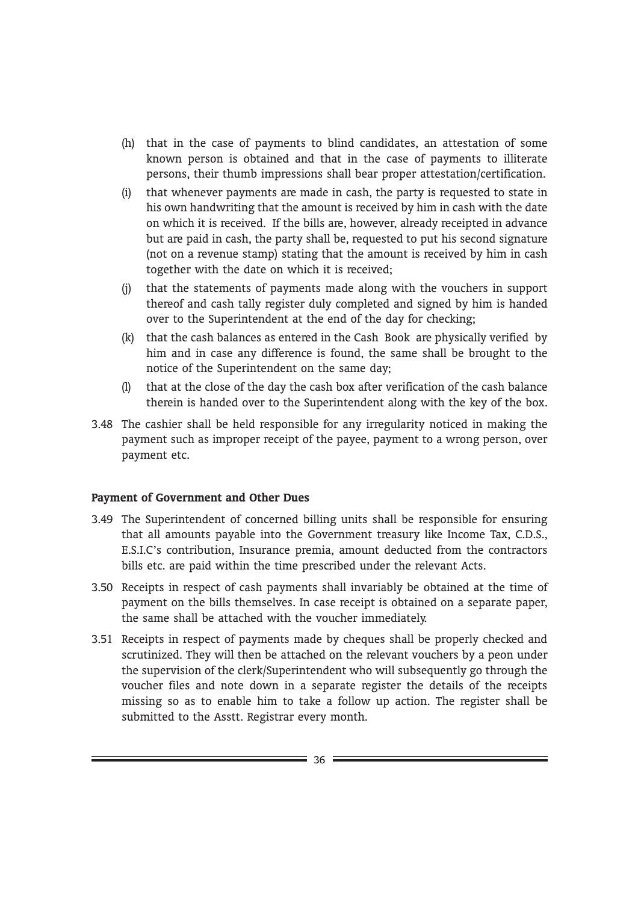(h) that in the case of payments to blind candidates, an attestation of some known person is obtained and that in the case of payments to illiterate persons, their thumb impressions shall bear proper attestation/certification.

(i) that whenever payments are made in cash, the party is requested to state in his own handwriting that the amount is received by him in cash with the date on which it is received. If the bills are, however, already receipted in advance but are paid in cash, the party shall be, requested to put his second signature (not on a revenue stamp) stating that the amount is received by him in cash together with the date on which it is received;

(j) that the statements of payments made along with the vouchers in support thereof and cash tally register duly completed and signed by him is handed over to the Superintendent at the end of the day for checking;

(k) that the cash balances as entered in the Cash Book are physically verified by him and in case any difference is found, the same shall be brought to the notice of the Superintendent on the same day;

(l) that at the close of the day the cash box after verification of the cash balance therein is handed over to the Superintendent along with the key of the box.

3.48 The cashier shall be held responsible for any irregularity noticed in making the payment such as improper receipt of the payee, payment to a wrong person, over payment etc.

**Payment of Government and Other Dues**

3.49 The Superintendent of concerned billing units shall be responsible for ensuring that all amounts payable into the Government treasury like Income Tax, C.D.S., E.S.I.C's contribution, Insurance premia, amount deducted from the contractors bills etc. are paid within the time prescribed under the relevant Acts.

3.50 Receipts in respect of cash payments shall invariably be obtained at the time of payment on the bills themselves. In case receipt is obtained on a separate paper, the same shall be attached with the voucher immediately.

3.51 Receipts in respect of payments made by cheques shall be properly checked and scrutinized. They will then be attached on the relevant vouchers by a peon under the supervision of the clerk/Superintendent who will subsequently go through the voucher files and note down in a separate register the details of the receipts missing so as to enable him to take a follow up action. The register shall be submitted to the Asstt. Registrar every month.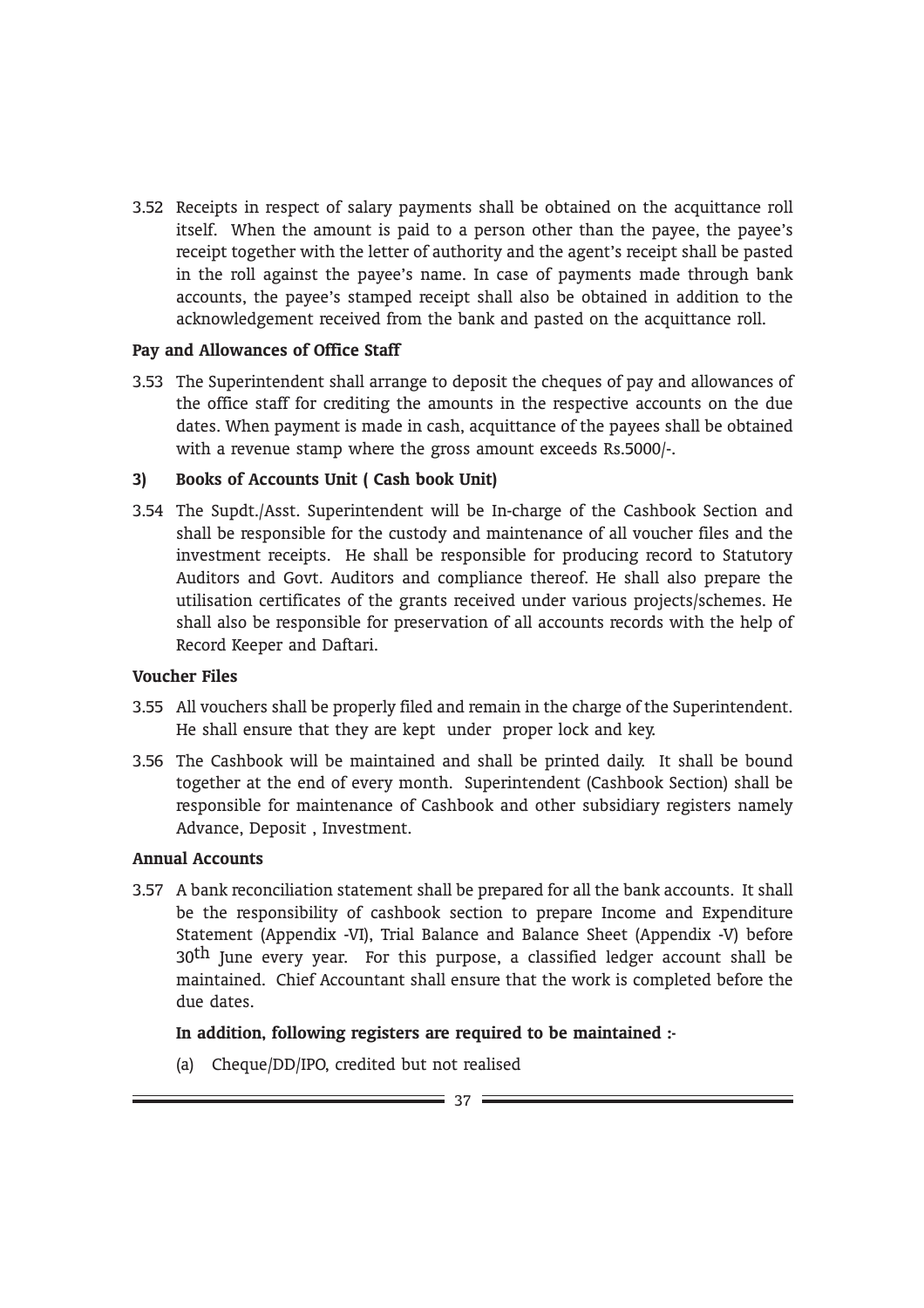3.52 Receipts in respect of salary payments shall be obtained on the acquittance roll itself. When the amount is paid to a person other than the payee, the payee's receipt together with the letter of authority and the agent's receipt shall be pasted in the roll against the payee's name. In case of payments made through bank accounts, the payee's stamped receipt shall also be obtained in addition to the acknowledgement received from the bank and pasted on the acquittance roll.

**Pay and Allowances of Office Staff**

3.53 The Superintendent shall arrange to deposit the cheques of pay and allowances of the office staff for crediting the amounts in the respective accounts on the due dates. When payment is made in cash, acquittance of the payees shall be obtained with a revenue stamp where the gross amount exceeds Rs.5000/-.

**3) Books of Accounts Unit ( Cash book Unit)**

3.54 The Supdt./Asst. Superintendent will be In-charge of the Cashbook Section and shall be responsible for the custody and maintenance of all voucher files and the investment receipts. He shall be responsible for producing record to Statutory Auditors and Govt. Auditors and compliance thereof. He shall also prepare the utilisation certificates of the grants received under various projects/schemes. He shall also be responsible for preservation of all accounts records with the help of Record Keeper and Daftari.

**Voucher Files**

3.55 All vouchers shall be properly filed and remain in the charge of the Superintendent. He shall ensure that they are kept under proper lock and key.

3.56 The Cashbook will be maintained and shall be printed daily. It shall be bound together at the end of every month. Superintendent (Cashbook Section) shall be responsible for maintenance of Cashbook and other subsidiary registers namely Advance, Deposit , Investment.

**Annual Accounts**

3.57 A bank reconciliation statement shall be prepared for all the bank accounts. It shall be the responsibility of cashbook section to prepare Income and Expenditure Statement (Appendix -VI), Trial Balance and Balance Sheet (Appendix -V) before 30th June every year. For this purpose, a classified ledger account shall be maintained. Chief Accountant shall ensure that the work is completed before the due dates.

**In addition, following registers are required to be maintained :-**

(a) Cheque/DD/IPO, credited but not realised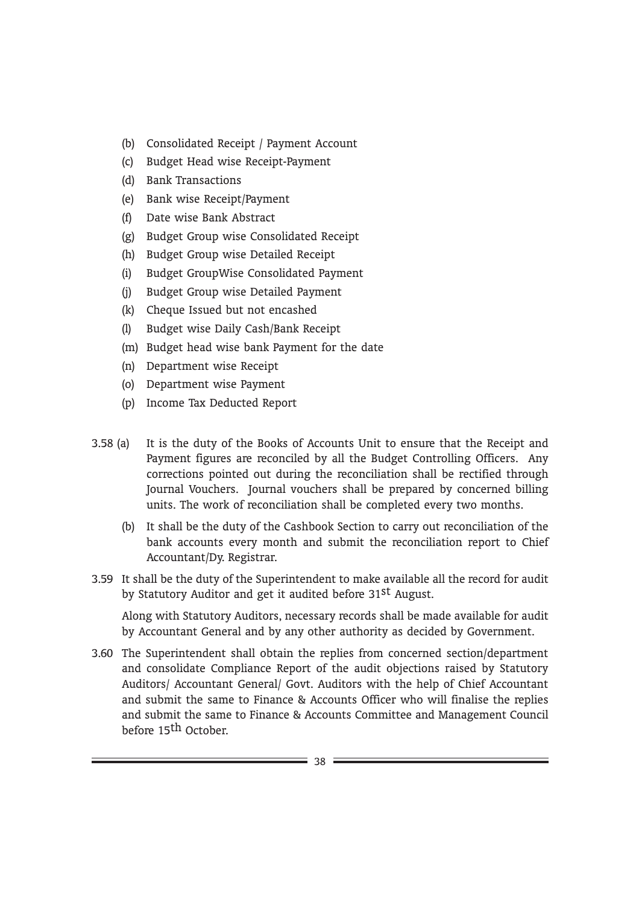(b) Consolidated Receipt / Payment Account

(c) Budget Head wise Receipt-Payment

(d) Bank Transactions

(e) Bank wise Receipt/Payment

(f) Date wise Bank Abstract

(g) Budget Group wise Consolidated Receipt

(h) Budget Group wise Detailed Receipt

(i) Budget GroupWise Consolidated Payment

(j) Budget Group wise Detailed Payment

(k) Cheque Issued but not encashed

(l) Budget wise Daily Cash/Bank Receipt

(m) Budget head wise bank Payment for the date

(n) Department wise Receipt

(o) Department wise Payment

(p) Income Tax Deducted Report

3.58 (a) It is the duty of the Books of Accounts Unit to ensure that the Receipt and Payment figures are reconciled by all the Budget Controlling Officers. Any corrections pointed out during the reconciliation shall be rectified through Journal Vouchers. Journal vouchers shall be prepared by concerned billing units. The work of reconciliation shall be completed every two months.

(b) It shall be the duty of the Cashbook Section to carry out reconciliation of the bank accounts every month and submit the reconciliation report to Chief Accountant/Dy. Registrar.

3.59 It shall be the duty of the Superintendent to make available all the record for audit by Statutory Auditor and get it audited before 31st August.

Along with Statutory Auditors, necessary records shall be made available for audit by Accountant General and by any other authority as decided by Government.

3.60 The Superintendent shall obtain the replies from concerned section/department and consolidate Compliance Report of the audit objections raised by Statutory Auditors/ Accountant General/ Govt. Auditors with the help of Chief Accountant and submit the same to Finance & Accounts Officer who will finalise the replies and submit the same to Finance & Accounts Committee and Management Council before 15th October.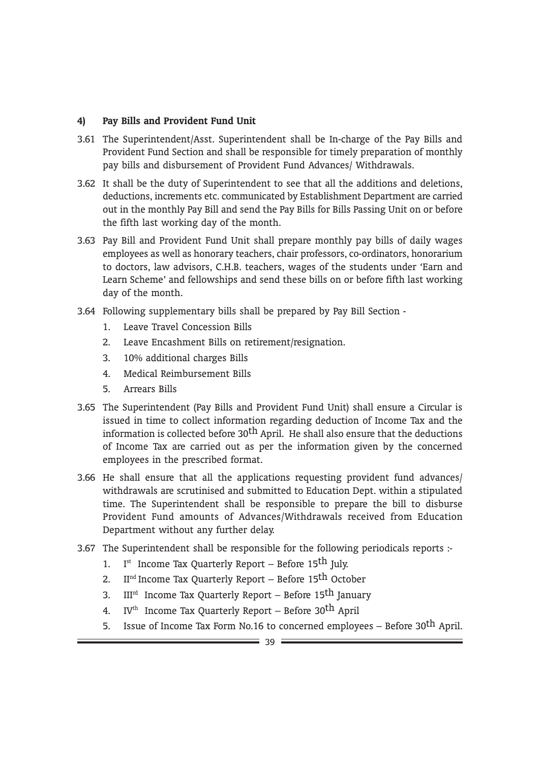#### 4) Pay Bills and Provident Fund Unit

3.61 The Superintendent/Asst. Superintendent shall be In-charge of the Pay Bills and Provident Fund Section and shall be responsible for timely preparation of monthly pay bills and disbursement of Provident Fund Advances/ Withdrawals.

3.62 It shall be the duty of Superintendent to see that all the additions and deletions, deductions, increments etc. communicated by Establishment Department are carried out in the monthly Pay Bill and send the Pay Bills for Bills Passing Unit on or before the fifth last working day of the month.

3.63 Pay Bill and Provident Fund Unit shall prepare monthly pay bills of daily wages employees as well as honorary teachers, chair professors, co-ordinators, honorarium to doctors, law advisors, C.H.B. teachers, wages of the students under 'Earn and Learn Scheme' and fellowships and send these bills on or before fifth last working day of the month.

3.64 Following supplementary bills shall be prepared by Pay Bill Section -

1. Leave Travel Concession Bills
2. Leave Encashment Bills on retirement/resignation.
3. 10% additional charges Bills
4. Medical Reimbursement Bills
5. Arrears Bills

3.65 The Superintendent (Pay Bills and Provident Fund Unit) shall ensure a Circular is issued in time to collect information regarding deduction of Income Tax and the information is collected before 30th April. He shall also ensure that the deductions of Income Tax are carried out as per the information given by the concerned employees in the prescribed format.

3.66 He shall ensure that all the applications requesting provident fund advances/ withdrawals are scrutinised and submitted to Education Dept. within a stipulated time. The Superintendent shall be responsible to prepare the bill to disburse Provident Fund amounts of Advances/Withdrawals received from Education Department without any further delay.

3.67 The Superintendent shall be responsible for the following periodicals reports :-

1. Ist Income Tax Quarterly Report – Before 15th July.
2. IInd Income Tax Quarterly Report – Before 15th October
3. IIIrd Income Tax Quarterly Report – Before 15th January
4. IVth Income Tax Quarterly Report – Before 30th April
5. Issue of Income Tax Form No.16 to concerned employees – Before 30th April.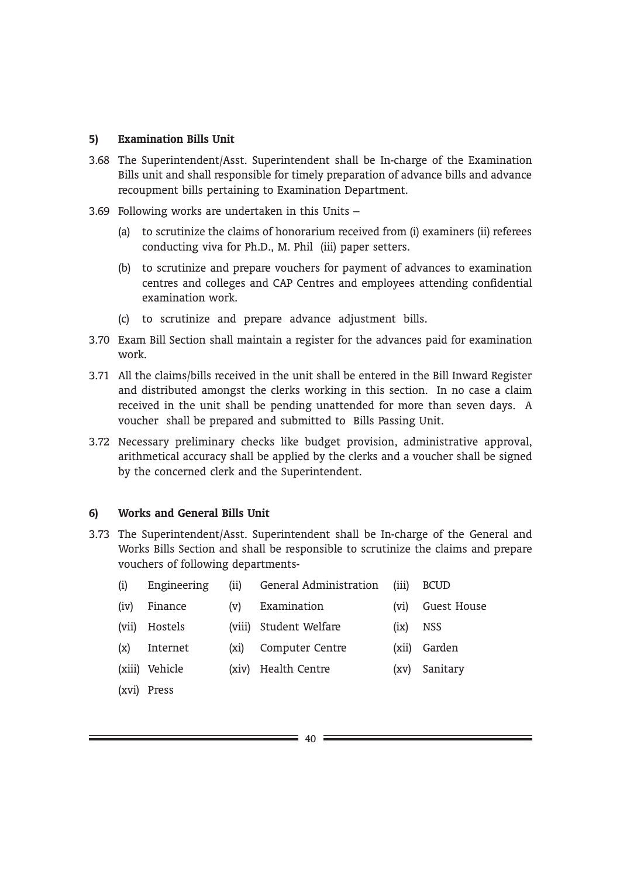**5) Examination Bills Unit**

3.68 The Superintendent/Asst. Superintendent shall be In-charge of the Examination Bills unit and shall responsible for timely preparation of advance bills and advance recoupment bills pertaining to Examination Department.

3.69 Following works are undertaken in this Units –

(a) to scrutinize the claims of honorarium received from (i) examiners (ii) referees conducting viva for Ph.D., M. Phil (iii) paper setters.

(b) to scrutinize and prepare vouchers for payment of advances to examination centres and colleges and CAP Centres and employees attending confidential examination work.

(c) to scrutinize and prepare advance adjustment bills.

3.70 Exam Bill Section shall maintain a register for the advances paid for examination work.

3.71 All the claims/bills received in the unit shall be entered in the Bill Inward Register and distributed amongst the clerks working in this section. In no case a claim received in the unit shall be pending unattended for more than seven days. A voucher shall be prepared and submitted to Bills Passing Unit.

3.72 Necessary preliminary checks like budget provision, administrative approval, arithmetical accuracy shall be applied by the clerks and a voucher shall be signed by the concerned clerk and the Superintendent.

**6) Works and General Bills Unit**

3.73 The Superintendent/Asst. Superintendent shall be In-charge of the General and Works Bills Section and shall be responsible to scrutinize the claims and prepare vouchers of following departments-

(i) Engineering
(ii) General Administration
(iii) BCUD
(iv) Finance
(v) Examination
(vi) Guest House
(vii) Hostels
(viii) Student Welfare
(ix) NSS
(x) Internet
(xi) Computer Centre
(xii) Garden
(xiii) Vehicle
(xiv) Health Centre
(xv) Sanitary
(xvi) Press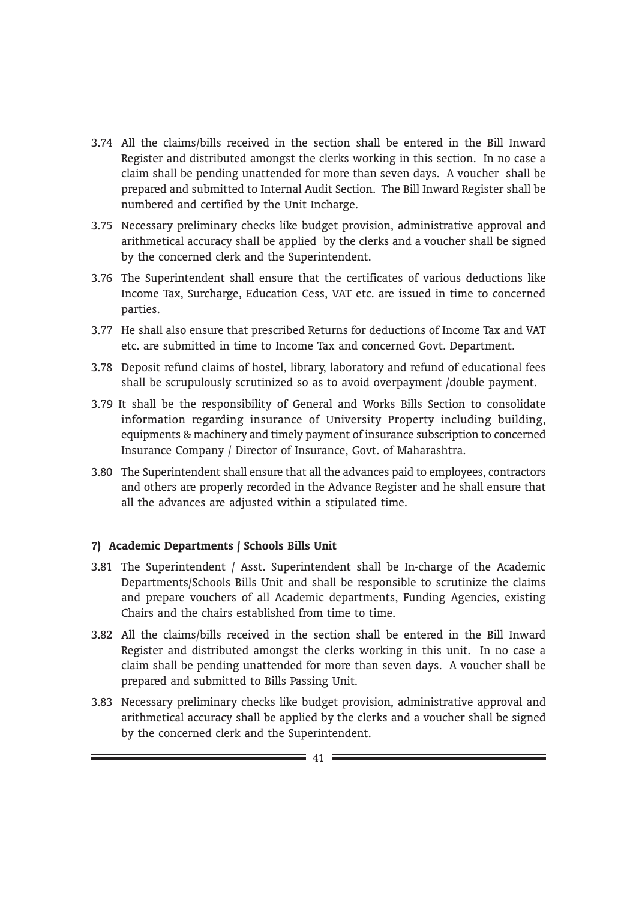3.74 All the claims/bills received in the section shall be entered in the Bill Inward Register and distributed amongst the clerks working in this section. In no case a claim shall be pending unattended for more than seven days. A voucher shall be prepared and submitted to Internal Audit Section. The Bill Inward Register shall be numbered and certified by the Unit Incharge.

3.75 Necessary preliminary checks like budget provision, administrative approval and arithmetical accuracy shall be applied by the clerks and a voucher shall be signed by the concerned clerk and the Superintendent.

3.76 The Superintendent shall ensure that the certificates of various deductions like Income Tax, Surcharge, Education Cess, VAT etc. are issued in time to concerned parties.

3.77 He shall also ensure that prescribed Returns for deductions of Income Tax and VAT etc. are submitted in time to Income Tax and concerned Govt. Department.

3.78 Deposit refund claims of hostel, library, laboratory and refund of educational fees shall be scrupulously scrutinized so as to avoid overpayment /double payment.

3.79 It shall be the responsibility of General and Works Bills Section to consolidate information regarding insurance of University Property including building, equipments & machinery and timely payment of insurance subscription to concerned Insurance Company / Director of Insurance, Govt. of Maharashtra.

3.80 The Superintendent shall ensure that all the advances paid to employees, contractors and others are properly recorded in the Advance Register and he shall ensure that all the advances are adjusted within a stipulated time.

#### 7) Academic Departments / Schools Bills Unit

3.81 The Superintendent / Asst. Superintendent shall be In-charge of the Academic Departments/Schools Bills Unit and shall be responsible to scrutinize the claims and prepare vouchers of all Academic departments, Funding Agencies, existing Chairs and the chairs established from time to time.

3.82 All the claims/bills received in the section shall be entered in the Bill Inward Register and distributed amongst the clerks working in this unit. In no case a claim shall be pending unattended for more than seven days. A voucher shall be prepared and submitted to Bills Passing Unit.

3.83 Necessary preliminary checks like budget provision, administrative approval and arithmetical accuracy shall be applied by the clerks and a voucher shall be signed by the concerned clerk and the Superintendent.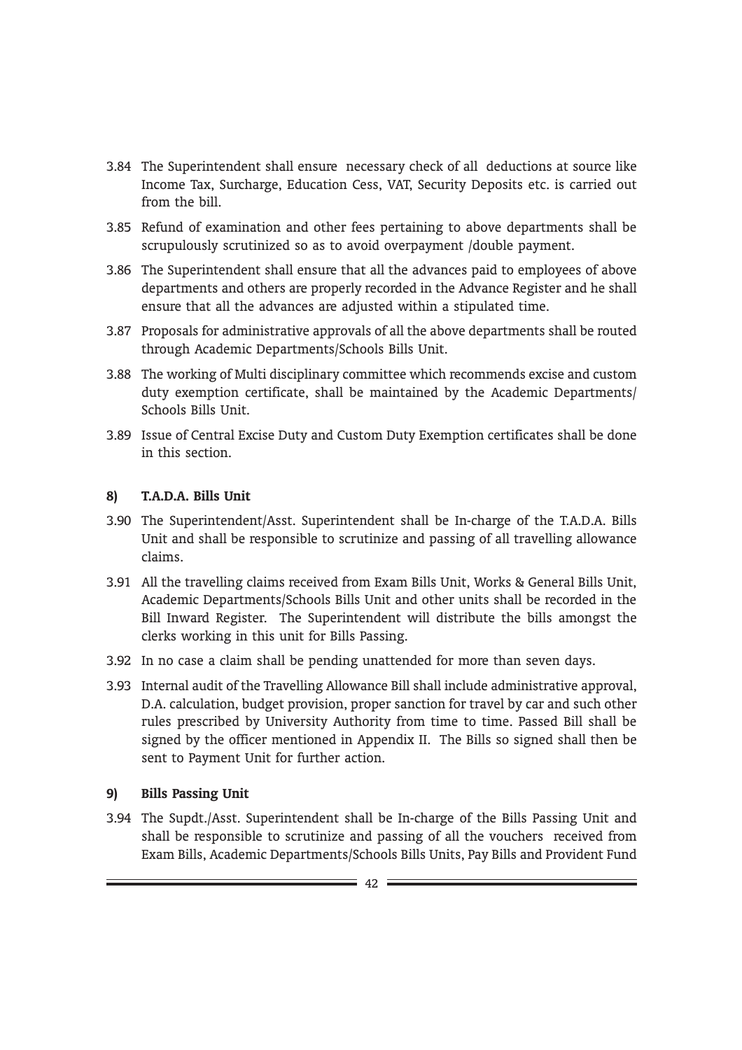3.84 The Superintendent shall ensure necessary check of all deductions at source like Income Tax, Surcharge, Education Cess, VAT, Security Deposits etc. is carried out from the bill.

3.85 Refund of examination and other fees pertaining to above departments shall be scrupulously scrutinized so as to avoid overpayment /double payment.

3.86 The Superintendent shall ensure that all the advances paid to employees of above departments and others are properly recorded in the Advance Register and he shall ensure that all the advances are adjusted within a stipulated time.

3.87 Proposals for administrative approvals of all the above departments shall be routed through Academic Departments/Schools Bills Unit.

3.88 The working of Multi disciplinary committee which recommends excise and custom duty exemption certificate, shall be maintained by the Academic Departments/ Schools Bills Unit.

3.89 Issue of Central Excise Duty and Custom Duty Exemption certificates shall be done in this section.

**8) T.A.D.A. Bills Unit**

3.90 The Superintendent/Asst. Superintendent shall be In-charge of the T.A.D.A. Bills Unit and shall be responsible to scrutinize and passing of all travelling allowance claims.

3.91 All the travelling claims received from Exam Bills Unit, Works & General Bills Unit, Academic Departments/Schools Bills Unit and other units shall be recorded in the Bill Inward Register. The Superintendent will distribute the bills amongst the clerks working in this unit for Bills Passing.

3.92 In no case a claim shall be pending unattended for more than seven days.

3.93 Internal audit of the Travelling Allowance Bill shall include administrative approval, D.A. calculation, budget provision, proper sanction for travel by car and such other rules prescribed by University Authority from time to time. Passed Bill shall be signed by the officer mentioned in Appendix II. The Bills so signed shall then be sent to Payment Unit for further action.

**9) Bills Passing Unit**

3.94 The Supdt./Asst. Superintendent shall be In-charge of the Bills Passing Unit and shall be responsible to scrutinize and passing of all the vouchers received from Exam Bills, Academic Departments/Schools Bills Units, Pay Bills and Provident Fund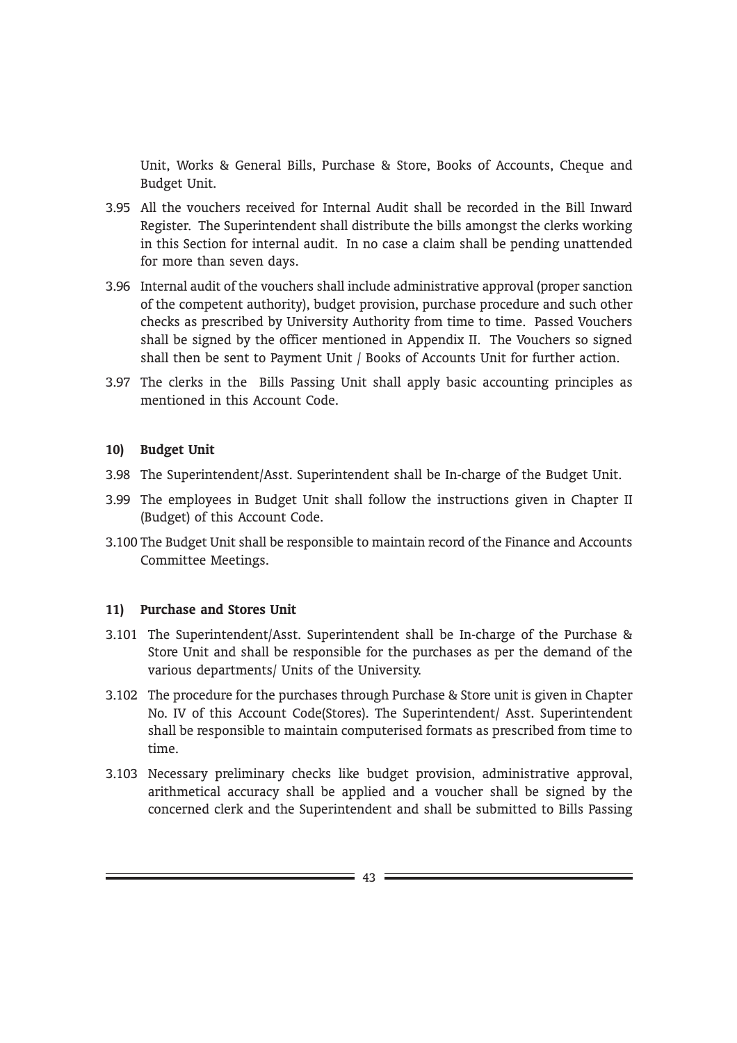Unit, Works & General Bills, Purchase & Store, Books of Accounts, Cheque and Budget Unit.

3.95 All the vouchers received for Internal Audit shall be recorded in the Bill Inward Register. The Superintendent shall distribute the bills amongst the clerks working in this Section for internal audit. In no case a claim shall be pending unattended for more than seven days.

3.96 Internal audit of the vouchers shall include administrative approval (proper sanction of the competent authority), budget provision, purchase procedure and such other checks as prescribed by University Authority from time to time. Passed Vouchers shall be signed by the officer mentioned in Appendix II. The Vouchers so signed shall then be sent to Payment Unit / Books of Accounts Unit for further action.

3.97 The clerks in the Bills Passing Unit shall apply basic accounting principles as mentioned in this Account Code.

**10) Budget Unit**

3.98 The Superintendent/Asst. Superintendent shall be In-charge of the Budget Unit.

3.99 The employees in Budget Unit shall follow the instructions given in Chapter II (Budget) of this Account Code.

3.100 The Budget Unit shall be responsible to maintain record of the Finance and Accounts Committee Meetings.

**11) Purchase and Stores Unit**

3.101 The Superintendent/Asst. Superintendent shall be In-charge of the Purchase & Store Unit and shall be responsible for the purchases as per the demand of the various departments/ Units of the University.

3.102 The procedure for the purchases through Purchase & Store unit is given in Chapter No. IV of this Account Code(Stores). The Superintendent/ Asst. Superintendent shall be responsible to maintain computerised formats as prescribed from time to time.

3.103 Necessary preliminary checks like budget provision, administrative approval, arithmetical accuracy shall be applied and a voucher shall be signed by the concerned clerk and the Superintendent and shall be submitted to Bills Passing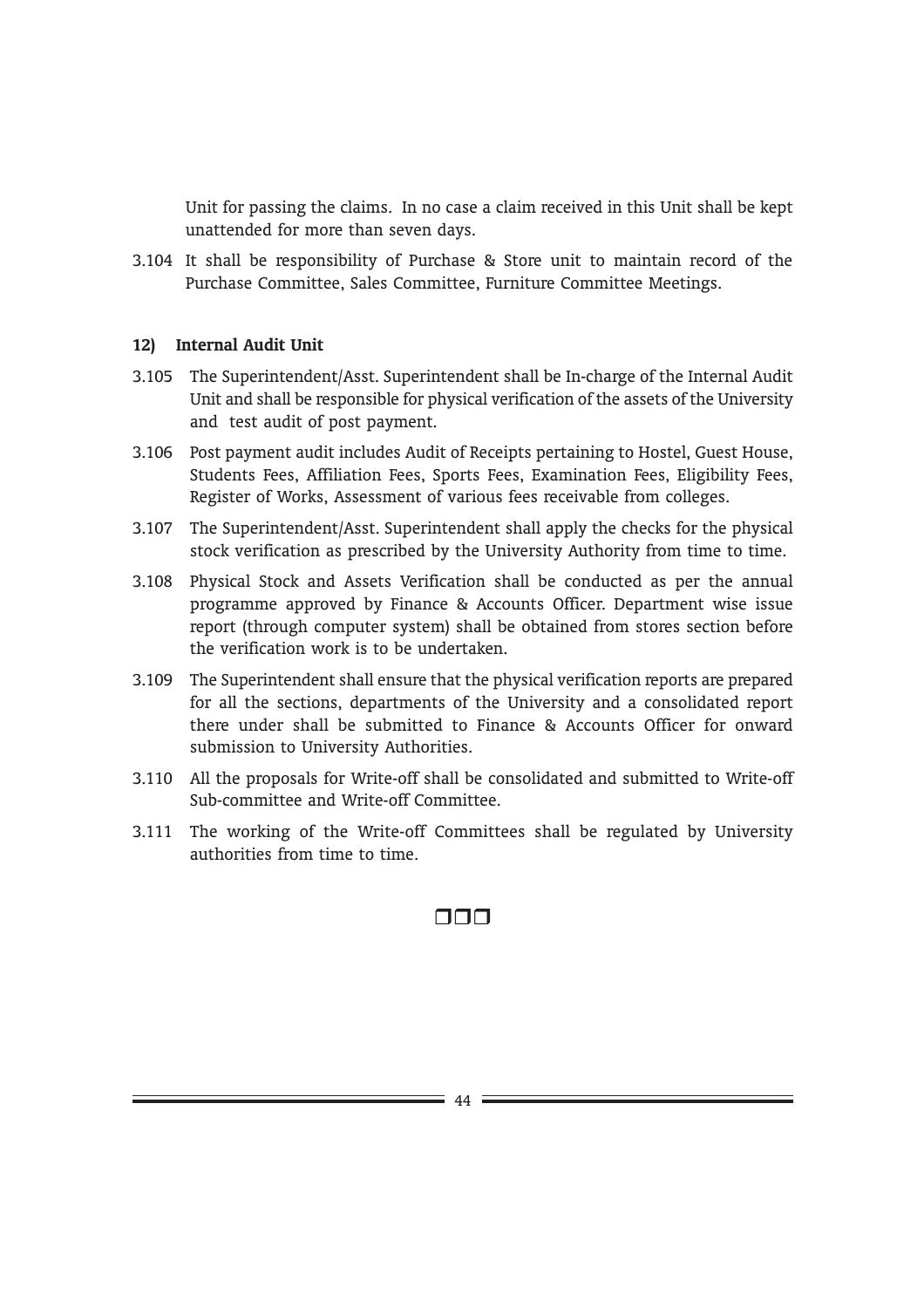Unit for passing the claims. In no case a claim received in this Unit shall be kept unattended for more than seven days.

3.104 It shall be responsibility of Purchase & Store unit to maintain record of the Purchase Committee, Sales Committee, Furniture Committee Meetings.

**12) Internal Audit Unit**

3.105 The Superintendent/Asst. Superintendent shall be In-charge of the Internal Audit Unit and shall be responsible for physical verification of the assets of the University and test audit of post payment.

3.106 Post payment audit includes Audit of Receipts pertaining to Hostel, Guest House, Students Fees, Affiliation Fees, Sports Fees, Examination Fees, Eligibility Fees, Register of Works, Assessment of various fees receivable from colleges.

3.107 The Superintendent/Asst. Superintendent shall apply the checks for the physical stock verification as prescribed by the University Authority from time to time.

3.108 Physical Stock and Assets Verification shall be conducted as per the annual programme approved by Finance & Accounts Officer. Department wise issue report (through computer system) shall be obtained from stores section before the verification work is to be undertaken.

3.109 The Superintendent shall ensure that the physical verification reports are prepared for all the sections, departments of the University and a consolidated report there under shall be submitted to Finance & Accounts Officer for onward submission to University Authorities.

3.110 All the proposals for Write-off shall be consolidated and submitted to Write-off Sub-committee and Write-off Committee.

3.111 The working of the Write-off Committees shall be regulated by University authorities from time to time.

❒❒❒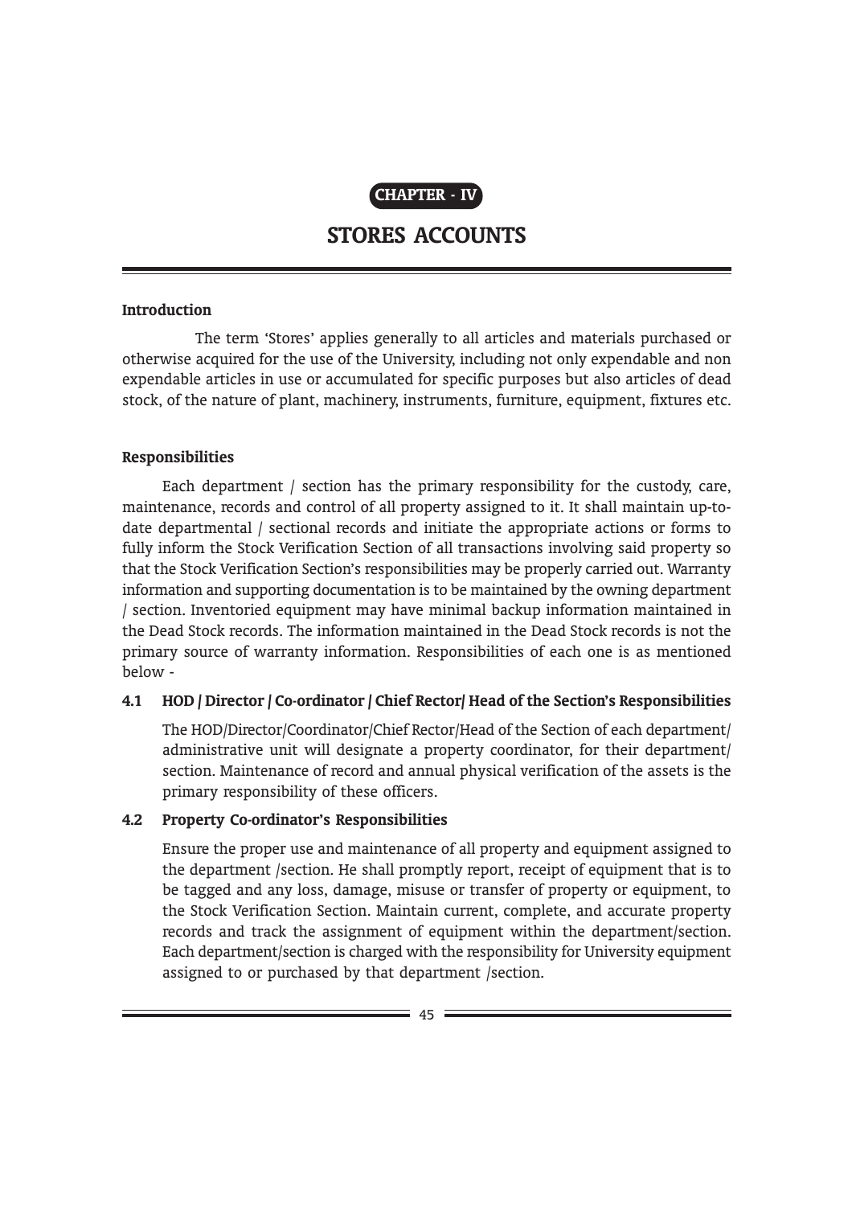**CHAPTER - IV**

# STORES ACCOUNTS

### Introduction

The term 'Stores' applies generally to all articles and materials purchased or otherwise acquired for the use of the University, including not only expendable and non expendable articles in use or accumulated for specific purposes but also articles of dead stock, of the nature of plant, machinery, instruments, furniture, equipment, fixtures etc.

### Responsibilities

Each department / section has the primary responsibility for the custody, care, maintenance, records and control of all property assigned to it. It shall maintain up-to-date departmental / sectional records and initiate the appropriate actions or forms to fully inform the Stock Verification Section of all transactions involving said property so that the Stock Verification Section's responsibilities may be properly carried out. Warranty information and supporting documentation is to be maintained by the owning department / section. Inventoried equipment may have minimal backup information maintained in the Dead Stock records. The information maintained in the Dead Stock records is not the primary source of warranty information. Responsibilities of each one is as mentioned below -

### 4.1 HOD / Director / Co-ordinator / Chief Rector/ Head of the Section's Responsibilities

The HOD/Director/Coordinator/Chief Rector/Head of the Section of each department/ administrative unit will designate a property coordinator, for their department/ section. Maintenance of record and annual physical verification of the assets is the primary responsibility of these officers.

### 4.2 Property Co-ordinator's Responsibilities

Ensure the proper use and maintenance of all property and equipment assigned to the department /section. He shall promptly report, receipt of equipment that is to be tagged and any loss, damage, misuse or transfer of property or equipment, to the Stock Verification Section. Maintain current, complete, and accurate property records and track the assignment of equipment within the department/section. Each department/section is charged with the responsibility for University equipment assigned to or purchased by that department /section.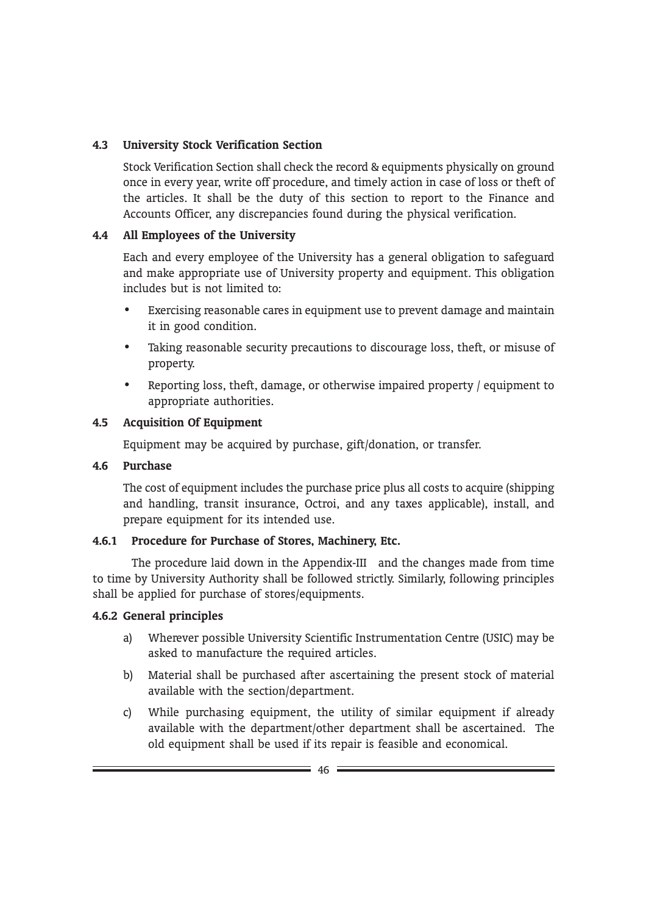### 4.3 University Stock Verification Section

Stock Verification Section shall check the record & equipments physically on ground once in every year, write off procedure, and timely action in case of loss or theft of the articles. It shall be the duty of this section to report to the Finance and Accounts Officer, any discrepancies found during the physical verification.

### 4.4 All Employees of the University

Each and every employee of the University has a general obligation to safeguard and make appropriate use of University property and equipment. This obligation includes but is not limited to:

- Exercising reasonable cares in equipment use to prevent damage and maintain it in good condition.
- Taking reasonable security precautions to discourage loss, theft, or misuse of property.
- Reporting loss, theft, damage, or otherwise impaired property / equipment to appropriate authorities.

### 4.5 Acquisition Of Equipment

Equipment may be acquired by purchase, gift/donation, or transfer.

### 4.6 Purchase

The cost of equipment includes the purchase price plus all costs to acquire (shipping and handling, transit insurance, Octroi, and any taxes applicable), install, and prepare equipment for its intended use.

#### 4.6.1 Procedure for Purchase of Stores, Machinery, Etc.

The procedure laid down in the Appendix-III and the changes made from time to time by University Authority shall be followed strictly. Similarly, following principles shall be applied for purchase of stores/equipments.

#### 4.6.2 General principles

a) Wherever possible University Scientific Instrumentation Centre (USIC) may be asked to manufacture the required articles.

b) Material shall be purchased after ascertaining the present stock of material available with the section/department.

c) While purchasing equipment, the utility of similar equipment if already available with the department/other department shall be ascertained. The old equipment shall be used if its repair is feasible and economical.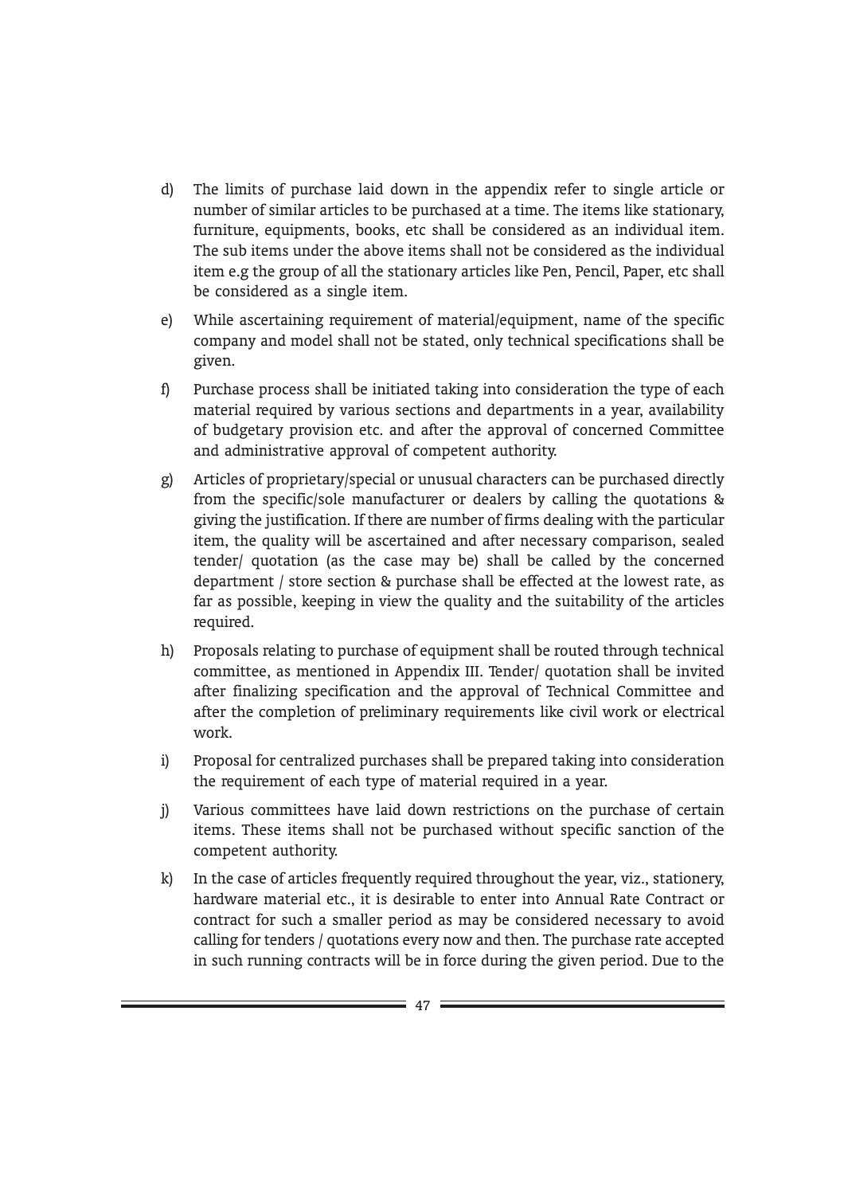d) The limits of purchase laid down in the appendix refer to single article or number of similar articles to be purchased at a time. The items like stationary, furniture, equipments, books, etc shall be considered as an individual item. The sub items under the above items shall not be considered as the individual item e.g the group of all the stationary articles like Pen, Pencil, Paper, etc shall be considered as a single item.

e) While ascertaining requirement of material/equipment, name of the specific company and model shall not be stated, only technical specifications shall be given.

f) Purchase process shall be initiated taking into consideration the type of each material required by various sections and departments in a year, availability of budgetary provision etc. and after the approval of concerned Committee and administrative approval of competent authority.

g) Articles of proprietary/special or unusual characters can be purchased directly from the specific/sole manufacturer or dealers by calling the quotations & giving the justification. If there are number of firms dealing with the particular item, the quality will be ascertained and after necessary comparison, sealed tender/ quotation (as the case may be) shall be called by the concerned department / store section & purchase shall be effected at the lowest rate, as far as possible, keeping in view the quality and the suitability of the articles required.

h) Proposals relating to purchase of equipment shall be routed through technical committee, as mentioned in Appendix III. Tender/ quotation shall be invited after finalizing specification and the approval of Technical Committee and after the completion of preliminary requirements like civil work or electrical work.

i) Proposal for centralized purchases shall be prepared taking into consideration the requirement of each type of material required in a year.

j) Various committees have laid down restrictions on the purchase of certain items. These items shall not be purchased without specific sanction of the competent authority.

k) In the case of articles frequently required throughout the year, viz., stationery, hardware material etc., it is desirable to enter into Annual Rate Contract or contract for such a smaller period as may be considered necessary to avoid calling for tenders / quotations every now and then. The purchase rate accepted in such running contracts will be in force during the given period. Due to the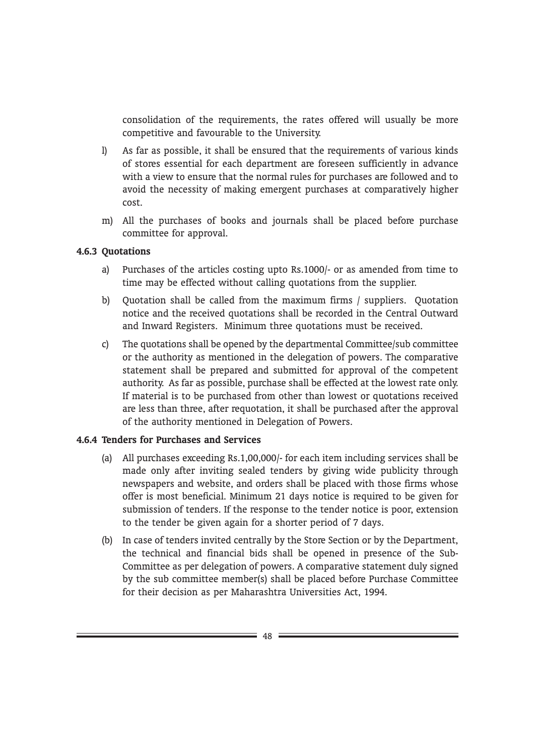consolidation of the requirements, the rates offered will usually be more competitive and favourable to the University.

l) As far as possible, it shall be ensured that the requirements of various kinds of stores essential for each department are foreseen sufficiently in advance with a view to ensure that the normal rules for purchases are followed and to avoid the necessity of making emergent purchases at comparatively higher cost.

m) All the purchases of books and journals shall be placed before purchase committee for approval.

#### 4.6.3 Quotations

a) Purchases of the articles costing upto Rs.1000/- or as amended from time to time may be effected without calling quotations from the supplier.

b) Quotation shall be called from the maximum firms / suppliers. Quotation notice and the received quotations shall be recorded in the Central Outward and Inward Registers. Minimum three quotations must be received.

c) The quotations shall be opened by the departmental Committee/sub committee or the authority as mentioned in the delegation of powers. The comparative statement shall be prepared and submitted for approval of the competent authority. As far as possible, purchase shall be effected at the lowest rate only. If material is to be purchased from other than lowest or quotations received are less than three, after requotation, it shall be purchased after the approval of the authority mentioned in Delegation of Powers.

#### 4.6.4 Tenders for Purchases and Services

(a) All purchases exceeding Rs.1,00,000/- for each item including services shall be made only after inviting sealed tenders by giving wide publicity through newspapers and website, and orders shall be placed with those firms whose offer is most beneficial. Minimum 21 days notice is required to be given for submission of tenders. If the response to the tender notice is poor, extension to the tender be given again for a shorter period of 7 days.

(b) In case of tenders invited centrally by the Store Section or by the Department, the technical and financial bids shall be opened in presence of the Sub-Committee as per delegation of powers. A comparative statement duly signed by the sub committee member(s) shall be placed before Purchase Committee for their decision as per Maharashtra Universities Act, 1994.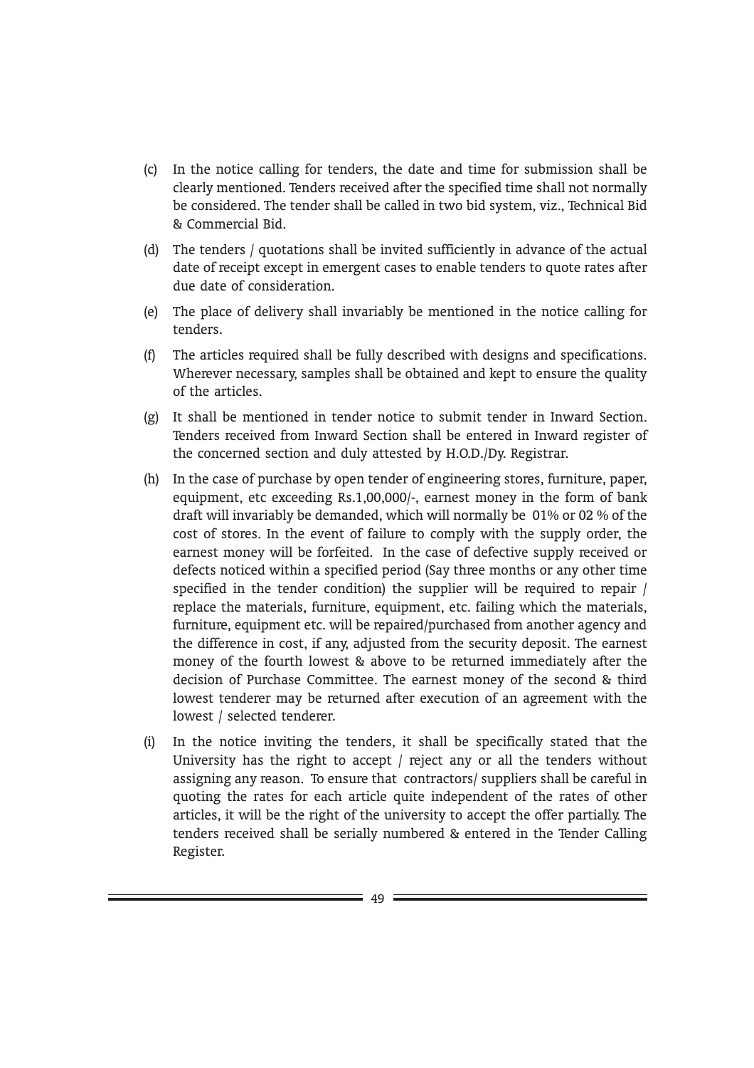(c) In the notice calling for tenders, the date and time for submission shall be clearly mentioned. Tenders received after the specified time shall not normally be considered. The tender shall be called in two bid system, viz., Technical Bid & Commercial Bid.

(d) The tenders / quotations shall be invited sufficiently in advance of the actual date of receipt except in emergent cases to enable tenders to quote rates after due date of consideration.

(e) The place of delivery shall invariably be mentioned in the notice calling for tenders.

(f) The articles required shall be fully described with designs and specifications. Wherever necessary, samples shall be obtained and kept to ensure the quality of the articles.

(g) It shall be mentioned in tender notice to submit tender in Inward Section. Tenders received from Inward Section shall be entered in Inward register of the concerned section and duly attested by H.O.D./Dy. Registrar.

(h) In the case of purchase by open tender of engineering stores, furniture, paper, equipment, etc exceeding Rs.1,00,000/-, earnest money in the form of bank draft will invariably be demanded, which will normally be 01% or 02 % of the cost of stores. In the event of failure to comply with the supply order, the earnest money will be forfeited. In the case of defective supply received or defects noticed within a specified period (Say three months or any other time specified in the tender condition) the supplier will be required to repair / replace the materials, furniture, equipment, etc. failing which the materials, furniture, equipment etc. will be repaired/purchased from another agency and the difference in cost, if any, adjusted from the security deposit. The earnest money of the fourth lowest & above to be returned immediately after the decision of Purchase Committee. The earnest money of the second & third lowest tenderer may be returned after execution of an agreement with the lowest / selected tenderer.

(i) In the notice inviting the tenders, it shall be specifically stated that the University has the right to accept / reject any or all the tenders without assigning any reason. To ensure that contractors/ suppliers shall be careful in quoting the rates for each article quite independent of the rates of other articles, it will be the right of the university to accept the offer partially. The tenders received shall be serially numbered & entered in the Tender Calling Register.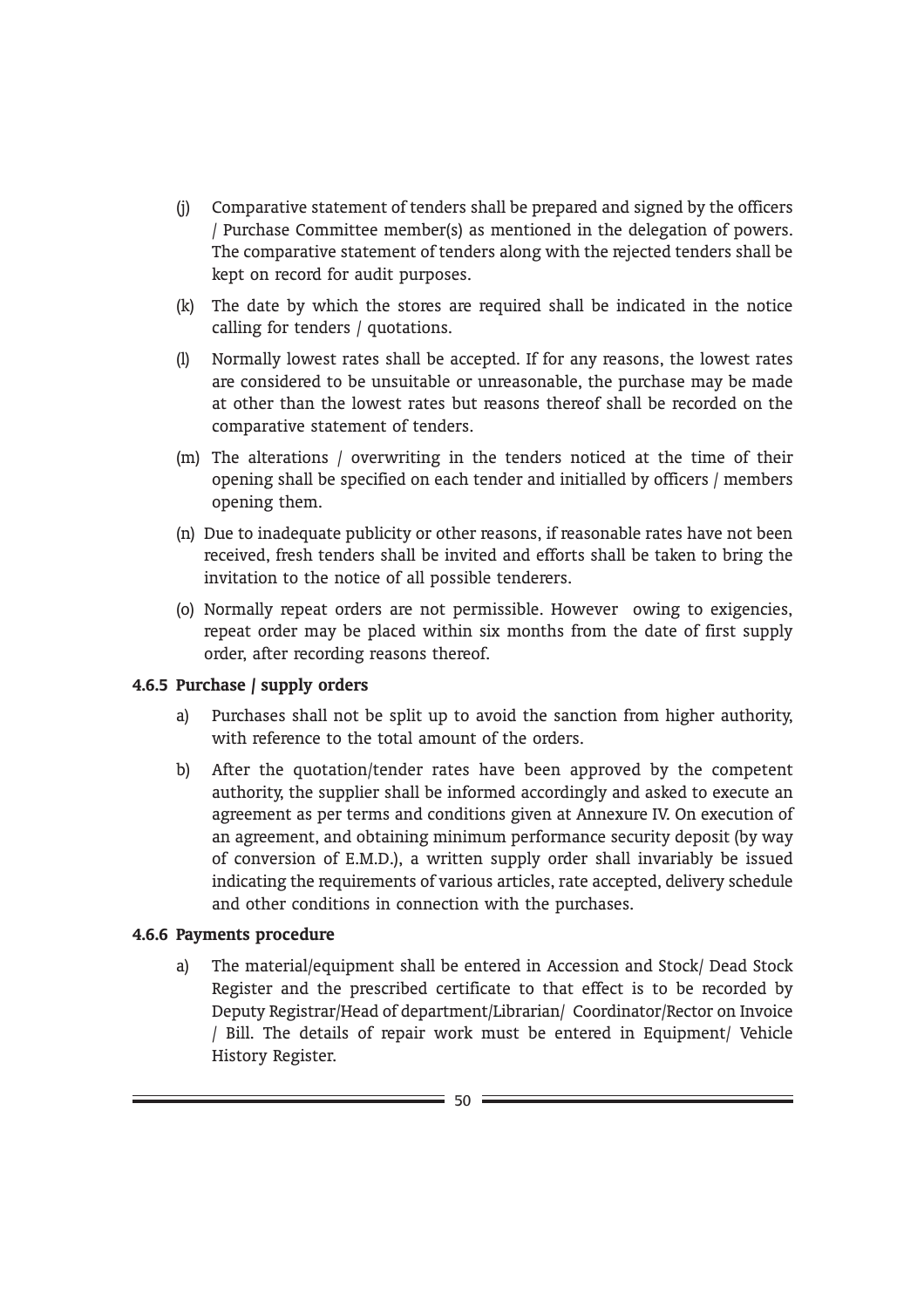(j) Comparative statement of tenders shall be prepared and signed by the officers / Purchase Committee member(s) as mentioned in the delegation of powers. The comparative statement of tenders along with the rejected tenders shall be kept on record for audit purposes.

(k) The date by which the stores are required shall be indicated in the notice calling for tenders / quotations.

(l) Normally lowest rates shall be accepted. If for any reasons, the lowest rates are considered to be unsuitable or unreasonable, the purchase may be made at other than the lowest rates but reasons thereof shall be recorded on the comparative statement of tenders.

(m) The alterations / overwriting in the tenders noticed at the time of their opening shall be specified on each tender and initialled by officers / members opening them.

(n) Due to inadequate publicity or other reasons, if reasonable rates have not been received, fresh tenders shall be invited and efforts shall be taken to bring the invitation to the notice of all possible tenderers.

(o) Normally repeat orders are not permissible. However owing to exigencies, repeat order may be placed within six months from the date of first supply order, after recording reasons thereof.

**4.6.5 Purchase / supply orders**

a) Purchases shall not be split up to avoid the sanction from higher authority, with reference to the total amount of the orders.

b) After the quotation/tender rates have been approved by the competent authority, the supplier shall be informed accordingly and asked to execute an agreement as per terms and conditions given at Annexure IV. On execution of an agreement, and obtaining minimum performance security deposit (by way of conversion of E.M.D.), a written supply order shall invariably be issued indicating the requirements of various articles, rate accepted, delivery schedule and other conditions in connection with the purchases.

**4.6.6 Payments procedure**

a) The material/equipment shall be entered in Accession and Stock/ Dead Stock Register and the prescribed certificate to that effect is to be recorded by Deputy Registrar/Head of department/Librarian/ Coordinator/Rector on Invoice / Bill. The details of repair work must be entered in Equipment/ Vehicle History Register.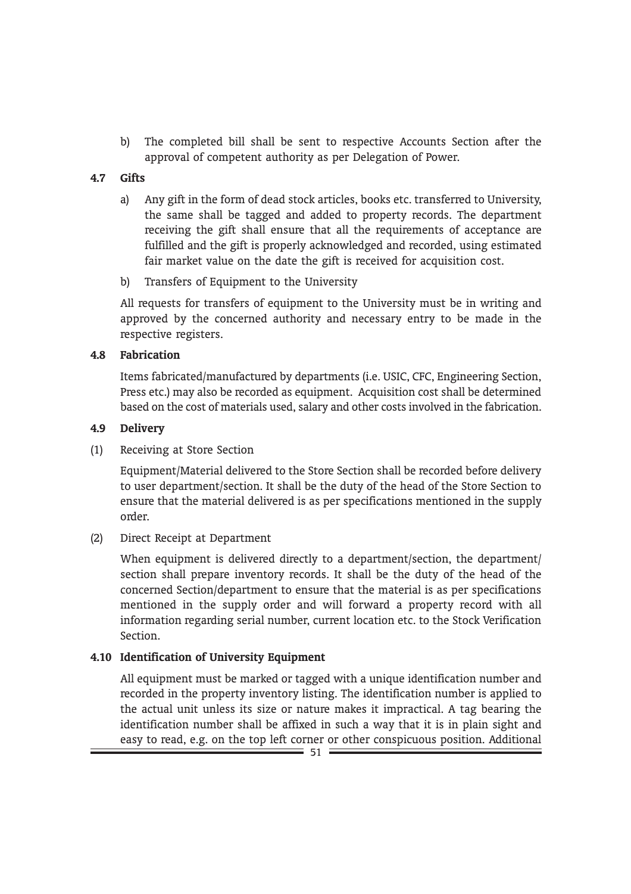b) The completed bill shall be sent to respective Accounts Section after the approval of competent authority as per Delegation of Power.

### 4.7 Gifts

a) Any gift in the form of dead stock articles, books etc. transferred to University, the same shall be tagged and added to property records. The department receiving the gift shall ensure that all the requirements of acceptance are fulfilled and the gift is properly acknowledged and recorded, using estimated fair market value on the date the gift is received for acquisition cost.

b) Transfers of Equipment to the University

All requests for transfers of equipment to the University must be in writing and approved by the concerned authority and necessary entry to be made in the respective registers.

### 4.8 Fabrication

Items fabricated/manufactured by departments (i.e. USIC, CFC, Engineering Section, Press etc.) may also be recorded as equipment. Acquisition cost shall be determined based on the cost of materials used, salary and other costs involved in the fabrication.

### 4.9 Delivery

(1) Receiving at Store Section

Equipment/Material delivered to the Store Section shall be recorded before delivery to user department/section. It shall be the duty of the head of the Store Section to ensure that the material delivered is as per specifications mentioned in the supply order.

(2) Direct Receipt at Department

When equipment is delivered directly to a department/section, the department/section shall prepare inventory records. It shall be the duty of the head of the concerned Section/department to ensure that the material is as per specifications mentioned in the supply order and will forward a property record with all information regarding serial number, current location etc. to the Stock Verification Section.

### 4.10 Identification of University Equipment

All equipment must be marked or tagged with a unique identification number and recorded in the property inventory listing. The identification number is applied to the actual unit unless its size or nature makes it impractical. A tag bearing the identification number shall be affixed in such a way that it is in plain sight and easy to read, e.g. on the top left corner or other conspicuous position. Additional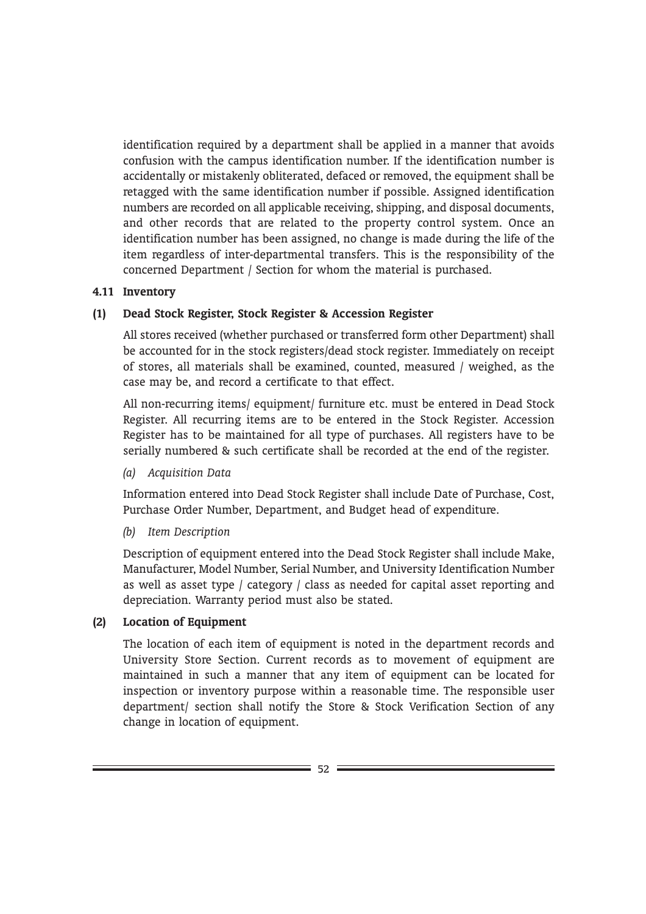identification required by a department shall be applied in a manner that avoids confusion with the campus identification number. If the identification number is accidentally or mistakenly obliterated, defaced or removed, the equipment shall be retagged with the same identification number if possible. Assigned identification numbers are recorded on all applicable receiving, shipping, and disposal documents, and other records that are related to the property control system. Once an identification number has been assigned, no change is made during the life of the item regardless of inter-departmental transfers. This is the responsibility of the concerned Department / Section for whom the material is purchased.

### 4.11 Inventory

#### (1) Dead Stock Register, Stock Register & Accession Register

All stores received (whether purchased or transferred form other Department) shall be accounted for in the stock registers/dead stock register. Immediately on receipt of stores, all materials shall be examined, counted, measured / weighed, as the case may be, and record a certificate to that effect.

All non-recurring items/ equipment/ furniture etc. must be entered in Dead Stock Register. All recurring items are to be entered in the Stock Register. Accession Register has to be maintained for all type of purchases. All registers have to be serially numbered & such certificate shall be recorded at the end of the register.

*(a) Acquisition Data*

Information entered into Dead Stock Register shall include Date of Purchase, Cost, Purchase Order Number, Department, and Budget head of expenditure.

*(b) Item Description*

Description of equipment entered into the Dead Stock Register shall include Make, Manufacturer, Model Number, Serial Number, and University Identification Number as well as asset type / category / class as needed for capital asset reporting and depreciation. Warranty period must also be stated.

#### (2) Location of Equipment

The location of each item of equipment is noted in the department records and University Store Section. Current records as to movement of equipment are maintained in such a manner that any item of equipment can be located for inspection or inventory purpose within a reasonable time. The responsible user department/ section shall notify the Store & Stock Verification Section of any change in location of equipment.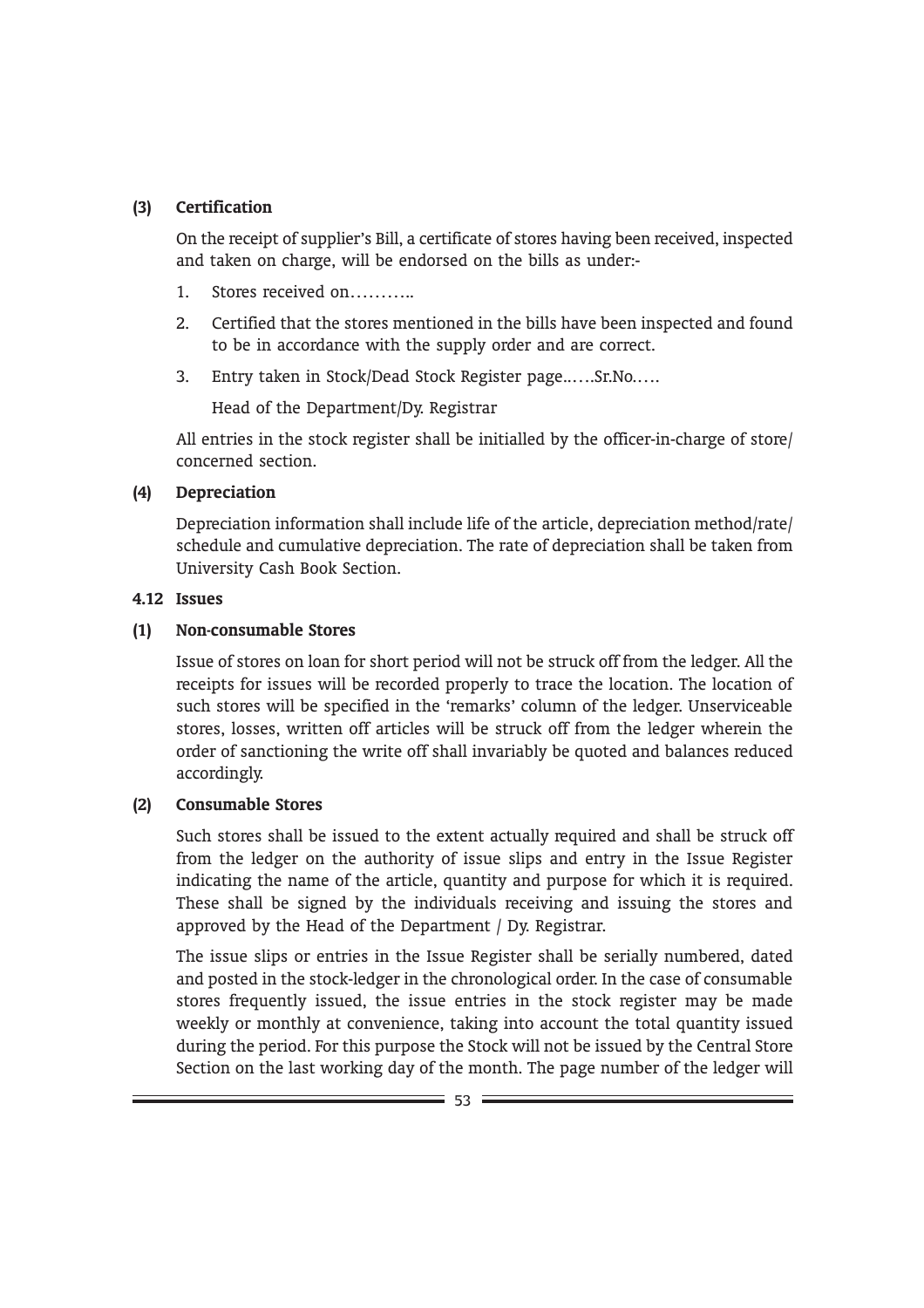#### (3) Certification

On the receipt of supplier's Bill, a certificate of stores having been received, inspected and taken on charge, will be endorsed on the bills as under:-

1. Stores received on………..
2. Certified that the stores mentioned in the bills have been inspected and found to be in accordance with the supply order and are correct.
3. Entry taken in Stock/Dead Stock Register page..….Sr.No.….

   Head of the Department/Dy. Registrar

All entries in the stock register shall be initialled by the officer-in-charge of store/ concerned section.

#### (4) Depreciation

Depreciation information shall include life of the article, depreciation method/rate/ schedule and cumulative depreciation. The rate of depreciation shall be taken from University Cash Book Section.

### 4.12 Issues

#### (1) Non-consumable Stores

Issue of stores on loan for short period will not be struck off from the ledger. All the receipts for issues will be recorded properly to trace the location. The location of such stores will be specified in the 'remarks' column of the ledger. Unserviceable stores, losses, written off articles will be struck off from the ledger wherein the order of sanctioning the write off shall invariably be quoted and balances reduced accordingly.

#### (2) Consumable Stores

Such stores shall be issued to the extent actually required and shall be struck off from the ledger on the authority of issue slips and entry in the Issue Register indicating the name of the article, quantity and purpose for which it is required. These shall be signed by the individuals receiving and issuing the stores and approved by the Head of the Department / Dy. Registrar.

The issue slips or entries in the Issue Register shall be serially numbered, dated and posted in the stock-ledger in the chronological order. In the case of consumable stores frequently issued, the issue entries in the stock register may be made weekly or monthly at convenience, taking into account the total quantity issued during the period. For this purpose the Stock will not be issued by the Central Store Section on the last working day of the month. The page number of the ledger will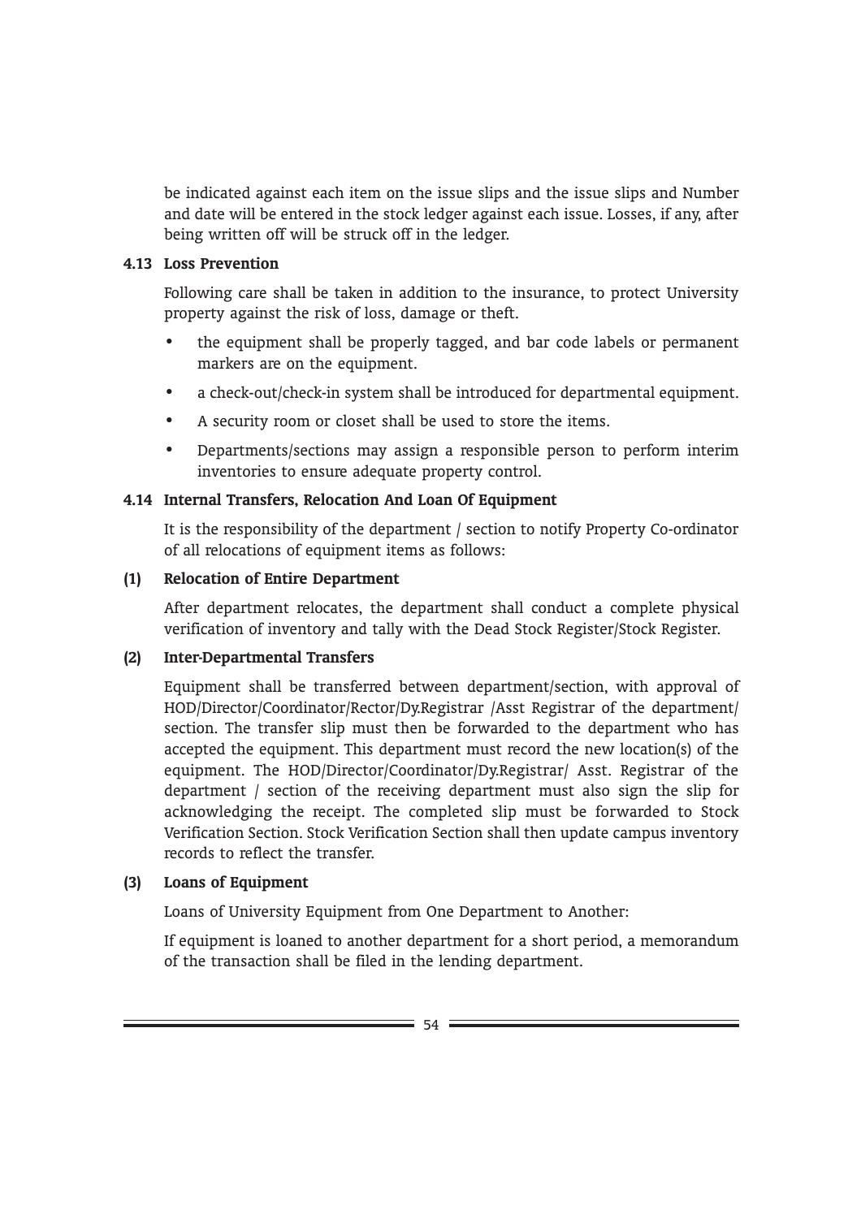be indicated against each item on the issue slips and the issue slips and Number and date will be entered in the stock ledger against each issue. Losses, if any, after being written off will be struck off in the ledger.

### 4.13 Loss Prevention

Following care shall be taken in addition to the insurance, to protect University property against the risk of loss, damage or theft.

- the equipment shall be properly tagged, and bar code labels or permanent markers are on the equipment.
- a check-out/check-in system shall be introduced for departmental equipment.
- A security room or closet shall be used to store the items.
- Departments/sections may assign a responsible person to perform interim inventories to ensure adequate property control.

### 4.14 Internal Transfers, Relocation And Loan Of Equipment

It is the responsibility of the department / section to notify Property Co-ordinator of all relocations of equipment items as follows:

#### (1) Relocation of Entire Department

After department relocates, the department shall conduct a complete physical verification of inventory and tally with the Dead Stock Register/Stock Register.

#### (2) Inter-Departmental Transfers

Equipment shall be transferred between department/section, with approval of HOD/Director/Coordinator/Rector/Dy.Registrar /Asst Registrar of the department/ section. The transfer slip must then be forwarded to the department who has accepted the equipment. This department must record the new location(s) of the equipment. The HOD/Director/Coordinator/Dy.Registrar/ Asst. Registrar of the department / section of the receiving department must also sign the slip for acknowledging the receipt. The completed slip must be forwarded to Stock Verification Section. Stock Verification Section shall then update campus inventory records to reflect the transfer.

#### (3) Loans of Equipment

Loans of University Equipment from One Department to Another:

If equipment is loaned to another department for a short period, a memorandum of the transaction shall be filed in the lending department.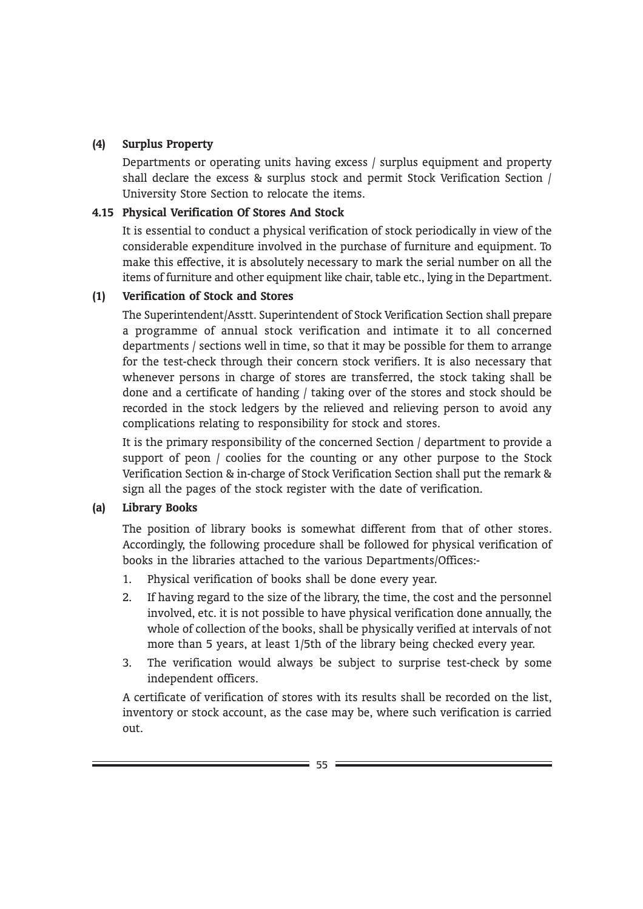**(4) Surplus Property**

Departments or operating units having excess / surplus equipment and property shall declare the excess & surplus stock and permit Stock Verification Section / University Store Section to relocate the items.

**4.15 Physical Verification Of Stores And Stock**

It is essential to conduct a physical verification of stock periodically in view of the considerable expenditure involved in the purchase of furniture and equipment. To make this effective, it is absolutely necessary to mark the serial number on all the items of furniture and other equipment like chair, table etc., lying in the Department.

**(1) Verification of Stock and Stores**

The Superintendent/Asstt. Superintendent of Stock Verification Section shall prepare a programme of annual stock verification and intimate it to all concerned departments / sections well in time, so that it may be possible for them to arrange for the test-check through their concern stock verifiers. It is also necessary that whenever persons in charge of stores are transferred, the stock taking shall be done and a certificate of handing / taking over of the stores and stock should be recorded in the stock ledgers by the relieved and relieving person to avoid any complications relating to responsibility for stock and stores.

It is the primary responsibility of the concerned Section / department to provide a support of peon / coolies for the counting or any other purpose to the Stock Verification Section & in-charge of Stock Verification Section shall put the remark & sign all the pages of the stock register with the date of verification.

**(a) Library Books**

The position of library books is somewhat different from that of other stores. Accordingly, the following procedure shall be followed for physical verification of books in the libraries attached to the various Departments/Offices:-

1. Physical verification of books shall be done every year.
2. If having regard to the size of the library, the time, the cost and the personnel involved, etc. it is not possible to have physical verification done annually, the whole of collection of the books, shall be physically verified at intervals of not more than 5 years, at least 1/5th of the library being checked every year.
3. The verification would always be subject to surprise test-check by some independent officers.

A certificate of verification of stores with its results shall be recorded on the list, inventory or stock account, as the case may be, where such verification is carried out.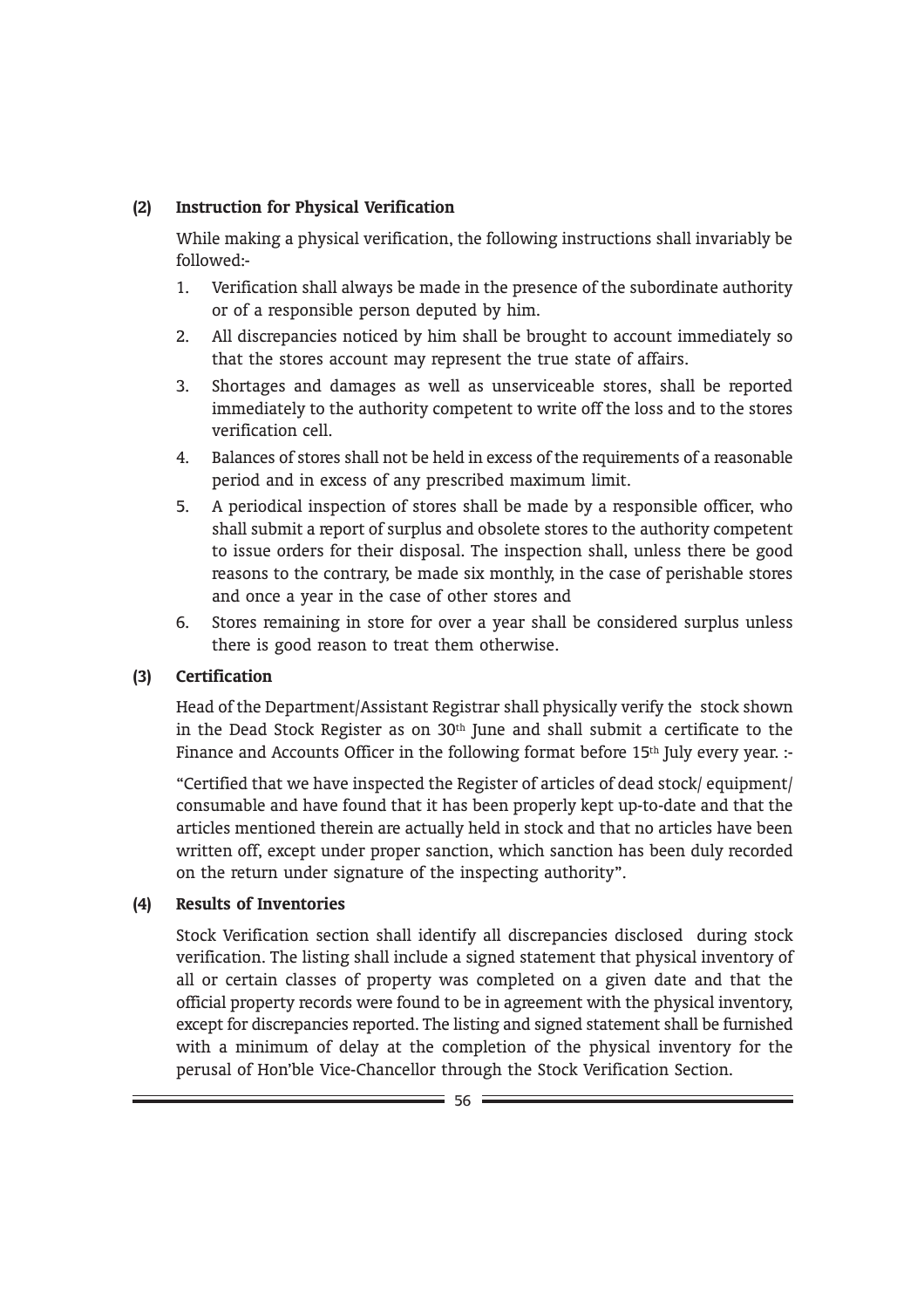**(2) Instruction for Physical Verification**

While making a physical verification, the following instructions shall invariably be followed:-

1. Verification shall always be made in the presence of the subordinate authority or of a responsible person deputed by him.
2. All discrepancies noticed by him shall be brought to account immediately so that the stores account may represent the true state of affairs.
3. Shortages and damages as well as unserviceable stores, shall be reported immediately to the authority competent to write off the loss and to the stores verification cell.
4. Balances of stores shall not be held in excess of the requirements of a reasonable period and in excess of any prescribed maximum limit.
5. A periodical inspection of stores shall be made by a responsible officer, who shall submit a report of surplus and obsolete stores to the authority competent to issue orders for their disposal. The inspection shall, unless there be good reasons to the contrary, be made six monthly, in the case of perishable stores and once a year in the case of other stores and
6. Stores remaining in store for over a year shall be considered surplus unless there is good reason to treat them otherwise.

**(3) Certification**

Head of the Department/Assistant Registrar shall physically verify the stock shown in the Dead Stock Register as on 30th June and shall submit a certificate to the Finance and Accounts Officer in the following format before 15th July every year. :-

"Certified that we have inspected the Register of articles of dead stock/ equipment/ consumable and have found that it has been properly kept up-to-date and that the articles mentioned therein are actually held in stock and that no articles have been written off, except under proper sanction, which sanction has been duly recorded on the return under signature of the inspecting authority".

**(4) Results of Inventories**

Stock Verification section shall identify all discrepancies disclosed during stock verification. The listing shall include a signed statement that physical inventory of all or certain classes of property was completed on a given date and that the official property records were found to be in agreement with the physical inventory, except for discrepancies reported. The listing and signed statement shall be furnished with a minimum of delay at the completion of the physical inventory for the perusal of Hon'ble Vice-Chancellor through the Stock Verification Section.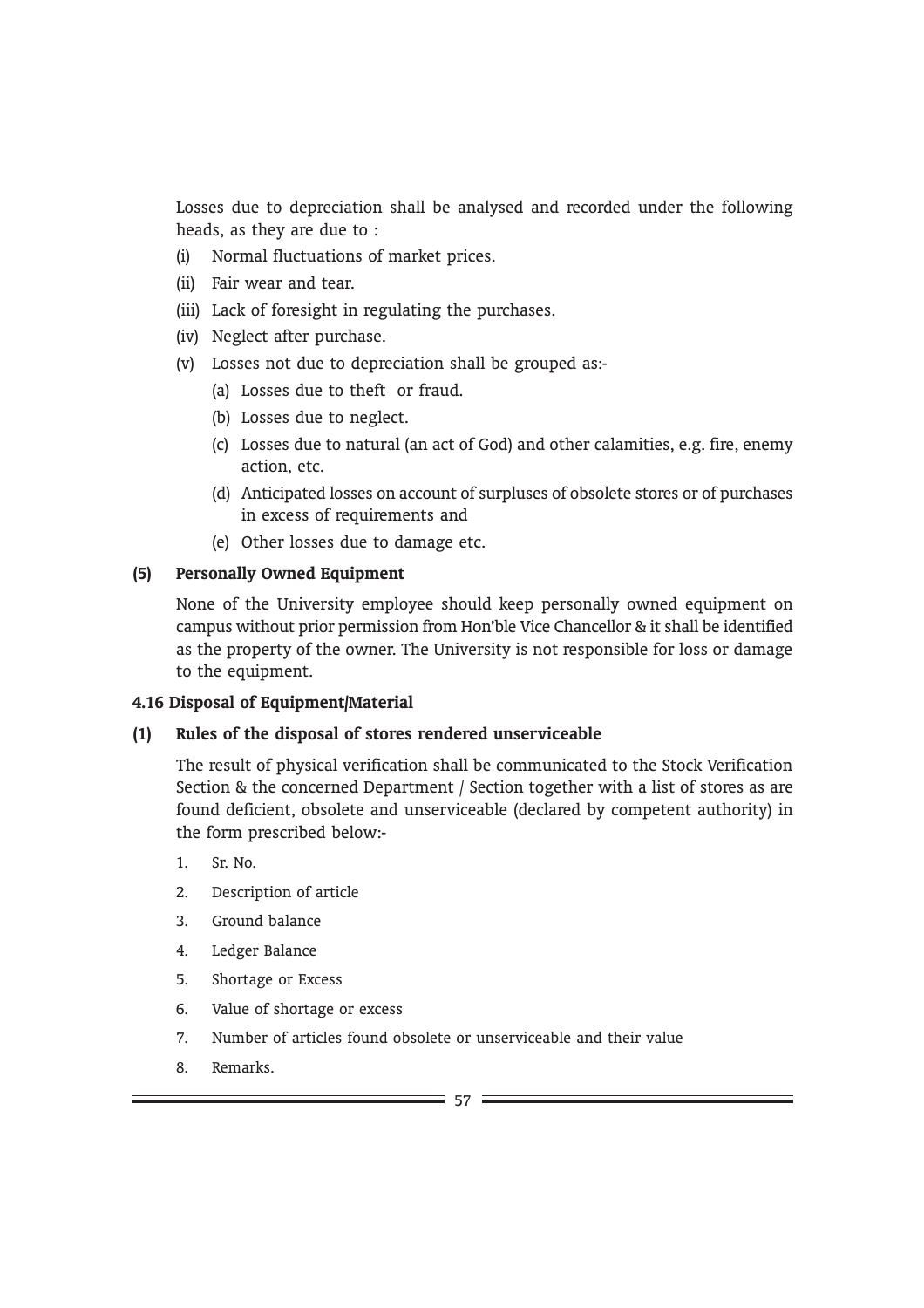Losses due to depreciation shall be analysed and recorded under the following heads, as they are due to :

(i) Normal fluctuations of market prices.

(ii) Fair wear and tear.

(iii) Lack of foresight in regulating the purchases.

(iv) Neglect after purchase.

(v) Losses not due to depreciation shall be grouped as:-

  (a) Losses due to theft or fraud.

  (b) Losses due to neglect.

  (c) Losses due to natural (an act of God) and other calamities, e.g. fire, enemy action, etc.

  (d) Anticipated losses on account of surpluses of obsolete stores or of purchases in excess of requirements and

  (e) Other losses due to damage etc.

**(5) Personally Owned Equipment**

None of the University employee should keep personally owned equipment on campus without prior permission from Hon'ble Vice Chancellor & it shall be identified as the property of the owner. The University is not responsible for loss or damage to the equipment.

**4.16 Disposal of Equipment/Material**

**(1) Rules of the disposal of stores rendered unserviceable**

The result of physical verification shall be communicated to the Stock Verification Section & the concerned Department / Section together with a list of stores as are found deficient, obsolete and unserviceable (declared by competent authority) in the form prescribed below:-

1. Sr. No.
2. Description of article
3. Ground balance
4. Ledger Balance
5. Shortage or Excess
6. Value of shortage or excess
7. Number of articles found obsolete or unserviceable and their value
8. Remarks.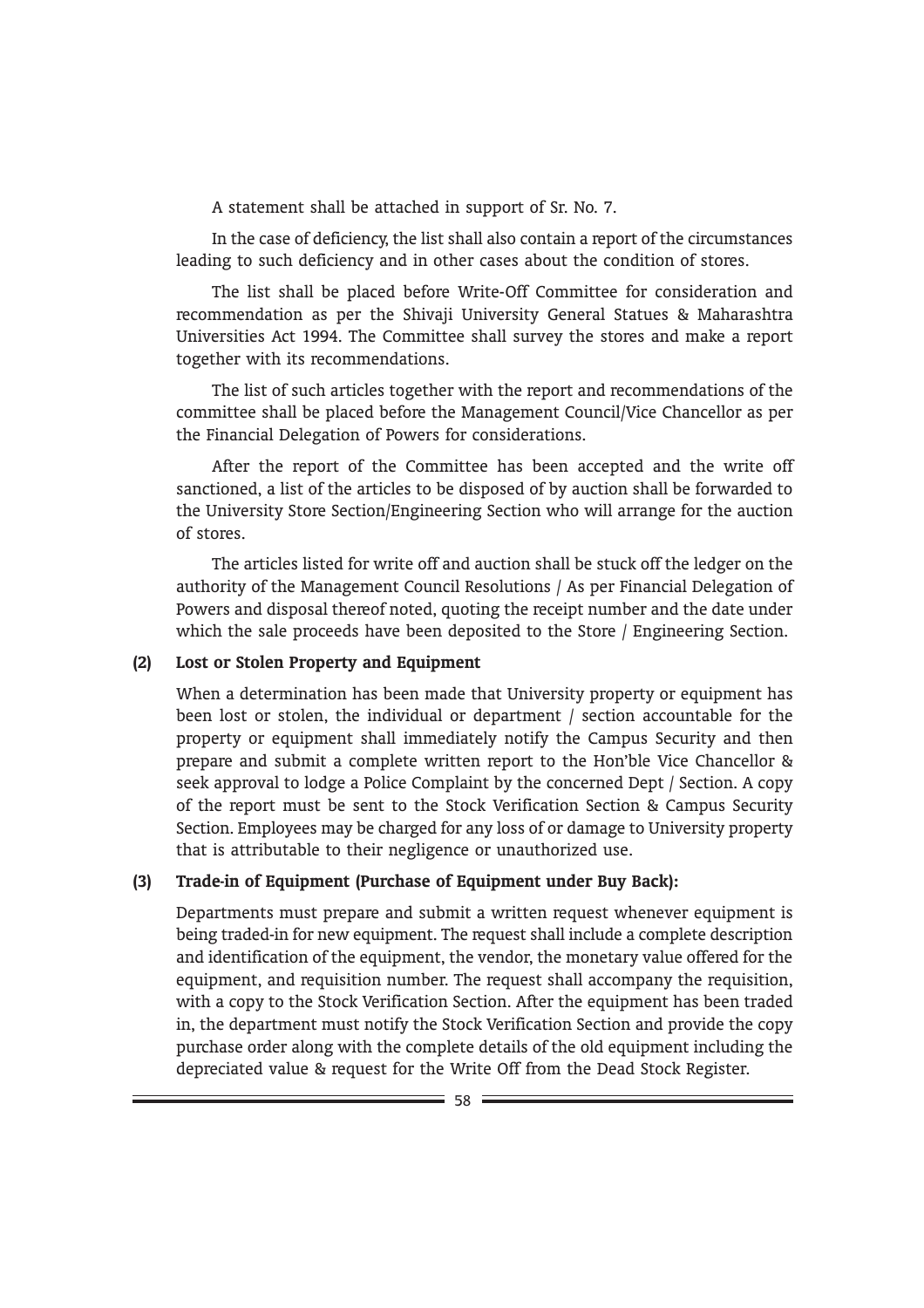A statement shall be attached in support of Sr. No. 7.

In the case of deficiency, the list shall also contain a report of the circumstances leading to such deficiency and in other cases about the condition of stores.

The list shall be placed before Write-Off Committee for consideration and recommendation as per the Shivaji University General Statues & Maharashtra Universities Act 1994. The Committee shall survey the stores and make a report together with its recommendations.

The list of such articles together with the report and recommendations of the committee shall be placed before the Management Council/Vice Chancellor as per the Financial Delegation of Powers for considerations.

After the report of the Committee has been accepted and the write off sanctioned, a list of the articles to be disposed of by auction shall be forwarded to the University Store Section/Engineering Section who will arrange for the auction of stores.

The articles listed for write off and auction shall be stuck off the ledger on the authority of the Management Council Resolutions / As per Financial Delegation of Powers and disposal thereof noted, quoting the receipt number and the date under which the sale proceeds have been deposited to the Store / Engineering Section.

**(2) Lost or Stolen Property and Equipment**

When a determination has been made that University property or equipment has been lost or stolen, the individual or department / section accountable for the property or equipment shall immediately notify the Campus Security and then prepare and submit a complete written report to the Hon'ble Vice Chancellor & seek approval to lodge a Police Complaint by the concerned Dept / Section. A copy of the report must be sent to the Stock Verification Section & Campus Security Section. Employees may be charged for any loss of or damage to University property that is attributable to their negligence or unauthorized use.

**(3) Trade-in of Equipment (Purchase of Equipment under Buy Back):**

Departments must prepare and submit a written request whenever equipment is being traded-in for new equipment. The request shall include a complete description and identification of the equipment, the vendor, the monetary value offered for the equipment, and requisition number. The request shall accompany the requisition, with a copy to the Stock Verification Section. After the equipment has been traded in, the department must notify the Stock Verification Section and provide the copy purchase order along with the complete details of the old equipment including the depreciated value & request for the Write Off from the Dead Stock Register.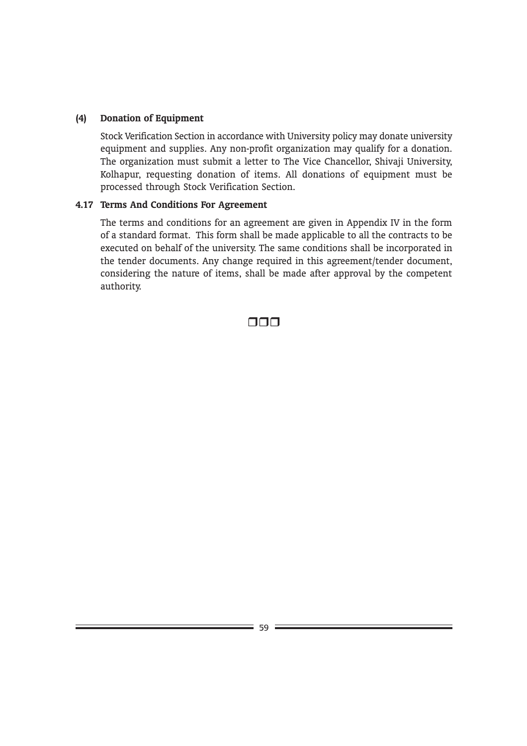**(4) Donation of Equipment**

Stock Verification Section in accordance with University policy may donate university equipment and supplies. Any non-profit organization may qualify for a donation. The organization must submit a letter to The Vice Chancellor, Shivaji University, Kolhapur, requesting donation of items. All donations of equipment must be processed through Stock Verification Section.

**4.17 Terms And Conditions For Agreement**

The terms and conditions for an agreement are given in Appendix IV in the form of a standard format. This form shall be made applicable to all the contracts to be executed on behalf of the university. The same conditions shall be incorporated in the tender documents. Any change required in this agreement/tender document, considering the nature of items, shall be made after approval by the competent authority.

❑❑❑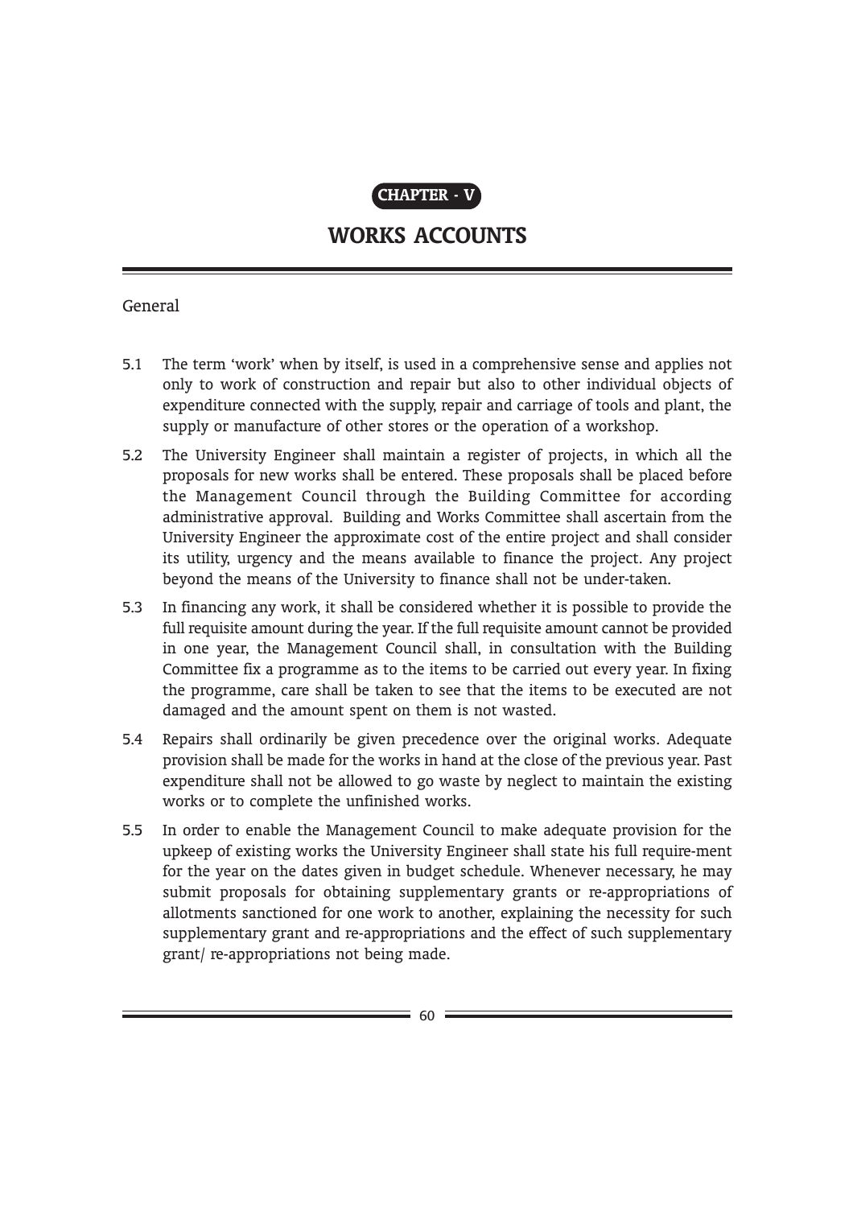## CHAPTER - V

# WORKS ACCOUNTS

General

5.1 The term 'work' when by itself, is used in a comprehensive sense and applies not only to work of construction and repair but also to other individual objects of expenditure connected with the supply, repair and carriage of tools and plant, the supply or manufacture of other stores or the operation of a workshop.

5.2 The University Engineer shall maintain a register of projects, in which all the proposals for new works shall be entered. These proposals shall be placed before the Management Council through the Building Committee for according administrative approval. Building and Works Committee shall ascertain from the University Engineer the approximate cost of the entire project and shall consider its utility, urgency and the means available to finance the project. Any project beyond the means of the University to finance shall not be under-taken.

5.3 In financing any work, it shall be considered whether it is possible to provide the full requisite amount during the year. If the full requisite amount cannot be provided in one year, the Management Council shall, in consultation with the Building Committee fix a programme as to the items to be carried out every year. In fixing the programme, care shall be taken to see that the items to be executed are not damaged and the amount spent on them is not wasted.

5.4 Repairs shall ordinarily be given precedence over the original works. Adequate provision shall be made for the works in hand at the close of the previous year. Past expenditure shall not be allowed to go waste by neglect to maintain the existing works or to complete the unfinished works.

5.5 In order to enable the Management Council to make adequate provision for the upkeep of existing works the University Engineer shall state his full require-ment for the year on the dates given in budget schedule. Whenever necessary, he may submit proposals for obtaining supplementary grants or re-appropriations of allotments sanctioned for one work to another, explaining the necessity for such supplementary grant and re-appropriations and the effect of such supplementary grant/ re-appropriations not being made.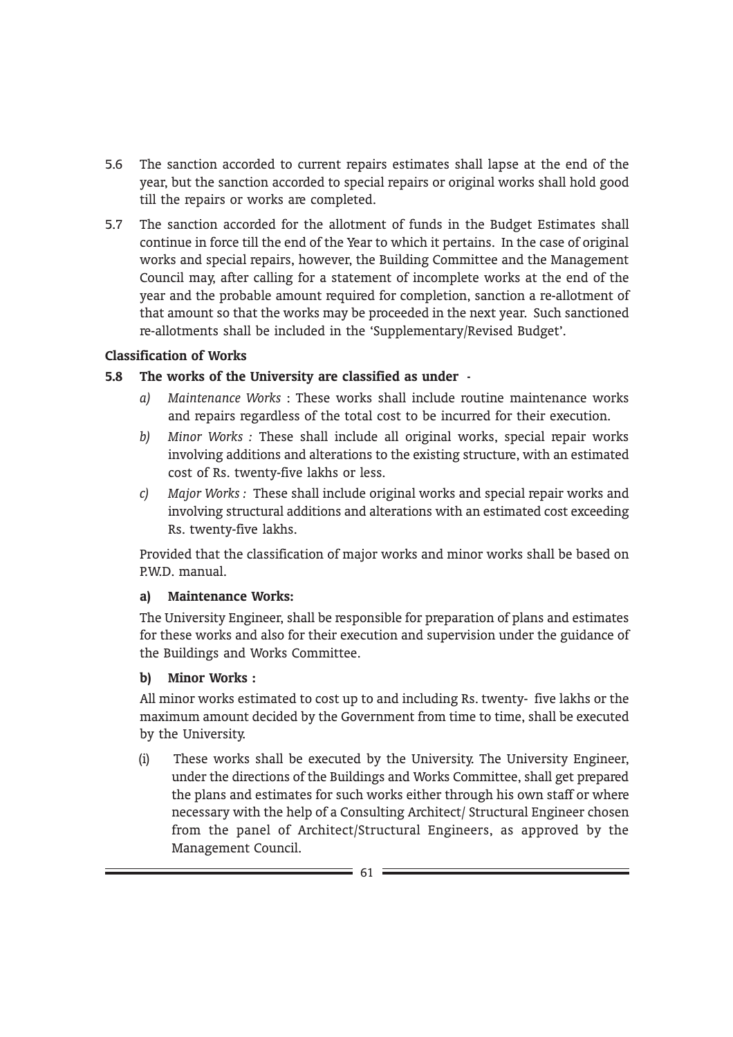5.6 The sanction accorded to current repairs estimates shall lapse at the end of the year, but the sanction accorded to special repairs or original works shall hold good till the repairs or works are completed.

5.7 The sanction accorded for the allotment of funds in the Budget Estimates shall continue in force till the end of the Year to which it pertains. In the case of original works and special repairs, however, the Building Committee and the Management Council may, after calling for a statement of incomplete works at the end of the year and the probable amount required for completion, sanction a re-allotment of that amount so that the works may be proceeded in the next year. Such sanctioned re-allotments shall be included in the 'Supplementary/Revised Budget'.

**Classification of Works**

**5.8 The works of the University are classified as under -**

*a) Maintenance Works* : These works shall include routine maintenance works and repairs regardless of the total cost to be incurred for their execution.

*b) Minor Works :* These shall include all original works, special repair works involving additions and alterations to the existing structure, with an estimated cost of Rs. twenty-five lakhs or less.

*c) Major Works :* These shall include original works and special repair works and involving structural additions and alterations with an estimated cost exceeding Rs. twenty-five lakhs.

Provided that the classification of major works and minor works shall be based on P.W.D. manual.

**a) Maintenance Works:**

The University Engineer, shall be responsible for preparation of plans and estimates for these works and also for their execution and supervision under the guidance of the Buildings and Works Committee.

**b) Minor Works :**

All minor works estimated to cost up to and including Rs. twenty- five lakhs or the maximum amount decided by the Government from time to time, shall be executed by the University.

(i) These works shall be executed by the University. The University Engineer, under the directions of the Buildings and Works Committee, shall get prepared the plans and estimates for such works either through his own staff or where necessary with the help of a Consulting Architect/ Structural Engineer chosen from the panel of Architect/Structural Engineers, as approved by the Management Council.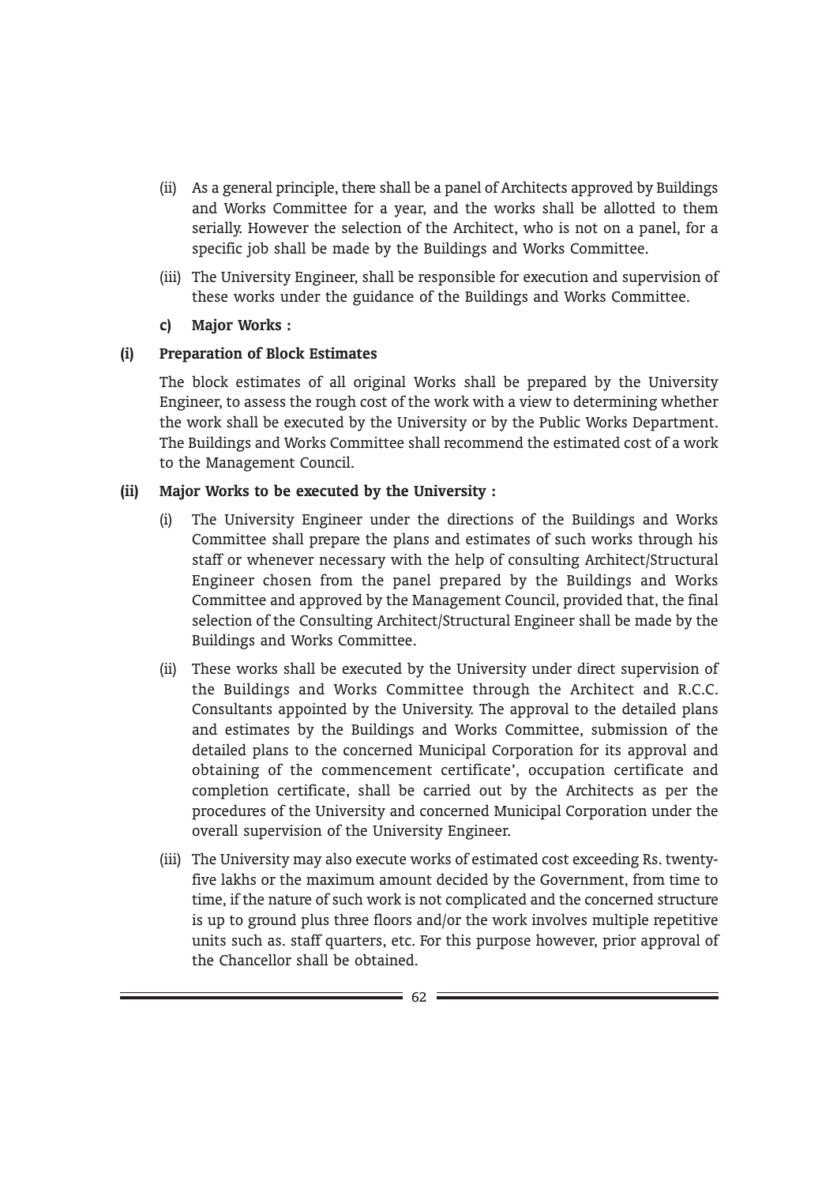(ii) As a general principle, there shall be a panel of Architects approved by Buildings and Works Committee for a year, and the works shall be allotted to them serially. However the selection of the Architect, who is not on a panel, for a specific job shall be made by the Buildings and Works Committee.

(iii) The University Engineer, shall be responsible for execution and supervision of these works under the guidance of the Buildings and Works Committee.

**c) Major Works :**

**(i) Preparation of Block Estimates**

The block estimates of all original Works shall be prepared by the University Engineer, to assess the rough cost of the work with a view to determining whether the work shall be executed by the University or by the Public Works Department. The Buildings and Works Committee shall recommend the estimated cost of a work to the Management Council.

**(ii) Major Works to be executed by the University :**

(i) The University Engineer under the directions of the Buildings and Works Committee shall prepare the plans and estimates of such works through his staff or whenever necessary with the help of consulting Architect/Structural Engineer chosen from the panel prepared by the Buildings and Works Committee and approved by the Management Council, provided that, the final selection of the Consulting Architect/Structural Engineer shall be made by the Buildings and Works Committee.

(ii) These works shall be executed by the University under direct supervision of the Buildings and Works Committee through the Architect and R.C.C. Consultants appointed by the University. The approval to the detailed plans and estimates by the Buildings and Works Committee, submission of the detailed plans to the concerned Municipal Corporation for its approval and obtaining of the commencement certificate', occupation certificate and completion certificate, shall be carried out by the Architects as per the procedures of the University and concerned Municipal Corporation under the overall supervision of the University Engineer.

(iii) The University may also execute works of estimated cost exceeding Rs. twenty-five lakhs or the maximum amount decided by the Government, from time to time, if the nature of such work is not complicated and the concerned structure is up to ground plus three floors and/or the work involves multiple repetitive units such as. staff quarters, etc. For this purpose however, prior approval of the Chancellor shall be obtained.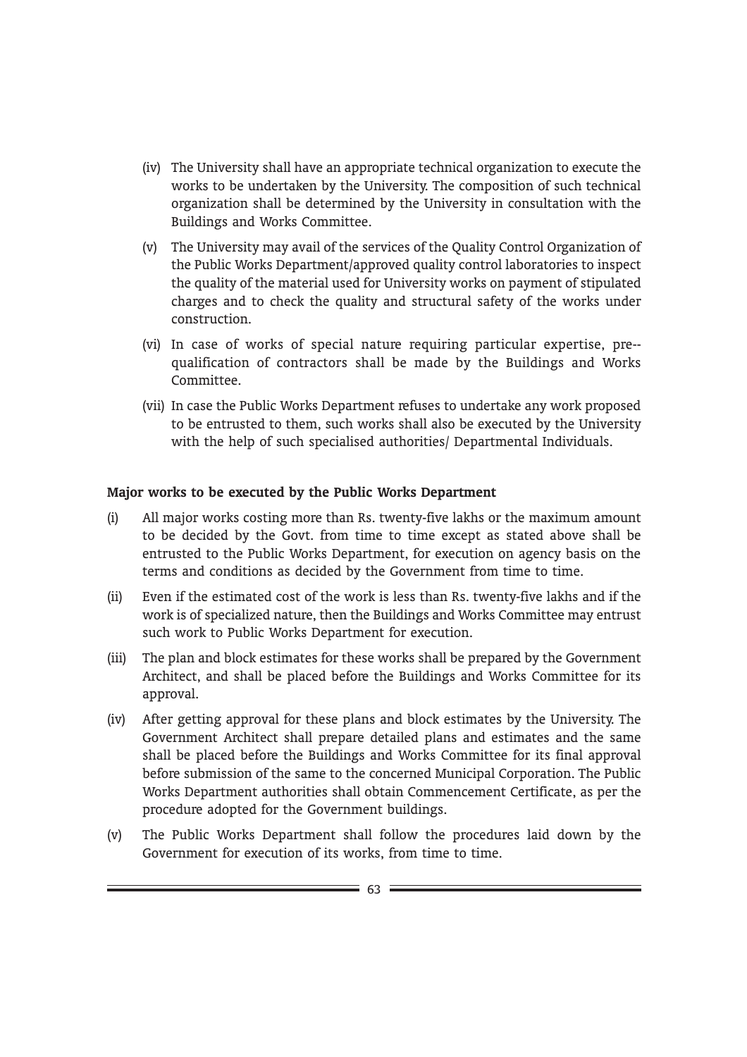(iv) The University shall have an appropriate technical organization to execute the works to be undertaken by the University. The composition of such technical organization shall be determined by the University in consultation with the Buildings and Works Committee.

(v) The University may avail of the services of the Quality Control Organization of the Public Works Department/approved quality control laboratories to inspect the quality of the material used for University works on payment of stipulated charges and to check the quality and structural safety of the works under construction.

(vi) In case of works of special nature requiring particular expertise, pre--qualification of contractors shall be made by the Buildings and Works Committee.

(vii) In case the Public Works Department refuses to undertake any work proposed to be entrusted to them, such works shall also be executed by the University with the help of such specialised authorities/ Departmental Individuals.

**Major works to be executed by the Public Works Department**

(i) All major works costing more than Rs. twenty-five lakhs or the maximum amount to be decided by the Govt. from time to time except as stated above shall be entrusted to the Public Works Department, for execution on agency basis on the terms and conditions as decided by the Government from time to time.

(ii) Even if the estimated cost of the work is less than Rs. twenty-five lakhs and if the work is of specialized nature, then the Buildings and Works Committee may entrust such work to Public Works Department for execution.

(iii) The plan and block estimates for these works shall be prepared by the Government Architect, and shall be placed before the Buildings and Works Committee for its approval.

(iv) After getting approval for these plans and block estimates by the University. The Government Architect shall prepare detailed plans and estimates and the same shall be placed before the Buildings and Works Committee for its final approval before submission of the same to the concerned Municipal Corporation. The Public Works Department authorities shall obtain Commencement Certificate, as per the procedure adopted for the Government buildings.

(v) The Public Works Department shall follow the procedures laid down by the Government for execution of its works, from time to time.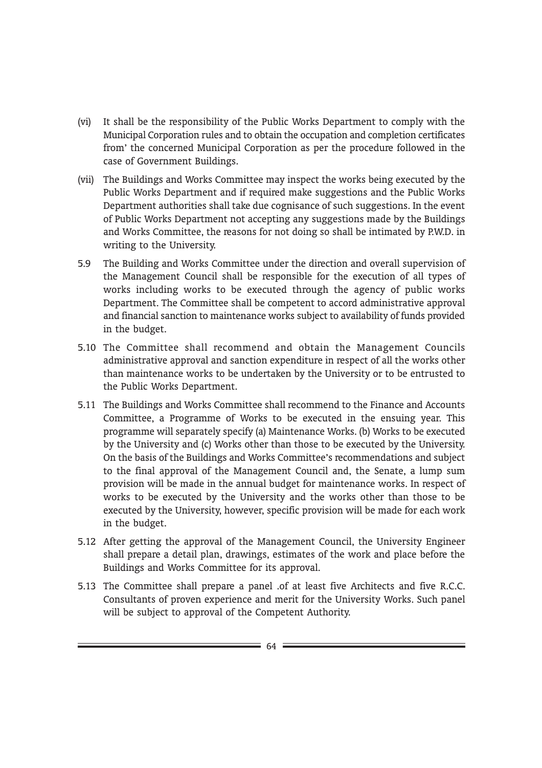(vi) It shall be the responsibility of the Public Works Department to comply with the Municipal Corporation rules and to obtain the occupation and completion certificates from' the concerned Municipal Corporation as per the procedure followed in the case of Government Buildings.

(vii) The Buildings and Works Committee may inspect the works being executed by the Public Works Department and if required make suggestions and the Public Works Department authorities shall take due cognisance of such suggestions. In the event of Public Works Department not accepting any suggestions made by the Buildings and Works Committee, the reasons for not doing so shall be intimated by P.W.D. in writing to the University.

5.9 The Building and Works Committee under the direction and overall supervision of the Management Council shall be responsible for the execution of all types of works including works to be executed through the agency of public works Department. The Committee shall be competent to accord administrative approval and financial sanction to maintenance works subject to availability of funds provided in the budget.

5.10 The Committee shall recommend and obtain the Management Councils administrative approval and sanction expenditure in respect of all the works other than maintenance works to be undertaken by the University or to be entrusted to the Public Works Department.

5.11 The Buildings and Works Committee shall recommend to the Finance and Accounts Committee, a Programme of Works to be executed in the ensuing year. This programme will separately specify (a) Maintenance Works. (b) Works to be executed by the University and (c) Works other than those to be executed by the University. On the basis of the Buildings and Works Committee's recommendations and subject to the final approval of the Management Council and, the Senate, a lump sum provision will be made in the annual budget for maintenance works. In respect of works to be executed by the University and the works other than those to be executed by the University, however, specific provision will be made for each work in the budget.

5.12 After getting the approval of the Management Council, the University Engineer shall prepare a detail plan, drawings, estimates of the work and place before the Buildings and Works Committee for its approval.

5.13 The Committee shall prepare a panel .of at least five Architects and five R.C.C. Consultants of proven experience and merit for the University Works. Such panel will be subject to approval of the Competent Authority.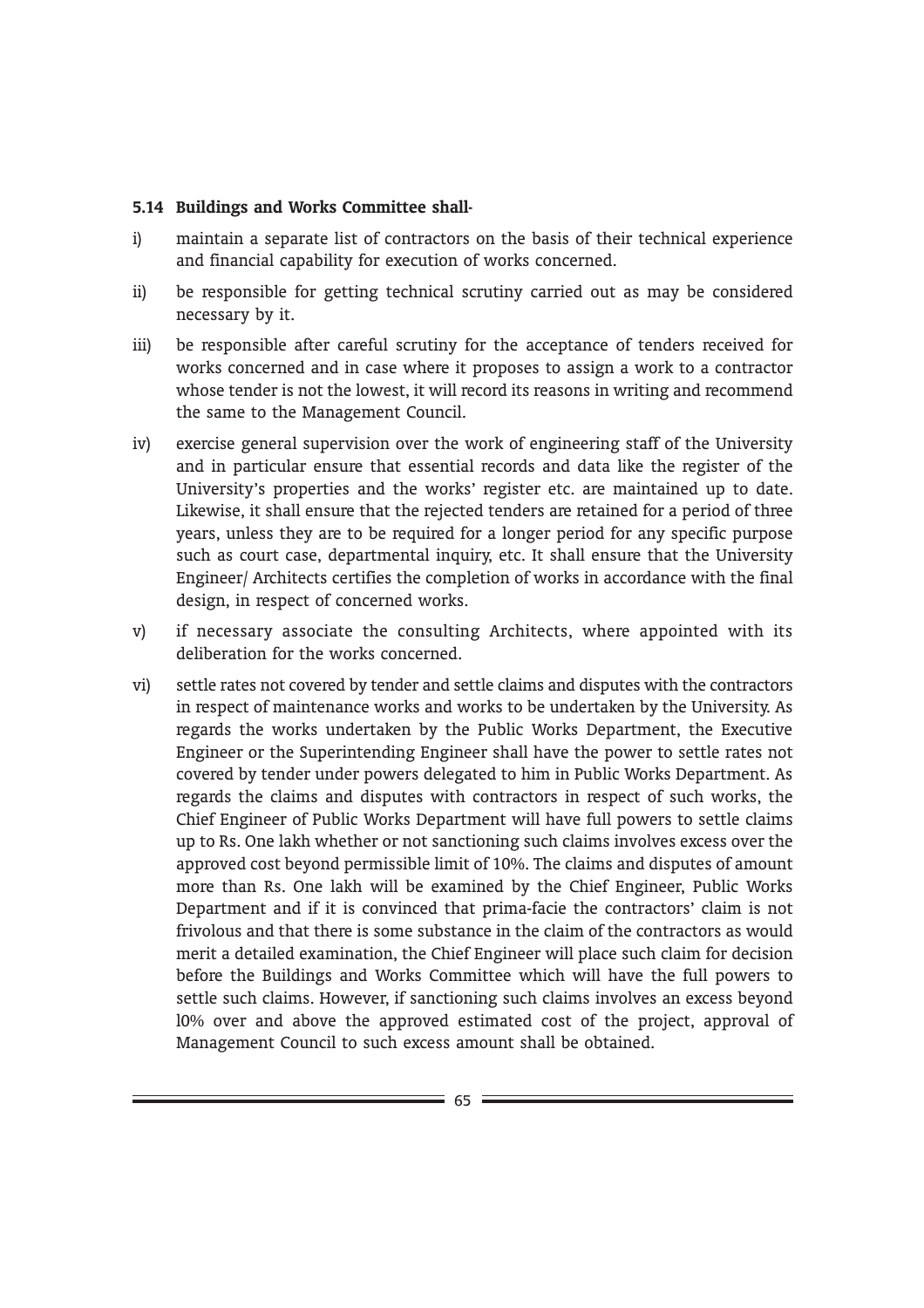**5.14 Buildings and Works Committee shall-**

i) maintain a separate list of contractors on the basis of their technical experience and financial capability for execution of works concerned.

ii) be responsible for getting technical scrutiny carried out as may be considered necessary by it.

iii) be responsible after careful scrutiny for the acceptance of tenders received for works concerned and in case where it proposes to assign a work to a contractor whose tender is not the lowest, it will record its reasons in writing and recommend the same to the Management Council.

iv) exercise general supervision over the work of engineering staff of the University and in particular ensure that essential records and data like the register of the University's properties and the works' register etc. are maintained up to date. Likewise, it shall ensure that the rejected tenders are retained for a period of three years, unless they are to be required for a longer period for any specific purpose such as court case, departmental inquiry, etc. It shall ensure that the University Engineer/ Architects certifies the completion of works in accordance with the final design, in respect of concerned works.

v) if necessary associate the consulting Architects, where appointed with its deliberation for the works concerned.

vi) settle rates not covered by tender and settle claims and disputes with the contractors in respect of maintenance works and works to be undertaken by the University. As regards the works undertaken by the Public Works Department, the Executive Engineer or the Superintending Engineer shall have the power to settle rates not covered by tender under powers delegated to him in Public Works Department. As regards the claims and disputes with contractors in respect of such works, the Chief Engineer of Public Works Department will have full powers to settle claims up to Rs. One lakh whether or not sanctioning such claims involves excess over the approved cost beyond permissible limit of 10%. The claims and disputes of amount more than Rs. One lakh will be examined by the Chief Engineer, Public Works Department and if it is convinced that prima-facie the contractors' claim is not frivolous and that there is some substance in the claim of the contractors as would merit a detailed examination, the Chief Engineer will place such claim for decision before the Buildings and Works Committee which will have the full powers to settle such claims. However, if sanctioning such claims involves an excess beyond l0% over and above the approved estimated cost of the project, approval of Management Council to such excess amount shall be obtained.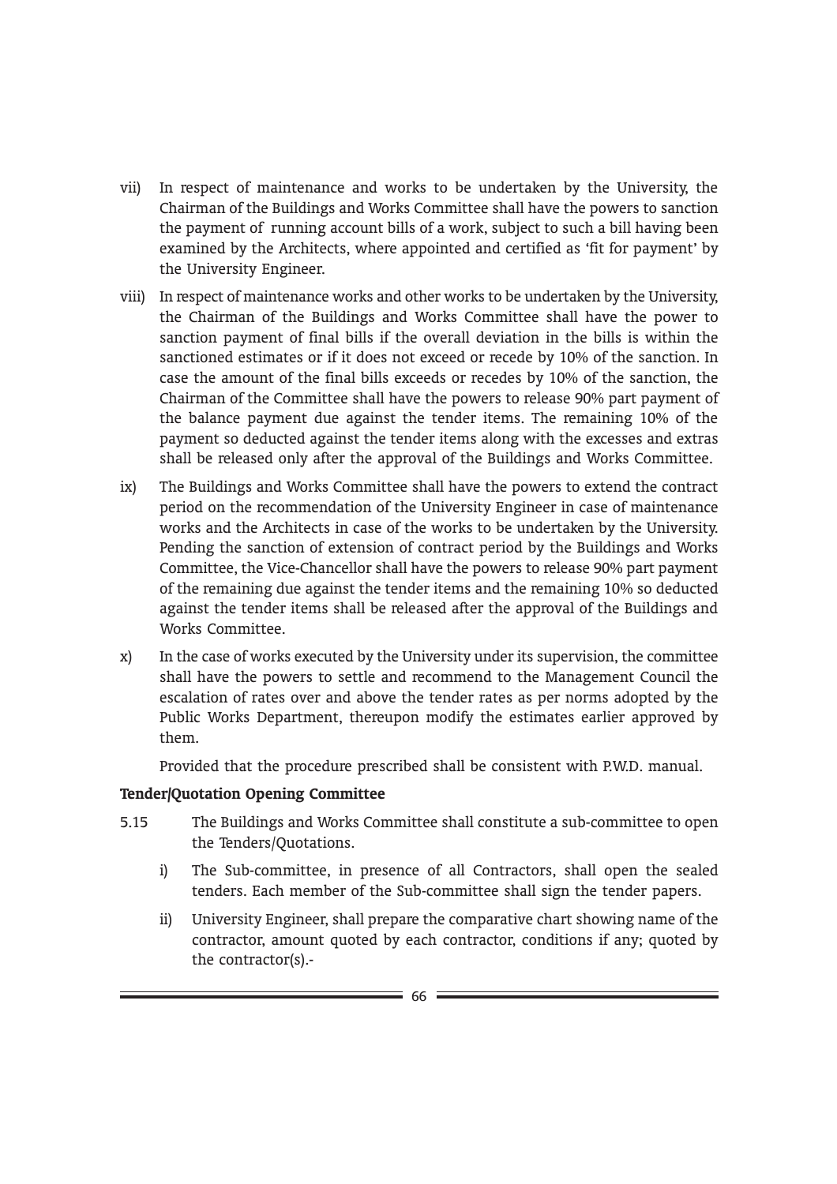vii) In respect of maintenance and works to be undertaken by the University, the Chairman of the Buildings and Works Committee shall have the powers to sanction the payment of running account bills of a work, subject to such a bill having been examined by the Architects, where appointed and certified as 'fit for payment' by the University Engineer.

viii) In respect of maintenance works and other works to be undertaken by the University, the Chairman of the Buildings and Works Committee shall have the power to sanction payment of final bills if the overall deviation in the bills is within the sanctioned estimates or if it does not exceed or recede by 10% of the sanction. In case the amount of the final bills exceeds or recedes by 10% of the sanction, the Chairman of the Committee shall have the powers to release 90% part payment of the balance payment due against the tender items. The remaining 10% of the payment so deducted against the tender items along with the excesses and extras shall be released only after the approval of the Buildings and Works Committee.

ix) The Buildings and Works Committee shall have the powers to extend the contract period on the recommendation of the University Engineer in case of maintenance works and the Architects in case of the works to be undertaken by the University. Pending the sanction of extension of contract period by the Buildings and Works Committee, the Vice-Chancellor shall have the powers to release 90% part payment of the remaining due against the tender items and the remaining 10% so deducted against the tender items shall be released after the approval of the Buildings and Works Committee.

x) In the case of works executed by the University under its supervision, the committee shall have the powers to settle and recommend to the Management Council the escalation of rates over and above the tender rates as per norms adopted by the Public Works Department, thereupon modify the estimates earlier approved by them.

Provided that the procedure prescribed shall be consistent with P.W.D. manual.

**Tender/Quotation Opening Committee**

5.15 The Buildings and Works Committee shall constitute a sub-committee to open the Tenders/Quotations.

i) The Sub-committee, in presence of all Contractors, shall open the sealed tenders. Each member of the Sub-committee shall sign the tender papers.

ii) University Engineer, shall prepare the comparative chart showing name of the contractor, amount quoted by each contractor, conditions if any; quoted by the contractor(s).-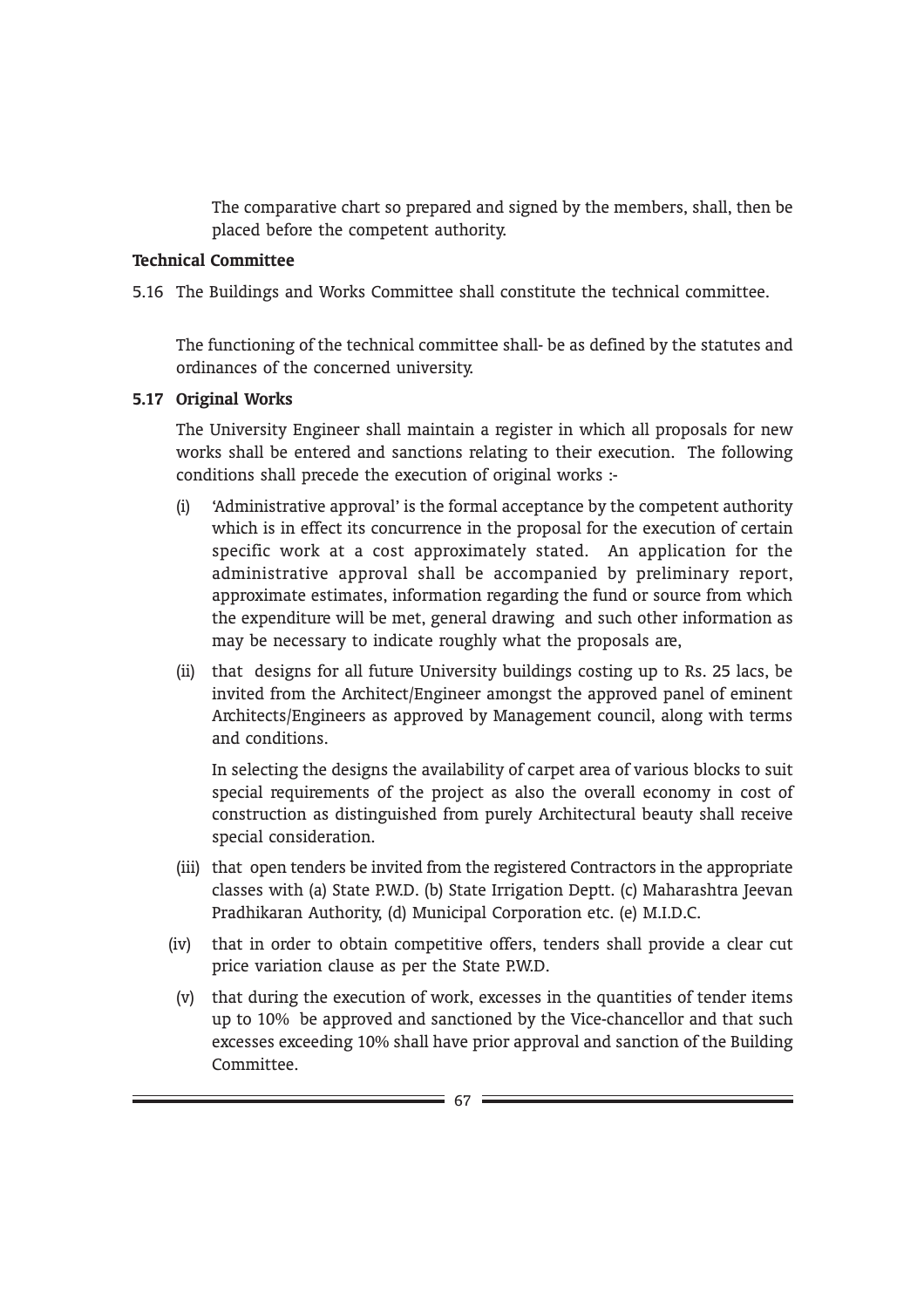The comparative chart so prepared and signed by the members, shall, then be placed before the competent authority.

**Technical Committee**

5.16 The Buildings and Works Committee shall constitute the technical committee.

The functioning of the technical committee shall- be as defined by the statutes and ordinances of the concerned university.

**5.17 Original Works**

The University Engineer shall maintain a register in which all proposals for new works shall be entered and sanctions relating to their execution. The following conditions shall precede the execution of original works :-

(i) 'Administrative approval' is the formal acceptance by the competent authority which is in effect its concurrence in the proposal for the execution of certain specific work at a cost approximately stated. An application for the administrative approval shall be accompanied by preliminary report, approximate estimates, information regarding the fund or source from which the expenditure will be met, general drawing and such other information as may be necessary to indicate roughly what the proposals are,

(ii) that designs for all future University buildings costing up to Rs. 25 lacs, be invited from the Architect/Engineer amongst the approved panel of eminent Architects/Engineers as approved by Management council, along with terms and conditions.

In selecting the designs the availability of carpet area of various blocks to suit special requirements of the project as also the overall economy in cost of construction as distinguished from purely Architectural beauty shall receive special consideration.

(iii) that open tenders be invited from the registered Contractors in the appropriate classes with (a) State P.W.D. (b) State Irrigation Deptt. (c) Maharashtra Jeevan Pradhikaran Authority, (d) Municipal Corporation etc. (e) M.I.D.C.

(iv) that in order to obtain competitive offers, tenders shall provide a clear cut price variation clause as per the State P.W.D.

(v) that during the execution of work, excesses in the quantities of tender items up to 10% be approved and sanctioned by the Vice-chancellor and that such excesses exceeding 10% shall have prior approval and sanction of the Building Committee.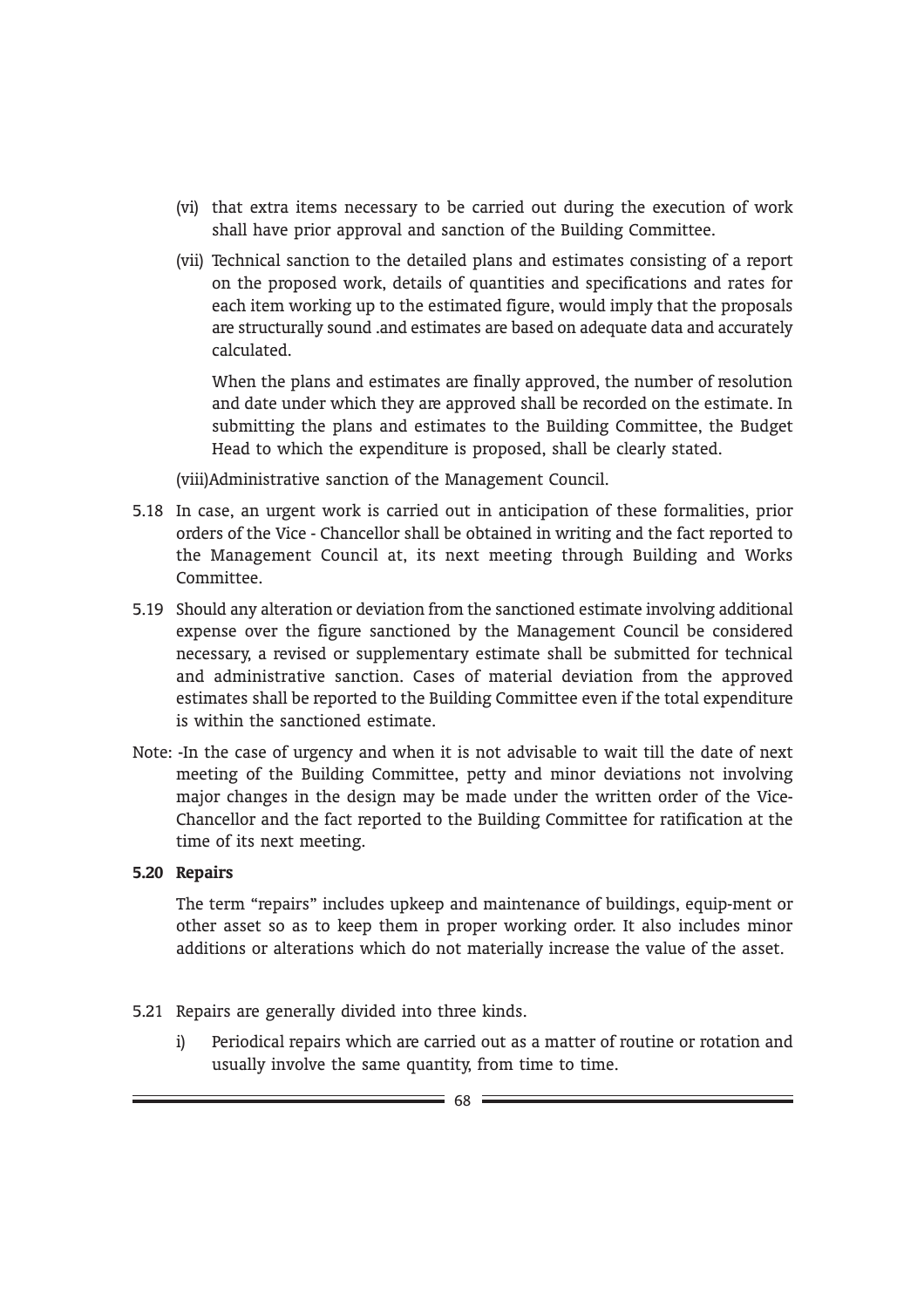(vi) that extra items necessary to be carried out during the execution of work shall have prior approval and sanction of the Building Committee.

(vii) Technical sanction to the detailed plans and estimates consisting of a report on the proposed work, details of quantities and specifications and rates for each item working up to the estimated figure, would imply that the proposals are structurally sound .and estimates are based on adequate data and accurately calculated.

When the plans and estimates are finally approved, the number of resolution and date under which they are approved shall be recorded on the estimate. In submitting the plans and estimates to the Building Committee, the Budget Head to which the expenditure is proposed, shall be clearly stated.

(viii)Administrative sanction of the Management Council.

5.18 In case, an urgent work is carried out in anticipation of these formalities, prior orders of the Vice - Chancellor shall be obtained in writing and the fact reported to the Management Council at, its next meeting through Building and Works Committee.

5.19 Should any alteration or deviation from the sanctioned estimate involving additional expense over the figure sanctioned by the Management Council be considered necessary, a revised or supplementary estimate shall be submitted for technical and administrative sanction. Cases of material deviation from the approved estimates shall be reported to the Building Committee even if the total expenditure is within the sanctioned estimate.

Note: -In the case of urgency and when it is not advisable to wait till the date of next meeting of the Building Committee, petty and minor deviations not involving major changes in the design may be made under the written order of the Vice-Chancellor and the fact reported to the Building Committee for ratification at the time of its next meeting.

**5.20 Repairs**

The term "repairs" includes upkeep and maintenance of buildings, equip-ment or other asset so as to keep them in proper working order. It also includes minor additions or alterations which do not materially increase the value of the asset.

5.21 Repairs are generally divided into three kinds.

i) Periodical repairs which are carried out as a matter of routine or rotation and usually involve the same quantity, from time to time.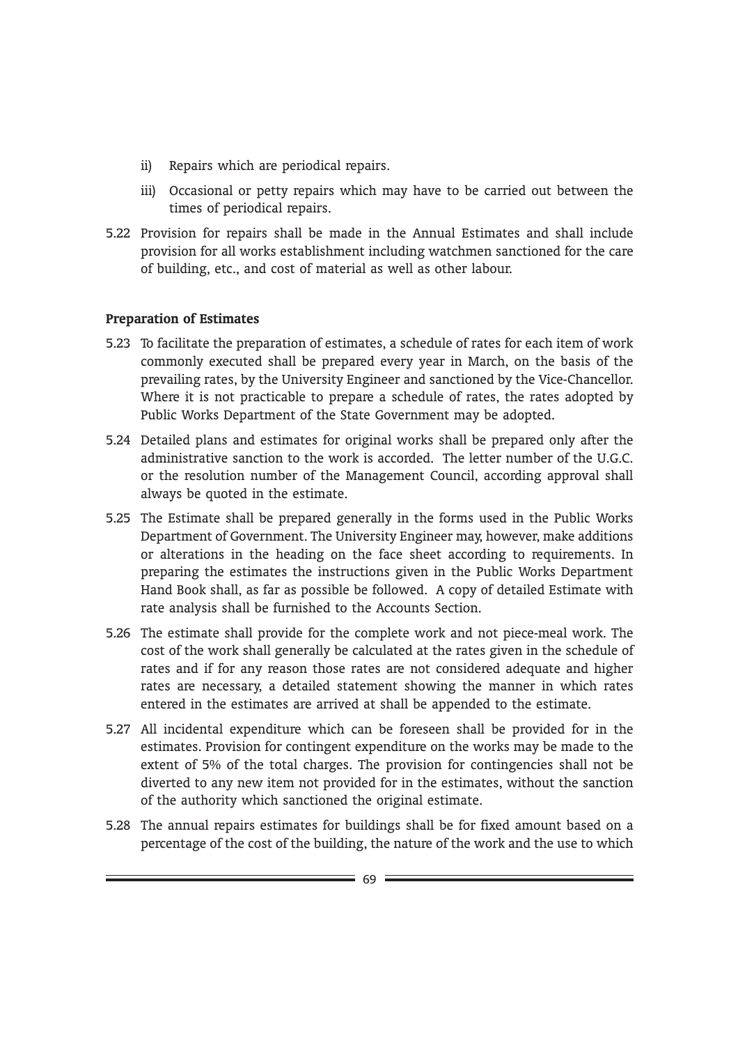ii) Repairs which are periodical repairs.

iii) Occasional or petty repairs which may have to be carried out between the times of periodical repairs.

5.22 Provision for repairs shall be made in the Annual Estimates and shall include provision for all works establishment including watchmen sanctioned for the care of building, etc., and cost of material as well as other labour.

**Preparation of Estimates**

5.23 To facilitate the preparation of estimates, a schedule of rates for each item of work commonly executed shall be prepared every year in March, on the basis of the prevailing rates, by the University Engineer and sanctioned by the Vice-Chancellor. Where it is not practicable to prepare a schedule of rates, the rates adopted by Public Works Department of the State Government may be adopted.

5.24 Detailed plans and estimates for original works shall be prepared only after the administrative sanction to the work is accorded. The letter number of the U.G.C. or the resolution number of the Management Council, according approval shall always be quoted in the estimate.

5.25 The Estimate shall be prepared generally in the forms used in the Public Works Department of Government. The University Engineer may, however, make additions or alterations in the heading on the face sheet according to requirements. In preparing the estimates the instructions given in the Public Works Department Hand Book shall, as far as possible be followed. A copy of detailed Estimate with rate analysis shall be furnished to the Accounts Section.

5.26 The estimate shall provide for the complete work and not piece-meal work. The cost of the work shall generally be calculated at the rates given in the schedule of rates and if for any reason those rates are not considered adequate and higher rates are necessary, a detailed statement showing the manner in which rates entered in the estimates are arrived at shall be appended to the estimate.

5.27 All incidental expenditure which can be foreseen shall be provided for in the estimates. Provision for contingent expenditure on the works may be made to the extent of 5% of the total charges. The provision for contingencies shall not be diverted to any new item not provided for in the estimates, without the sanction of the authority which sanctioned the original estimate.

5.28 The annual repairs estimates for buildings shall be for fixed amount based on a percentage of the cost of the building, the nature of the work and the use to which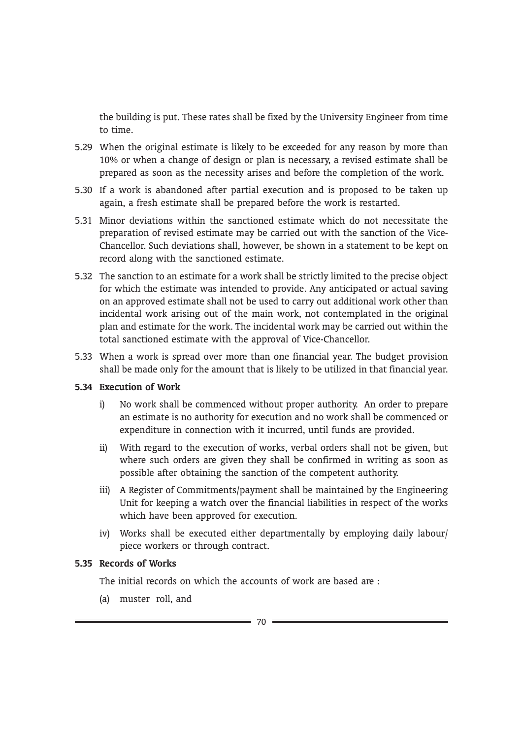the building is put. These rates shall be fixed by the University Engineer from time to time.

5.29 When the original estimate is likely to be exceeded for any reason by more than 10% or when a change of design or plan is necessary, a revised estimate shall be prepared as soon as the necessity arises and before the completion of the work.

5.30 If a work is abandoned after partial execution and is proposed to be taken up again, a fresh estimate shall be prepared before the work is restarted.

5.31 Minor deviations within the sanctioned estimate which do not necessitate the preparation of revised estimate may be carried out with the sanction of the Vice-Chancellor. Such deviations shall, however, be shown in a statement to be kept on record along with the sanctioned estimate.

5.32 The sanction to an estimate for a work shall be strictly limited to the precise object for which the estimate was intended to provide. Any anticipated or actual saving on an approved estimate shall not be used to carry out additional work other than incidental work arising out of the main work, not contemplated in the original plan and estimate for the work. The incidental work may be carried out within the total sanctioned estimate with the approval of Vice-Chancellor.

5.33 When a work is spread over more than one financial year. The budget provision shall be made only for the amount that is likely to be utilized in that financial year.

**5.34 Execution of Work**

i) No work shall be commenced without proper authority. An order to prepare an estimate is no authority for execution and no work shall be commenced or expenditure in connection with it incurred, until funds are provided.

ii) With regard to the execution of works, verbal orders shall not be given, but where such orders are given they shall be confirmed in writing as soon as possible after obtaining the sanction of the competent authority.

iii) A Register of Commitments/payment shall be maintained by the Engineering Unit for keeping a watch over the financial liabilities in respect of the works which have been approved for execution.

iv) Works shall be executed either departmentally by employing daily labour/ piece workers or through contract.

**5.35 Records of Works**

The initial records on which the accounts of work are based are :

(a) muster roll, and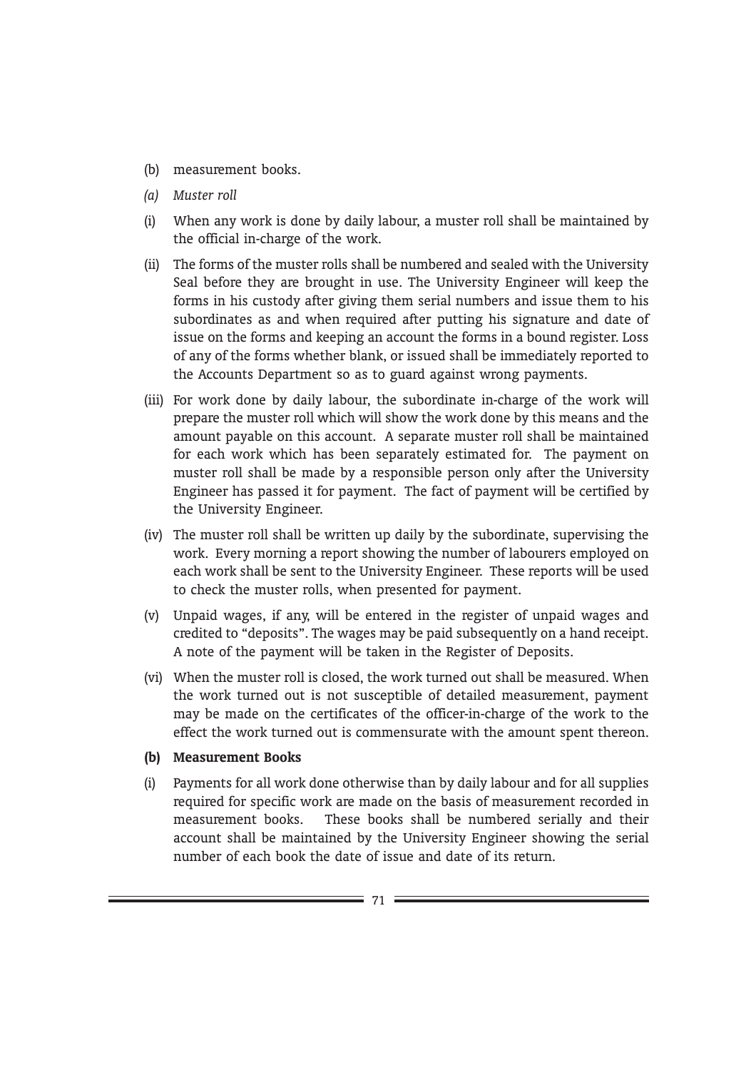(b) measurement books.

*(a) Muster roll*

(i) When any work is done by daily labour, a muster roll shall be maintained by the official in-charge of the work.

(ii) The forms of the muster rolls shall be numbered and sealed with the University Seal before they are brought in use. The University Engineer will keep the forms in his custody after giving them serial numbers and issue them to his subordinates as and when required after putting his signature and date of issue on the forms and keeping an account the forms in a bound register. Loss of any of the forms whether blank, or issued shall be immediately reported to the Accounts Department so as to guard against wrong payments.

(iii) For work done by daily labour, the subordinate in-charge of the work will prepare the muster roll which will show the work done by this means and the amount payable on this account. A separate muster roll shall be maintained for each work which has been separately estimated for. The payment on muster roll shall be made by a responsible person only after the University Engineer has passed it for payment. The fact of payment will be certified by the University Engineer.

(iv) The muster roll shall be written up daily by the subordinate, supervising the work. Every morning a report showing the number of labourers employed on each work shall be sent to the University Engineer. These reports will be used to check the muster rolls, when presented for payment.

(v) Unpaid wages, if any, will be entered in the register of unpaid wages and credited to "deposits". The wages may be paid subsequently on a hand receipt. A note of the payment will be taken in the Register of Deposits.

(vi) When the muster roll is closed, the work turned out shall be measured. When the work turned out is not susceptible of detailed measurement, payment may be made on the certificates of the officer-in-charge of the work to the effect the work turned out is commensurate with the amount spent thereon.

**(b) Measurement Books**

(i) Payments for all work done otherwise than by daily labour and for all supplies required for specific work are made on the basis of measurement recorded in measurement books. These books shall be numbered serially and their account shall be maintained by the University Engineer showing the serial number of each book the date of issue and date of its return.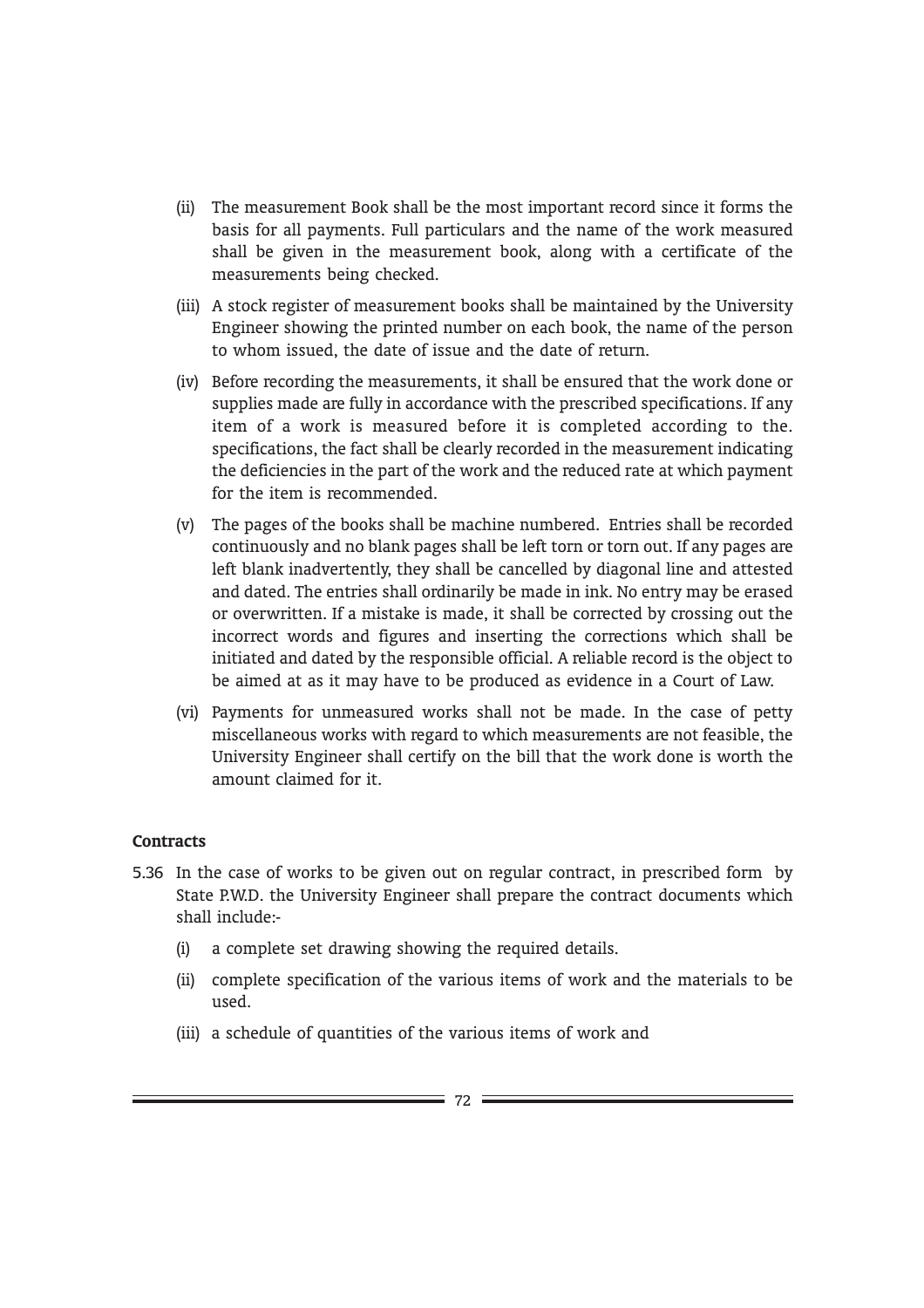(ii) The measurement Book shall be the most important record since it forms the basis for all payments. Full particulars and the name of the work measured shall be given in the measurement book, along with a certificate of the measurements being checked.

(iii) A stock register of measurement books shall be maintained by the University Engineer showing the printed number on each book, the name of the person to whom issued, the date of issue and the date of return.

(iv) Before recording the measurements, it shall be ensured that the work done or supplies made are fully in accordance with the prescribed specifications. If any item of a work is measured before it is completed according to the. specifications, the fact shall be clearly recorded in the measurement indicating the deficiencies in the part of the work and the reduced rate at which payment for the item is recommended.

(v) The pages of the books shall be machine numbered. Entries shall be recorded continuously and no blank pages shall be left torn or torn out. If any pages are left blank inadvertently, they shall be cancelled by diagonal line and attested and dated. The entries shall ordinarily be made in ink. No entry may be erased or overwritten. If a mistake is made, it shall be corrected by crossing out the incorrect words and figures and inserting the corrections which shall be initiated and dated by the responsible official. A reliable record is the object to be aimed at as it may have to be produced as evidence in a Court of Law.

(vi) Payments for unmeasured works shall not be made. In the case of petty miscellaneous works with regard to which measurements are not feasible, the University Engineer shall certify on the bill that the work done is worth the amount claimed for it.

**Contracts**

5.36 In the case of works to be given out on regular contract, in prescribed form by State P.W.D. the University Engineer shall prepare the contract documents which shall include:-

(i) a complete set drawing showing the required details.

(ii) complete specification of the various items of work and the materials to be used.

(iii) a schedule of quantities of the various items of work and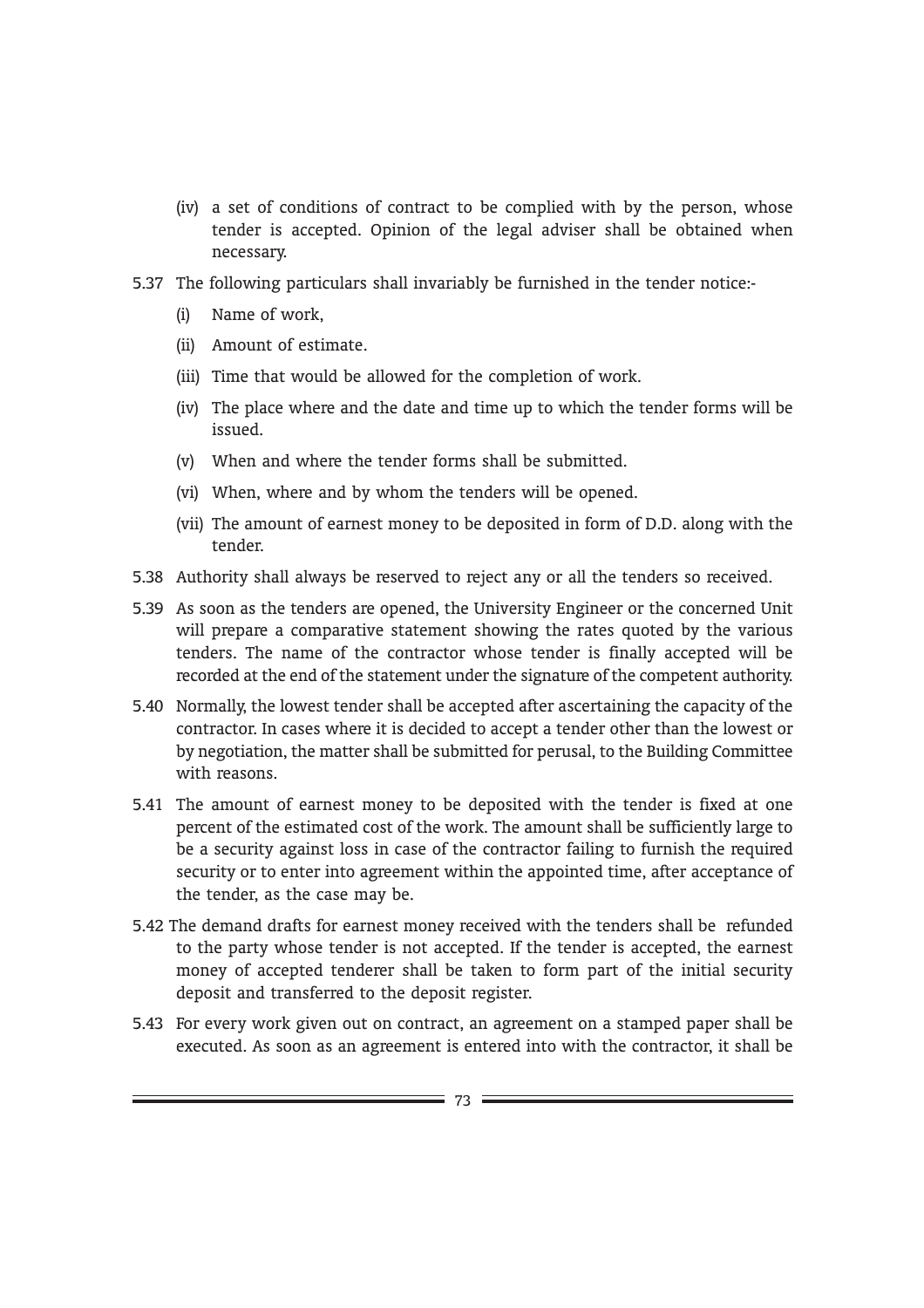(iv) a set of conditions of contract to be complied with by the person, whose tender is accepted. Opinion of the legal adviser shall be obtained when necessary.

5.37 The following particulars shall invariably be furnished in the tender notice:-

(i) Name of work,

(ii) Amount of estimate.

(iii) Time that would be allowed for the completion of work.

(iv) The place where and the date and time up to which the tender forms will be issued.

(v) When and where the tender forms shall be submitted.

(vi) When, where and by whom the tenders will be opened.

(vii) The amount of earnest money to be deposited in form of D.D. along with the tender.

5.38 Authority shall always be reserved to reject any or all the tenders so received.

5.39 As soon as the tenders are opened, the University Engineer or the concerned Unit will prepare a comparative statement showing the rates quoted by the various tenders. The name of the contractor whose tender is finally accepted will be recorded at the end of the statement under the signature of the competent authority.

5.40 Normally, the lowest tender shall be accepted after ascertaining the capacity of the contractor. In cases where it is decided to accept a tender other than the lowest or by negotiation, the matter shall be submitted for perusal, to the Building Committee with reasons.

5.41 The amount of earnest money to be deposited with the tender is fixed at one percent of the estimated cost of the work. The amount shall be sufficiently large to be a security against loss in case of the contractor failing to furnish the required security or to enter into agreement within the appointed time, after acceptance of the tender, as the case may be.

5.42 The demand drafts for earnest money received with the tenders shall be refunded to the party whose tender is not accepted. If the tender is accepted, the earnest money of accepted tenderer shall be taken to form part of the initial security deposit and transferred to the deposit register.

5.43 For every work given out on contract, an agreement on a stamped paper shall be executed. As soon as an agreement is entered into with the contractor, it shall be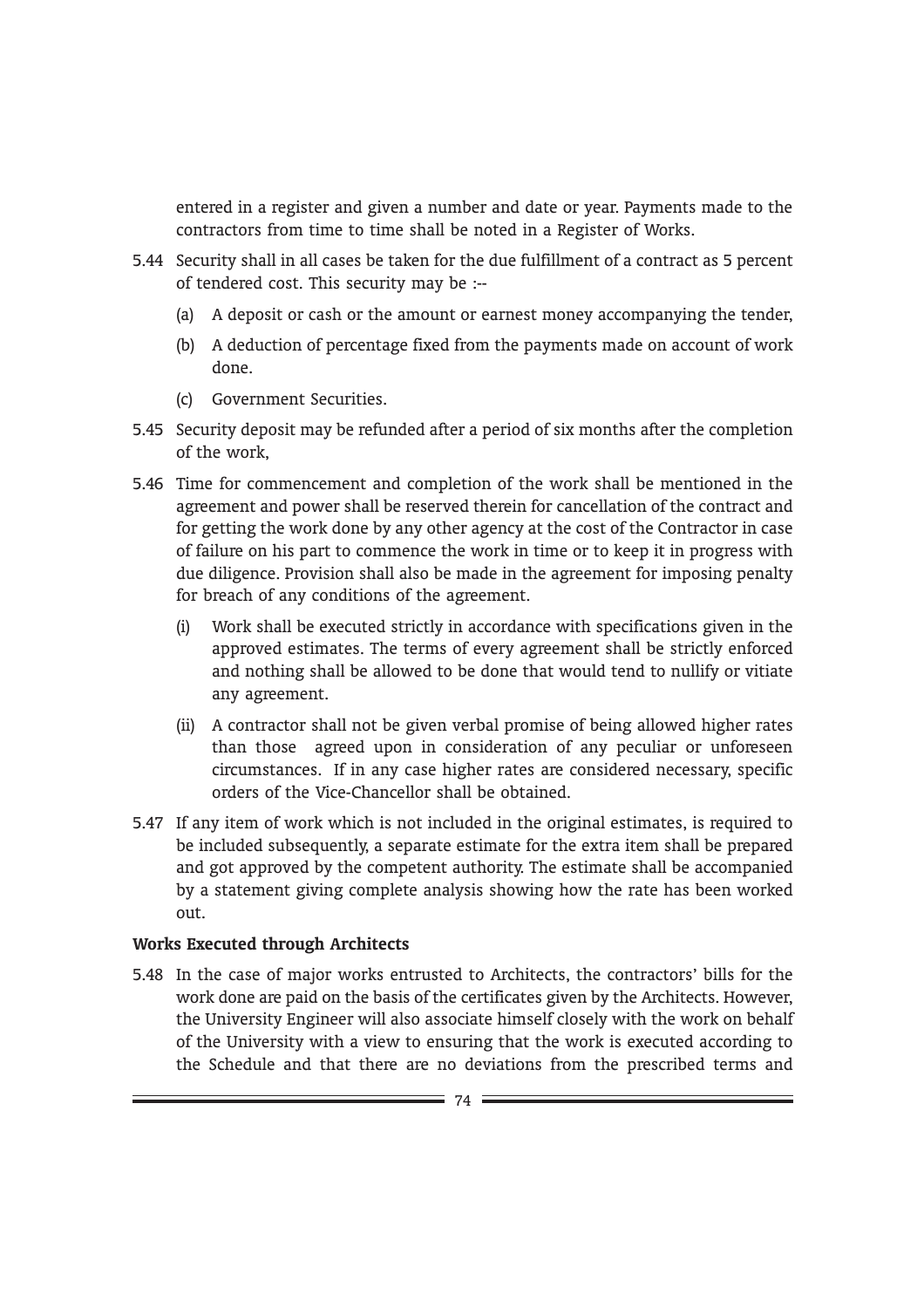entered in a register and given a number and date or year. Payments made to the contractors from time to time shall be noted in a Register of Works.

5.44 Security shall in all cases be taken for the due fulfillment of a contract as 5 percent of tendered cost. This security may be :--

(a) A deposit or cash or the amount or earnest money accompanying the tender,

(b) A deduction of percentage fixed from the payments made on account of work done.

(c) Government Securities.

5.45 Security deposit may be refunded after a period of six months after the completion of the work,

5.46 Time for commencement and completion of the work shall be mentioned in the agreement and power shall be reserved therein for cancellation of the contract and for getting the work done by any other agency at the cost of the Contractor in case of failure on his part to commence the work in time or to keep it in progress with due diligence. Provision shall also be made in the agreement for imposing penalty for breach of any conditions of the agreement.

(i) Work shall be executed strictly in accordance with specifications given in the approved estimates. The terms of every agreement shall be strictly enforced and nothing shall be allowed to be done that would tend to nullify or vitiate any agreement.

(ii) A contractor shall not be given verbal promise of being allowed higher rates than those agreed upon in consideration of any peculiar or unforeseen circumstances. If in any case higher rates are considered necessary, specific orders of the Vice-Chancellor shall be obtained.

5.47 If any item of work which is not included in the original estimates, is required to be included subsequently, a separate estimate for the extra item shall be prepared and got approved by the competent authority. The estimate shall be accompanied by a statement giving complete analysis showing how the rate has been worked out.

**Works Executed through Architects**

5.48 In the case of major works entrusted to Architects, the contractors' bills for the work done are paid on the basis of the certificates given by the Architects. However, the University Engineer will also associate himself closely with the work on behalf of the University with a view to ensuring that the work is executed according to the Schedule and that there are no deviations from the prescribed terms and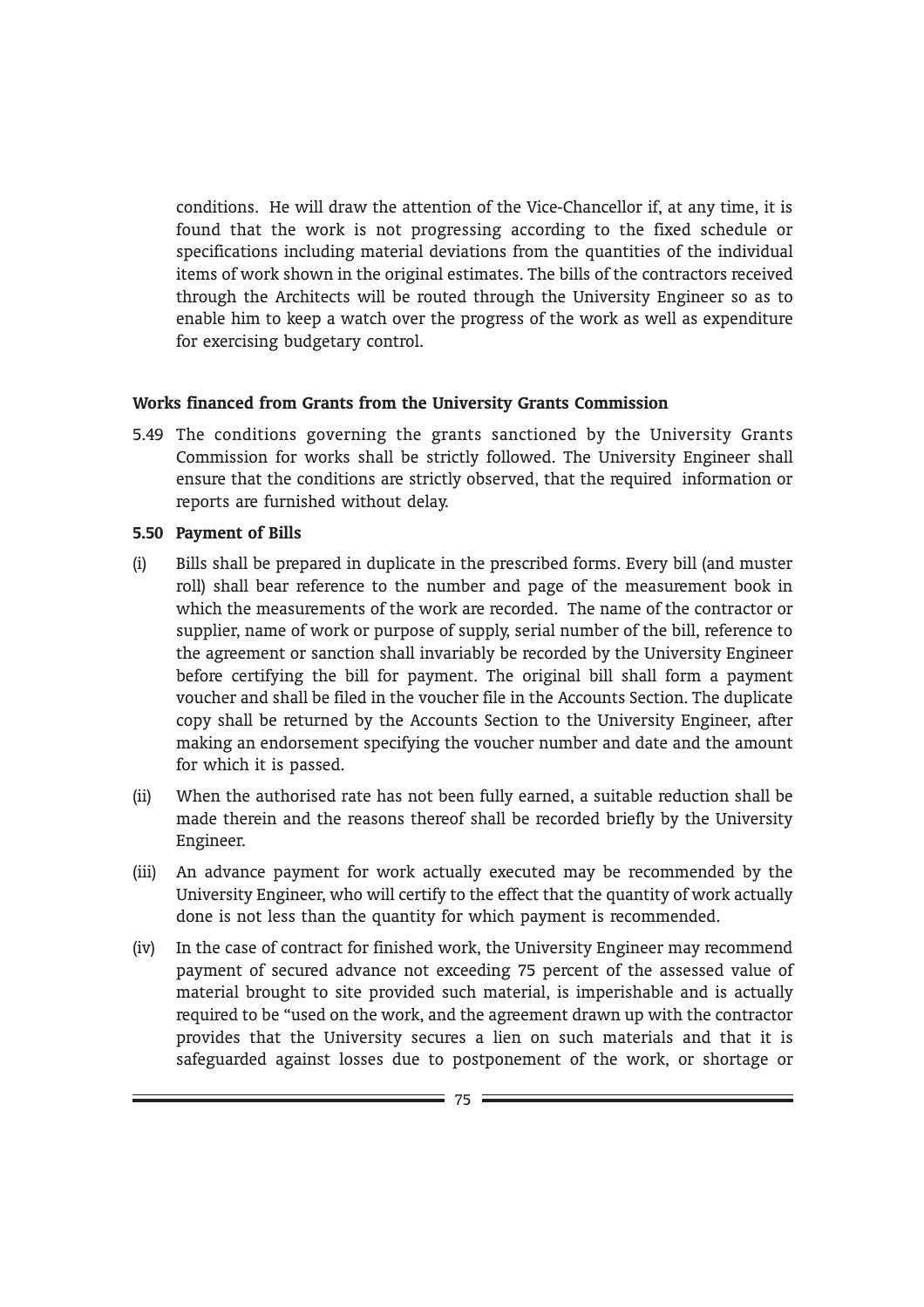conditions. He will draw the attention of the Vice-Chancellor if, at any time, it is found that the work is not progressing according to the fixed schedule or specifications including material deviations from the quantities of the individual items of work shown in the original estimates. The bills of the contractors received through the Architects will be routed through the University Engineer so as to enable him to keep a watch over the progress of the work as well as expenditure for exercising budgetary control.

**Works financed from Grants from the University Grants Commission**

5.49 The conditions governing the grants sanctioned by the University Grants Commission for works shall be strictly followed. The University Engineer shall ensure that the conditions are strictly observed, that the required information or reports are furnished without delay.

**5.50 Payment of Bills**

(i) Bills shall be prepared in duplicate in the prescribed forms. Every bill (and muster roll) shall bear reference to the number and page of the measurement book in which the measurements of the work are recorded. The name of the contractor or supplier, name of work or purpose of supply, serial number of the bill, reference to the agreement or sanction shall invariably be recorded by the University Engineer before certifying the bill for payment. The original bill shall form a payment voucher and shall be filed in the voucher file in the Accounts Section. The duplicate copy shall be returned by the Accounts Section to the University Engineer, after making an endorsement specifying the voucher number and date and the amount for which it is passed.

(ii) When the authorised rate has not been fully earned, a suitable reduction shall be made therein and the reasons thereof shall be recorded briefly by the University Engineer.

(iii) An advance payment for work actually executed may be recommended by the University Engineer, who will certify to the effect that the quantity of work actually done is not less than the quantity for which payment is recommended.

(iv) In the case of contract for finished work, the University Engineer may recommend payment of secured advance not exceeding 75 percent of the assessed value of material brought to site provided such material, is imperishable and is actually required to be "used on the work, and the agreement drawn up with the contractor provides that the University secures a lien on such materials and that it is safeguarded against losses due to postponement of the work, or shortage or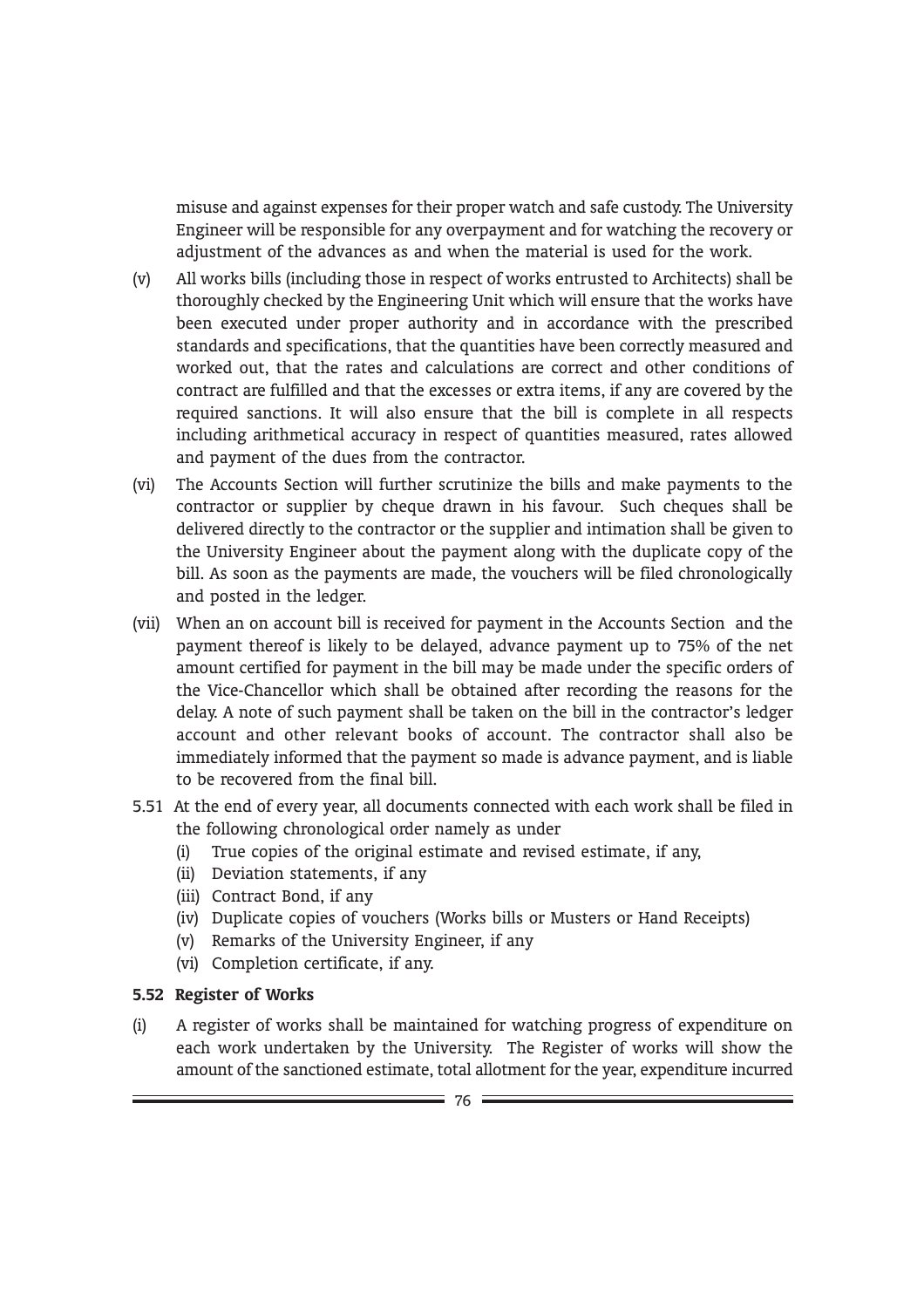misuse and against expenses for their proper watch and safe custody. The University Engineer will be responsible for any overpayment and for watching the recovery or adjustment of the advances as and when the material is used for the work.

(v) All works bills (including those in respect of works entrusted to Architects) shall be thoroughly checked by the Engineering Unit which will ensure that the works have been executed under proper authority and in accordance with the prescribed standards and specifications, that the quantities have been correctly measured and worked out, that the rates and calculations are correct and other conditions of contract are fulfilled and that the excesses or extra items, if any are covered by the required sanctions. It will also ensure that the bill is complete in all respects including arithmetical accuracy in respect of quantities measured, rates allowed and payment of the dues from the contractor.

(vi) The Accounts Section will further scrutinize the bills and make payments to the contractor or supplier by cheque drawn in his favour. Such cheques shall be delivered directly to the contractor or the supplier and intimation shall be given to the University Engineer about the payment along with the duplicate copy of the bill. As soon as the payments are made, the vouchers will be filed chronologically and posted in the ledger.

(vii) When an on account bill is received for payment in the Accounts Section and the payment thereof is likely to be delayed, advance payment up to 75% of the net amount certified for payment in the bill may be made under the specific orders of the Vice-Chancellor which shall be obtained after recording the reasons for the delay. A note of such payment shall be taken on the bill in the contractor's ledger account and other relevant books of account. The contractor shall also be immediately informed that the payment so made is advance payment, and is liable to be recovered from the final bill.

5.51 At the end of every year, all documents connected with each work shall be filed in the following chronological order namely as under

(i) True copies of the original estimate and revised estimate, if any,
(ii) Deviation statements, if any
(iii) Contract Bond, if any
(iv) Duplicate copies of vouchers (Works bills or Musters or Hand Receipts)
(v) Remarks of the University Engineer, if any
(vi) Completion certificate, if any.

**5.52 Register of Works**

(i) A register of works shall be maintained for watching progress of expenditure on each work undertaken by the University. The Register of works will show the amount of the sanctioned estimate, total allotment for the year, expenditure incurred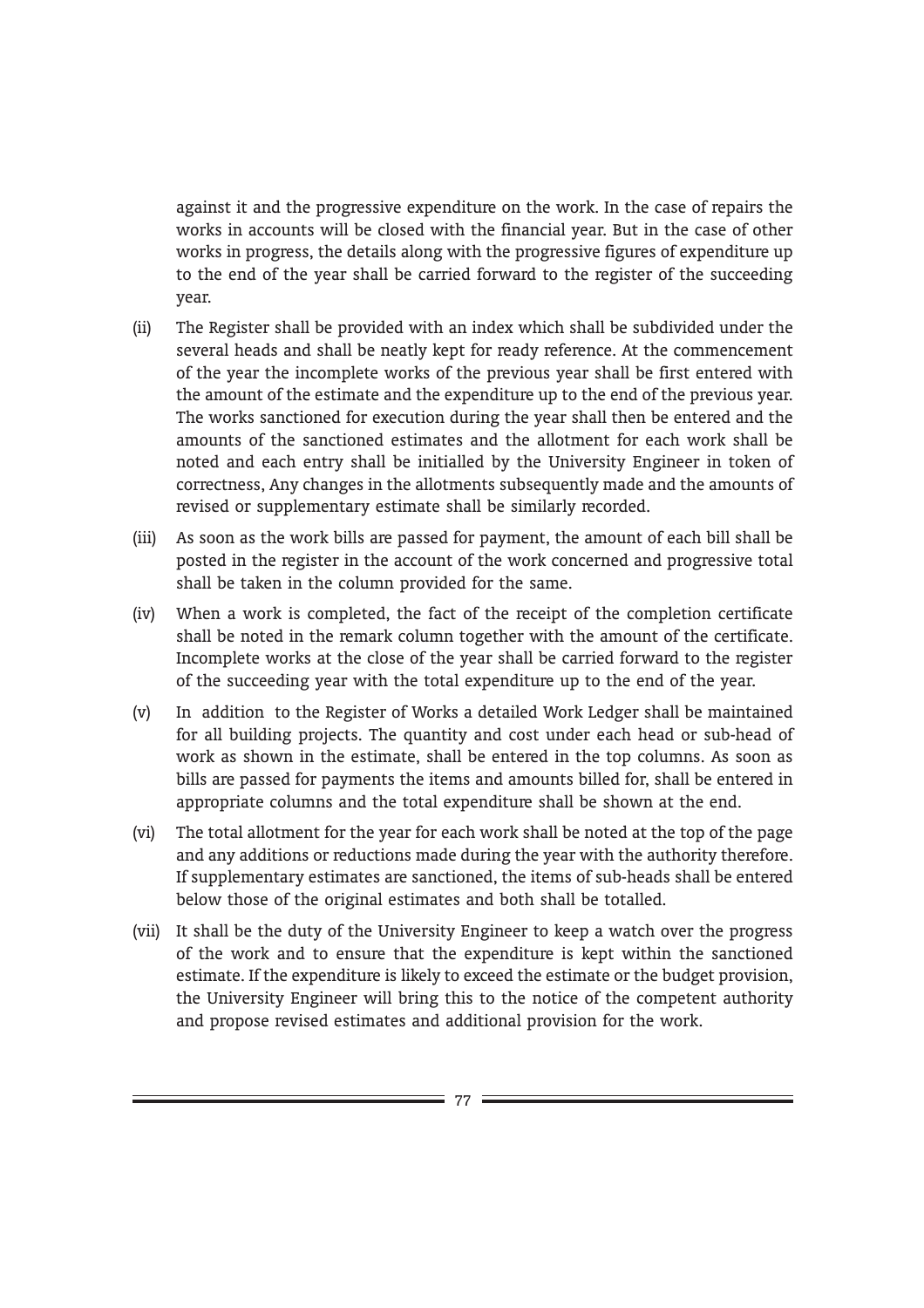against it and the progressive expenditure on the work. In the case of repairs the works in accounts will be closed with the financial year. But in the case of other works in progress, the details along with the progressive figures of expenditure up to the end of the year shall be carried forward to the register of the succeeding year.

(ii) The Register shall be provided with an index which shall be subdivided under the several heads and shall be neatly kept for ready reference. At the commencement of the year the incomplete works of the previous year shall be first entered with the amount of the estimate and the expenditure up to the end of the previous year. The works sanctioned for execution during the year shall then be entered and the amounts of the sanctioned estimates and the allotment for each work shall be noted and each entry shall be initialled by the University Engineer in token of correctness, Any changes in the allotments subsequently made and the amounts of revised or supplementary estimate shall be similarly recorded.

(iii) As soon as the work bills are passed for payment, the amount of each bill shall be posted in the register in the account of the work concerned and progressive total shall be taken in the column provided for the same.

(iv) When a work is completed, the fact of the receipt of the completion certificate shall be noted in the remark column together with the amount of the certificate. Incomplete works at the close of the year shall be carried forward to the register of the succeeding year with the total expenditure up to the end of the year.

(v) In addition to the Register of Works a detailed Work Ledger shall be maintained for all building projects. The quantity and cost under each head or sub-head of work as shown in the estimate, shall be entered in the top columns. As soon as bills are passed for payments the items and amounts billed for, shall be entered in appropriate columns and the total expenditure shall be shown at the end.

(vi) The total allotment for the year for each work shall be noted at the top of the page and any additions or reductions made during the year with the authority therefore. If supplementary estimates are sanctioned, the items of sub-heads shall be entered below those of the original estimates and both shall be totalled.

(vii) It shall be the duty of the University Engineer to keep a watch over the progress of the work and to ensure that the expenditure is kept within the sanctioned estimate. If the expenditure is likely to exceed the estimate or the budget provision, the University Engineer will bring this to the notice of the competent authority and propose revised estimates and additional provision for the work.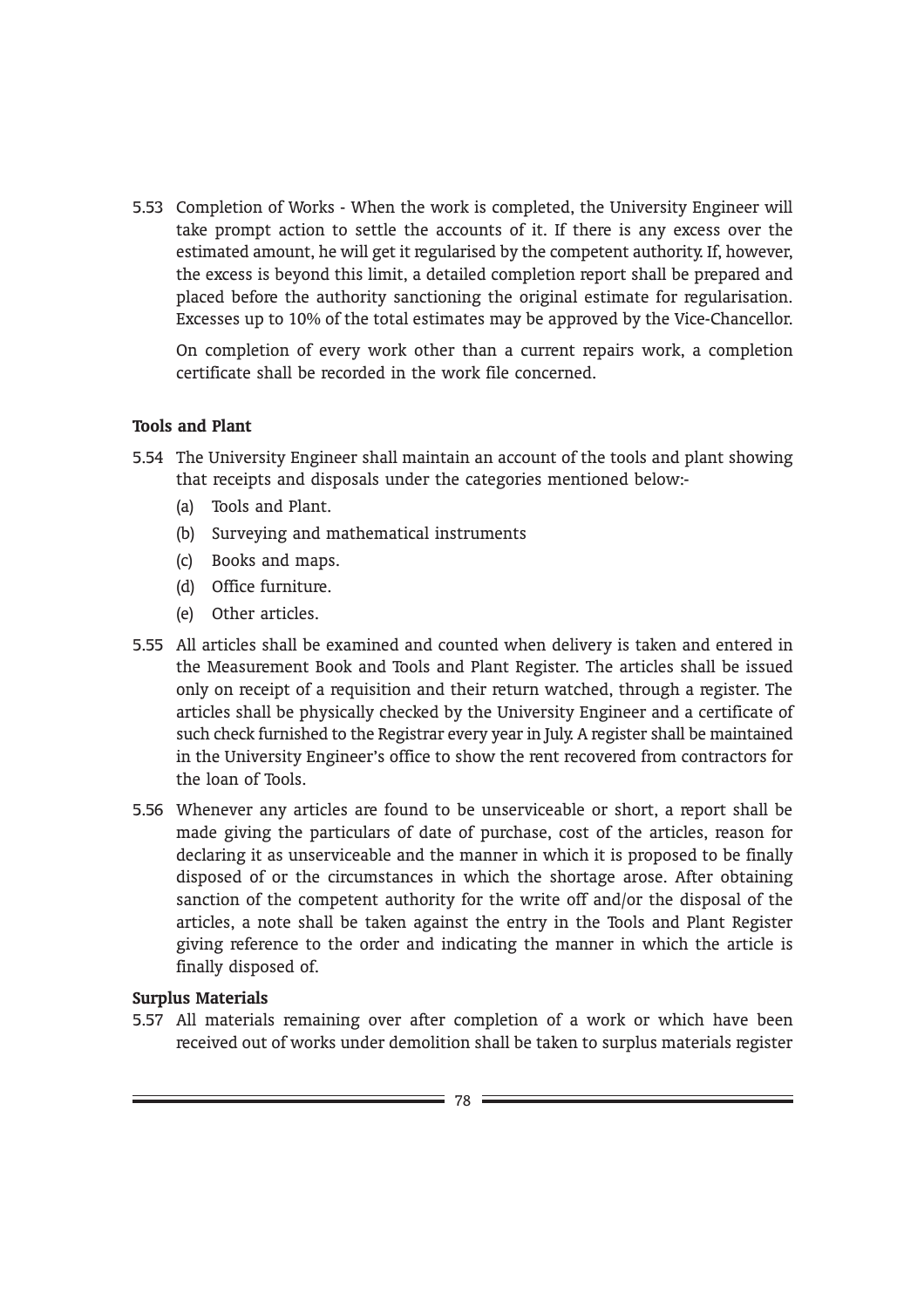5.53 Completion of Works - When the work is completed, the University Engineer will take prompt action to settle the accounts of it. If there is any excess over the estimated amount, he will get it regularised by the competent authority. If, however, the excess is beyond this limit, a detailed completion report shall be prepared and placed before the authority sanctioning the original estimate for regularisation. Excesses up to 10% of the total estimates may be approved by the Vice-Chancellor.

On completion of every work other than a current repairs work, a completion certificate shall be recorded in the work file concerned.

**Tools and Plant**

5.54 The University Engineer shall maintain an account of the tools and plant showing that receipts and disposals under the categories mentioned below:-

- (a) Tools and Plant.
- (b) Surveying and mathematical instruments
- (c) Books and maps.
- (d) Office furniture.
- (e) Other articles.

5.55 All articles shall be examined and counted when delivery is taken and entered in the Measurement Book and Tools and Plant Register. The articles shall be issued only on receipt of a requisition and their return watched, through a register. The articles shall be physically checked by the University Engineer and a certificate of such check furnished to the Registrar every year in July. A register shall be maintained in the University Engineer's office to show the rent recovered from contractors for the loan of Tools.

5.56 Whenever any articles are found to be unserviceable or short, a report shall be made giving the particulars of date of purchase, cost of the articles, reason for declaring it as unserviceable and the manner in which it is proposed to be finally disposed of or the circumstances in which the shortage arose. After obtaining sanction of the competent authority for the write off and/or the disposal of the articles, a note shall be taken against the entry in the Tools and Plant Register giving reference to the order and indicating the manner in which the article is finally disposed of.

**Surplus Materials**

5.57 All materials remaining over after completion of a work or which have been received out of works under demolition shall be taken to surplus materials register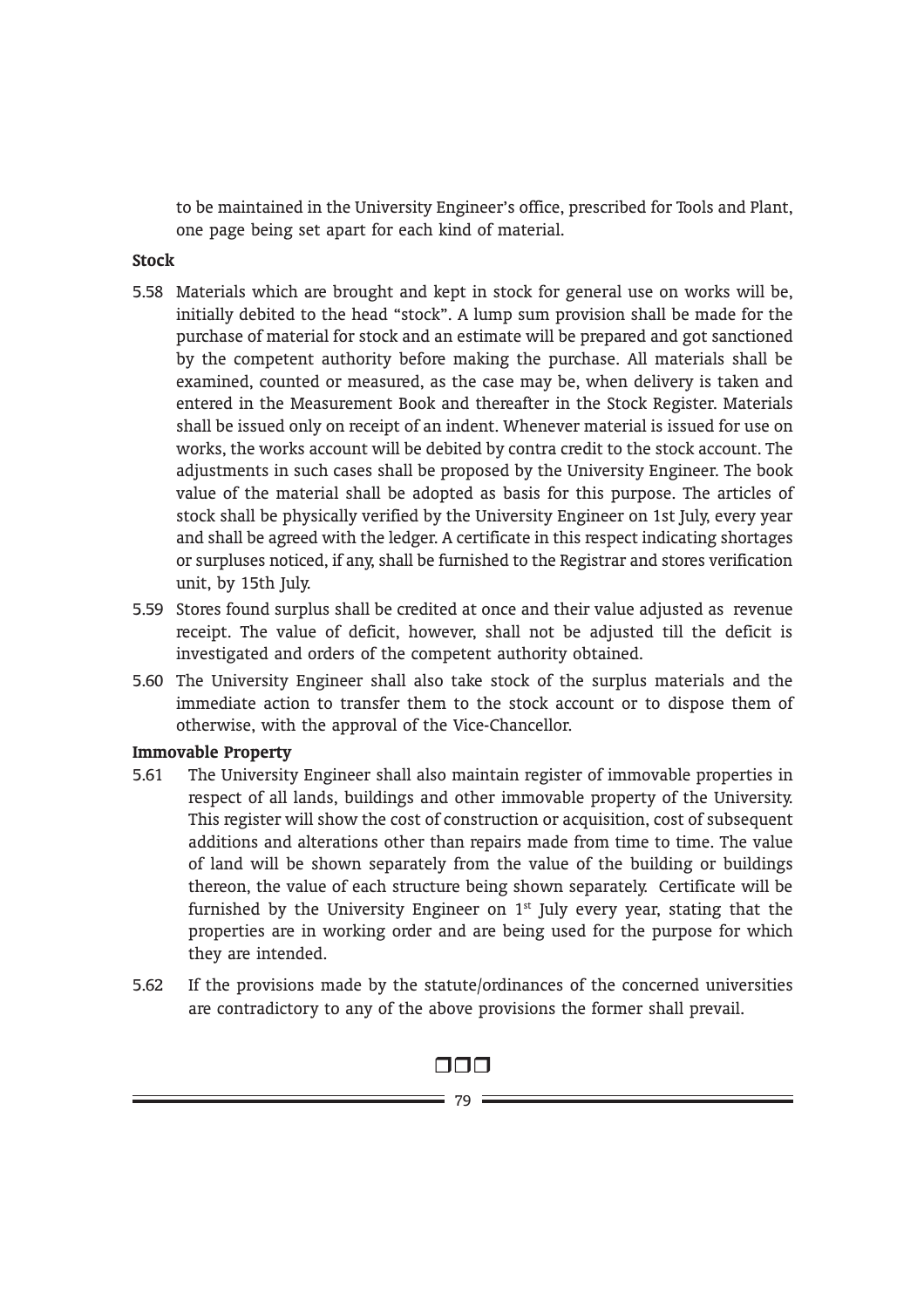to be maintained in the University Engineer's office, prescribed for Tools and Plant, one page being set apart for each kind of material.

**Stock**

5.58 Materials which are brought and kept in stock for general use on works will be, initially debited to the head "stock". A lump sum provision shall be made for the purchase of material for stock and an estimate will be prepared and got sanctioned by the competent authority before making the purchase. All materials shall be examined, counted or measured, as the case may be, when delivery is taken and entered in the Measurement Book and thereafter in the Stock Register. Materials shall be issued only on receipt of an indent. Whenever material is issued for use on works, the works account will be debited by contra credit to the stock account. The adjustments in such cases shall be proposed by the University Engineer. The book value of the material shall be adopted as basis for this purpose. The articles of stock shall be physically verified by the University Engineer on 1st July, every year and shall be agreed with the ledger. A certificate in this respect indicating shortages or surpluses noticed, if any, shall be furnished to the Registrar and stores verification unit, by 15th July.

5.59 Stores found surplus shall be credited at once and their value adjusted as revenue receipt. The value of deficit, however, shall not be adjusted till the deficit is investigated and orders of the competent authority obtained.

5.60 The University Engineer shall also take stock of the surplus materials and the immediate action to transfer them to the stock account or to dispose them of otherwise, with the approval of the Vice-Chancellor.

**Immovable Property**

5.61 The University Engineer shall also maintain register of immovable properties in respect of all lands, buildings and other immovable property of the University. This register will show the cost of construction or acquisition, cost of subsequent additions and alterations other than repairs made from time to time. The value of land will be shown separately from the value of the building or buildings thereon, the value of each structure being shown separately. Certificate will be furnished by the University Engineer on 1st July every year, stating that the properties are in working order and are being used for the purpose for which they are intended.

5.62 If the provisions made by the statute/ordinances of the concerned universities are contradictory to any of the above provisions the former shall prevail.

❑❑❑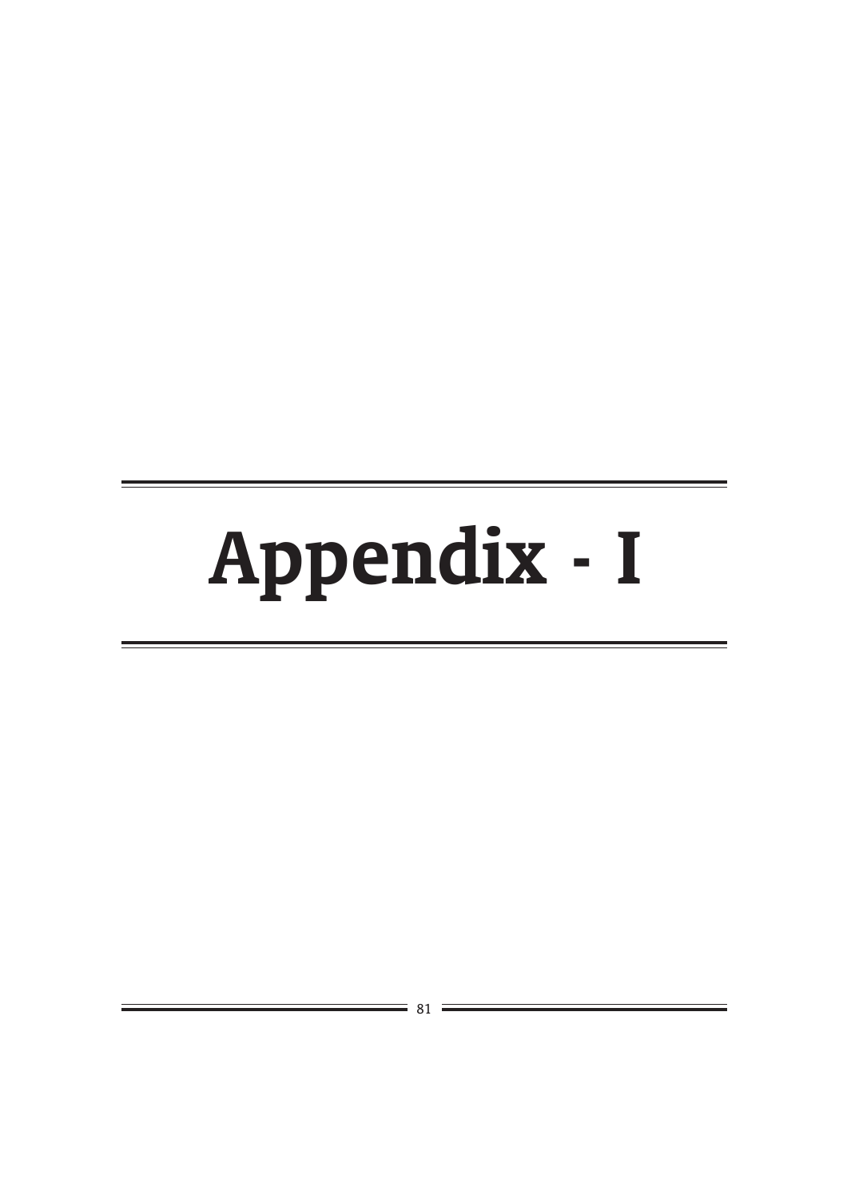# Appendix - I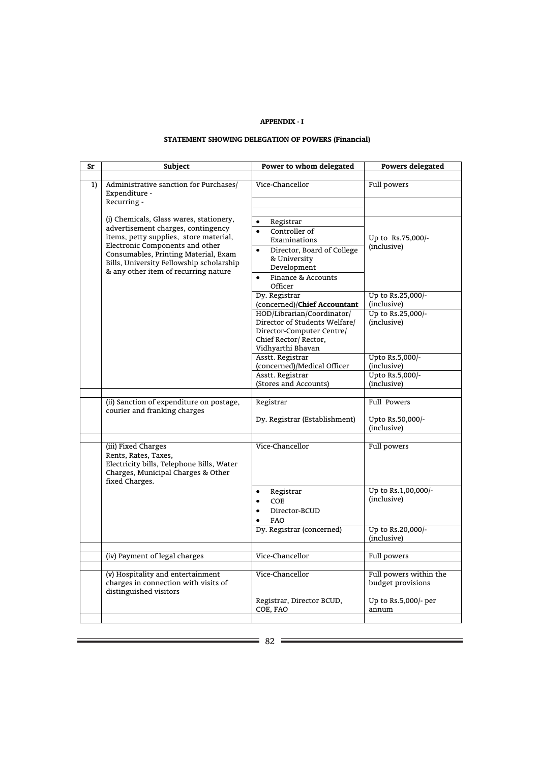**APPENDIX - I**

**STATEMENT SHOWING DELEGATION OF POWERS (Financial)**

| Sr | Subject | Power to whom delegated | Powers delegated |
|---|---|---|---|
| 1) | Administrative sanction for Purchases/ Expenditure - Recurring - | Vice-Chancellor | Full powers |
| | (i) Chemicals, Glass wares, stationery, advertisement charges, contingency items, petty supplies, store material, Electronic Components and other Consumables, Printing Material, Exam Bills, University Fellowship scholarship & any other item of recurring nature | • Registrar<br>• Controller of Examinations<br>• Director, Board of College & University Development<br>• Finance & Accounts Officer | Up to Rs.75,000/- (inclusive) |
| | | Dy. Registrar (concerned)/**Chief Accountant** | Up to Rs.25,000/- (inclusive) |
| | | HOD/Librarian/Coordinator/ Director of Students Welfare/ Director-Computer Centre/ Chief Rector/ Rector, Vidhyarthi Bhavan | Up to Rs.25,000/- (inclusive) |
| | | Asstt. Registrar (concerned)/Medical Officer | Upto Rs.5,000/- (inclusive) |
| | | Asstt. Registrar (Stores and Accounts) | Upto Rs.5,000/- (inclusive) |
| | (ii) Sanction of expenditure on postage, courier and franking charges | Registrar | Full Powers |
| | | Dy. Registrar (Establishment) | Upto Rs.50,000/- (inclusive) |
| | (iii) Fixed Charges Rents, Rates, Taxes, Electricity bills, Telephone Bills, Water Charges, Municipal Charges & Other fixed Charges. | Vice-Chancellor | Full powers |
| | | • Registrar<br>• COE<br>• Director-BCUD<br>• FAO | Up to Rs.1,00,000/- (inclusive) |
| | | Dy. Registrar (concerned) | Up to Rs.20,000/- (inclusive) |
| | (iv) Payment of legal charges | Vice-Chancellor | Full powers |
| | (v) Hospitality and entertainment charges in connection with visits of distinguished visitors | Vice-Chancellor | Full powers within the budget provisions |
| | | Registrar, Director BCUD, COE, FAO | Up to Rs.5,000/- per annum |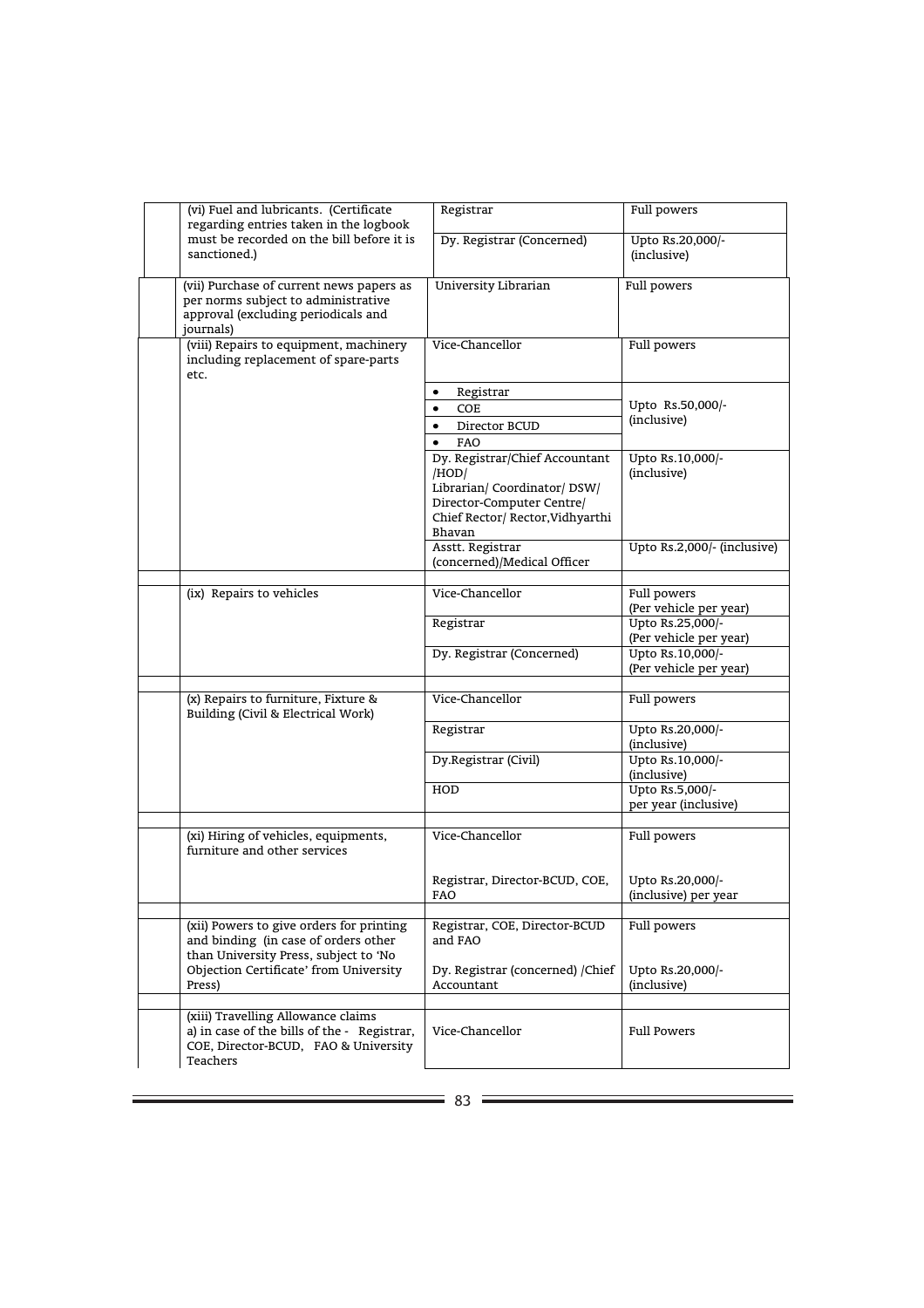| | | | |
|---|---|---|---|
| | (vi) Fuel and lubricants. (Certificate regarding entries taken in the logbook must be recorded on the bill before it is sanctioned.) | Registrar | Full powers |
| | | Dy. Registrar (Concerned) | Upto Rs.20,000/- (inclusive) |
| | (vii) Purchase of current news papers as per norms subject to administrative approval (excluding periodicals and journals) | University Librarian | Full powers |
| | (viii) Repairs to equipment, machinery including replacement of spare-parts etc. | Vice-Chancellor | Full powers |
| | | • Registrar<br>• COE<br>• Director BCUD<br>• FAO | Upto Rs.50,000/- (inclusive) |
| | | Dy. Registrar/Chief Accountant /HOD/ Librarian/ Coordinator/ DSW/ Director-Computer Centre/ Chief Rector/ Rector,Vidhyarthi Bhavan | Upto Rs.10,000/- (inclusive) |
| | | Asstt. Registrar (concerned)/Medical Officer | Upto Rs.2,000/- (inclusive) |
| | | | |
| | (ix) Repairs to vehicles | Vice-Chancellor | Full powers (Per vehicle per year) |
| | | Registrar | Upto Rs.25,000/- (Per vehicle per year) |
| | | Dy. Registrar (Concerned) | Upto Rs.10,000/- (Per vehicle per year) |
| | | | |
| | (x) Repairs to furniture, Fixture & Building (Civil & Electrical Work) | Vice-Chancellor | Full powers |
| | | Registrar | Upto Rs.20,000/- (inclusive) |
| | | Dy.Registrar (Civil) | Upto Rs.10,000/- (inclusive) |
| | | HOD | Upto Rs.5,000/- per year (inclusive) |
| | | | |
| | (xi) Hiring of vehicles, equipments, furniture and other services | Vice-Chancellor | Full powers |
| | | Registrar, Director-BCUD, COE, FAO | Upto Rs.20,000/- (inclusive) per year |
| | | | |
| | (xii) Powers to give orders for printing and binding (in case of orders other than University Press, subject to 'No Objection Certificate' from University Press) | Registrar, COE, Director-BCUD and FAO | Full powers |
| | | Dy. Registrar (concerned) /Chief Accountant | Upto Rs.20,000/- (inclusive) |
| | | | |
| | (xiii) Travelling Allowance claims<br>a) in case of the bills of the - Registrar, COE, Director-BCUD, FAO & University Teachers | Vice-Chancellor | Full Powers |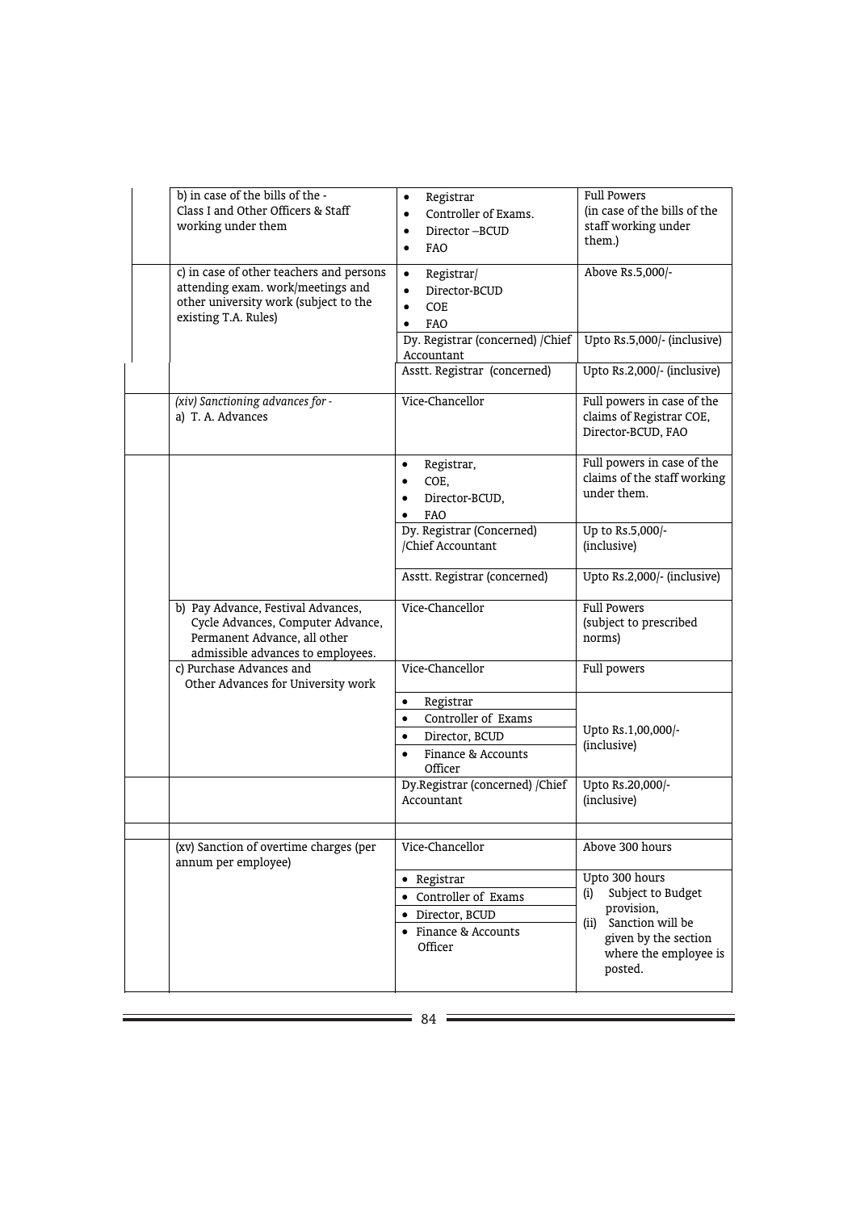| | | | |
|---|---|---|---|
| | b) in case of the bills of the - Class I and Other Officers & Staff working under them | • Registrar<br>• Controller of Exams.<br>• Director –BCUD<br>• FAO | Full Powers (in case of the bills of the staff working under them.) |
| | c) in case of other teachers and persons attending exam. work/meetings and other university work (subject to the existing T.A. Rules) | • Registrar/<br>• Director-BCUD<br>• COE<br>• FAO | Above Rs.5,000/- |
| | | Dy. Registrar (concerned) /Chief Accountant | Upto Rs.5,000/- (inclusive) |
| | | Asstt. Registrar (concerned) | Upto Rs.2,000/- (inclusive) |
| | *(xiv) Sanctioning advances for -*<br>a) T. A. Advances | Vice-Chancellor | Full powers in case of the claims of Registrar COE, Director-BCUD, FAO |
| | | • Registrar,<br>• COE,<br>• Director-BCUD,<br>• FAO | Full powers in case of the claims of the staff working under them. |
| | | Dy. Registrar (Concerned) /Chief Accountant | Up to Rs.5,000/- (inclusive) |
| | | Asstt. Registrar (concerned) | Upto Rs.2,000/- (inclusive) |
| | b) Pay Advance, Festival Advances, Cycle Advances, Computer Advance, Permanent Advance, all other admissible advances to employees. | Vice-Chancellor | Full Powers (subject to prescribed norms) |
| | c) Purchase Advances and Other Advances for University work | Vice-Chancellor | Full powers |
| | | • Registrar<br>• Controller of Exams<br>• Director, BCUD<br>• Finance & Accounts Officer | Upto Rs.1,00,000/- (inclusive) |
| | | Dy.Registrar (concerned) /Chief Accountant | Upto Rs.20,000/- (inclusive) |
| | | | |
| | (xv) Sanction of overtime charges (per annum per employee) | Vice-Chancellor | Above 300 hours |
| | | • Registrar<br>• Controller of Exams<br>• Director, BCUD<br>• Finance & Accounts Officer | Upto 300 hours<br>(i) Subject to Budget provision,<br>(ii) Sanction will be given by the section where the employee is posted. |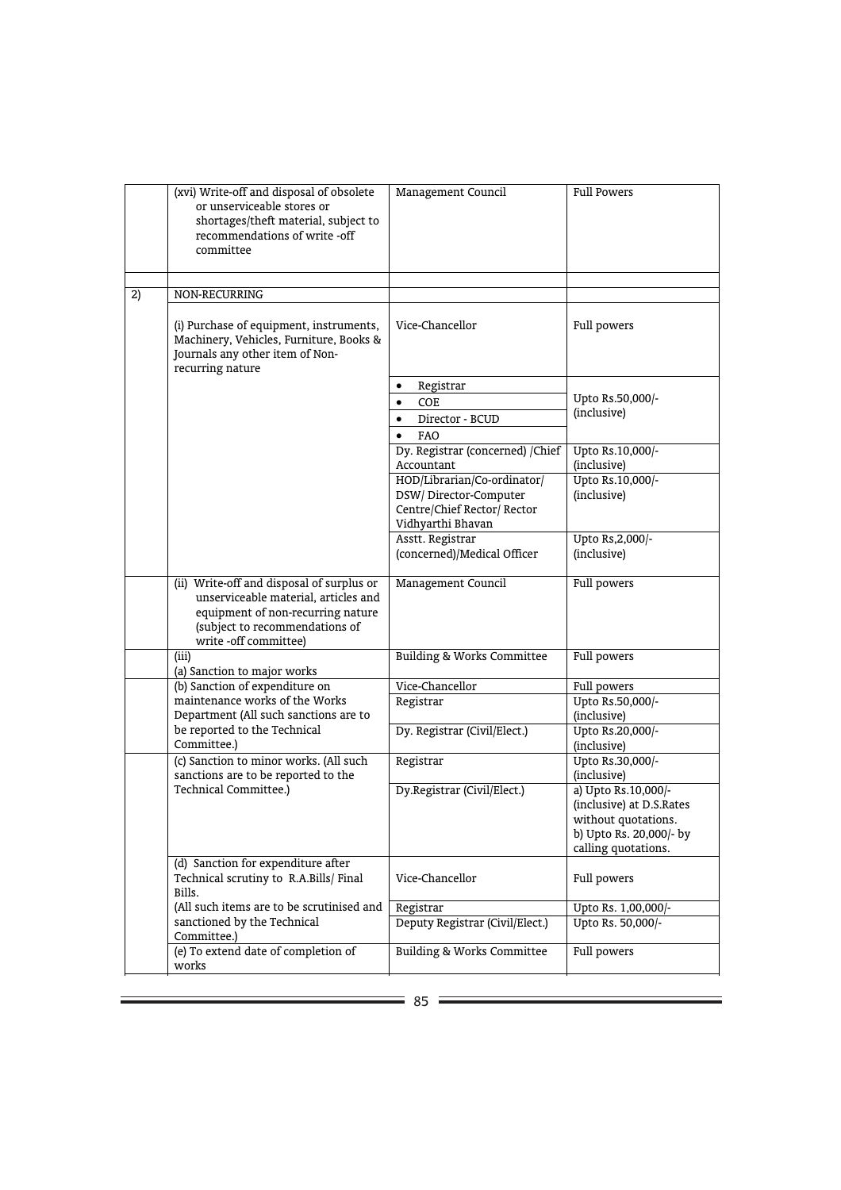| | | | |
|---|---|---|---|
| | (xvi) Write-off and disposal of obsolete or unserviceable stores or shortages/theft material, subject to recommendations of write -off committee | Management Council | Full Powers |
| | | | |
| 2) | NON-RECURRING | | |
| | (i) Purchase of equipment, instruments, Machinery, Vehicles, Furniture, Books & Journals any other item of Non-recurring nature | Vice-Chancellor | Full powers |
| | | • Registrar<br>• COE<br>• Director - BCUD<br>• FAO | Upto Rs.50,000/- (inclusive) |
| | | Dy. Registrar (concerned) /Chief Accountant | Upto Rs.10,000/- (inclusive) |
| | | HOD/Librarian/Co-ordinator/ DSW/ Director-Computer Centre/Chief Rector/ Rector Vidhyarthi Bhavan | Upto Rs.10,000/- (inclusive) |
| | | Asstt. Registrar (concerned)/Medical Officer | Upto Rs,2,000/- (inclusive) |
| | (ii) Write-off and disposal of surplus or unserviceable material, articles and equipment of non-recurring nature (subject to recommendations of write -off committee) | Management Council | Full powers |
| | (iii)<br>(a) Sanction to major works | Building & Works Committee | Full powers |
| | (b) Sanction of expenditure on maintenance works of the Works Department (All such sanctions are to be reported to the Technical Committee.) | Vice-Chancellor | Full powers |
| | | Registrar | Upto Rs.50,000/- (inclusive) |
| | | Dy. Registrar (Civil/Elect.) | Upto Rs.20,000/- (inclusive) |
| | (c) Sanction to minor works. (All such sanctions are to be reported to the Technical Committee.) | Registrar | Upto Rs.30,000/- (inclusive) |
| | | Dy.Registrar (Civil/Elect.) | a) Upto Rs.10,000/- (inclusive) at D.S.Rates without quotations.<br>b) Upto Rs. 20,000/- by calling quotations. |
| | (d) Sanction for expenditure after Technical scrutiny to R.A.Bills/ Final Bills.<br>(All such items are to be scrutinised and sanctioned by the Technical Committee.) | Vice-Chancellor | Full powers |
| | | Registrar | Upto Rs. 1,00,000/- |
| | | Deputy Registrar (Civil/Elect.) | Upto Rs. 50,000/- |
| | (e) To extend date of completion of works | Building & Works Committee | Full powers |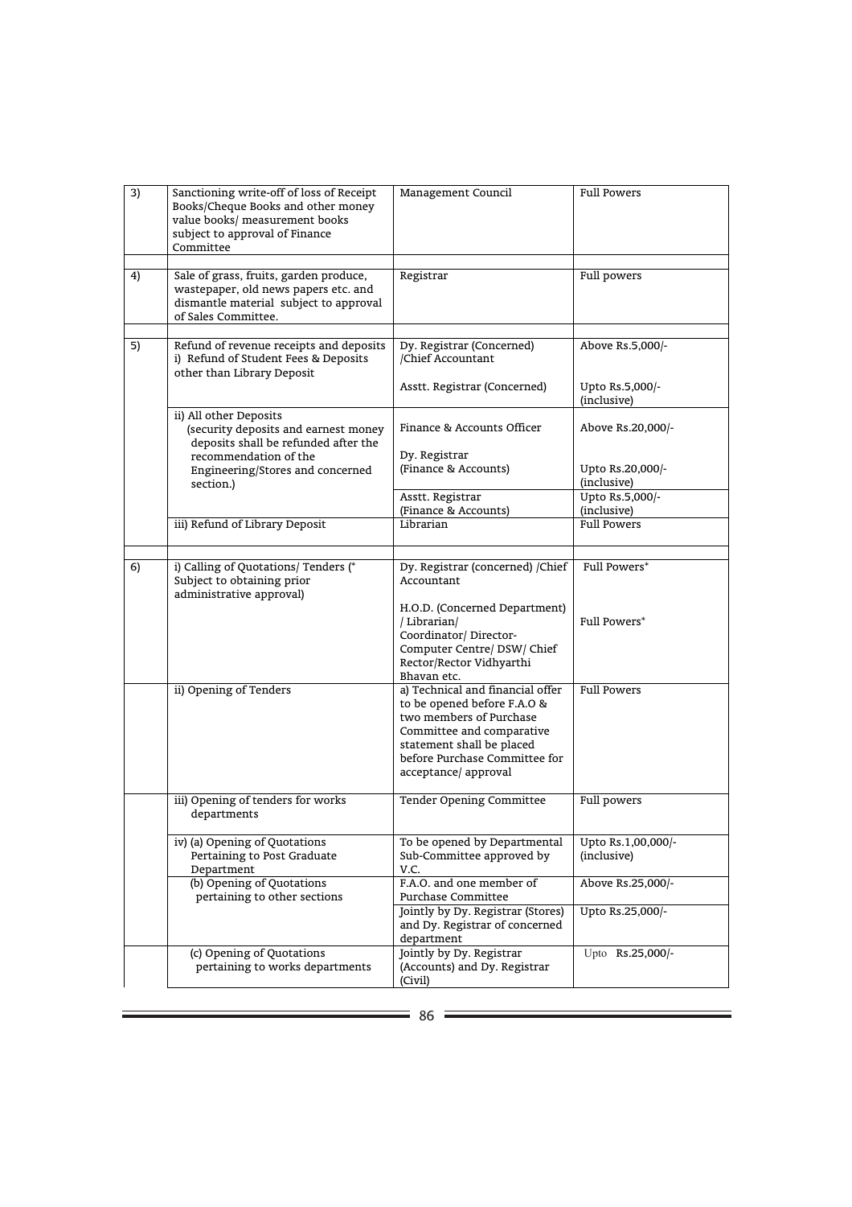| | | | |
|---|---|---|---|
| 3) | Sanctioning write-off of loss of Receipt Books/Cheque Books and other money value books/ measurement books subject to approval of Finance Committee | Management Council | Full Powers |
| | | | |
| 4) | Sale of grass, fruits, garden produce, wastepaper, old news papers etc. and dismantle material subject to approval of Sales Committee. | Registrar | Full powers |
| | | | |
| 5) | Refund of revenue receipts and deposits<br>i) Refund of Student Fees & Deposits other than Library Deposit | Dy. Registrar (Concerned) /Chief Accountant<br><br>Asstt. Registrar (Concerned) | Above Rs.5,000/-<br><br>Upto Rs.5,000/- (inclusive) |
| | ii) All other Deposits (security deposits and earnest money deposits shall be refunded after the recommendation of the Engineering/Stores and concerned section.) | Finance & Accounts Officer<br><br>Dy. Registrar (Finance & Accounts) | Above Rs.20,000/-<br><br>Upto Rs.20,000/- (inclusive) |
| | | Asstt. Registrar (Finance & Accounts) | Upto Rs.5,000/- (inclusive) |
| | iii) Refund of Library Deposit | Librarian | Full Powers |
| | | | |
| 6) | i) Calling of Quotations/ Tenders (* Subject to obtaining prior administrative approval) | Dy. Registrar (concerned) /Chief Accountant<br><br>H.O.D. (Concerned Department) / Librarian/ Coordinator/ Director-Computer Centre/ DSW/ Chief Rector/Rector Vidhyarthi Bhavan etc. | Full Powers*<br><br>Full Powers* |
| | ii) Opening of Tenders | a) Technical and financial offer to be opened before F.A.O & two members of Purchase Committee and comparative statement shall be placed before Purchase Committee for acceptance/ approval | Full Powers |
| | iii) Opening of tenders for works departments | Tender Opening Committee | Full powers |
| | iv) (a) Opening of Quotations Pertaining to Post Graduate Department | To be opened by Departmental Sub-Committee approved by V.C. | Upto Rs.1,00,000/- (inclusive) |
| | (b) Opening of Quotations pertaining to other sections | F.A.O. and one member of Purchase Committee | Above Rs.25,000/- |
| | | Jointly by Dy. Registrar (Stores) and Dy. Registrar of concerned department | Upto Rs.25,000/- |
| | (c) Opening of Quotations pertaining to works departments | Jointly by Dy. Registrar (Accounts) and Dy. Registrar (Civil) | Upto Rs.25,000/- |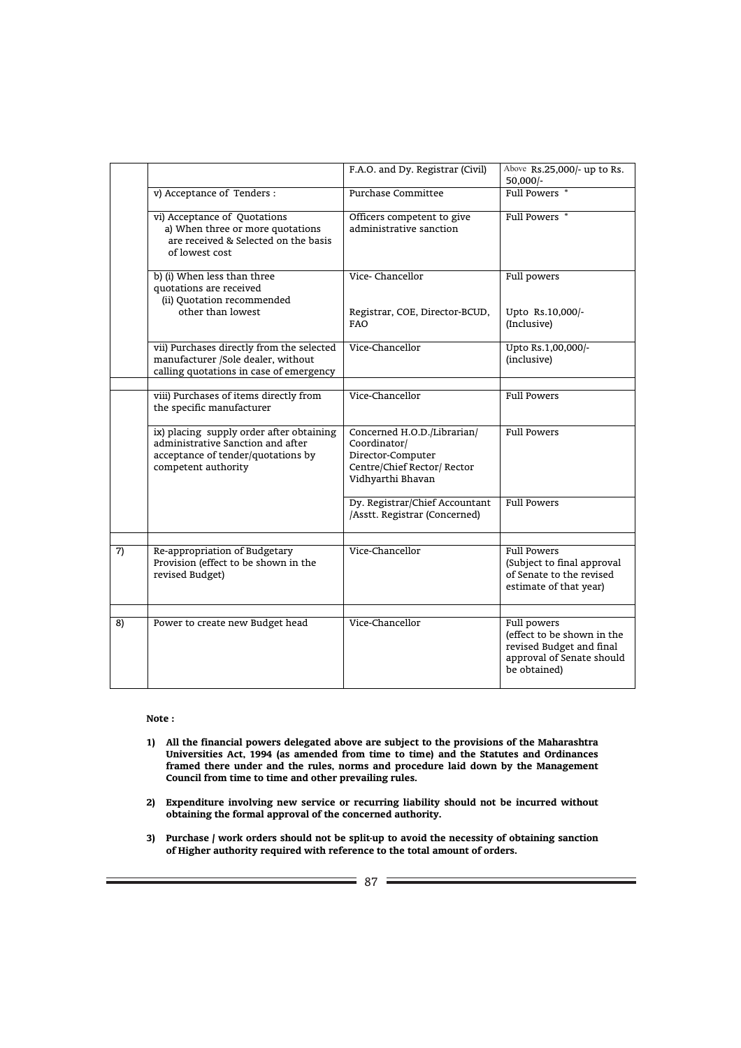|  |  |  |  |
|---|---|---|---|
|  |  | F.A.O. and Dy. Registrar (Civil) | Above Rs.25,000/- up to Rs. 50,000/- |
|  | v) Acceptance of Tenders : | Purchase Committee | Full Powers * |
|  | vi) Acceptance of Quotations<br>a) When three or more quotations are received & Selected on the basis of lowest cost | Officers competent to give administrative sanction | Full Powers * |
|  | b) (i) When less than three quotations are received<br>(ii) Quotation recommended other than lowest | Vice- Chancellor<br><br>Registrar, COE, Director-BCUD, FAO | Full powers<br><br>Upto Rs.10,000/- (Inclusive) |
|  | vii) Purchases directly from the selected manufacturer /Sole dealer, without calling quotations in case of emergency | Vice-Chancellor | Upto Rs.1,00,000/- (inclusive) |
|  |  |  |  |
|  | viii) Purchases of items directly from the specific manufacturer | Vice-Chancellor | Full Powers |
|  | ix) placing supply order after obtaining administrative Sanction and after acceptance of tender/quotations by competent authority | Concerned H.O.D./Librarian/ Coordinator/ Director-Computer Centre/Chief Rector/ Rector Vidhyarthi Bhavan | Full Powers |
|  |  | Dy. Registrar/Chief Accountant /Asstt. Registrar (Concerned) | Full Powers |
|  |  |  |  |
| 7) | Re-appropriation of Budgetary Provision (effect to be shown in the revised Budget) | Vice-Chancellor | Full Powers (Subject to final approval of Senate to the revised estimate of that year) |
|  |  |  |  |
| 8) | Power to create new Budget head | Vice-Chancellor | Full powers (effect to be shown in the revised Budget and final approval of Senate should be obtained) |

**Note :**

1) **All the financial powers delegated above are subject to the provisions of the Maharashtra Universities Act, 1994 (as amended from time to time) and the Statutes and Ordinances framed there under and the rules, norms and procedure laid down by the Management Council from time to time and other prevailing rules.**

2) **Expenditure involving new service or recurring liability should not be incurred without obtaining the formal approval of the concerned authority.**

3) **Purchase / work orders should not be split-up to avoid the necessity of obtaining sanction of Higher authority required with reference to the total amount of orders.**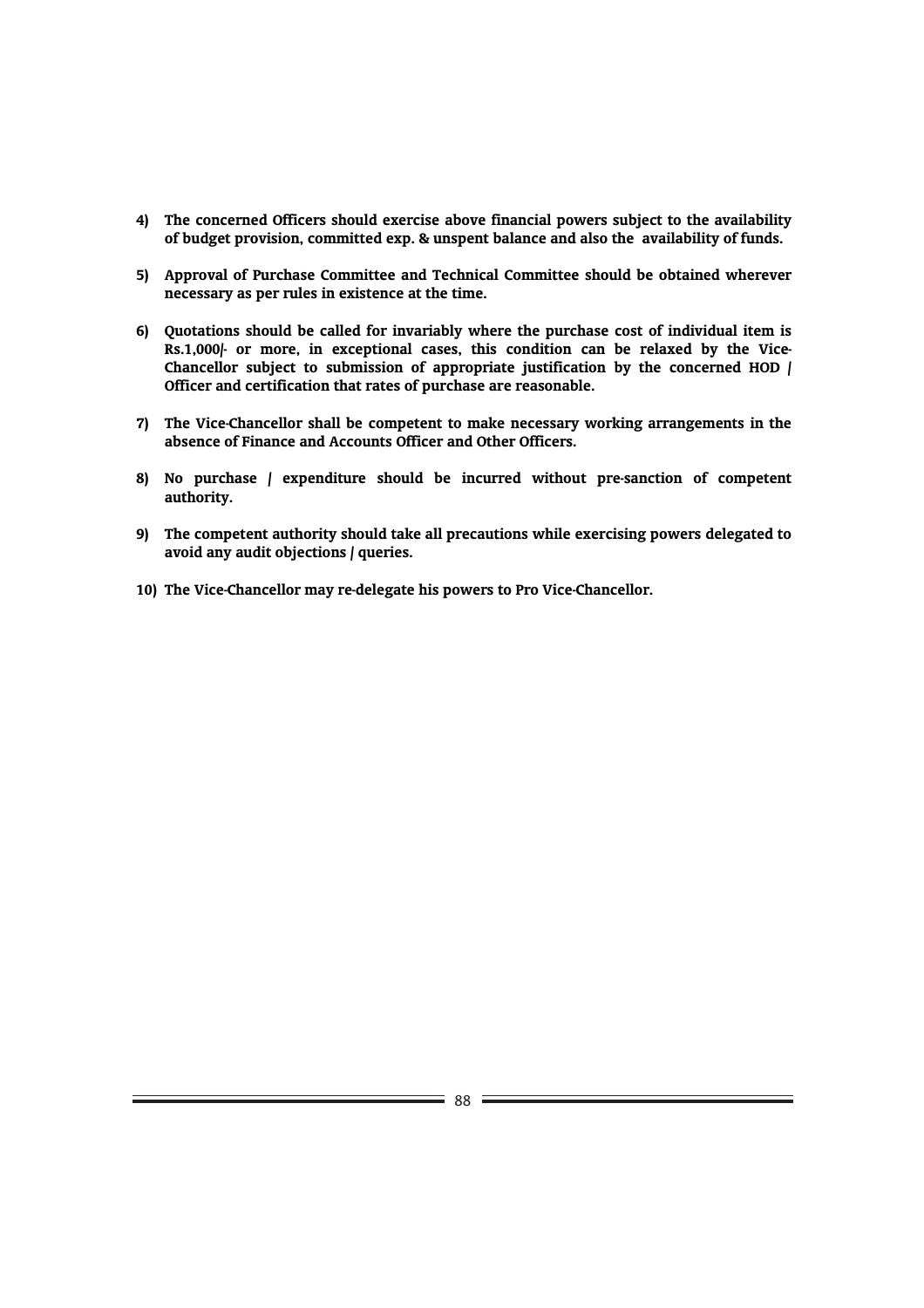4) **The concerned Officers should exercise above financial powers subject to the availability of budget provision, committed exp. & unspent balance and also the availability of funds.**

5) **Approval of Purchase Committee and Technical Committee should be obtained wherever necessary as per rules in existence at the time.**

6) **Quotations should be called for invariably where the purchase cost of individual item is Rs.1,000/- or more, in exceptional cases, this condition can be relaxed by the Vice-Chancellor subject to submission of appropriate justification by the concerned HOD / Officer and certification that rates of purchase are reasonable.**

7) **The Vice-Chancellor shall be competent to make necessary working arrangements in the absence of Finance and Accounts Officer and Other Officers.**

8) **No purchase / expenditure should be incurred without pre-sanction of competent authority.**

9) **The competent authority should take all precautions while exercising powers delegated to avoid any audit objections / queries.**

10) **The Vice-Chancellor may re-delegate his powers to Pro Vice-Chancellor.**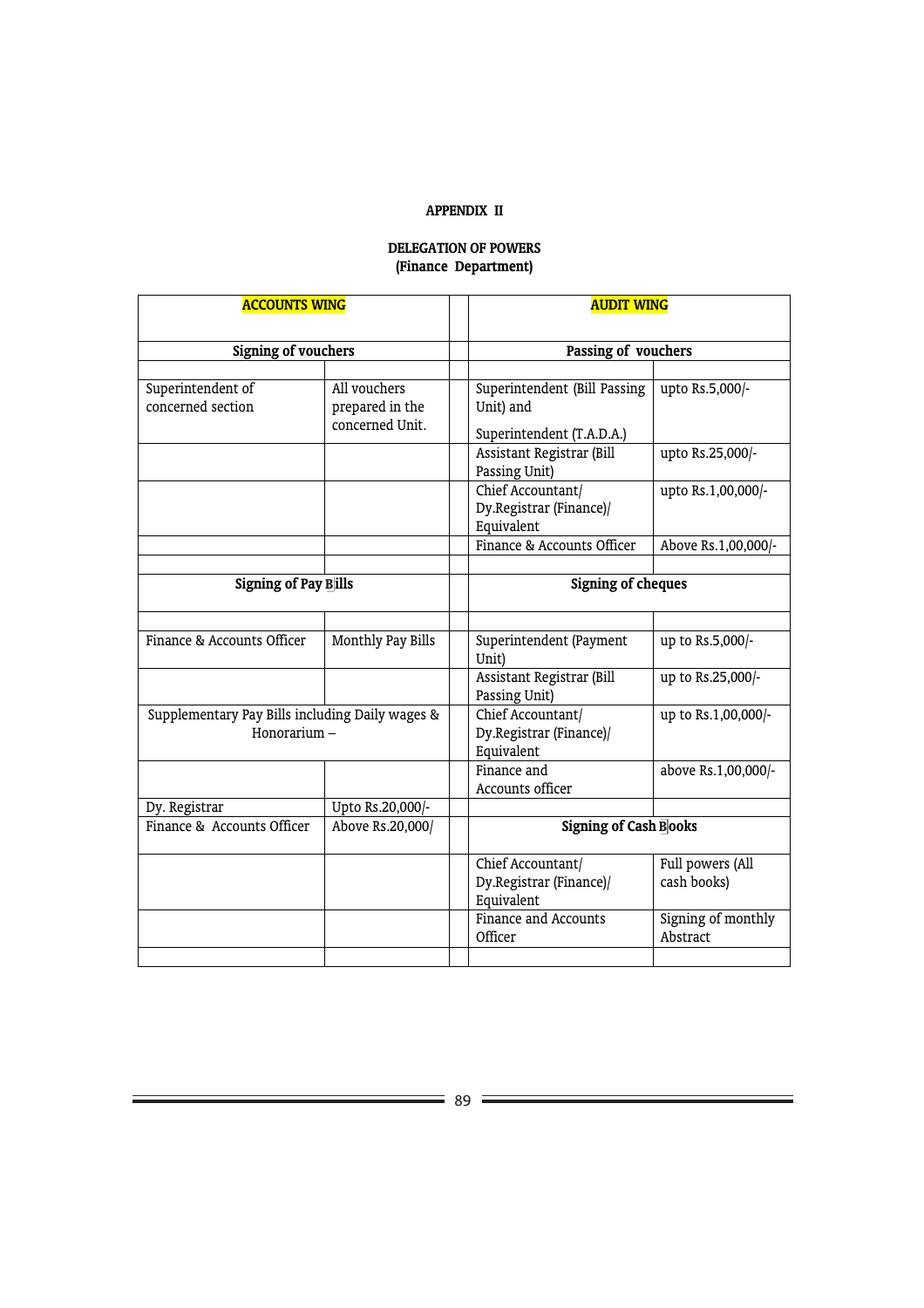**APPENDIX II**

**DELEGATION OF POWERS**
**(Finance Department)**

| **ACCOUNTS WING** | | | **AUDIT WING** | |
|---|---|---|---|---|
| **Signing of vouchers** | | | **Passing of vouchers** | |
| | | | | |
| Superintendent of concerned section | All vouchers prepared in the concerned Unit. | | Superintendent (Bill Passing Unit) and Superintendent (T.A.D.A.) | upto Rs.5,000/- |
| | | | Assistant Registrar (Bill Passing Unit) | upto Rs.25,000/- |
| | | | Chief Accountant/ Dy.Registrar (Finance)/ Equivalent | upto Rs.1,00,000/- |
| | | | Finance & Accounts Officer | Above Rs.1,00,000/- |
| | | | | |
| **Signing of Pay Bills** | | | **Signing of cheques** | |
| | | | | |
| Finance & Accounts Officer | Monthly Pay Bills | | Superintendent (Payment Unit) | up to Rs.5,000/- |
| | | | Assistant Registrar (Bill Passing Unit) | up to Rs.25,000/- |
| Supplementary Pay Bills including Daily wages & Honorarium – | | | Chief Accountant/ Dy.Registrar (Finance)/ Equivalent | up to Rs.1,00,000/- |
| | | | Finance and Accounts officer | above Rs.1,00,000/- |
| Dy. Registrar | Upto Rs.20,000/- | | | |
| Finance & Accounts Officer | Above Rs.20,000/ | | **Signing of Cash Books** | |
| | | | Chief Accountant/ Dy.Registrar (Finance)/ Equivalent | Full powers (All cash books) |
| | | | Finance and Accounts Officer | Signing of monthly Abstract |
| | | | | |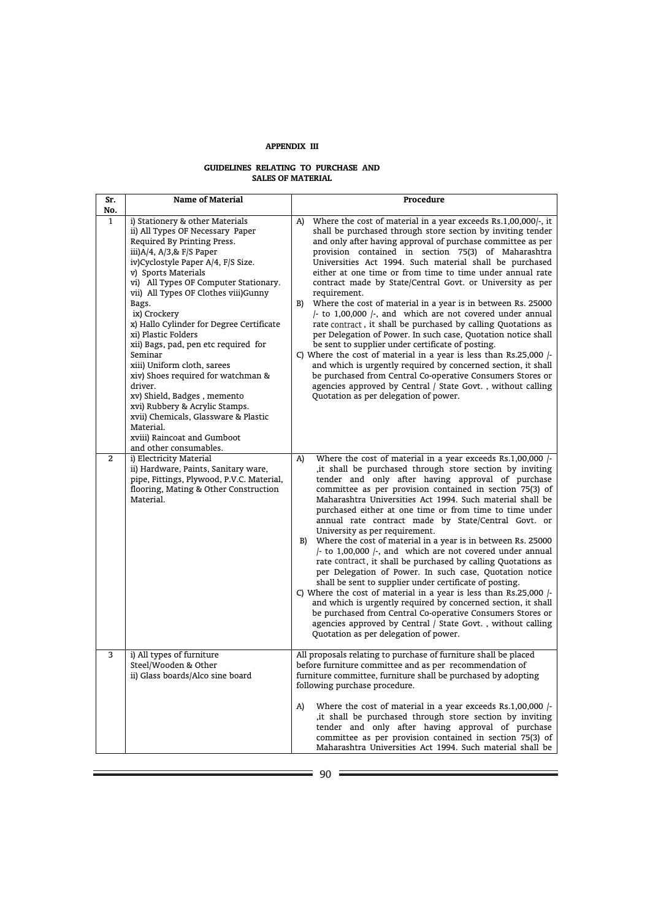**APPENDIX III**

**GUIDELINES RELATING TO PURCHASE AND SALES OF MATERIAL**

| Sr. No. | Name of Material | Procedure |
|---|---|---|
| 1 | i) Stationery & other Materials<br>ii) All Types OF Necessary Paper Required By Printing Press.<br>iii)A/4, A/3,& F/S Paper<br>iv)Cyclostyle Paper A/4, F/S Size.<br>v) Sports Materials<br>vi) All Types OF Computer Stationary.<br>vii) All Types OF Clothes viii)Gunny Bags.<br>ix) Crockery<br>x) Hallo Cylinder for Degree Certificate<br>xi) Plastic Folders<br>xii) Bags, pad, pen etc required for Seminar<br>xiii) Uniform cloth, sarees<br>xiv) Shoes required for watchman & driver.<br>xv) Shield, Badges , memento<br>xvi) Rubbery & Acrylic Stamps.<br>xvii) Chemicals, Glassware & Plastic Material.<br>xviii) Raincoat and Gumboot and other consumables. | A) Where the cost of material in a year exceeds Rs.1,00,000/-, it shall be purchased through store section by inviting tender and only after having approval of purchase committee as per provision contained in section 75(3) of Maharashtra Universities Act 1994. Such material shall be purchased either at one time or from time to time under annual rate contract made by State/Central Govt. or University as per requirement.<br>B) Where the cost of material in a year is in between Rs. 25000 /- to 1,00,000 /-, and which are not covered under annual rate contract , it shall be purchased by calling Quotations as per Delegation of Power. In such case, Quotation notice shall be sent to supplier under certificate of posting.<br>C) Where the cost of material in a year is less than Rs.25,000 /- and which is urgently required by concerned section, it shall be purchased from Central Co-operative Consumers Stores or agencies approved by Central / State Govt. , without calling Quotation as per delegation of power. |
| 2 | i) Electricity Material<br>ii) Hardware, Paints, Sanitary ware, pipe, Fittings, Plywood, P.V.C. Material, flooring, Mating & Other Construction Material. | A) Where the cost of material in a year exceeds Rs.1,00,000 /- ,it shall be purchased through store section by inviting tender and only after having approval of purchase committee as per provision contained in section 75(3) of Maharashtra Universities Act 1994. Such material shall be purchased either at one time or from time to time under annual rate contract made by State/Central Govt. or University as per requirement.<br>B) Where the cost of material in a year is in between Rs. 25000 /- to 1,00,000 /-, and which are not covered under annual rate contract, it shall be purchased by calling Quotations as per Delegation of Power. In such case, Quotation notice shall be sent to supplier under certificate of posting.<br>C) Where the cost of material in a year is less than Rs.25,000 /- and which is urgently required by concerned section, it shall be purchased from Central Co-operative Consumers Stores or agencies approved by Central / State Govt. , without calling Quotation as per delegation of power. |
| 3 | i) All types of furniture Steel/Wooden & Other<br>ii) Glass boards/Alco sine board | All proposals relating to purchase of furniture shall be placed before furniture committee and as per recommendation of furniture committee, furniture shall be purchased by adopting following purchase procedure.<br><br>A) Where the cost of material in a year exceeds Rs.1,00,000 /- ,it shall be purchased through store section by inviting tender and only after having approval of purchase committee as per provision contained in section 75(3) of Maharashtra Universities Act 1994. Such material shall be |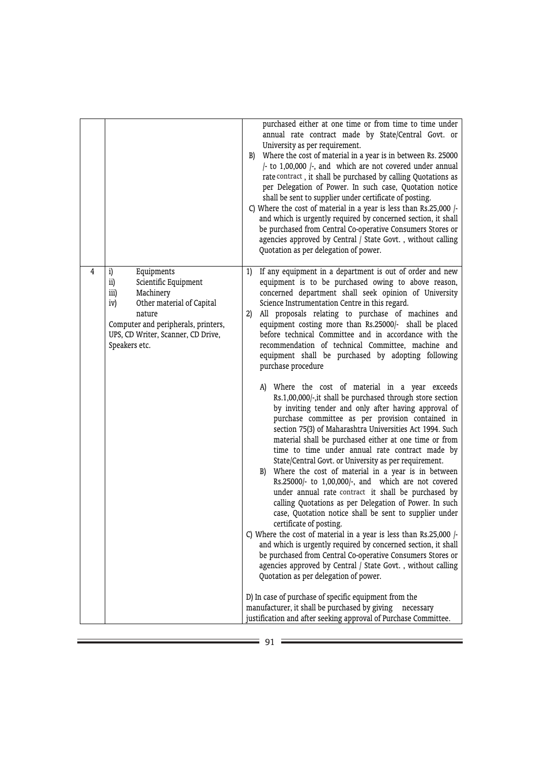| | | |
|---|---|---|
| | | purchased either at one time or from time to time under annual rate contract made by State/Central Govt. or University as per requirement.<br>B) Where the cost of material in a year is in between Rs. 25000 /- to 1,00,000 /-, and which are not covered under annual rate contract , it shall be purchased by calling Quotations as per Delegation of Power. In such case, Quotation notice shall be sent to supplier under certificate of posting.<br>C) Where the cost of material in a year is less than Rs.25,000 /- and which is urgently required by concerned section, it shall be purchased from Central Co-operative Consumers Stores or agencies approved by Central / State Govt. , without calling Quotation as per delegation of power. |
| 4 | i) Equipments<br>ii) Scientific Equipment<br>iii) Machinery<br>iv) Other material of Capital nature<br>Computer and peripherals, printers, UPS, CD Writer, Scanner, CD Drive, Speakers etc. | 1) If any equipment in a department is out of order and new equipment is to be purchased owing to above reason, concerned department shall seek opinion of University Science Instrumentation Centre in this regard.<br>2) All proposals relating to purchase of machines and equipment costing more than Rs.25000/- shall be placed before technical Committee and in accordance with the recommendation of technical Committee, machine and equipment shall be purchased by adopting following purchase procedure<br><br>A) Where the cost of material in a year exceeds Rs.1,00,000/-,it shall be purchased through store section by inviting tender and only after having approval of purchase committee as per provision contained in section 75(3) of Maharashtra Universities Act 1994. Such material shall be purchased either at one time or from time to time under annual rate contract made by State/Central Govt. or University as per requirement.<br>B) Where the cost of material in a year is in between Rs.25000/- to 1,00,000/-, and which are not covered under annual rate contract it shall be purchased by calling Quotations as per Delegation of Power. In such case, Quotation notice shall be sent to supplier under certificate of posting.<br>C) Where the cost of material in a year is less than Rs.25,000 /- and which is urgently required by concerned section, it shall be purchased from Central Co-operative Consumers Stores or agencies approved by Central / State Govt. , without calling Quotation as per delegation of power.<br><br>D) In case of purchase of specific equipment from the manufacturer, it shall be purchased by giving necessary justification and after seeking approval of Purchase Committee. |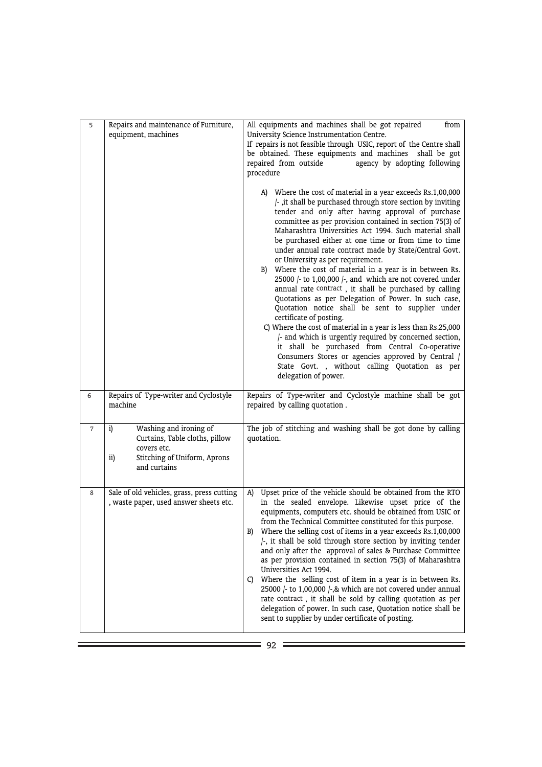| | | |
|---|---|---|
| 5 | Repairs and maintenance of Furniture, equipment, machines | All equipments and machines shall be got repaired from University Science Instrumentation Centre.<br>If repairs is not feasible through USIC, report of the Centre shall be obtained. These equipments and machines shall be got repaired from outside agency by adopting following procedure<br><br>A) Where the cost of material in a year exceeds Rs.1,00,000 /- ,it shall be purchased through store section by inviting tender and only after having approval of purchase committee as per provision contained in section 75(3) of Maharashtra Universities Act 1994. Such material shall be purchased either at one time or from time to time under annual rate contract made by State/Central Govt. or University as per requirement.<br>B) Where the cost of material in a year is in between Rs. 25000 /- to 1,00,000 /-, and which are not covered under annual rate contract , it shall be purchased by calling Quotations as per Delegation of Power. In such case, Quotation notice shall be sent to supplier under certificate of posting.<br>C) Where the cost of material in a year is less than Rs.25,000 /- and which is urgently required by concerned section, it shall be purchased from Central Co-operative Consumers Stores or agencies approved by Central / State Govt. , without calling Quotation as per delegation of power. |
| 6 | Repairs of Type-writer and Cyclostyle machine | Repairs of Type-writer and Cyclostyle machine shall be got repaired by calling quotation . |
| 7 | i) Washing and ironing of Curtains, Table cloths, pillow covers etc.<br>ii) Stitching of Uniform, Aprons and curtains | The job of stitching and washing shall be got done by calling quotation. |
| 8 | Sale of old vehicles, grass, press cutting , waste paper, used answer sheets etc. | A) Upset price of the vehicle should be obtained from the RTO in the sealed envelope. Likewise upset price of the equipments, computers etc. should be obtained from USIC or from the Technical Committee constituted for this purpose.<br>B) Where the selling cost of items in a year exceeds Rs.1,00,000 /-, it shall be sold through store section by inviting tender and only after the approval of sales & Purchase Committee as per provision contained in section 75(3) of Maharashtra Universities Act 1994.<br>C) Where the selling cost of item in a year is in between Rs. 25000 /- to 1,00,000 /-,& which are not covered under annual rate contract , it shall be sold by calling quotation as per delegation of power. In such case, Quotation notice shall be sent to supplier by under certificate of posting. |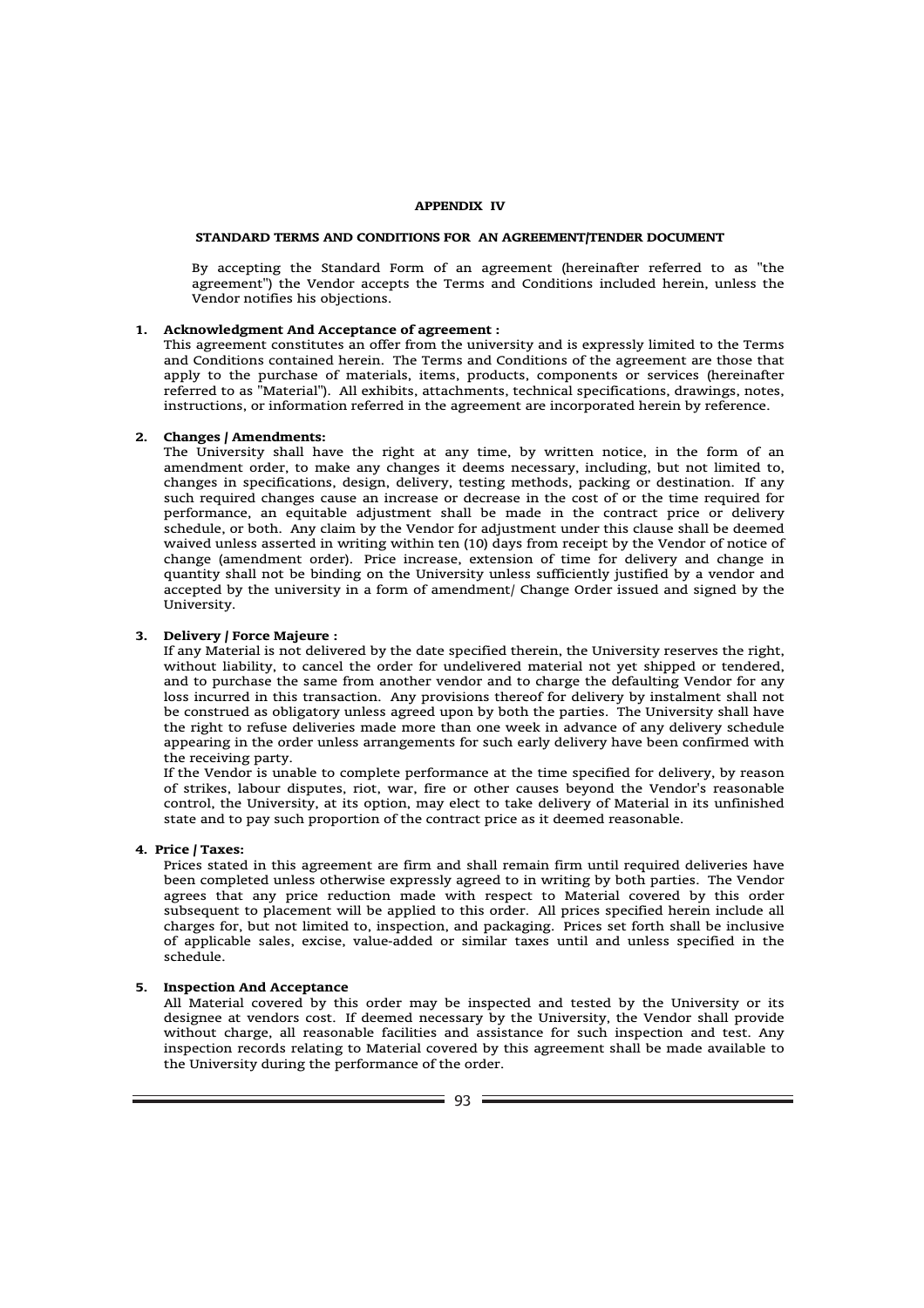## APPENDIX IV

### STANDARD TERMS AND CONDITIONS FOR AN AGREEMENT/TENDER DOCUMENT

By accepting the Standard Form of an agreement (hereinafter referred to as "the agreement") the Vendor accepts the Terms and Conditions included herein, unless the Vendor notifies his objections.

**1. Acknowledgment And Acceptance of agreement :**

This agreement constitutes an offer from the university and is expressly limited to the Terms and Conditions contained herein. The Terms and Conditions of the agreement are those that apply to the purchase of materials, items, products, components or services (hereinafter referred to as "Material"). All exhibits, attachments, technical specifications, drawings, notes, instructions, or information referred in the agreement are incorporated herein by reference.

**2. Changes / Amendments:**

The University shall have the right at any time, by written notice, in the form of an amendment order, to make any changes it deems necessary, including, but not limited to, changes in specifications, design, delivery, testing methods, packing or destination. If any such required changes cause an increase or decrease in the cost of or the time required for performance, an equitable adjustment shall be made in the contract price or delivery schedule, or both. Any claim by the Vendor for adjustment under this clause shall be deemed waived unless asserted in writing within ten (10) days from receipt by the Vendor of notice of change (amendment order). Price increase, extension of time for delivery and change in quantity shall not be binding on the University unless sufficiently justified by a vendor and accepted by the university in a form of amendment/ Change Order issued and signed by the University.

**3. Delivery / Force Majeure :**

If any Material is not delivered by the date specified therein, the University reserves the right, without liability, to cancel the order for undelivered material not yet shipped or tendered, and to purchase the same from another vendor and to charge the defaulting Vendor for any loss incurred in this transaction. Any provisions thereof for delivery by instalment shall not be construed as obligatory unless agreed upon by both the parties. The University shall have the right to refuse deliveries made more than one week in advance of any delivery schedule appearing in the order unless arrangements for such early delivery have been confirmed with the receiving party.

If the Vendor is unable to complete performance at the time specified for delivery, by reason of strikes, labour disputes, riot, war, fire or other causes beyond the Vendor's reasonable control, the University, at its option, may elect to take delivery of Material in its unfinished state and to pay such proportion of the contract price as it deemed reasonable.

**4. Price / Taxes:**

Prices stated in this agreement are firm and shall remain firm until required deliveries have been completed unless otherwise expressly agreed to in writing by both parties. The Vendor agrees that any price reduction made with respect to Material covered by this order subsequent to placement will be applied to this order. All prices specified herein include all charges for, but not limited to, inspection, and packaging. Prices set forth shall be inclusive of applicable sales, excise, value-added or similar taxes until and unless specified in the schedule.

**5. Inspection And Acceptance**

All Material covered by this order may be inspected and tested by the University or its designee at vendors cost. If deemed necessary by the University, the Vendor shall provide without charge, all reasonable facilities and assistance for such inspection and test. Any inspection records relating to Material covered by this agreement shall be made available to the University during the performance of the order.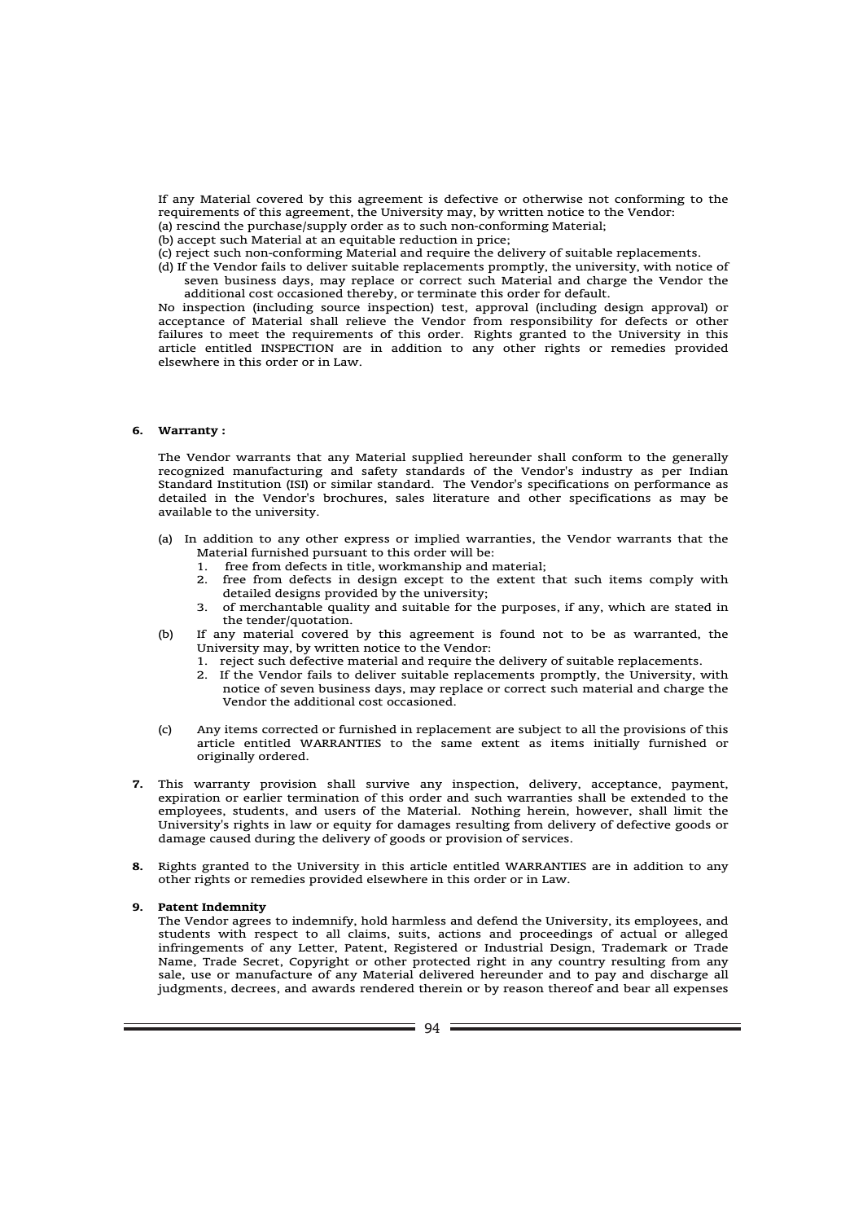If any Material covered by this agreement is defective or otherwise not conforming to the requirements of this agreement, the University may, by written notice to the Vendor:

(a) rescind the purchase/supply order as to such non-conforming Material;

(b) accept such Material at an equitable reduction in price;

(c) reject such non-conforming Material and require the delivery of suitable replacements.

(d) If the Vendor fails to deliver suitable replacements promptly, the university, with notice of seven business days, may replace or correct such Material and charge the Vendor the additional cost occasioned thereby, or terminate this order for default.

No inspection (including source inspection) test, approval (including design approval) or acceptance of Material shall relieve the Vendor from responsibility for defects or other failures to meet the requirements of this order. Rights granted to the University in this article entitled INSPECTION are in addition to any other rights or remedies provided elsewhere in this order or in Law.

**6. Warranty :**

The Vendor warrants that any Material supplied hereunder shall conform to the generally recognized manufacturing and safety standards of the Vendor's industry as per Indian Standard Institution (ISI) or similar standard. The Vendor's specifications on performance as detailed in the Vendor's brochures, sales literature and other specifications as may be available to the university.

(a) In addition to any other express or implied warranties, the Vendor warrants that the Material furnished pursuant to this order will be:
   1. free from defects in title, workmanship and material;
   2. free from defects in design except to the extent that such items comply with detailed designs provided by the university;
   3. of merchantable quality and suitable for the purposes, if any, which are stated in the tender/quotation.

(b) If any material covered by this agreement is found not to be as warranted, the University may, by written notice to the Vendor:
   1. reject such defective material and require the delivery of suitable replacements.
   2. If the Vendor fails to deliver suitable replacements promptly, the University, with notice of seven business days, may replace or correct such material and charge the Vendor the additional cost occasioned.

(c) Any items corrected or furnished in replacement are subject to all the provisions of this article entitled WARRANTIES to the same extent as items initially furnished or originally ordered.

**7.** This warranty provision shall survive any inspection, delivery, acceptance, payment, expiration or earlier termination of this order and such warranties shall be extended to the employees, students, and users of the Material. Nothing herein, however, shall limit the University's rights in law or equity for damages resulting from delivery of defective goods or damage caused during the delivery of goods or provision of services.

**8.** Rights granted to the University in this article entitled WARRANTIES are in addition to any other rights or remedies provided elsewhere in this order or in Law.

**9. Patent Indemnity**

The Vendor agrees to indemnify, hold harmless and defend the University, its employees, and students with respect to all claims, suits, actions and proceedings of actual or alleged infringements of any Letter, Patent, Registered or Industrial Design, Trademark or Trade Name, Trade Secret, Copyright or other protected right in any country resulting from any sale, use or manufacture of any Material delivered hereunder and to pay and discharge all judgments, decrees, and awards rendered therein or by reason thereof and bear all expenses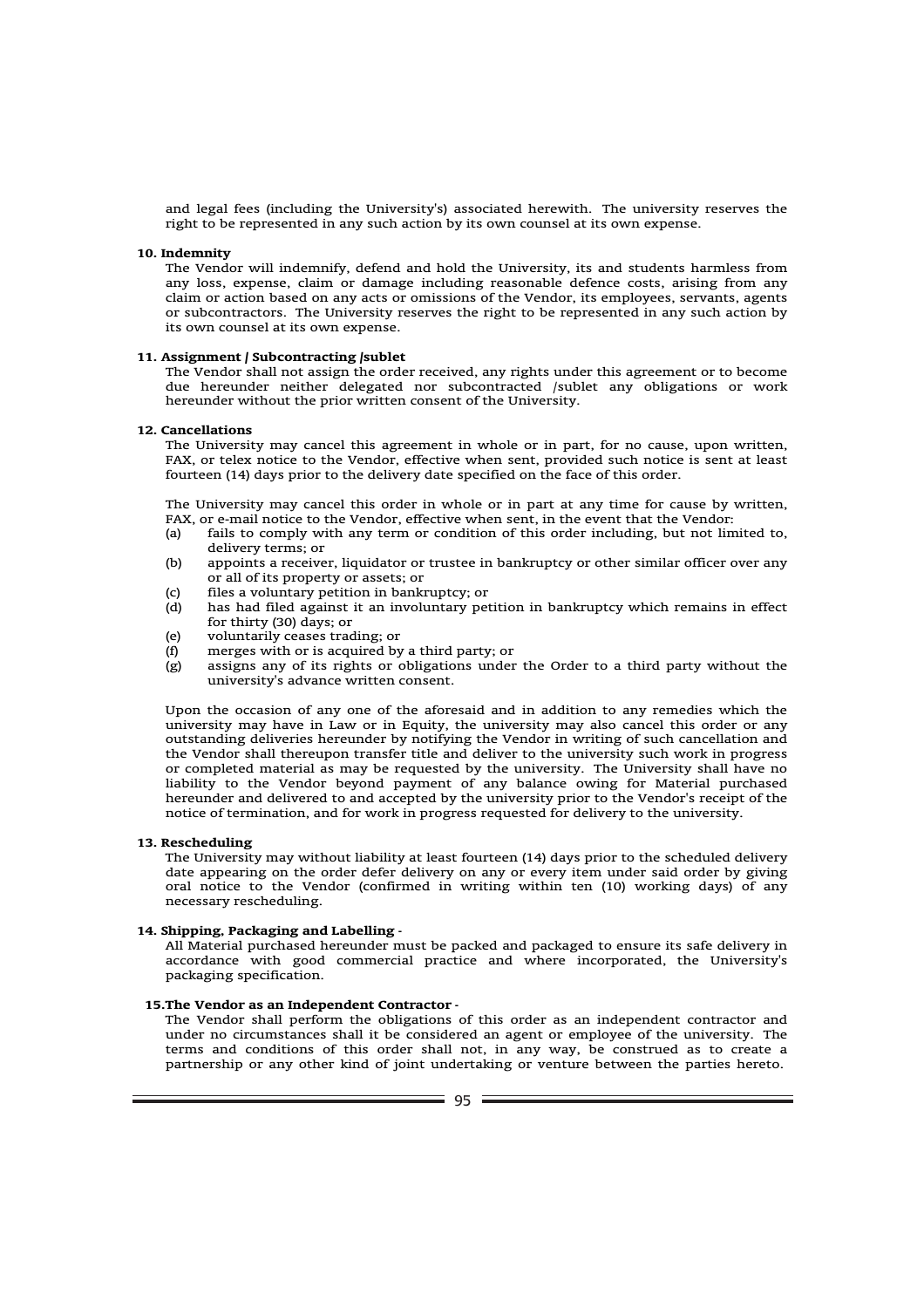and legal fees (including the University's) associated herewith. The university reserves the right to be represented in any such action by its own counsel at its own expense.

**10. Indemnity**

The Vendor will indemnify, defend and hold the University, its and students harmless from any loss, expense, claim or damage including reasonable defence costs, arising from any claim or action based on any acts or omissions of the Vendor, its employees, servants, agents or subcontractors. The University reserves the right to be represented in any such action by its own counsel at its own expense.

**11. Assignment / Subcontracting /sublet**

The Vendor shall not assign the order received, any rights under this agreement or to become due hereunder neither delegated nor subcontracted /sublet any obligations or work hereunder without the prior written consent of the University.

**12. Cancellations**

The University may cancel this agreement in whole or in part, for no cause, upon written, FAX, or telex notice to the Vendor, effective when sent, provided such notice is sent at least fourteen (14) days prior to the delivery date specified on the face of this order.

The University may cancel this order in whole or in part at any time for cause by written, FAX, or e-mail notice to the Vendor, effective when sent, in the event that the Vendor:

(a) fails to comply with any term or condition of this order including, but not limited to, delivery terms; or
(b) appoints a receiver, liquidator or trustee in bankruptcy or other similar officer over any or all of its property or assets; or
(c) files a voluntary petition in bankruptcy; or
(d) has had filed against it an involuntary petition in bankruptcy which remains in effect for thirty (30) days; or
(e) voluntarily ceases trading; or
(f) merges with or is acquired by a third party; or
(g) assigns any of its rights or obligations under the Order to a third party without the university's advance written consent.

Upon the occasion of any one of the aforesaid and in addition to any remedies which the university may have in Law or in Equity, the university may also cancel this order or any outstanding deliveries hereunder by notifying the Vendor in writing of such cancellation and the Vendor shall thereupon transfer title and deliver to the university such work in progress or completed material as may be requested by the university. The University shall have no liability to the Vendor beyond payment of any balance owing for Material purchased hereunder and delivered to and accepted by the university prior to the Vendor's receipt of the notice of termination, and for work in progress requested for delivery to the university.

**13. Rescheduling**

The University may without liability at least fourteen (14) days prior to the scheduled delivery date appearing on the order defer delivery on any or every item under said order by giving oral notice to the Vendor (confirmed in writing within ten (10) working days) of any necessary rescheduling.

**14. Shipping, Packaging and Labelling -**

All Material purchased hereunder must be packed and packaged to ensure its safe delivery in accordance with good commercial practice and where incorporated, the University's packaging specification.

**15.The Vendor as an Independent Contractor -**

The Vendor shall perform the obligations of this order as an independent contractor and under no circumstances shall it be considered an agent or employee of the university. The terms and conditions of this order shall not, in any way, be construed as to create a partnership or any other kind of joint undertaking or venture between the parties hereto.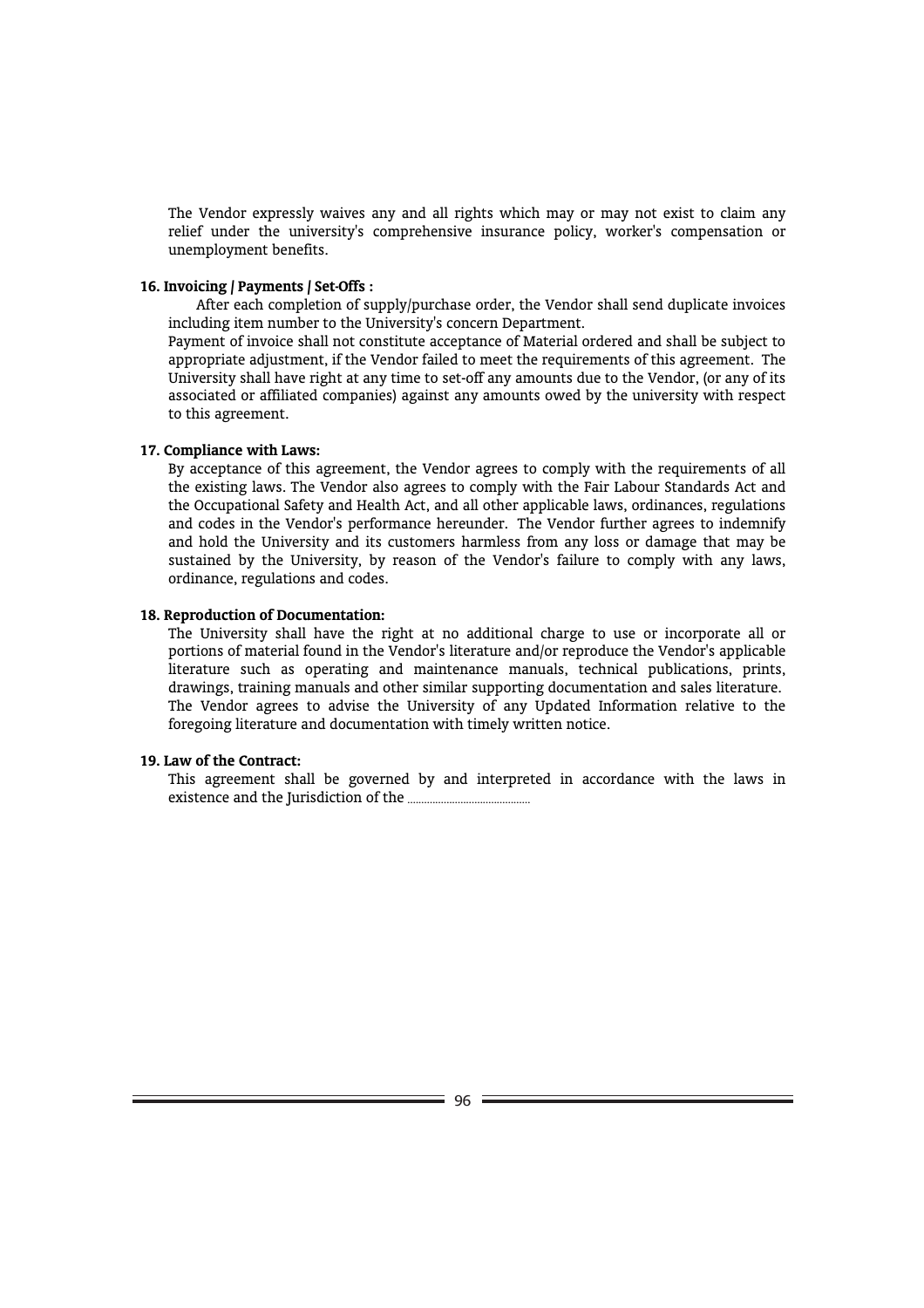The Vendor expressly waives any and all rights which may or may not exist to claim any relief under the university's comprehensive insurance policy, worker's compensation or unemployment benefits.

**16. Invoicing / Payments / Set-Offs :**

After each completion of supply/purchase order, the Vendor shall send duplicate invoices including item number to the University's concern Department.

Payment of invoice shall not constitute acceptance of Material ordered and shall be subject to appropriate adjustment, if the Vendor failed to meet the requirements of this agreement. The University shall have right at any time to set-off any amounts due to the Vendor, (or any of its associated or affiliated companies) against any amounts owed by the university with respect to this agreement.

**17. Compliance with Laws:**

By acceptance of this agreement, the Vendor agrees to comply with the requirements of all the existing laws. The Vendor also agrees to comply with the Fair Labour Standards Act and the Occupational Safety and Health Act, and all other applicable laws, ordinances, regulations and codes in the Vendor's performance hereunder. The Vendor further agrees to indemnify and hold the University and its customers harmless from any loss or damage that may be sustained by the University, by reason of the Vendor's failure to comply with any laws, ordinance, regulations and codes.

**18. Reproduction of Documentation:**

The University shall have the right at no additional charge to use or incorporate all or portions of material found in the Vendor's literature and/or reproduce the Vendor's applicable literature such as operating and maintenance manuals, technical publications, prints, drawings, training manuals and other similar supporting documentation and sales literature. The Vendor agrees to advise the University of any Updated Information relative to the foregoing literature and documentation with timely written notice.

**19. Law of the Contract:**

This agreement shall be governed by and interpreted in accordance with the laws in existence and the Jurisdiction of the ..........................................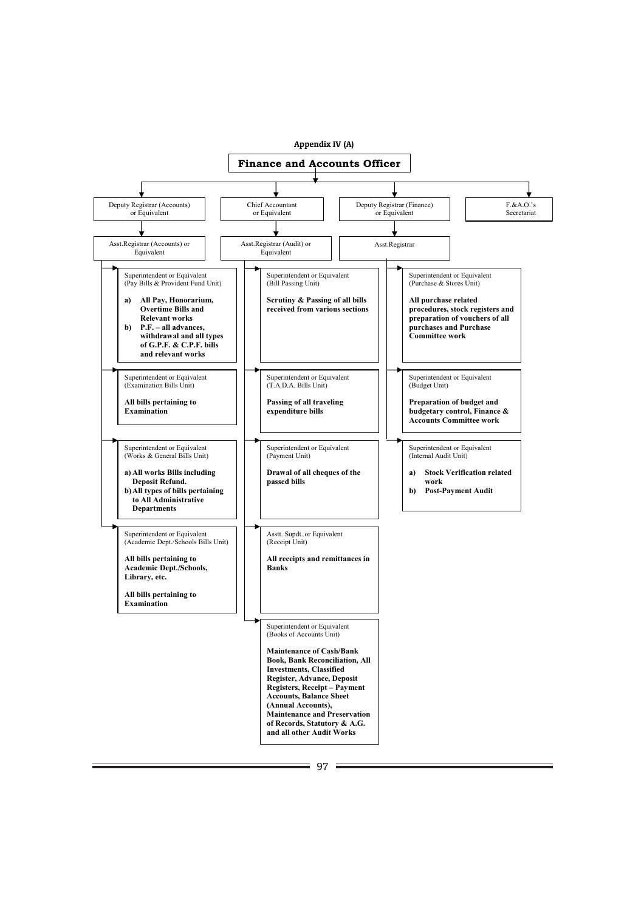Appendix IV (A)

# Finance and Accounts Officer

- **Deputy Registrar (Accounts) or Equivalent**
  - **Asst.Registrar (Accounts) or Equivalent**
    - Superintendent or Equivalent (Pay Bills & Provident Fund Unit)
      - **a) All Pay, Honorarium, Overtime Bills and Relevant works**
      - **b) P.F. – all advances, withdrawal and all types of G.P.F. & C.P.F. bills and relevant works**
    - Superintendent or Equivalent (Examination Bills Unit)
      - **All bills pertaining to Examination**
    - Superintendent or Equivalent (Works & General Bills Unit)
      - **a) All works Bills including Deposit Refund.**
      - **b) All types of bills pertaining to All Administrative Departments**
    - Superintendent or Equivalent (Academic Dept./Schools Bills Unit)
      - **All bills pertaining to Academic Dept./Schools, Library, etc.**
      - **All bills pertaining to Examination**

- **Chief Accountant or Equivalent**
  - **Asst.Registrar (Audit) or Equivalent**
    - Superintendent or Equivalent (Bill Passing Unit)
      - **Scrutiny & Passing of all bills received from various sections**
    - Superintendent or Equivalent (T.A.D.A. Bills Unit)
      - **Passing of all traveling expenditure bills**
    - Superintendent or Equivalent (Payment Unit)
      - **Drawal of all cheques of the passed bills**
    - Asstt. Supdt. or Equivalent (Receipt Unit)
      - **All receipts and remittances in Banks**
    - Superintendent or Equivalent (Books of Accounts Unit)
      - **Maintenance of Cash/Bank Book, Bank Reconciliation, All Investments, Classified Register, Advance, Deposit Registers, Receipt – Payment Accounts, Balance Sheet (Annual Accounts), Maintenance and Preservation of Records, Statutory & A.G. and all other Audit Works**

- **Deputy Registrar (Finance) or Equivalent**
  - **Asst.Registrar**
    - Superintendent or Equivalent (Purchase & Stores Unit)
      - **All purchase related procedures, stock registers and preparation of vouchers of all purchases and Purchase Committee work**
    - Superintendent or Equivalent (Budget Unit)
      - **Preparation of budget and budgetary control, Finance & Accounts Committee work**
    - Superintendent or Equivalent (Internal Audit Unit)
      - **a) Stock Verification related work**
      - **b) Post-Payment Audit**

- **F.&A.O.'s Secretariat**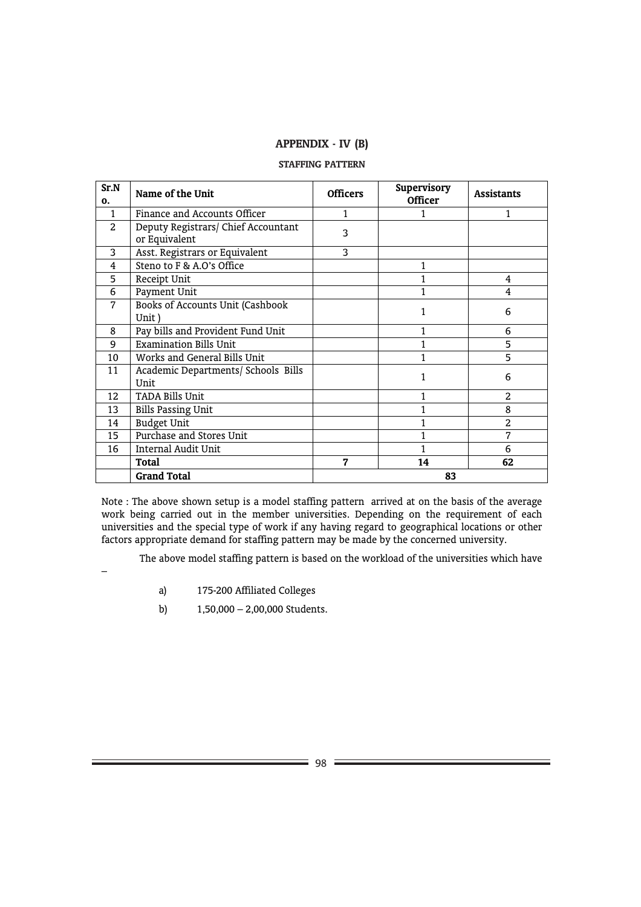## APPENDIX - IV (B)

### STAFFING PATTERN

| Sr.No. | Name of the Unit | Officers | Supervisory Officer | Assistants |
|---|---|---|---|---|
| 1 | Finance and Accounts Officer | 1 | 1 | 1 |
| 2 | Deputy Registrars/ Chief Accountant or Equivalent | 3 | | |
| 3 | Asst. Registrars or Equivalent | 3 | | |
| 4 | Steno to F & A.O's Office | | 1 | |
| 5 | Receipt Unit | | 1 | 4 |
| 6 | Payment Unit | | 1 | 4 |
| 7 | Books of Accounts Unit (Cashbook Unit ) | | 1 | 6 |
| 8 | Pay bills and Provident Fund Unit | | 1 | 6 |
| 9 | Examination Bills Unit | | 1 | 5 |
| 10 | Works and General Bills Unit | | 1 | 5 |
| 11 | Academic Departments/ Schools Bills Unit | | 1 | 6 |
| 12 | TADA Bills Unit | | 1 | 2 |
| 13 | Bills Passing Unit | | 1 | 8 |
| 14 | Budget Unit | | 1 | 2 |
| 15 | Purchase and Stores Unit | | 1 | 7 |
| 16 | Internal Audit Unit | | 1 | 6 |
| | **Total** | **7** | **14** | **62** |
| | **Grand Total** | **83** | | |

Note : The above shown setup is a model staffing pattern arrived at on the basis of the average work being carried out in the member universities. Depending on the requirement of each universities and the special type of work if any having regard to geographical locations or other factors appropriate demand for staffing pattern may be made by the concerned university.

The above model staffing pattern is based on the workload of the universities which have –

a) 175-200 Affiliated Colleges

b) 1,50,000 – 2,00,000 Students.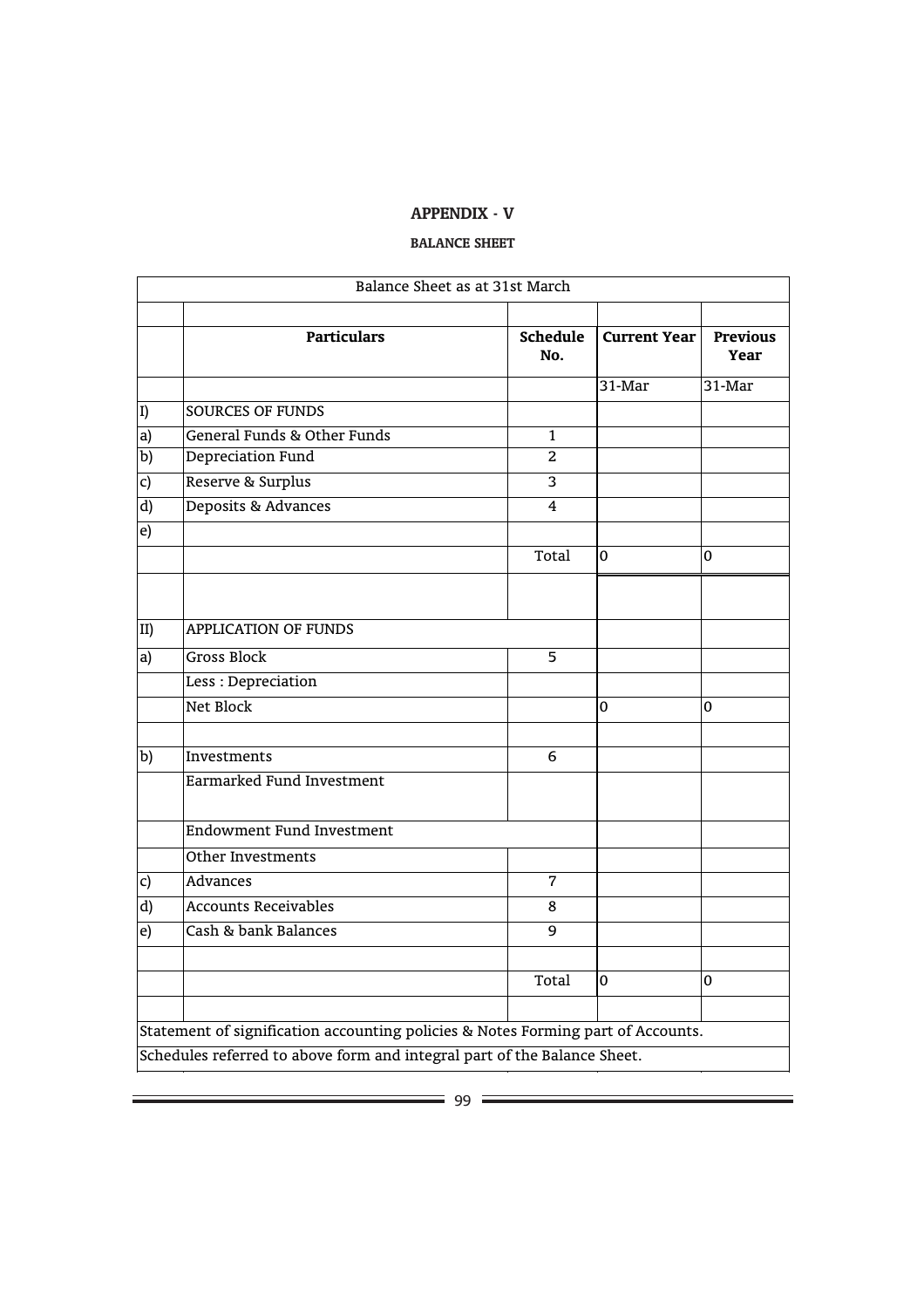## APPENDIX - V

### BALANCE SHEET

| Balance Sheet as at 31st March | | | | |
|---|---|---|---|---|
| | | | | |
| | **Particulars** | **Schedule No.** | **Current Year** | **Previous Year** |
| | | | 31-Mar | 31-Mar |
| I) | SOURCES OF FUNDS | | | |
| a) | General Funds & Other Funds | 1 | | |
| b) | Depreciation Fund | 2 | | |
| c) | Reserve & Surplus | 3 | | |
| d) | Deposits & Advances | 4 | | |
| e) | | | | |
| | | Total | 0 | 0 |
| | | | | |
| II) | APPLICATION OF FUNDS | | | |
| a) | Gross Block | 5 | | |
| | Less : Depreciation | | | |
| | Net Block | | 0 | 0 |
| | | | | |
| b) | Investments | 6 | | |
| | Earmarked Fund Investment | | | |
| | Endowment Fund Investment | | | |
| | Other Investments | | | |
| c) | Advances | 7 | | |
| d) | Accounts Receivables | 8 | | |
| e) | Cash & bank Balances | 9 | | |
| | | | | |
| | | Total | 0 | 0 |
| | | | | |
| Statement of signification accounting policies & Notes Forming part of Accounts. | | | | |
| Schedules referred to above form and integral part of the Balance Sheet. | | | | |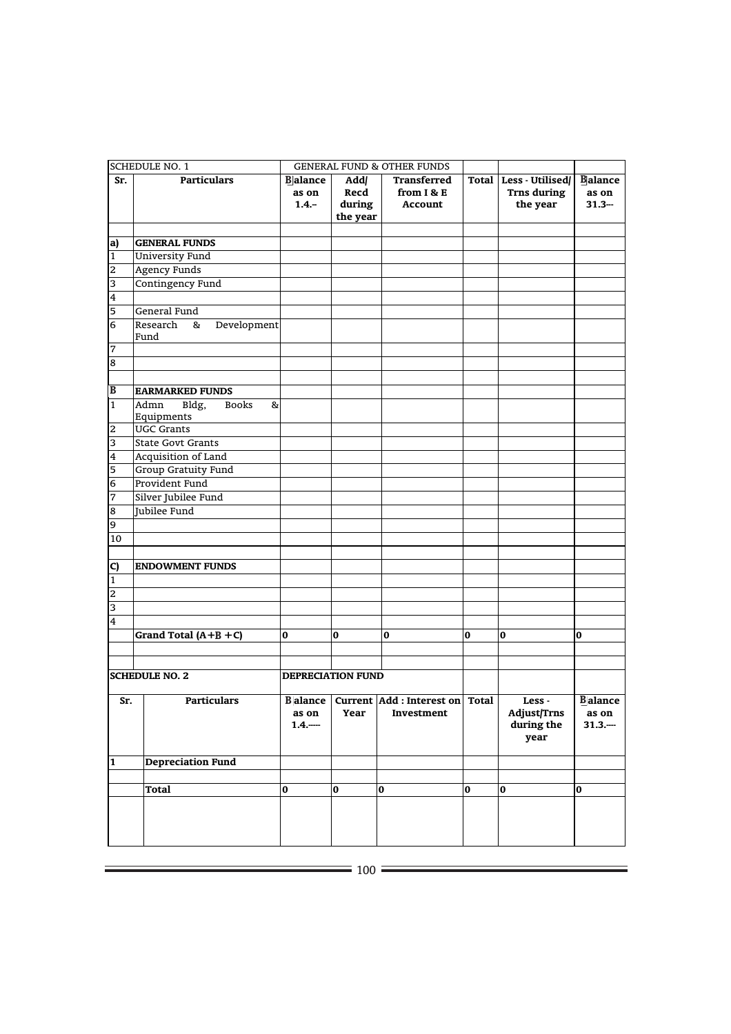| SCHEDULE NO. 1 | | GENERAL FUND & OTHER FUNDS | | | | | |
|---|---|---|---|---|---|---|---|
| **Sr.** | **Particulars** | **Balance as on 1.4.--** | **Add/ Recd during the year** | **Transferred from I & E Account** | **Total** | **Less - Utilised/ Trns during the year** | **Balance as on 31.3---** |
| | | | | | | | |
| **a)** | **GENERAL FUNDS** | | | | | | |
| 1 | University Fund | | | | | | |
| 2 | Agency Funds | | | | | | |
| 3 | Contingency Fund | | | | | | |
| 4 | | | | | | | |
| 5 | General Fund | | | | | | |
| 6 | Research & Development Fund | | | | | | |
| 7 | | | | | | | |
| 8 | | | | | | | |
| | | | | | | | |
| **B** | **EARMARKED FUNDS** | | | | | | |
| 1 | Admn Bldg, Books & Equipments | | | | | | |
| 2 | UGC Grants | | | | | | |
| 3 | State Govt Grants | | | | | | |
| 4 | Acquisition of Land | | | | | | |
| 5 | Group Gratuity Fund | | | | | | |
| 6 | Provident Fund | | | | | | |
| 7 | Silver Jubilee Fund | | | | | | |
| 8 | Jubilee Fund | | | | | | |
| 9 | | | | | | | |
| 10 | | | | | | | |
| | | | | | | | |
| **C)** | **ENDOWMENT FUNDS** | | | | | | |
| 1 | | | | | | | |
| 2 | | | | | | | |
| 3 | | | | | | | |
| 4 | | | | | | | |
| | **Grand Total (A+B +C)** | **0** | **0** | **0** | **0** | **0** | **0** |

| SCHEDULE NO. 2 | | DEPRECIATION FUND | | | | | |
|---|---|---|---|---|---|---|---|
| **Sr.** | **Particulars** | **Balance as on 1.4.----** | **Current Year** | **Add : Interest on Investment** | **Total** | **Less - Adjust/Trns during the year** | **Balance as on 31.3.----** |
| **1** | **Depreciation Fund** | | | | | | |
| | | | | | | | |
| | **Total** | **0** | **0** | **0** | **0** | **0** | **0** |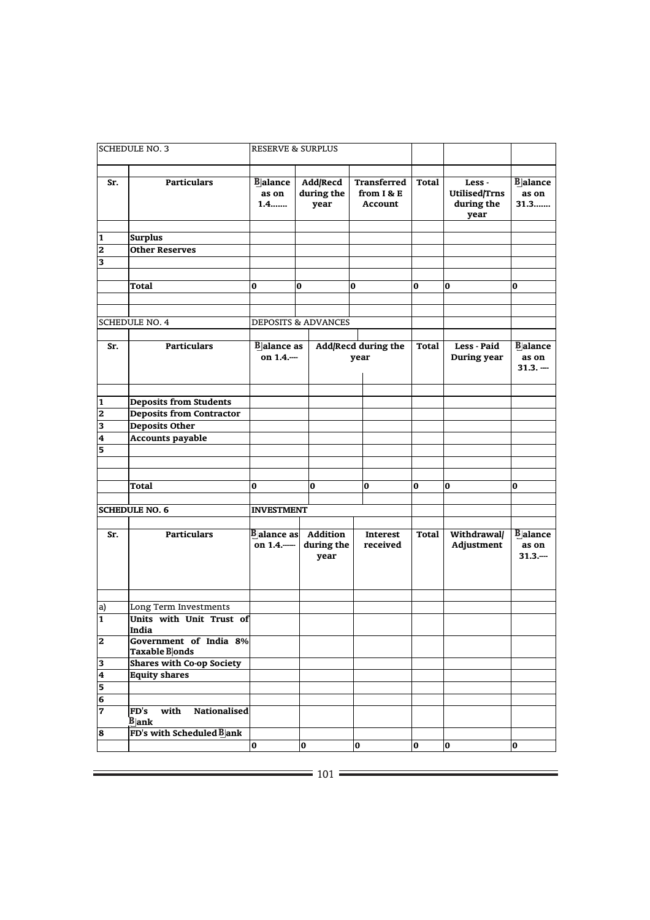| SCHEDULE NO. 3 | RESERVE & SURPLUS | | | | | |
|---|---|---|---|---|---|---|
| | | | | | | |
| **Sr.** | **Particulars** | **Balance as on 1.4.......** | **Add/Recd during the year** | **Transferred from I & E Account** | **Total** | **Less - Utilised/Trns during the year** | **Balance as on 31.3.......** |
| | | | | | | | |
| **1** | **Surplus** | | | | | | |
| **2** | **Other Reserves** | | | | | | |
| **3** | | | | | | | |
| | | | | | | | |
| | **Total** | **0** | **0** | **0** | **0** | **0** | **0** |

| SCHEDULE NO. 4 | DEPOSITS & ADVANCES | | | | | | |
|---|---|---|---|---|---|---|---|
| | | | | | | | |
| **Sr.** | **Particulars** | **Balance as on 1.4.----** | **Add/Recd during the year** | | **Total** | **Less - Paid During year** | **Balance as on 31.3. ----** |
| | | | | | | | |
| **1** | **Deposits from Students** | | | | | | |
| **2** | **Deposits from Contractor** | | | | | | |
| **3** | **Deposits Other** | | | | | | |
| **4** | **Accounts payable** | | | | | | |
| **5** | | | | | | | |
| | | | | | | | |
| | | | | | | | |
| | **Total** | **0** | **0** | **0** | **0** | **0** | **0** |

| **SCHEDULE NO. 6** | **INVESTMENT** | | | | | | |
|---|---|---|---|---|---|---|---|
| | | | | | | | |
| **Sr.** | **Particulars** | **Balance as on 1.4.------** | **Addition during the year** | **Interest received** | **Total** | **Withdrawal/ Adjustment** | **Balance as on 31.3.----** |
| | | | | | | | |
| a) | Long Term Investments | | | | | | |
| **1** | **Units with Unit Trust of India** | | | | | | |
| **2** | **Government of India 8% Taxable Bonds** | | | | | | |
| **3** | **Shares with Co-op Society** | | | | | | |
| **4** | **Equity shares** | | | | | | |
| **5** | | | | | | | |
| **6** | | | | | | | |
| **7** | **FD's with Nationalised Bank** | | | | | | |
| **8** | **FD's with Scheduled Bank** | | | | | | |
| | | **0** | **0** | **0** | **0** | **0** | **0** |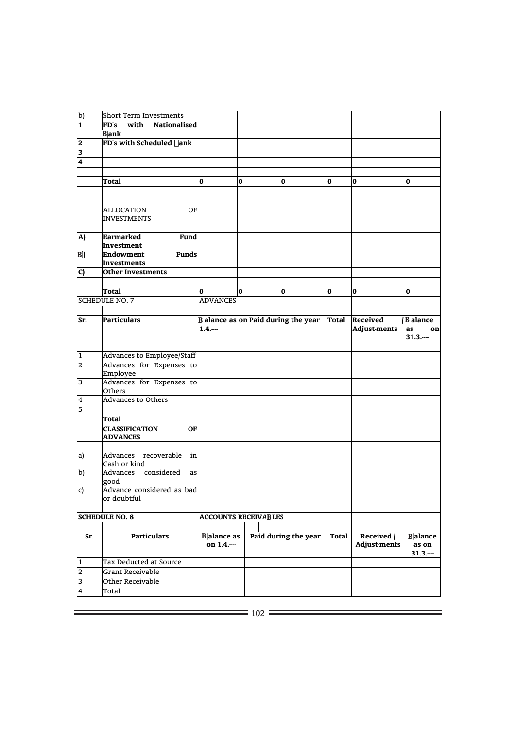| b) | Short Term Investments | | | | | | |
|---|---|---|---|---|---|---|---|
| 1 | **FD's with Nationalised Bank** | | | | | | |
| 2 | **FD's with Scheduled Bank** | | | | | | |
| 3 | | | | | | | |
| 4 | | | | | | | |
| | | | | | | | |
| | **Total** | **0** | **0** | **0** | **0** | **0** | **0** |
| | | | | | | | |
| | | | | | | | |
| | ALLOCATION OF INVESTMENTS | | | | | | |
| | | | | | | | |
| **A)** | **Earmarked Fund Investment** | | | | | | |
| **B)** | **Endowment Funds Investments** | | | | | | |
| **C)** | **Other Investments** | | | | | | |
| | | | | | | | |
| | **Total** | **0** | **0** | **0** | **0** | **0** | **0** |

SCHEDULE NO. 7 — ADVANCES

| Sr. | Particulars | Balance as on 1.4.--- | Paid during the year | | Total | Received / Adjust-ments | Balance as on 31.3.--- |
|---|---|---|---|---|---|---|---|
| | | | | | | | |
| 1 | Advances to Employee/Staff | | | | | | |
| 2 | Advances for Expenses to Employee | | | | | | |
| 3 | Advances for Expenses to Others | | | | | | |
| 4 | Advances to Others | | | | | | |
| 5 | | | | | | | |
| | **Total** | | | | | | |
| | **CLASSIFICATION OF ADVANCES** | | | | | | |
| | | | | | | | |
| a) | Advances recoverable in Cash or kind | | | | | | |
| b) | Advances considered as good | | | | | | |
| c) | Advance considered as bad or doubtful | | | | | | |

**SCHEDULE NO. 8** — **ACCOUNTS RECEIVABLES**

| Sr. | Particulars | Balance as on 1.4.--- | Paid during the year | | Total | Received / Adjust-ments | Balance as on 31.3.--- |
|---|---|---|---|---|---|---|---|
| 1 | Tax Deducted at Source | | | | | | |
| 2 | Grant Receivable | | | | | | |
| 3 | Other Receivable | | | | | | |
| 4 | Total | | | | | | |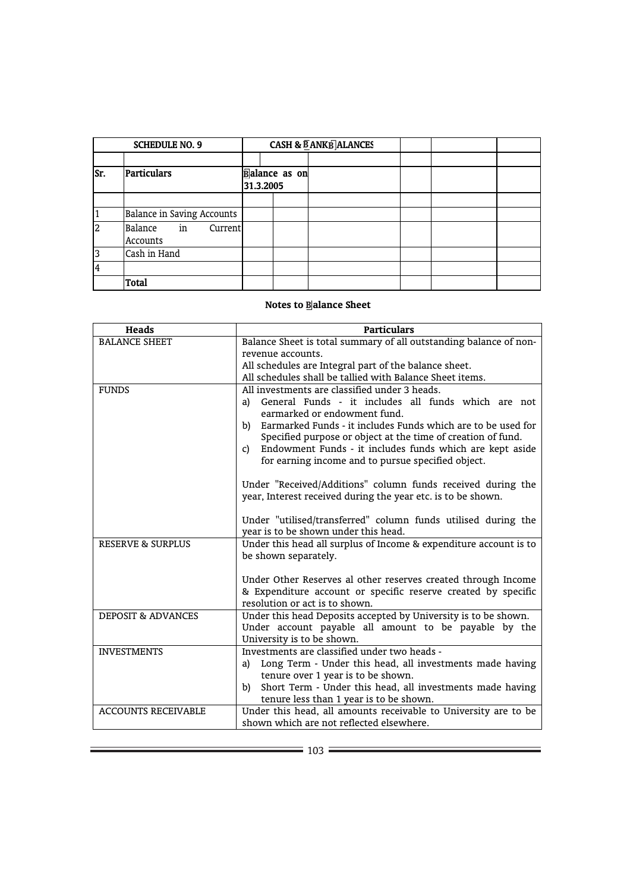| SCHEDULE NO. 9 | | CASH & BANK BALANCES | | | | | |
|---|---|---|---|---|---|---|---|
| | | | | | | | |
| Sr. | Particulars | Balance as on 31.3.2005 | | | | | |
| | | | | | | | |
| 1 | Balance in Saving Accounts | | | | | | |
| 2 | Balance in Current Accounts | | | | | | |
| 3 | Cash in Hand | | | | | | |
| 4 | | | | | | | |
| | **Total** | | | | | | |

**Notes to Balance Sheet**

| Heads | Particulars |
|---|---|
| BALANCE SHEET | Balance Sheet is total summary of all outstanding balance of non-revenue accounts.<br>All schedules are Integral part of the balance sheet.<br>All schedules shall be tallied with Balance Sheet items. |
| FUNDS | All investments are classified under 3 heads.<br>a) General Funds - it includes all funds which are not earmarked or endowment fund.<br>b) Earmarked Funds - it includes Funds which are to be used for Specified purpose or object at the time of creation of fund.<br>c) Endowment Funds - it includes funds which are kept aside for earning income and to pursue specified object.<br><br>Under "Received/Additions" column funds received during the year, Interest received during the year etc. is to be shown.<br><br>Under "utilised/transferred" column funds utilised during the year is to be shown under this head. |
| RESERVE & SURPLUS | Under this head all surplus of Income & expenditure account is to be shown separately.<br><br>Under Other Reserves al other reserves created through Income & Expenditure account or specific reserve created by specific resolution or act is to shown. |
| DEPOSIT & ADVANCES | Under this head Deposits accepted by University is to be shown.<br>Under account payable all amount to be payable by the University is to be shown. |
| INVESTMENTS | Investments are classified under two heads -<br>a) Long Term - Under this head, all investments made having tenure over 1 year is to be shown.<br>b) Short Term - Under this head, all investments made having tenure less than 1 year is to be shown. |
| ACCOUNTS RECEIVABLE | Under this head, all amounts receivable to University are to be shown which are not reflected elsewhere. |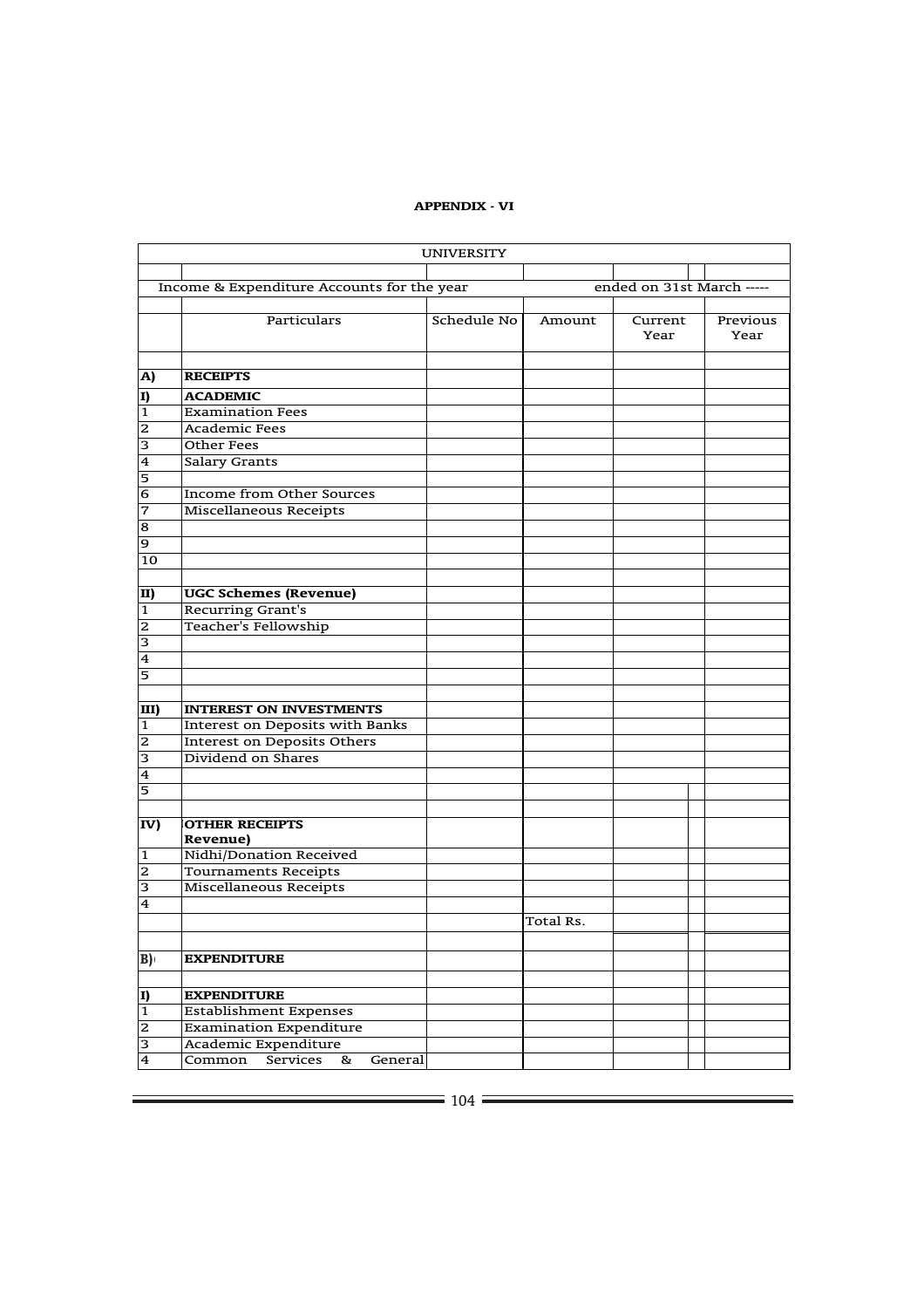**APPENDIX - VI**

| UNIVERSITY | | | | | |
|---|---|---|---|---|---|
| | | | | | |
| Income & Expenditure Accounts for the year | | | ended on 31st March ----- | | |
| | | | | | |
| | Particulars | Schedule No | Amount | Current Year | Previous Year |
| | | | | | |
| **A)** | **RECEIPTS** | | | | |
| **I)** | **ACADEMIC** | | | | |
| 1 | Examination Fees | | | | |
| 2 | Academic Fees | | | | |
| 3 | Other Fees | | | | |
| 4 | Salary Grants | | | | |
| 5 | | | | | |
| 6 | Income from Other Sources | | | | |
| 7 | Miscellaneous Receipts | | | | |
| 8 | | | | | |
| 9 | | | | | |
| 10 | | | | | |
| | | | | | |
| **II)** | **UGC Schemes (Revenue)** | | | | |
| 1 | Recurring Grant's | | | | |
| 2 | Teacher's Fellowship | | | | |
| 3 | | | | | |
| 4 | | | | | |
| 5 | | | | | |
| | | | | | |
| **III)** | **INTEREST ON INVESTMENTS** | | | | |
| 1 | Interest on Deposits with Banks | | | | |
| 2 | Interest on Deposits Others | | | | |
| 3 | Dividend on Shares | | | | |
| 4 | | | | | |
| 5 | | | | | |
| | | | | | |
| **IV)** | **OTHER RECEIPTS Revenue)** | | | | |
| 1 | Nidhi/Donation Received | | | | |
| 2 | Tournaments Receipts | | | | |
| 3 | Miscellaneous Receipts | | | | |
| 4 | | | | | |
| | | | Total Rs. | | |
| | | | | | |
| **B)** | **EXPENDITURE** | | | | |
| | | | | | |
| **I)** | **EXPENDITURE** | | | | |
| 1 | Establishment Expenses | | | | |
| 2 | Examination Expenditure | | | | |
| 3 | Academic Expenditure | | | | |
| 4 | Common Services & General | | | | |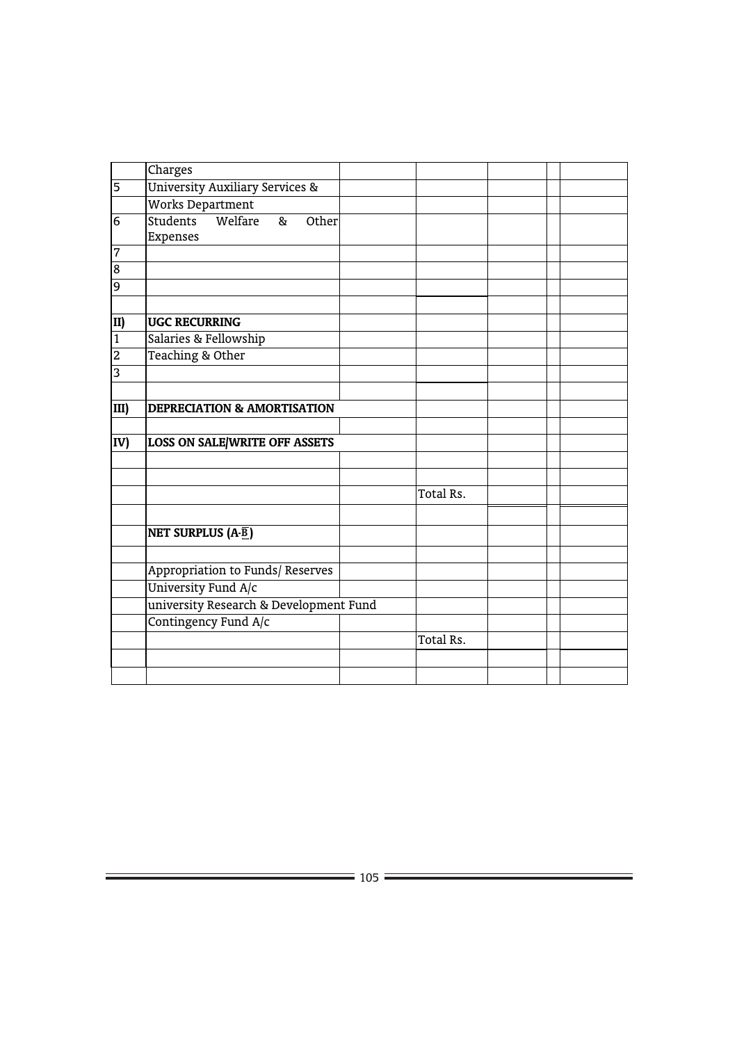| | | | | | | |
|---|---|---|---|---|---|---|
| | Charges | | | | | |
| 5 | University Auxiliary Services & | | | | | |
| | Works Department | | | | | |
| 6 | Students Welfare & Other Expenses | | | | | |
| 7 | | | | | | |
| 8 | | | | | | |
| 9 | | | | | | |
| | | | | | | |
| **II)** | **UGC RECURRING** | | | | | |
| 1 | Salaries & Fellowship | | | | | |
| 2 | Teaching & Other | | | | | |
| 3 | | | | | | |
| | | | | | | |
| **III)** | **DEPRECIATION & AMORTISATION** | | | | | |
| | | | | | | |
| **IV)** | **LOSS ON SALE/WRITE OFF ASSETS** | | | | | |
| | | | | | | |
| | | | | | | |
| | | | Total Rs. | | | |
| | | | | | | |
| | **NET SURPLUS (A-B)** | | | | | |
| | | | | | | |
| | Appropriation to Funds/ Reserves | | | | | |
| | University Fund A/c | | | | | |
| | university Research & Development Fund | | | | | |
| | Contingency Fund A/c | | | | | |
| | | | Total Rs. | | | |
| | | | | | | |
| | | | | | | |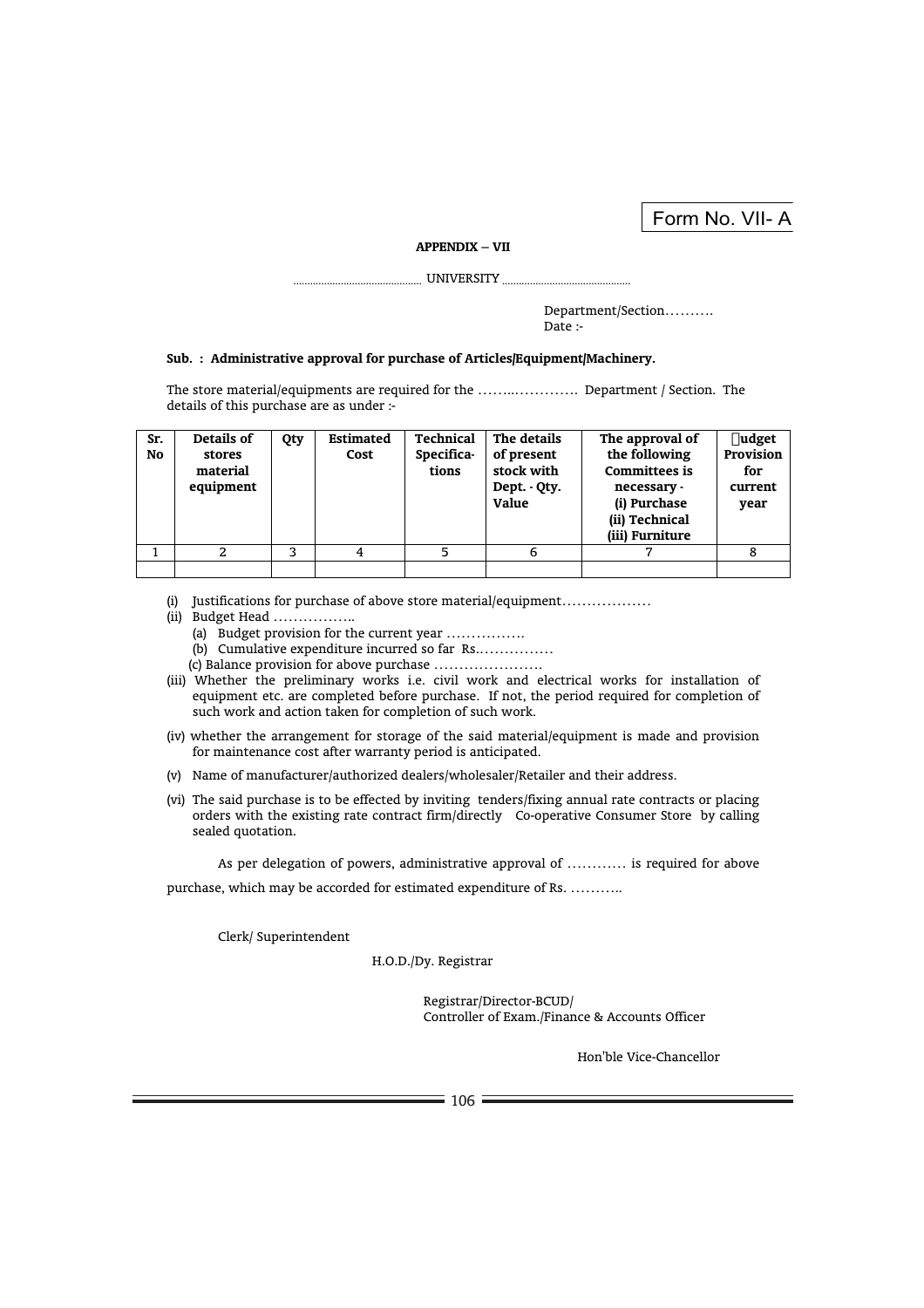Form No. VII- A

**APPENDIX – VII**

.............................................. UNIVERSITY ..............................................

Department/Section……….
Date :-

**Sub. : Administrative approval for purchase of Articles/Equipment/Machinery.**

The store material/equipments are required for the ……..…………. Department / Section. The details of this purchase are as under :-

| Sr. No | Details of stores material equipment | Qty | Estimated Cost | Technical Specifica-tions | The details of present stock with Dept. - Qty. Value | The approval of the following Committees is necessary - (i) Purchase (ii) Technical (iii) Furniture | Budget Provision for current year |
|---|---|---|---|---|---|---|---|
| 1 | 2 | 3 | 4 | 5 | 6 | 7 | 8 |
| | | | | | | | |

(i) Justifications for purchase of above store material/equipment………………

(ii) Budget Head ……………..
   (a) Budget provision for the current year …………….
   (b) Cumulative expenditure incurred so far Rs.……………
   (c) Balance provision for above purchase ………………….

(iii) Whether the preliminary works i.e. civil work and electrical works for installation of equipment etc. are completed before purchase. If not, the period required for completion of such work and action taken for completion of such work.

(iv) whether the arrangement for storage of the said material/equipment is made and provision for maintenance cost after warranty period is anticipated.

(v) Name of manufacturer/authorized dealers/wholesaler/Retailer and their address.

(vi) The said purchase is to be effected by inviting tenders/fixing annual rate contracts or placing orders with the existing rate contract firm/directly Co-operative Consumer Store by calling sealed quotation.

As per delegation of powers, administrative approval of ………… is required for above purchase, which may be accorded for estimated expenditure of Rs. ………..

Clerk/ Superintendent

H.O.D./Dy. Registrar

Registrar/Director-BCUD/
Controller of Exam./Finance & Accounts Officer

Hon'ble Vice-Chancellor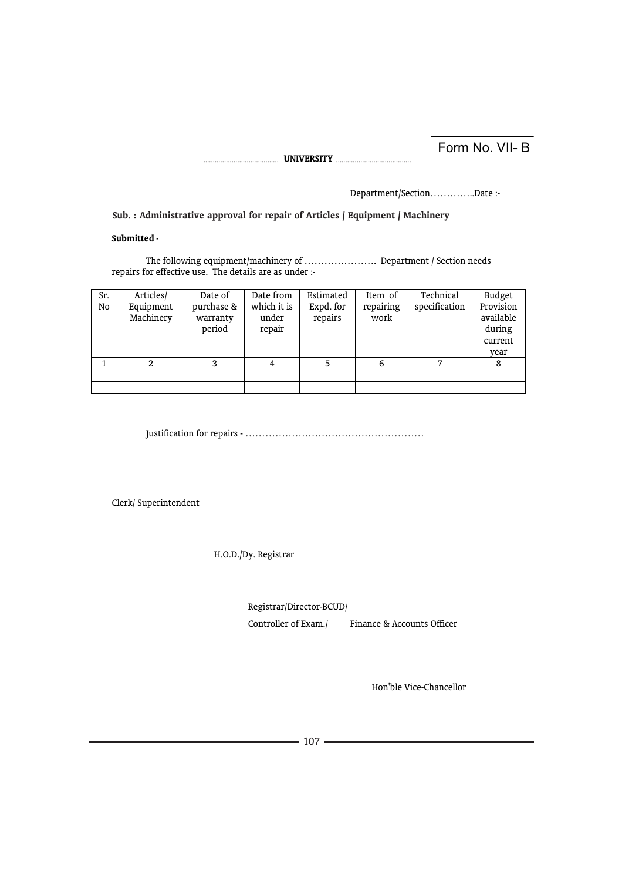Form No. VII- B

........................................ **UNIVERSITY** ........................................

Department/Section…………..Date :-

**Sub. : Administrative approval for repair of Articles / Equipment / Machinery**

**Submitted -**

The following equipment/machinery of …………………. Department / Section needs repairs for effective use. The details are as under :-

| Sr. No | Articles/ Equipment Machinery | Date of purchase & warranty period | Date from which it is under repair | Estimated Expd. for repairs | Item of repairing work | Technical specification | Budget Provision available during current year |
|---|---|---|---|---|---|---|---|
| 1 | 2 | 3 | 4 | 5 | 6 | 7 | 8 |
| | | | | | | | |
| | | | | | | | |

Justification for repairs - ………………………………………………

Clerk/ Superintendent

H.O.D./Dy. Registrar

Registrar/Director-BCUD/

Controller of Exam./ Finance & Accounts Officer

Hon'ble Vice-Chancellor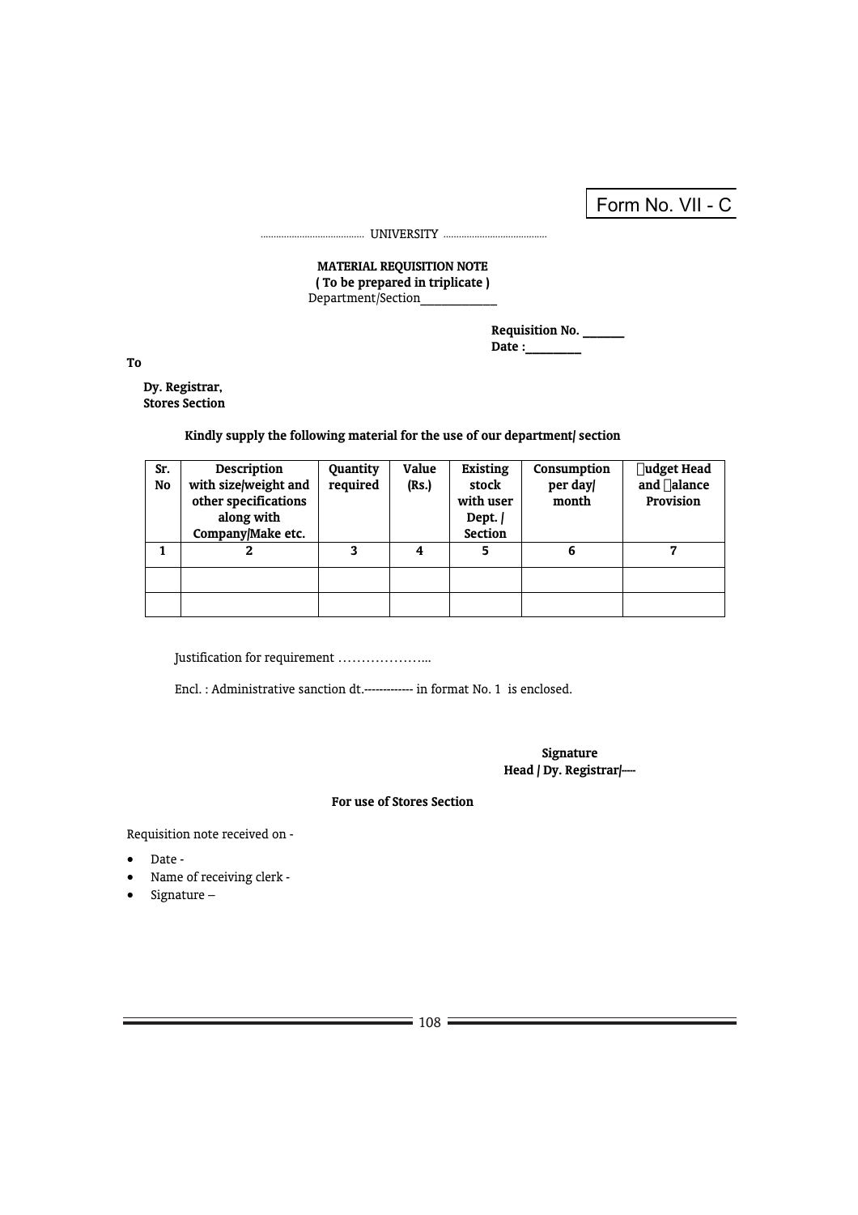Form No. VII - C

........................................ UNIVERSITY ........................................

**MATERIAL REQUISITION NOTE**
**( To be prepared in triplicate )**
Department/Section_____________

**Requisition No. _______**
**Date :_________**

**To**

**Dy. Registrar,**
**Stores Section**

**Kindly supply the following material for the use of our department/ section**

| Sr. No | Description with size/weight and other specifications along with Company/Make etc. | Quantity required | Value (Rs.) | Existing stock with user Dept. / Section | Consumption per day/ month | Budget Head and Balance Provision |
|---|---|---|---|---|---|---|
| 1 | 2 | 3 | 4 | 5 | 6 | 7 |
| | | | | | | |
| | | | | | | |

Justification for requirement ………………...

Encl. : Administrative sanction dt.------------- in format No. 1 is enclosed.

**Signature**
**Head / Dy. Registrar/----**

**For use of Stores Section**

Requisition note received on -

- Date -
- Name of receiving clerk -
- Signature –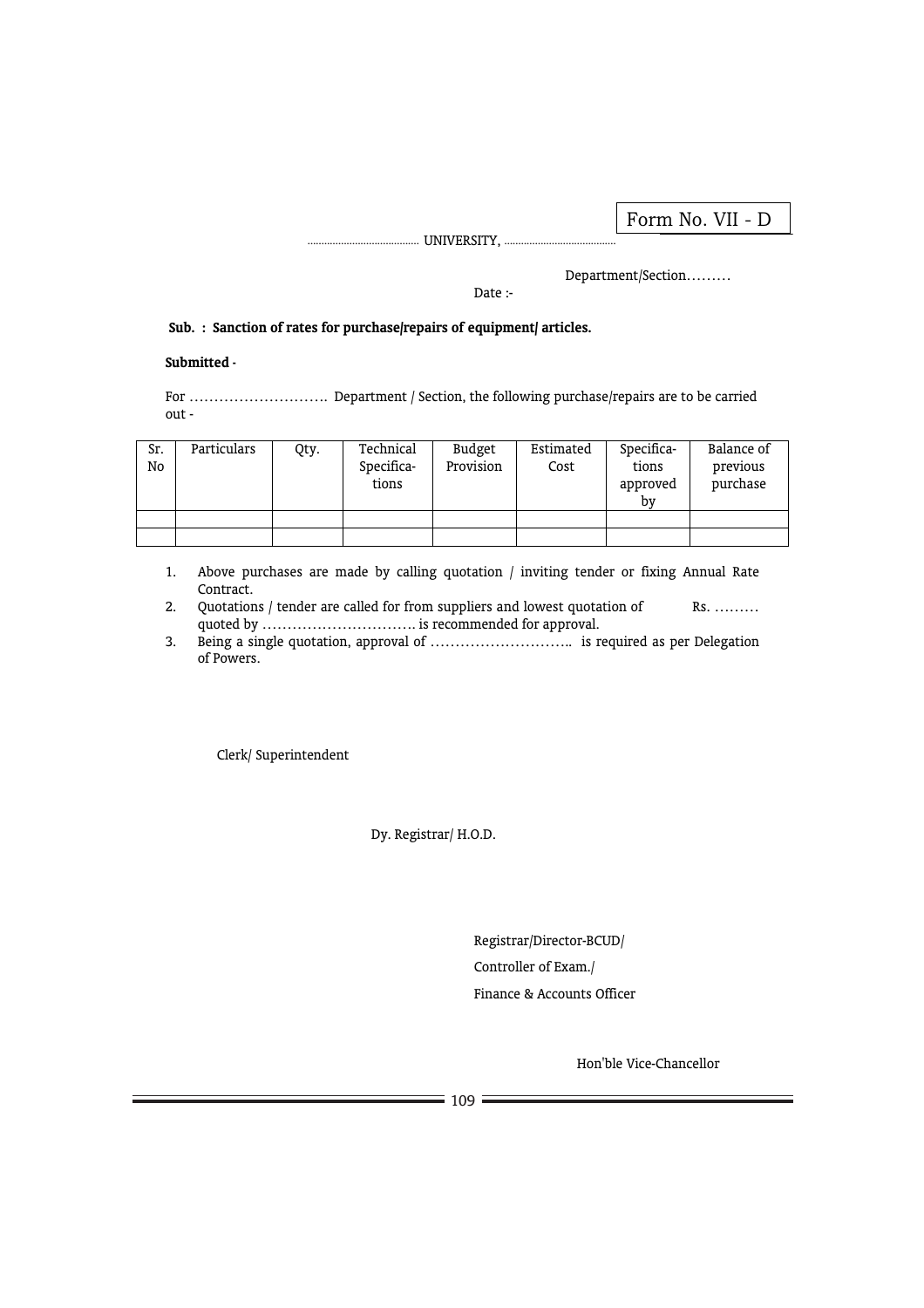Form No. VII - D

........................................ UNIVERSITY, ........................................

Department/Section.........

Date :-

**Sub. : Sanction of rates for purchase/repairs of equipment/ articles.**

**Submitted -**

For ........................... Department / Section, the following purchase/repairs are to be carried out -

| Sr. No | Particulars | Qty. | Technical Specifica-tions | Budget Provision | Estimated Cost | Specifica-tions approved by | Balance of previous purchase |
|---|---|---|---|---|---|---|---|
| | | | | | | | |
| | | | | | | | |

1. Above purchases are made by calling quotation / inviting tender or fixing Annual Rate Contract.
2. Quotations / tender are called for from suppliers and lowest quotation of Rs. ......... quoted by .............................. is recommended for approval.
3. Being a single quotation, approval of ............................ is required as per Delegation of Powers.

Clerk/ Superintendent

Dy. Registrar/ H.O.D.

Registrar/Director-BCUD/

Controller of Exam./

Finance & Accounts Officer

Hon'ble Vice-Chancellor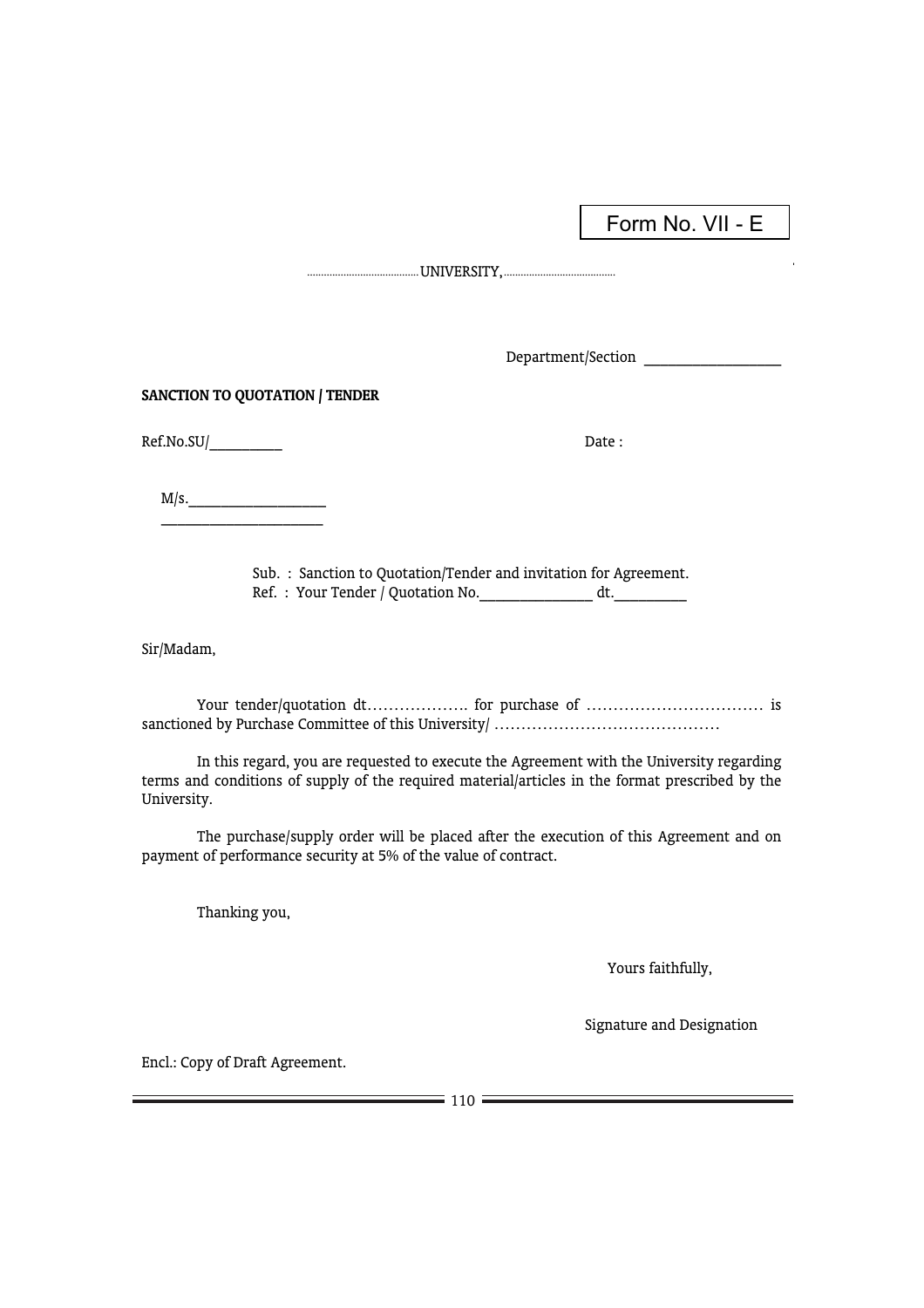Form No. VII - E

........................................UNIVERSITY,........................................

Department/Section ____________________

**SANCTION TO QUOTATION / TENDER**

Ref.No.SU/___________ Date :

M/s.____________________
________________________

Sub. : Sanction to Quotation/Tender and invitation for Agreement.
Ref. : Your Tender / Quotation No.________________ dt.__________

Sir/Madam,

Your tender/quotation dt………………. for purchase of …………………………… is sanctioned by Purchase Committee of this University/ ……………………………………

In this regard, you are requested to execute the Agreement with the University regarding terms and conditions of supply of the required material/articles in the format prescribed by the University.

The purchase/supply order will be placed after the execution of this Agreement and on payment of performance security at 5% of the value of contract.

Thanking you,

Yours faithfully,

Signature and Designation

Encl.: Copy of Draft Agreement.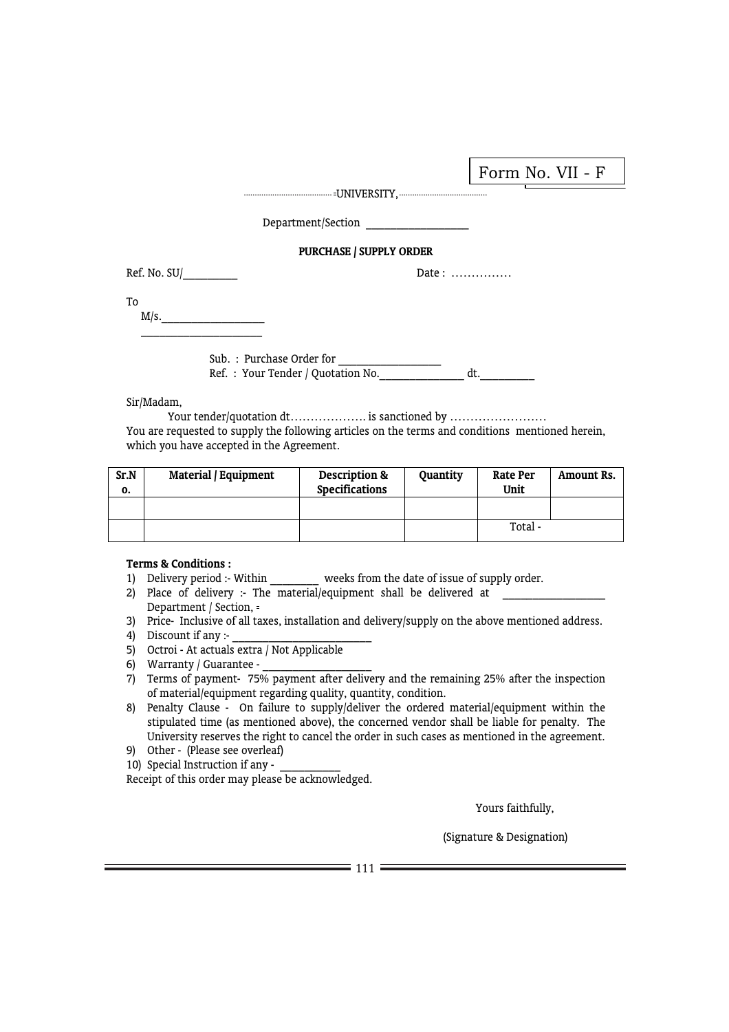Form No. VII - F

..........................................UNIVERSITY,..........................................

Department/Section ____________________

**PURCHASE / SUPPLY ORDER**

Ref. No. SU/__________ Date : ……………

To

M/s.____________________

________________________

Sub. : Purchase Order for ____________________

Ref. : Your Tender / Quotation No.________________ dt.__________

Sir/Madam,

Your tender/quotation dt………………. is sanctioned by ……………………

You are requested to supply the following articles on the terms and conditions mentioned herein, which you have accepted in the Agreement.

| Sr.No. | Material / Equipment | Description & Specifications | Quantity | Rate Per Unit | Amount Rs. |
|---|---|---|---|---|---|
| | | | | | |
| | | | | Total - | |

**Terms & Conditions :**

1) Delivery period :- Within _________ weeks from the date of issue of supply order.
2) Place of delivery :- The material/equipment shall be delivered at ____________________ Department / Section,
3) Price- Inclusive of all taxes, installation and delivery/supply on the above mentioned address.
4) Discount if any :- ___________________________
5) Octroi - At actuals extra / Not Applicable
6) Warranty / Guarantee - ____________________
7) Terms of payment- 75% payment after delivery and the remaining 25% after the inspection of material/equipment regarding quality, quantity, condition.
8) Penalty Clause - On failure to supply/deliver the ordered material/equipment within the stipulated time (as mentioned above), the concerned vendor shall be liable for penalty. The University reserves the right to cancel the order in such cases as mentioned in the agreement.
9) Other - (Please see overleaf)
10) Special Instruction if any - ____________

Receipt of this order may please be acknowledged.

Yours faithfully,

(Signature & Designation)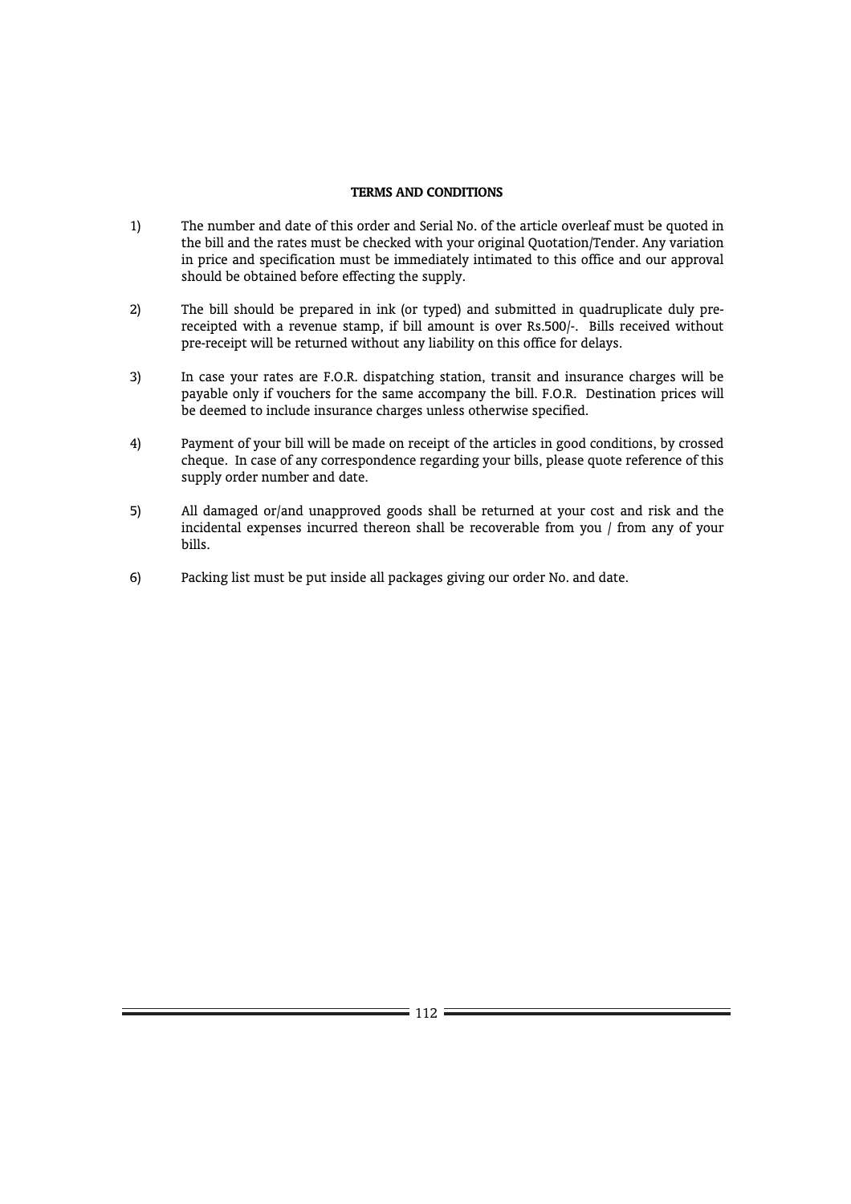**TERMS AND CONDITIONS**

1) The number and date of this order and Serial No. of the article overleaf must be quoted in the bill and the rates must be checked with your original Quotation/Tender. Any variation in price and specification must be immediately intimated to this office and our approval should be obtained before effecting the supply.

2) The bill should be prepared in ink (or typed) and submitted in quadruplicate duly pre-receipted with a revenue stamp, if bill amount is over Rs.500/-. Bills received without pre-receipt will be returned without any liability on this office for delays.

3) In case your rates are F.O.R. dispatching station, transit and insurance charges will be payable only if vouchers for the same accompany the bill. F.O.R. Destination prices will be deemed to include insurance charges unless otherwise specified.

4) Payment of your bill will be made on receipt of the articles in good conditions, by crossed cheque. In case of any correspondence regarding your bills, please quote reference of this supply order number and date.

5) All damaged or/and unapproved goods shall be returned at your cost and risk and the incidental expenses incurred thereon shall be recoverable from you / from any of your bills.

6) Packing list must be put inside all packages giving our order No. and date.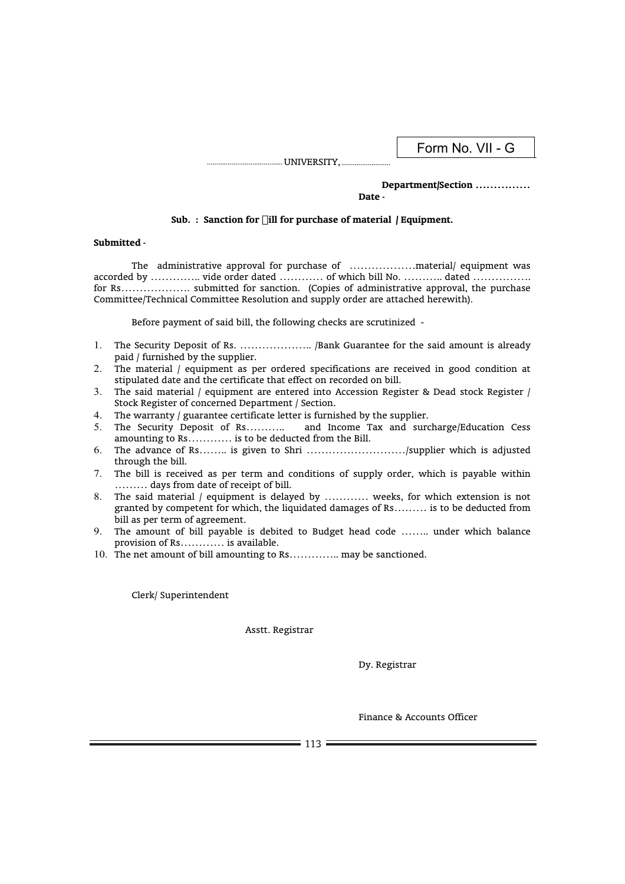Form No. VII - G

......................................... UNIVERSITY, ...........................

**Department/Section ……………**

**Date -**

**Sub. : Sanction for Bill for purchase of material / Equipment.**

**Submitted -**

The administrative approval for purchase of ………………material/ equipment was accorded by ………….. vide order dated ………… of which bill No. ……….. dated ……………. for Rs………………. submitted for sanction. (Copies of administrative approval, the purchase Committee/Technical Committee Resolution and supply order are attached herewith).

Before payment of said bill, the following checks are scrutinized -

1. The Security Deposit of Rs. ……………….. /Bank Guarantee for the said amount is already paid / furnished by the supplier.
2. The material / equipment as per ordered specifications are received in good condition at stipulated date and the certificate that effect on recorded on bill.
3. The said material / equipment are entered into Accession Register & Dead stock Register / Stock Register of concerned Department / Section.
4. The warranty / guarantee certificate letter is furnished by the supplier.
5. The Security Deposit of Rs……….. and Income Tax and surcharge/Education Cess amounting to Rs………… is to be deducted from the Bill.
6. The advance of Rs…….. is given to Shri ………………………/supplier which is adjusted through the bill.
7. The bill is received as per term and conditions of supply order, which is payable within ……… days from date of receipt of bill.
8. The said material / equipment is delayed by ………… weeks, for which extension is not granted by competent for which, the liquidated damages of Rs……… is to be deducted from bill as per term of agreement.
9. The amount of bill payable is debited to Budget head code …….. under which balance provision of Rs………… is available.
10. The net amount of bill amounting to Rs………….. may be sanctioned.

Clerk/ Superintendent

Asstt. Registrar

Dy. Registrar

Finance & Accounts Officer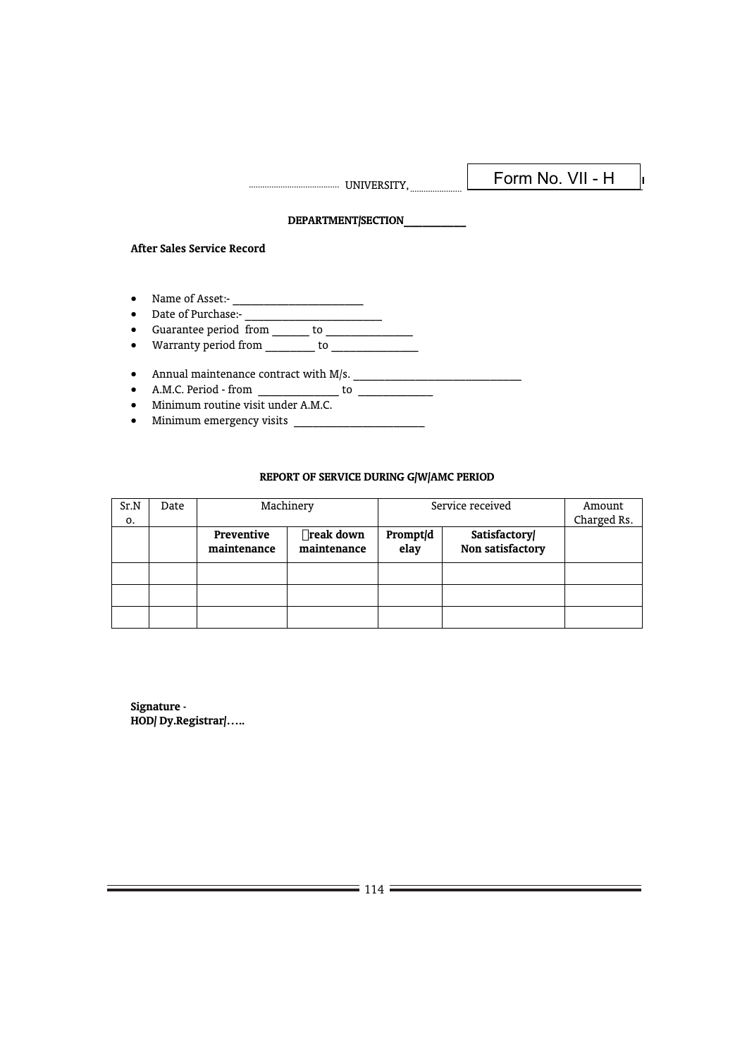.................................... UNIVERSITY, ....................... **Form No. VII - H**

**DEPARTMENT/SECTION\_\_\_\_\_\_\_\_\_\_\_**

**After Sales Service Record**

- Name of Asset:- \_\_\_\_\_\_\_\_\_\_\_\_\_\_\_\_\_\_\_\_\_\_\_\_
- Date of Purchase:- \_\_\_\_\_\_\_\_\_\_\_\_\_\_\_\_\_\_\_\_\_\_\_\_
- Guarantee period from \_\_\_\_\_\_\_ to \_\_\_\_\_\_\_\_\_\_\_\_\_\_\_\_
- Warranty period from \_\_\_\_\_\_\_\_\_ to \_\_\_\_\_\_\_\_\_\_\_\_\_\_\_\_

- Annual maintenance contract with M/s. \_\_\_\_\_\_\_\_\_\_\_\_\_\_\_\_\_\_\_\_\_\_\_\_\_\_\_\_\_\_\_
- A.M.C. Period - from \_\_\_\_\_\_\_\_\_\_\_\_\_\_\_ to \_\_\_\_\_\_\_\_\_\_\_\_\_\_
- Minimum routine visit under A.M.C.
- Minimum emergency visits \_\_\_\_\_\_\_\_\_\_\_\_\_\_\_\_\_\_\_\_\_\_\_\_

**REPORT OF SERVICE DURING G/W/AMC PERIOD**

| Sr.No. | Date | Machinery | | Service received | | Amount Charged Rs. |
|---|---|---|---|---|---|---|
| | | **Preventive maintenance** | **Break down maintenance** | **Prompt/delay** | **Satisfactory/ Non satisfactory** | |
| | | | | | | |
| | | | | | | |
| | | | | | | |

**Signature -**
**HOD/ Dy.Registrar/…..**